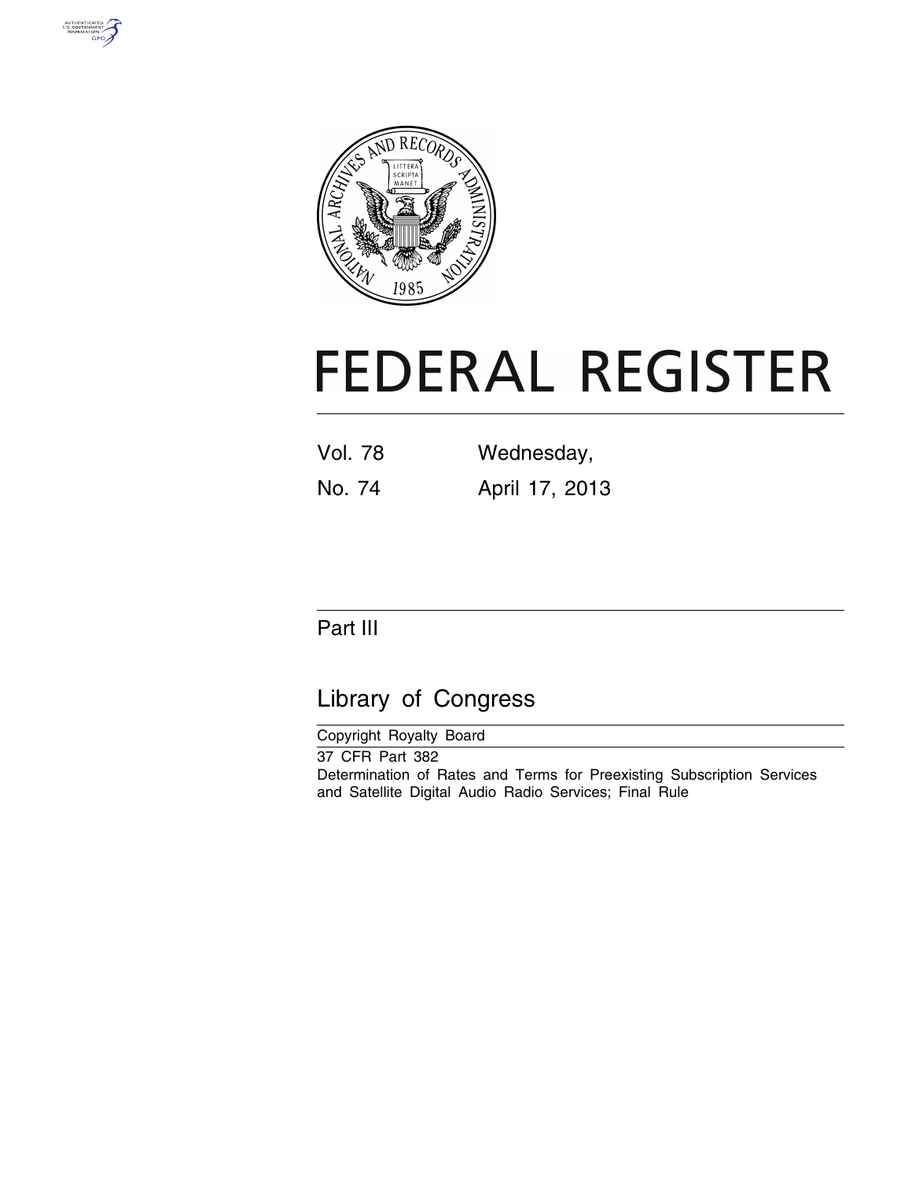# FEDERAL REGISTER

Vol. 78 Wednesday,

No. 74 April 17, 2013

## Part III

## Library of Congress

Copyright Royalty Board

37 CFR Part 382

Determination of Rates and Terms for Preexisting Subscription Services and Satellite Digital Audio Radio Services; Final Rule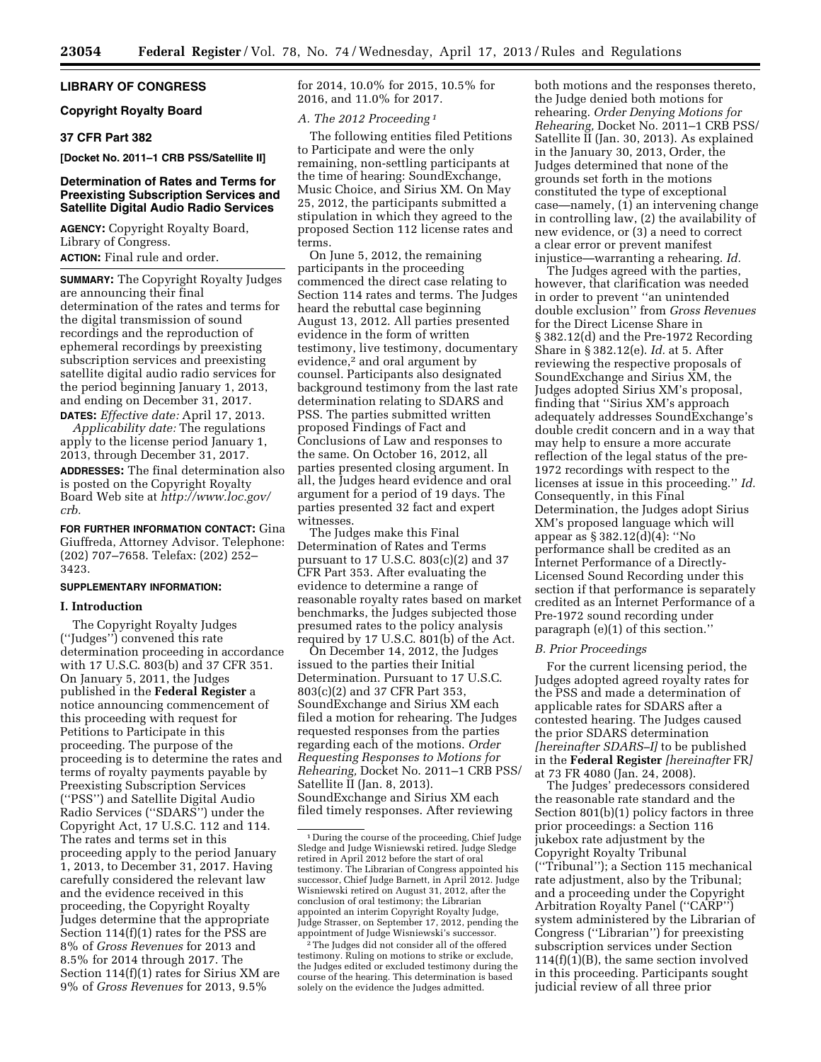## LIBRARY OF CONGRESS

### Copyright Royalty Board

### 37 CFR Part 382

**[Docket No. 2011–1 CRB PSS/Satellite II]**

### Determination of Rates and Terms for Preexisting Subscription Services and Satellite Digital Audio Radio Services

**AGENCY:** Copyright Royalty Board, Library of Congress.

**ACTION:** Final rule and order.

**SUMMARY:** The Copyright Royalty Judges are announcing their final determination of the rates and terms for the digital transmission of sound recordings and the reproduction of ephemeral recordings by preexisting subscription services and preexisting satellite digital audio radio services for the period beginning January 1, 2013, and ending on December 31, 2017.

**DATES:** *Effective date:* April 17, 2013.

*Applicability date:* The regulations apply to the license period January 1, 2013, through December 31, 2017.

**ADDRESSES:** The final determination also is posted on the Copyright Royalty Board Web site at *http://www.loc.gov/crb.*

**FOR FURTHER INFORMATION CONTACT:** Gina Giuffreda, Attorney Advisor. Telephone: (202) 707–7658. Telefax: (202) 252–3423.

**SUPPLEMENTARY INFORMATION:**

### I. Introduction

The Copyright Royalty Judges (''Judges'') convened this rate determination proceeding in accordance with 17 U.S.C. 803(b) and 37 CFR 351. On January 5, 2011, the Judges published in the **Federal Register** a notice announcing commencement of this proceeding with request for Petitions to Participate in this proceeding. The purpose of the proceeding is to determine the rates and terms of royalty payments payable by Preexisting Subscription Services (''PSS'') and Satellite Digital Audio Radio Services (''SDARS'') under the Copyright Act, 17 U.S.C. 112 and 114. The rates and terms set in this proceeding apply to the period January 1, 2013, to December 31, 2017. Having carefully considered the relevant law and the evidence received in this proceeding, the Copyright Royalty Judges determine that the appropriate Section 114(f)(1) rates for the PSS are 8% of *Gross Revenues* for 2013 and 8.5% for 2014 through 2017. The Section 114(f)(1) rates for Sirius XM are 9% of *Gross Revenues* for 2013, 9.5% for 2014, 10.0% for 2015, 10.5% for 2016, and 11.0% for 2017.

#### *A. The 2012 Proceeding* [1]

The following entities filed Petitions to Participate and were the only remaining, non-settling participants at the time of hearing: SoundExchange, Music Choice, and Sirius XM. On May 25, 2012, the participants submitted a stipulation in which they agreed to the proposed Section 112 license rates and terms.

On June 5, 2012, the remaining participants in the proceeding commenced the direct case relating to Section 114 rates and terms. The Judges heard the rebuttal case beginning August 13, 2012. All parties presented evidence in the form of written testimony, live testimony, documentary evidence,[2] and oral argument by counsel. Participants also designated background testimony from the last rate determination relating to SDARS and PSS. The parties submitted written proposed Findings of Fact and Conclusions of Law and responses to the same. On October 16, 2012, all parties presented closing argument. In all, the Judges heard evidence and oral argument for a period of 19 days. The parties presented 32 fact and expert witnesses.

The Judges make this Final Determination of Rates and Terms pursuant to 17 U.S.C. 803(c)(2) and 37 CFR Part 353. After evaluating the evidence to determine a range of reasonable royalty rates based on market benchmarks, the Judges subjected those presumed rates to the policy analysis required by 17 U.S.C. 801(b) of the Act.

On December 14, 2012, the Judges issued to the parties their Initial Determination. Pursuant to 17 U.S.C. 803(c)(2) and 37 CFR 353, SoundExchange and Sirius XM each filed a motion for rehearing. The Judges requested responses from the parties regarding each of the motions. *Order Requesting Responses to Motions for Rehearing,* Docket No. 2011–1 CRB PSS/Satellite II (Jan. 8, 2013). SoundExchange and Sirius XM each filed timely responses. After reviewing both motions and the responses thereto, the Judge denied both motions for rehearing. *Order Denying Motions for Rehearing,* Docket No. 2011–1 CRB PSS/Satellite II (Jan. 30, 2013). As explained in the January 30, 2013, Order, the Judges determined that none of the grounds set forth in the motions constituted the type of exceptional case—namely, (1) an intervening change in controlling law, (2) the availability of new evidence, or (3) a need to correct a clear error or prevent manifest injustice—warranting a rehearing. *Id.*

The Judges agreed with the parties, however, that clarification was needed in order to prevent ''an unintended double exclusion'' from *Gross Revenues* for the Direct License Share in § 382.12(d) and the Pre-1972 Recording Share in § 382.12(e). *Id.* at 5. After reviewing the respective proposals of SoundExchange and Sirius XM, the Judges adopted Sirius XM's proposal, finding that ''Sirius XM's approach adequately addresses SoundExchange's double credit concern and in a way that may help to ensure a more accurate reflection of the legal status of the pre-1972 recordings with respect to the licenses at issue in this proceeding.'' *Id.* Consequently, in this Final Determination, the Judges adopt Sirius XM's proposed language which will appear as § 382.12(d)(4): ''No performance shall be credited as an Internet Performance of a Directly-Licensed Sound Recording under this section if that performance is separately credited as an Internet Performance of a Pre-1972 sound recording under paragraph (e)(1) of this section.''

#### *B. Prior Proceedings*

For the current licensing period, the Judges adopted agreed royalty rates for the PSS and made a determination of applicable rates for SDARS after a contested hearing. The Judges caused the prior SDARS determination *[hereinafter SDARS–I]* to be published in the **Federal Register** *[hereinafter* FR*]* at 73 FR 4080 (Jan. 24, 2008).

The Judges' predecessors considered the reasonable rate standard and the Section 801(b)(1) policy factors in three prior proceedings: a Section 116 jukebox rate adjustment by the Copyright Royalty Tribunal (''Tribunal''); a Section 115 mechanical rate adjustment, also by the Tribunal; and a proceeding under the Copyright Arbitration Royalty Panel (''CARP'') system administered by the Librarian of Congress (''Librarian'') for preexisting subscription services under Section 114(f)(1)(B), the same section involved in this proceeding. Participants sought judicial review of all three prior

---

[1] During the course of the proceeding, Chief Judge Sledge and Judge Wisniewski retired. Judge Sledge retired in April 2012 before the start of oral testimony. The Librarian of Congress appointed his successor, Chief Judge Barnett, in April 2012. Judge Wisniewski retired on August 31, 2012, after the conclusion of oral testimony; the Librarian appointed an interim Copyright Royalty Judge, Judge Strasser, on September 17, 2012, pending the appointment of Judge Wisniewski's successor.

[2] The Judges did not consider all of the offered testimony. Ruling on motions to strike or exclude, the Judges edited or excluded testimony during the course of the hearing. This determination is based solely on the evidence the Judges admitted.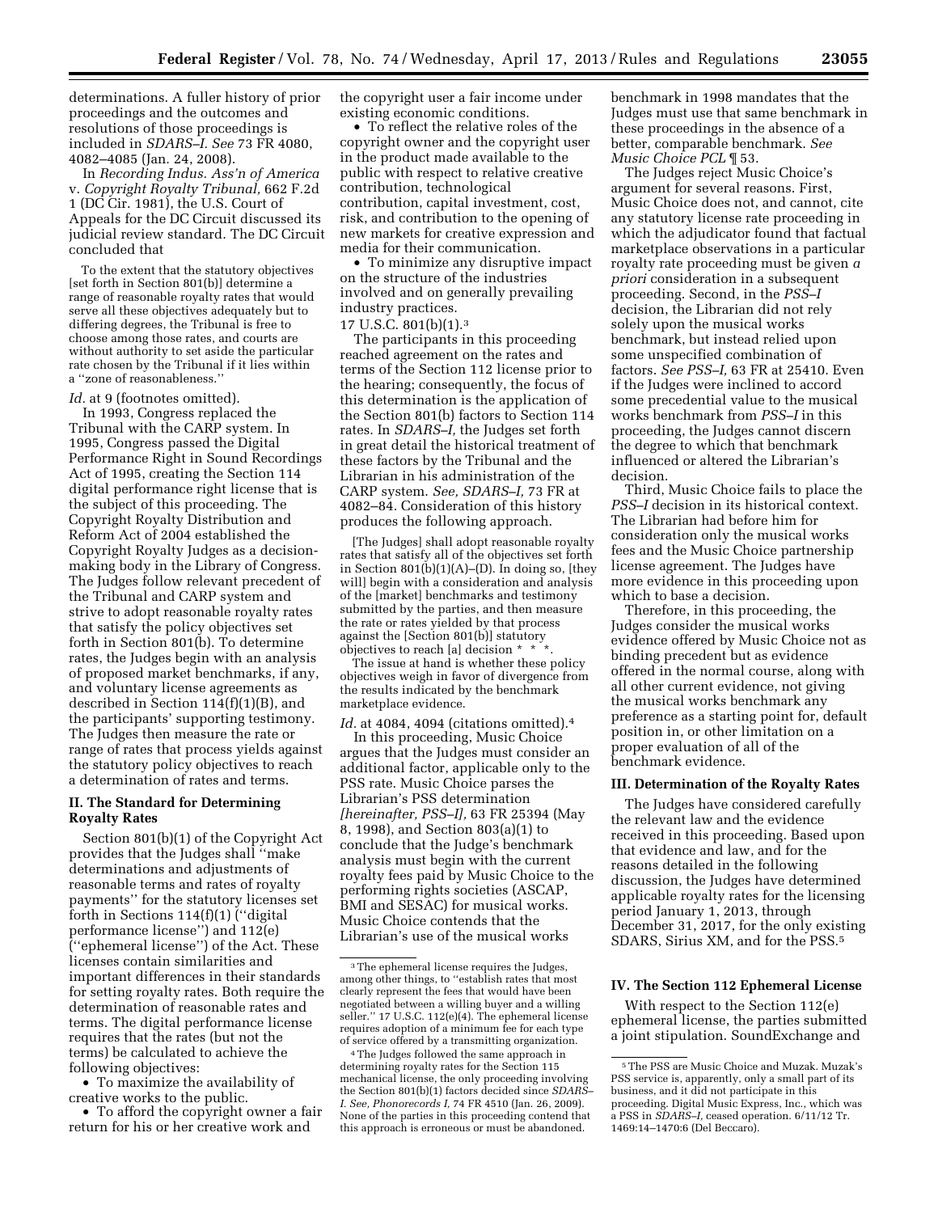determinations. A fuller history of prior proceedings and the outcomes and resolutions of those proceedings is included in *SDARS–I. See* 73 FR 4080, 4082–4085 (Jan. 24, 2008).

In *Recording Indus. Ass'n of America* v. *Copyright Royalty Tribunal,* 662 F.2d 1 (DC Cir. 1981), the U.S. Court of Appeals for the DC Circuit discussed its judicial review standard. The DC Circuit concluded that

> To the extent that the statutory objectives [set forth in Section 801(b)] determine a range of reasonable royalty rates that would serve all these objectives adequately but to differing degrees, the Tribunal is free to choose among those rates, and courts are without authority to set aside the particular rate chosen by the Tribunal if it lies within a ''zone of reasonableness.''

*Id.* at 9 (footnotes omitted).

In 1993, Congress replaced the Tribunal with the CARP system. In 1995, Congress passed the Digital Performance Right in Sound Recordings Act of 1995, creating the Section 114 digital performance right license that is the subject of this proceeding. The Copyright Royalty Distribution and Reform Act of 2004 established the Copyright Royalty Judges as a decision-making body in the Library of Congress. The Judges follow relevant precedent of the Tribunal and CARP system and strive to adopt reasonable royalty rates that satisfy the policy objectives set forth in Section 801(b). To determine rates, the Judges begin with an analysis of proposed market benchmarks, if any, and voluntary license agreements as described in Section 114(f)(1)(B), and the participants' supporting testimony. The Judges then measure the rate or range of rates that process yields against the statutory policy objectives to reach a determination of rates and terms.

## II. The Standard for Determining Royalty Rates

Section 801(b)(1) of the Copyright Act provides that the Judges shall ''make determinations and adjustments of reasonable terms and rates of royalty payments'' for the statutory licenses set forth in Sections 114(f)(1) (''digital performance license'') and 112(e) (''ephemeral license'') of the Act. These licenses contain similarities and important differences in their standards for setting royalty rates. Both require the determination of reasonable rates and terms. The digital performance license requires that the rates (but not the terms) be calculated to achieve the following objectives:

- To maximize the availability of creative works to the public.
- To afford the copyright owner a fair return for his or her creative work and the copyright user a fair income under existing economic conditions.
- To reflect the relative roles of the copyright owner and the copyright user in the product made available to the public with respect to relative creative contribution, technological contribution, capital investment, cost, risk, and contribution to the opening of new markets for creative expression and media for their communication.
- To minimize any disruptive impact on the structure of the industries involved and on generally prevailing industry practices.

17 U.S.C. 801(b)(1).[3]

The participants in this proceeding reached agreement on the rates and terms of the Section 112 license prior to the hearing; consequently, the focus of this determination is the application of the Section 801(b) factors to Section 114 rates. In *SDARS–I,* the Judges set forth in great detail the historical treatment of these factors by the Tribunal and the Librarian in his administration of the CARP system. *See, SDARS–I,* 73 FR at 4082–84. Consideration of this history produces the following approach.

> [The Judges] shall adopt reasonable royalty rates that satisfy all of the objectives set forth in Section 801(b)(1)(A)–(D). In doing so, [they will] begin with a consideration and analysis of the [market] benchmarks and testimony submitted by the parties, and then measure the rate or rates yielded by that process against the [Section 801(b)] statutory objectives to reach [a] decision * * *.
>
> The issue at hand is whether these policy objectives weigh in favor of divergence from the results indicated by the benchmark marketplace evidence.

*Id.* at 4084, 4094 (citations omitted).[4]

In this proceeding, Music Choice argues that the Judges must consider an additional factor, applicable only to the PSS rate. Music Choice parses the Librarian's PSS determination *[hereinafter, PSS–I],* 63 FR 25394 (May 8, 1998), and Section 803(a)(1) to conclude that the Judge's benchmark analysis must begin with the current royalty fees paid by Music Choice to the performing rights societies (ASCAP, BMI and SESAC) for musical works. Music Choice contends that the Librarian's use of the musical works benchmark in 1998 mandates that the Judges must use that same benchmark in these proceedings in the absence of a better, comparable benchmark. *See Music Choice PCL* ¶ 53.

The Judges reject Music Choice's argument for several reasons. First, Music Choice does not, and cannot, cite any statutory license rate proceeding in which the adjudicator found that factual marketplace observations in a particular royalty rate proceeding must be given *a priori* consideration in a subsequent proceeding. Second, in the *PSS–I* decision, the Librarian did not rely solely upon the musical works benchmark, but instead relied upon some unspecified combination of factors. *See PSS–I,* 63 FR at 25410. Even if the Judges were inclined to accord some precedential value to the musical works benchmark from *PSS–I* in this proceeding, the Judges cannot discern the degree to which that benchmark influenced or altered the Librarian's decision.

Third, Music Choice fails to place the *PSS–I* decision in its historical context. The Librarian had before him for consideration only the musical works fees and the Music Choice partnership license agreement. The Judges have more evidence in this proceeding upon which to base a decision.

Therefore, in this proceeding, the Judges consider the musical works evidence offered by Music Choice not as binding precedent but as evidence offered in the normal course, along with all other current evidence, not giving the musical works benchmark any preference as a starting point for, default position in, or other limitation on a proper evaluation of all of the benchmark evidence.

## III. Determination of the Royalty Rates

The Judges have considered carefully the relevant law and the evidence received in this proceeding. Based upon that evidence and law, and for the reasons detailed in the following discussion, the Judges have determined applicable royalty rates for the licensing period January 1, 2013, through December 31, 2017, for the only existing SDARS, Sirius XM, and for the PSS.[5]

## IV. The Section 112 Ephemeral License

With respect to the Section 112(e) ephemeral license, the parties submitted a joint stipulation. SoundExchange and

---

[3] The ephemeral license requires the Judges, among other things, to ''establish rates that most clearly represent the fees that would have been negotiated between a willing buyer and a willing seller.'' 17 U.S.C. 112(e)(4). The ephemeral license requires adoption of a minimum fee for each type of service offered by a transmitting organization.

[4] The Judges followed the same approach in determining royalty rates for the Section 115 mechanical license, the only proceeding involving the Section 801(b)(1) factors decided since *SDARS–I. See, Phonorecords I,* 74 FR 4510 (Jan. 26, 2009). None of the parties in this proceeding contend that this approach is erroneous or must be abandoned.

[5] The PSS are Music Choice and Muzak. Muzak's PSS service is, apparently, only a small part of its business, and it did not participate in this proceeding. Digital Music Express, Inc., which was a PSS in *SDARS–I,* ceased operation. 6/11/12 Tr. 1469:14–1470:6 (Del Beccaro).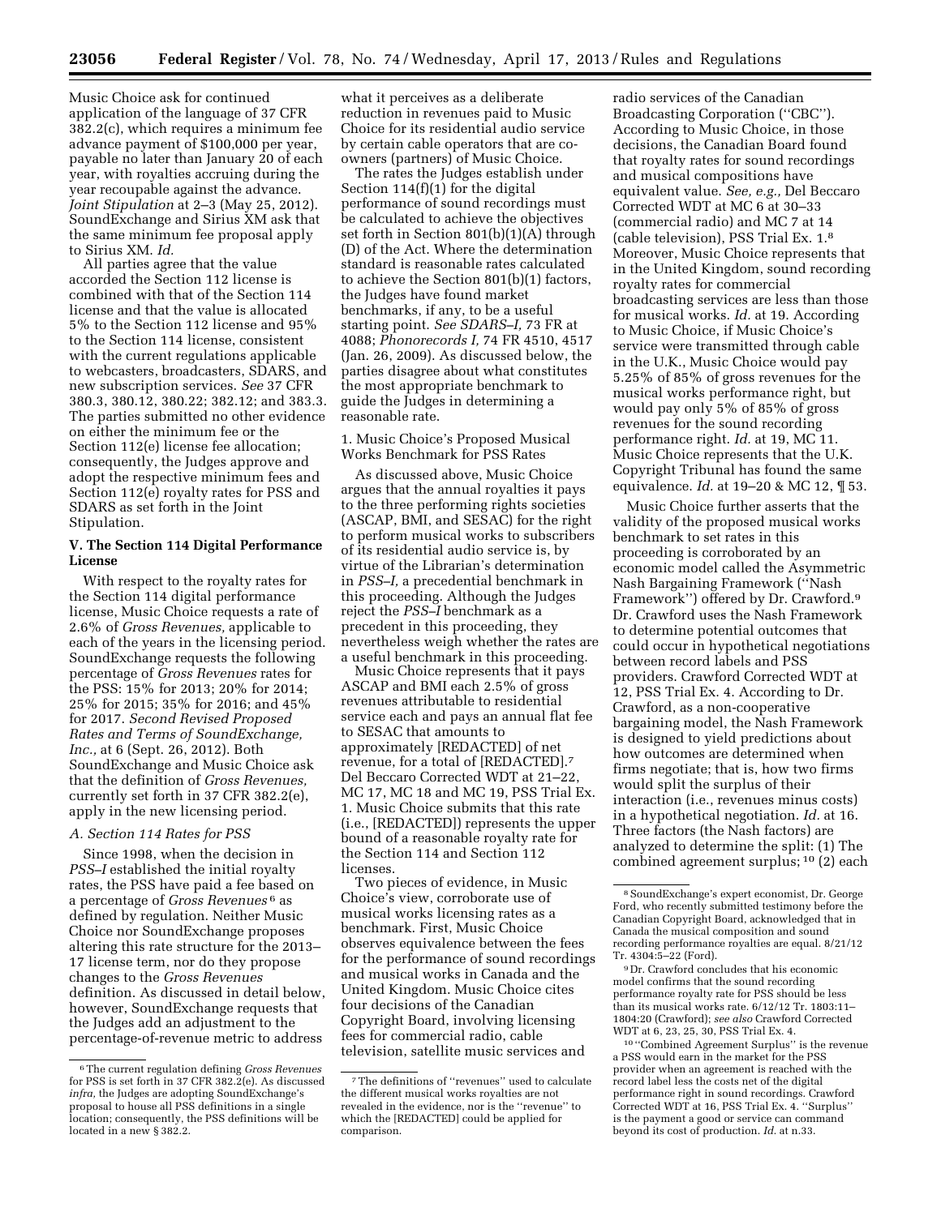Music Choice ask for continued application of the language of 37 CFR 382.2(c), which requires a minimum fee advance payment of $100,000 per year, payable no later than January 20 of each year, with royalties accruing during the year recoupable against the advance. *Joint Stipulation* at 2–3 (May 25, 2012). SoundExchange and Sirius XM ask that the same minimum fee proposal apply to Sirius XM. *Id.*

All parties agree that the value accorded the Section 112 license is combined with that of the Section 114 license and that the value is allocated 5% to the Section 112 license and 95% to the Section 114 license, consistent with the current regulations applicable to webcasters, broadcasters, SDARS, and new subscription services. *See* 37 CFR 380.3, 380.12, 380.22; 382.12; and 383.3. The parties submitted no other evidence on either the minimum fee or the Section 112(e) license fee allocation; consequently, the Judges approve and adopt the respective minimum fees and Section 112(e) royalty rates for PSS and SDARS as set forth in the Joint Stipulation.

## V. The Section 114 Digital Performance License

With respect to the royalty rates for the Section 114 digital performance license, Music Choice requests a rate of 2.6% of *Gross Revenues,* applicable to each of the years in the licensing period. SoundExchange requests the following percentage of *Gross Revenues* rates for the PSS: 15% for 2013; 20% for 2014; 25% for 2015; 35% for 2016; and 45% for 2017. *Second Revised Proposed Rates and Terms of SoundExchange, Inc.,* at 6 (Sept. 26, 2012). Both SoundExchange and Music Choice ask that the definition of *Gross Revenues,* currently set forth in 37 CFR 382.2(e), apply in the new licensing period.

### A. Section 114 Rates for PSS

Since 1998, when the decision in *PSS–I* established the initial royalty rates, the PSS have paid a fee based on a percentage of *Gross Revenues* [6] as defined by regulation. Neither Music Choice nor SoundExchange proposes altering this rate structure for the 2013–17 license term, nor do they propose changes to the *Gross Revenues* definition. As discussed in detail below, however, SoundExchange requests that the Judges add an adjustment to the percentage-of-revenue metric to address what it perceives as a deliberate reduction in revenues paid to Music Choice for its residential audio service by certain cable operators that are co-owners (partners) of Music Choice.

The rates the Judges establish under Section 114(f)(1) for the digital performance of sound recordings must be calculated to achieve the objectives set forth in Section 801(b)(1)(A) through (D) of the Act. Where the determination standard is reasonable rates calculated to achieve the Section 801(b)(1) factors, the Judges have found market benchmarks, if any, to be a useful starting point. *See SDARS–I,* 73 FR at 4088; *Phonorecords I,* 74 FR 4510, 4517 (Jan. 26, 2009). As discussed below, the parties disagree about what constitutes the most appropriate benchmark to guide the Judges in determining a reasonable rate.

#### 1. Music Choice's Proposed Musical Works Benchmark for PSS Rates

As discussed above, Music Choice argues that the annual royalties it pays to the three performing rights societies (ASCAP, BMI, and SESAC) for the right to perform musical works to subscribers of its residential audio service is, by virtue of the Librarian's determination in *PSS–I,* a precedential benchmark in this proceeding. Although the Judges reject the *PSS–I* benchmark as a precedent in this proceeding, they nevertheless weigh whether the rates are a useful benchmark in this proceeding.

Music Choice represents that it pays ASCAP and BMI each 2.5% of gross revenues attributable to residential service each and pays an annual flat fee to SESAC that amounts to approximately [REDACTED] of net revenue, for a total of [REDACTED].[7] Del Beccaro Corrected WDT at 21–22, MC 17, MC 18 and MC 19, PSS Trial Ex. 1. Music Choice submits that this rate (i.e., [REDACTED]) represents the upper bound of a reasonable royalty rate for the Section 114 and Section 112 licenses.

Two pieces of evidence, in Music Choice's view, corroborate use of musical works licensing rates as a benchmark. First, Music Choice observes equivalence between the fees for the performance of sound recordings and musical works in Canada and the United Kingdom. Music Choice cites four decisions of the Canadian Copyright Board, involving licensing fees for commercial radio, cable television, satellite music services and radio services of the Canadian Broadcasting Corporation ("CBC"). According to Music Choice, in those decisions, the Canadian Board found that royalty rates for sound recordings and musical compositions have equivalent value. *See, e.g.,* Del Beccaro Corrected WDT at MC 6 at 30–33 (commercial radio) and MC 7 at 14 (cable television), PSS Trial Ex. 1.[8] Moreover, Music Choice represents that in the United Kingdom, sound recording royalty rates for commercial broadcasting services are less than those for musical works. *Id.* at 19. According to Music Choice, if Music Choice's service were transmitted through cable in the U.K., Music Choice would pay 5.25% of 85% of gross revenues for the musical works performance right, but would pay only 5% of 85% of gross revenues for the sound recording performance right. *Id.* at 19, MC 11. Music Choice represents that the U.K. Copyright Tribunal has found the same equivalence. *Id.* at 19–20 & MC 12, ¶ 53.

Music Choice further asserts that the validity of the proposed musical works benchmark to set rates in this proceeding is corroborated by an economic model called the Asymmetric Nash Bargaining Framework ("Nash Framework") offered by Dr. Crawford.[9] Dr. Crawford uses the Nash Framework to determine potential outcomes that could occur in hypothetical negotiations between record labels and PSS providers. Crawford Corrected WDT at 12, PSS Trial Ex. 4. According to Dr. Crawford, as a non-cooperative bargaining model, the Nash Framework is designed to yield predictions about how outcomes are determined when firms negotiate; that is, how two firms would split the surplus of their interaction (i.e., revenues minus costs) in a hypothetical negotiation. *Id.* at 16. Three factors (the Nash factors) are analyzed to determine the split: (1) The combined agreement surplus; [10] (2) each

---

[6] The current regulation defining *Gross Revenues* for PSS is set forth in 37 CFR 382.2(e). As discussed *infra,* the Judges are adopting SoundExchange's proposal to house all PSS definitions in a single location; consequently, the PSS definitions will be located in a new § 382.2.

[7] The definitions of "revenues" used to calculate the different musical works royalties are not revealed in the evidence, nor is the "revenue" to which the [REDACTED] could be applied for comparison.

[8] SoundExchange's expert economist, Dr. George Ford, who recently submitted testimony before the Canadian Copyright Board, acknowledged that in Canada the musical composition and sound recording performance royalties are equal. 8/21/12 Tr. 4304:5–22 (Ford).

[9] Dr. Crawford concludes that his economic model confirms that the sound recording performance royalty rate for PSS should be less than its musical works rate. 6/12/12 Tr. 1803:11–1804:20 (Crawford); *see also* Crawford Corrected WDT at 6, 23, 25, 30, PSS Trial Ex. 4.

[10] "Combined Agreement Surplus" is the revenue a PSS would earn in the market for the PSS provider when an agreement is reached with the record label less the costs net of the digital performance right in sound recordings. Crawford Corrected WDT at 16, PSS Trial Ex. 4. "Surplus" is the payment a good or service can command beyond its cost of production. *Id.* at n.33.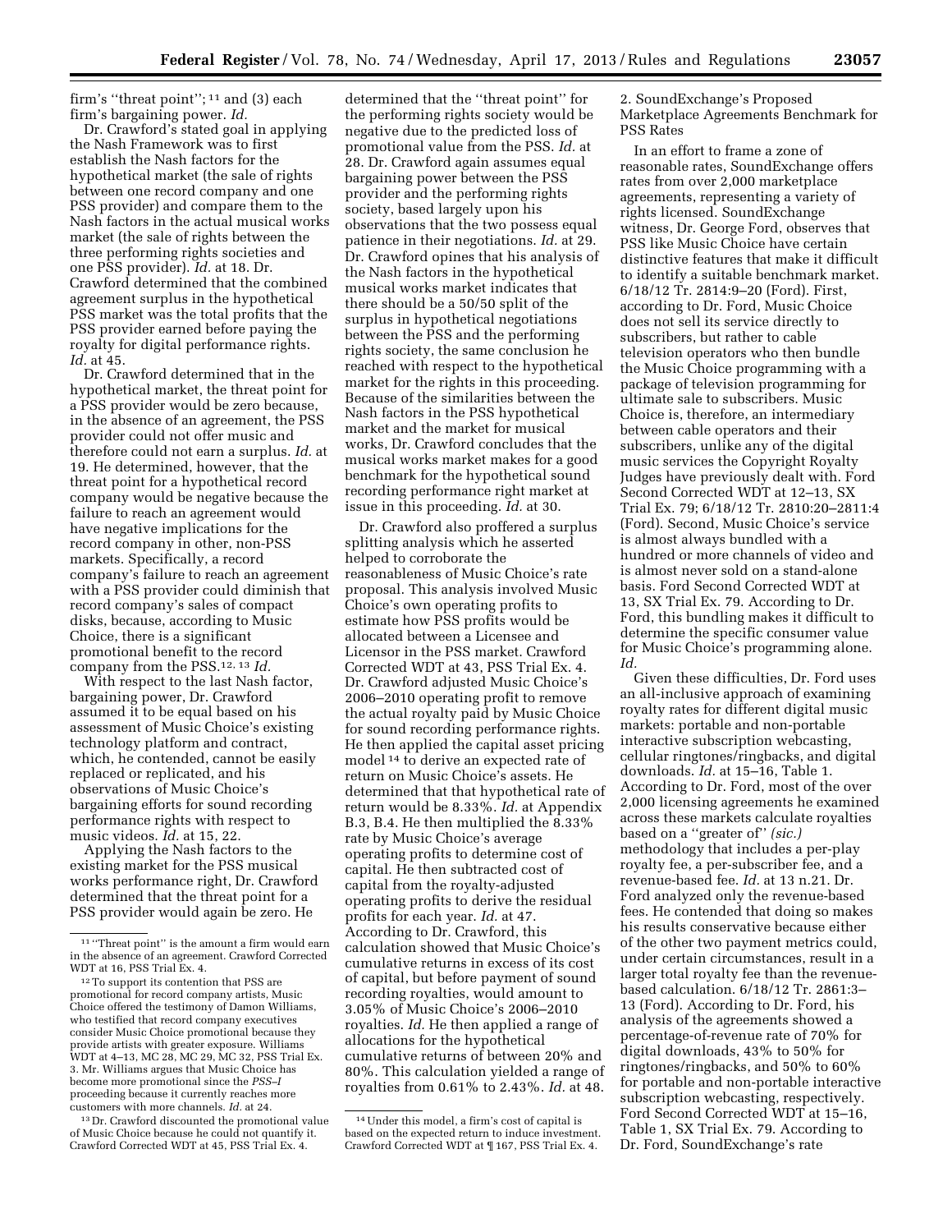firm's "threat point"; [11] and (3) each firm's bargaining power. *Id.*

Dr. Crawford's stated goal in applying the Nash Framework was to first establish the Nash factors for the hypothetical market (the sale of rights between one record company and one PSS provider) and compare them to the Nash factors in the actual musical works market (the sale of rights between the three performing rights societies and one PSS provider). *Id.* at 18. Dr. Crawford determined that the combined agreement surplus in the hypothetical PSS market was the total profits that the PSS provider earned before paying the royalty for digital performance rights. *Id.* at 45.

Dr. Crawford determined that in the hypothetical market, the threat point for a PSS provider would be zero because, in the absence of an agreement, the PSS provider could not offer music and therefore could not earn a surplus. *Id.* at 19. He determined, however, that the threat point for a hypothetical record company would be negative because the failure to reach an agreement would have negative implications for the record company in other, non-PSS markets. Specifically, a record company's failure to reach an agreement with a PSS provider could diminish that record company's sales of compact disks, because, according to Music Choice, there is a significant promotional benefit to the record company from the PSS.[12, 13] *Id.*

With respect to the last Nash factor, bargaining power, Dr. Crawford assumed it to be equal based on his assessment of Music Choice's existing technology platform and contract, which, he contended, cannot be easily replaced or replicated, and his observations of Music Choice's bargaining efforts for sound recording performance rights with respect to music videos. *Id.* at 15, 22.

Applying the Nash factors to the existing market for the PSS musical works performance right, Dr. Crawford determined that the threat point for a PSS provider would again be zero. He determined that the "threat point" for the performing rights society would be negative due to the predicted loss of promotional value from the PSS. *Id.* at 28. Dr. Crawford again assumes equal bargaining power between the PSS provider and the performing rights society, based largely upon his observations that the two possess equal patience in their negotiations. *Id.* at 29. Dr. Crawford opines that his analysis of the Nash factors in the hypothetical musical works market indicates that there should be a 50/50 split of the surplus in hypothetical negotiations between the PSS and the performing rights society, the same conclusion he reached with respect to the hypothetical market for the rights in this proceeding. Because of the similarities between the Nash factors in the PSS hypothetical market and the market for musical works, Dr. Crawford concludes that the musical works market makes for a good benchmark for the hypothetical sound recording performance right market at issue in this proceeding. *Id.* at 30.

Dr. Crawford also proffered a surplus splitting analysis which he asserted helped to corroborate the reasonableness of Music Choice's rate proposal. This analysis involved Music Choice's own operating profits to estimate how PSS profits would be allocated between a Licensee and Licensor in the PSS market. Crawford Corrected WDT at 43, PSS Trial Ex. 4. Dr. Crawford adjusted Music Choice's 2006–2010 operating profit to remove the actual royalty paid by Music Choice for sound recording performance rights. He then applied the capital asset pricing model [14] to derive an expected rate of return on Music Choice's assets. He determined that that hypothetical rate of return would be 8.33%. *Id.* at Appendix B.3, B.4. He then multiplied the 8.33% rate by Music Choice's average operating profits to determine cost of capital. He then subtracted cost of capital from the royalty-adjusted operating profits to derive the residual profits for each year. *Id.* at 47. According to Dr. Crawford, this calculation showed that Music Choice's cumulative returns in excess of its cost of capital, but before payment of sound recording royalties, would amount to 3.05% of Music Choice's 2006–2010 royalties. *Id.* He then applied a range of allocations for the hypothetical cumulative returns of between 20% and 80%. This calculation yielded a range of royalties from 0.61% to 2.43%. *Id.* at 48.

2. SoundExchange's Proposed Marketplace Agreements Benchmark for PSS Rates

In an effort to frame a zone of reasonable rates, SoundExchange offers rates from over 2,000 marketplace agreements, representing a variety of rights licensed. SoundExchange witness, Dr. George Ford, observes that PSS like Music Choice have certain distinctive features that make it difficult to identify a suitable benchmark market. 6/18/12 Tr. 2814:9–20 (Ford). First, according to Dr. Ford, Music Choice does not sell its service directly to subscribers, but rather to cable television operators who then bundle the Music Choice programming with a package of television programming for ultimate sale to subscribers. Music Choice is, therefore, an intermediary between cable operators and their subscribers, unlike any of the digital music services the Copyright Royalty Judges have previously dealt with. Ford Second Corrected WDT at 12–13, SX Trial Ex. 79; 6/18/12 Tr. 2810:20–2811:4 (Ford). Second, Music Choice's service is almost always bundled with a hundred or more channels of video and is almost never sold on a stand-alone basis. Ford Second Corrected WDT at 13, SX Trial Ex. 79. According to Dr. Ford, this bundling makes it difficult to determine the specific consumer value for Music Choice's programming alone. *Id.*

Given these difficulties, Dr. Ford uses an all-inclusive approach of examining royalty rates for different digital music markets: portable and non-portable interactive subscription webcasting, cellular ringtones/ringbacks, and digital downloads. *Id.* at 15–16, Table 1. According to Dr. Ford, most of the over 2,000 licensing agreements he examined across these markets calculate royalties based on a "greater of" *(sic.)* methodology that includes a per-play royalty fee, a per-subscriber fee, and a revenue-based fee. *Id.* at 13 n.21. Dr. Ford analyzed only the revenue-based fees. He contended that doing so makes his results conservative because either of the other two payment metrics could, under certain circumstances, result in a larger total royalty fee than the revenue-based calculation. 6/18/12 Tr. 2861:3–13 (Ford). According to Dr. Ford, his analysis of the agreements showed a percentage-of-revenue rate of 70% for digital downloads, 43% to 50% for ringtones/ringbacks, and 50% to 60% for portable and non-portable interactive subscription webcasting, respectively. Ford Second Corrected WDT at 15–16, Table 1, SX Trial Ex. 79. According to Dr. Ford, SoundExchange's rate

---

[11] "Threat point" is the amount a firm would earn in the absence of an agreement. Crawford Corrected WDT at 16, PSS Trial Ex. 4.

[12] To support its contention that PSS are promotional for record company artists, Music Choice offered the testimony of Damon Williams, who testified that record company executives consider Music Choice promotional because they provide artists with greater exposure. Williams WDT at 4–13, MC 28, MC 29, MC 32, PSS Trial Ex. 3. Mr. Williams argues that Music Choice has become more promotional since the *PSS–I* proceeding because it currently reaches more customers with more channels. *Id.* at 24.

[13] Dr. Crawford discounted the promotional value of Music Choice because he could not quantify it. Crawford Corrected WDT at 45, PSS Trial Ex. 4.

[14] Under this model, a firm's cost of capital is based on the expected return to induce investment. Crawford Corrected WDT at ¶ 167, PSS Trial Ex. 4.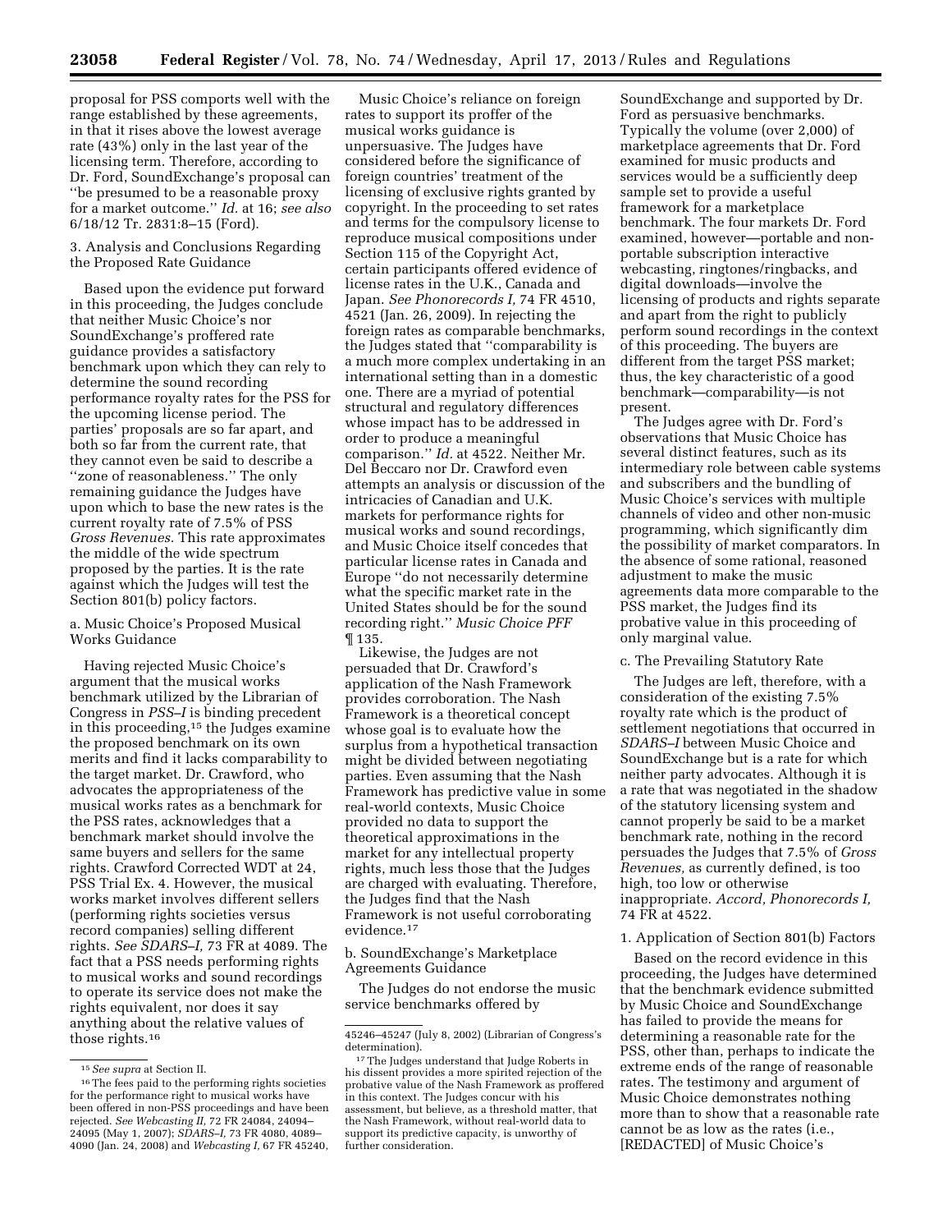proposal for PSS comports well with the range established by these agreements, in that it rises above the lowest average rate (43%) only in the last year of the licensing term. Therefore, according to Dr. Ford, SoundExchange's proposal can ''be presumed to be a reasonable proxy for a market outcome.'' *Id.* at 16; *see also* 6/18/12 Tr. 2831:8–15 (Ford).

3. Analysis and Conclusions Regarding the Proposed Rate Guidance

Based upon the evidence put forward in this proceeding, the Judges conclude that neither Music Choice's nor SoundExchange's proffered rate guidance provides a satisfactory benchmark upon which they can rely to determine the sound recording performance royalty rates for the PSS for the upcoming license period. The parties' proposals are so far apart, and both so far from the current rate, that they cannot even be said to describe a ''zone of reasonableness.'' The only remaining guidance the Judges have upon which to base the new rates is the current royalty rate of 7.5% of PSS *Gross Revenues.* This rate approximates the middle of the wide spectrum proposed by the parties. It is the rate against which the Judges will test the Section 801(b) policy factors.

a. Music Choice's Proposed Musical Works Guidance

Having rejected Music Choice's argument that the musical works benchmark utilized by the Librarian of Congress in *PSS–I* is binding precedent in this proceeding,[15] the Judges examine the proposed benchmark on its own merits and find it lacks comparability to the target market. Dr. Crawford, who advocates the appropriateness of the musical works rates as a benchmark for the PSS rates, acknowledges that a benchmark market should involve the same buyers and sellers for the same rights. Crawford Corrected WDT at 24, PSS Trial Ex. 4. However, the musical works market involves different sellers (performing rights societies versus record companies) selling different rights. *See SDARS–I,* 73 FR at 4089. The fact that a PSS needs performing rights to musical works and sound recordings to operate its service does not make the rights equivalent, nor does it say anything about the relative values of those rights.[16]

Music Choice's reliance on foreign rates to support its proffer of the musical works guidance is unpersuasive. The Judges have considered before the significance of foreign countries' treatment of the licensing of exclusive rights granted by copyright. In the proceeding to set rates and terms for the compulsory license to reproduce musical compositions under Section 115 of the Copyright Act, certain participants offered evidence of license rates in the U.K., Canada and Japan. *See Phonorecords I,* 74 FR 4510, 4521 (Jan. 26, 2009). In rejecting the foreign rates as comparable benchmarks, the Judges stated that ''comparability is a much more complex undertaking in an international setting than in a domestic one. There are a myriad of potential structural and regulatory differences whose impact has to be addressed in order to produce a meaningful comparison.'' *Id.* at 4522. Neither Mr. Del Beccaro nor Dr. Crawford even attempts an analysis or discussion of the intricacies of Canadian and U.K. markets for performance rights for musical works and sound recordings, and Music Choice itself concedes that particular license rates in Canada and Europe ''do not necessarily determine what the specific market rate in the United States should be for the sound recording right.'' *Music Choice PFF* ¶ 135.

Likewise, the Judges are not persuaded that Dr. Crawford's application of the Nash Framework provides corroboration. The Nash Framework is a theoretical concept whose goal is to evaluate how the surplus from a hypothetical transaction might be divided between negotiating parties. Even assuming that the Nash Framework has predictive value in some real-world contexts, Music Choice provided no data to support the theoretical approximations in the market for any intellectual property rights, much less those that the Judges are charged with evaluating. Therefore, the Judges find that the Nash Framework is not useful corroborating evidence.[17]

b. SoundExchange's Marketplace Agreements Guidance

The Judges do not endorse the music service benchmarks offered by SoundExchange and supported by Dr. Ford as persuasive benchmarks. Typically the volume (over 2,000) of marketplace agreements that Dr. Ford examined for music products and services would be a sufficiently deep sample set to provide a useful framework for a marketplace benchmark. The four markets Dr. Ford examined, however—portable and non-portable subscription interactive webcasting, ringtones/ringbacks, and digital downloads—involve the licensing of products and rights separate and apart from the right to publicly perform sound recordings in the context of this proceeding. The buyers are different from the target PSS market; thus, the key characteristic of a good benchmark—comparability—is not present.

The Judges agree with Dr. Ford's observations that Music Choice has several distinct features, such as its intermediary role between cable systems and subscribers and the bundling of Music Choice's services with multiple channels of video and other non-music programming, which significantly dim the possibility of market comparators. In the absence of some rational, reasoned adjustment to make the music agreements data more comparable to the PSS market, the Judges find its probative value in this proceeding of only marginal value.

c. The Prevailing Statutory Rate

The Judges are left, therefore, with a consideration of the existing 7.5% royalty rate which is the product of settlement negotiations that occurred in *SDARS–I* between Music Choice and SoundExchange but is a rate for which neither party advocates. Although it is a rate that was negotiated in the shadow of the statutory licensing system and cannot properly be said to be a market benchmark rate, nothing in the record persuades the Judges that 7.5% of *Gross Revenues,* as currently defined, is too high, too low or otherwise inappropriate. *Accord, Phonorecords I,* 74 FR at 4522.

1. Application of Section 801(b) Factors

Based on the record evidence in this proceeding, the Judges have determined that the benchmark evidence submitted by Music Choice and SoundExchange has failed to provide the means for determining a reasonable rate for the PSS, other than, perhaps to indicate the extreme ends of the range of reasonable rates. The testimony and argument of Music Choice demonstrates nothing more than to show that a reasonable rate cannot be as low as the rates (i.e., [REDACTED] of Music Choice's

---

[15] *See supra* at Section II.

[16] The fees paid to the performing rights societies for the performance right to musical works have been offered in non-PSS proceedings and have been rejected. *See Webcasting II,* 72 FR 24084, 24094–24095 (May 1, 2007); *SDARS–I,* 73 FR 4080, 4089–4090 (Jan. 24, 2008) and *Webcasting I,* 67 FR 45240, 45246–45247 (July 8, 2002) (Librarian of Congress's determination).

[17] The Judges understand that Judge Roberts in his dissent provides a more spirited rejection of the probative value of the Nash Framework as proffered in this context. The Judges concur with his assessment, but believe, as a threshold matter, that the Nash Framework, without real-world data to support its predictive capacity, is unworthy of further consideration.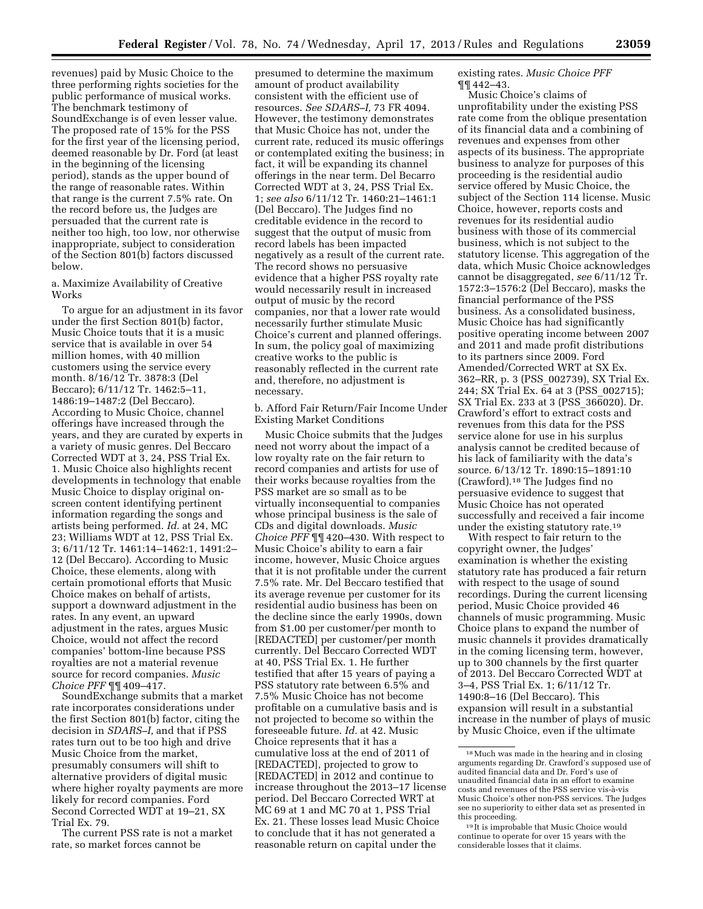revenues) paid by Music Choice to the three performing rights societies for the public performance of musical works. The benchmark testimony of SoundExchange is of even lesser value. The proposed rate of 15% for the PSS for the first year of the licensing period, deemed reasonable by Dr. Ford (at least in the beginning of the licensing period), stands as the upper bound of the range of reasonable rates. Within that range is the current 7.5% rate. On the record before us, the Judges are persuaded that the current rate is neither too high, too low, nor otherwise inappropriate, subject to consideration of the Section 801(b) factors discussed below.

a. Maximize Availability of Creative Works

To argue for an adjustment in its favor under the first Section 801(b) factor, Music Choice touts that it is a music service that is available in over 54 million homes, with 40 million customers using the service every month. 8/16/12 Tr. 3878:3 (Del Beccaro); 6/11/12 Tr. 1462:5–11, 1486:19–1487:2 (Del Beccaro). According to Music Choice, channel offerings have increased through the years, and they are curated by experts in a variety of music genres. Del Beccaro Corrected WDT at 3, 24, PSS Trial Ex. 1. Music Choice also highlights recent developments in technology that enable Music Choice to display original on-screen content identifying pertinent information regarding the songs and artists being performed. *Id.* at 24, MC 23; Williams WDT at 12, PSS Trial Ex. 3; 6/11/12 Tr. 1461:14–1462:1, 1491:2–12 (Del Beccaro). According to Music Choice, these elements, along with certain promotional efforts that Music Choice makes on behalf of artists, support a downward adjustment in the rates. In any event, an upward adjustment in the rates, argues Music Choice, would not affect the record companies' bottom-line because PSS royalties are not a material revenue source for record companies. *Music Choice PFF* ¶¶ 409–417.

SoundExchange submits that a market rate incorporates considerations under the first Section 801(b) factor, citing the decision in *SDARS–I,* and that if PSS rates turn out to be too high and drive Music Choice from the market, presumably consumers will shift to alternative providers of digital music where higher royalty payments are more likely for record companies. Ford Second Corrected WDT at 19–21, SX Trial Ex. 79.

The current PSS rate is not a market rate, so market forces cannot be presumed to determine the maximum amount of product availability consistent with the efficient use of resources. *See SDARS–I,* 73 FR 4094. However, the testimony demonstrates that Music Choice has not, under the current rate, reduced its music offerings or contemplated exiting the business; in fact, it will be expanding its channel offerings in the near term. Del Becarro Corrected WDT at 3, 24, PSS Trial Ex. 1; *see also* 6/11/12 Tr. 1460:21–1461:1 (Del Beccaro). The Judges find no creditable evidence in the record to suggest that the output of music from record labels has been impacted negatively as a result of the current rate. The record shows no persuasive evidence that a higher PSS royalty rate would necessarily result in increased output of music by the record companies, nor that a lower rate would necessarily further stimulate Music Choice's current and planned offerings. In sum, the policy goal of maximizing creative works to the public is reasonably reflected in the current rate and, therefore, no adjustment is necessary.

b. Afford Fair Return/Fair Income Under Existing Market Conditions

Music Choice submits that the Judges need not worry about the impact of a low royalty rate on the fair return to record companies and artists for use of their works because royalties from the PSS market are so small as to be virtually inconsequential to companies whose principal business is the sale of CDs and digital downloads. *Music Choice PFF* ¶¶ 420–430. With respect to Music Choice's ability to earn a fair income, however, Music Choice argues that it is not profitable under the current 7.5% rate. Mr. Del Beccaro testified that its average revenue per customer for its residential audio business has been on the decline since the early 1990s, down from $1.00 per customer/per month to [REDACTED] per customer/per month currently. Del Beccaro Corrected WDT at 40, PSS Trial Ex. 1. He further testified that after 15 years of paying a PSS statutory rate between 6.5% and 7.5% Music Choice has not become profitable on a cumulative basis and is not projected to become so within the foreseeable future. *Id.* at 42. Music Choice represents that it has a cumulative loss at the end of 2011 of [REDACTED], projected to grow to [REDACTED] in 2012 and continue to increase throughout the 2013–17 license period. Del Beccaro Corrected WRT at MC 69 at 1 and MC 70 at 1, PSS Trial Ex. 21. These losses lead Music Choice to conclude that it has not generated a reasonable return on capital under the existing rates. *Music Choice PFF* ¶¶ 442–43.

Music Choice's claims of unprofitability under the existing PSS rate come from the oblique presentation of its financial data and a combining of revenues and expenses from other aspects of its business. The appropriate business to analyze for purposes of this proceeding is the residential audio service offered by Music Choice, the subject of the Section 114 license. Music Choice, however, reports costs and revenues for its residential audio business with those of its commercial business, which is not subject to the statutory license. This aggregation of the data, which Music Choice acknowledges cannot be disaggregated, *see* 6/11/12 Tr. 1572:3–1576:2 (Del Beccaro), masks the financial performance of the PSS business. As a consolidated business, Music Choice has had significantly positive operating income between 2007 and 2011 and made profit distributions to its partners since 2009. Ford Amended/Corrected WRT at SX Ex. 362–RR, p. 3 (PSS_002739), SX Trial Ex. 244; SX Trial Ex. 64 at 3 (PSS_002715); SX Trial Ex. 233 at 3 (PSS_366020). Dr. Crawford's effort to extract costs and revenues from this data for the PSS service alone for use in his surplus analysis cannot be credited because of his lack of familiarity with the data's source. 6/13/12 Tr. 1890:15–1891:10 (Crawford).[18] The Judges find no persuasive evidence to suggest that Music Choice has not operated successfully and received a fair income under the existing statutory rate.[19]

With respect to fair return to the copyright owner, the Judges' examination is whether the existing statutory rate has produced a fair return with respect to the usage of sound recordings. During the current licensing period, Music Choice provided 46 channels of music programming. Music Choice plans to expand the number of music channels it provides dramatically in the coming licensing term, however, up to 300 channels by the first quarter of 2013. Del Beccaro Corrected WDT at 3–4, PSS Trial Ex. 1; 6/11/12 Tr. 1490:8–16 (Del Beccaro). This expansion will result in a substantial increase in the number of plays of music by Music Choice, even if the ultimate

[18] Much was made in the hearing and in closing arguments regarding Dr. Crawford's supposed use of audited financial data and Dr. Ford's use of unaudited financial data in an effort to examine costs and revenues of the PSS service vis-à-vis Music Choice's other non-PSS services. The Judges see no superiority to either data set as presented in this proceeding.

[19] It is improbable that Music Choice would continue to operate for over 15 years with the considerable losses that it claims.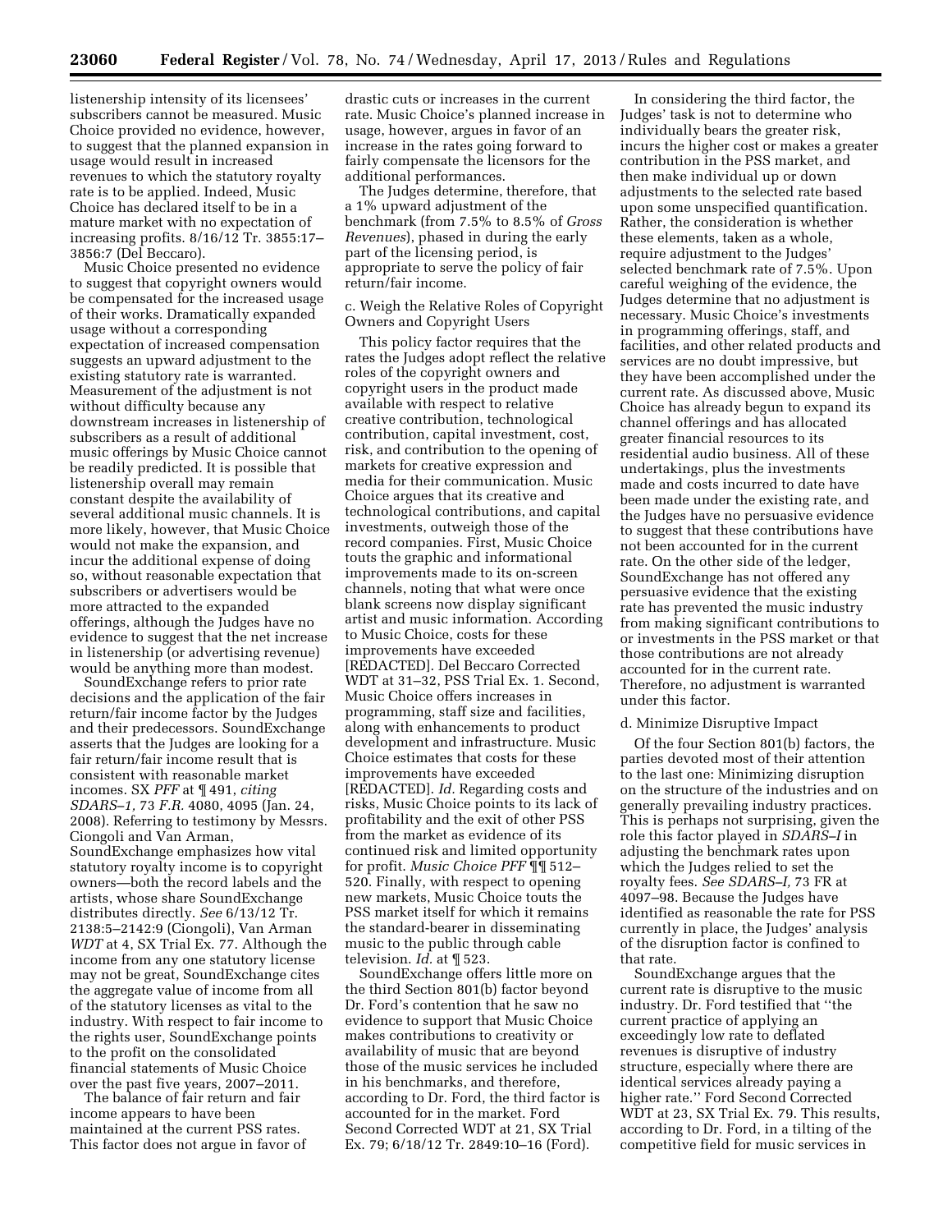listenership intensity of its licensees' subscribers cannot be measured. Music Choice provided no evidence, however, to suggest that the planned expansion in usage would result in increased revenues to which the statutory royalty rate is to be applied. Indeed, Music Choice has declared itself to be in a mature market with no expectation of increasing profits. 8/16/12 Tr. 3855:17–3856:7 (Del Beccaro).

Music Choice presented no evidence to suggest that copyright owners would be compensated for the increased usage of their works. Dramatically expanded usage without a corresponding expectation of increased compensation suggests an upward adjustment to the existing statutory rate is warranted. Measurement of the adjustment is not without difficulty because any downstream increases in listenership of subscribers as a result of additional music offerings by Music Choice cannot be readily predicted. It is possible that listenership overall may remain constant despite the availability of several additional music channels. It is more likely, however, that Music Choice would not make the expansion, and incur the additional expense of doing so, without reasonable expectation that subscribers or advertisers would be more attracted to the expanded offerings, although the Judges have no evidence to suggest that the net increase in listenership (or advertising revenue) would be anything more than modest.

SoundExchange refers to prior rate decisions and the application of the fair return/fair income factor by the Judges and their predecessors. SoundExchange asserts that the Judges are looking for a fair return/fair income result that is consistent with reasonable market incomes. SX *PFF* at ¶ 491, *citing SDARS–1,* 73 *F.R.* 4080, 4095 (Jan. 24, 2008). Referring to testimony by Messrs. Ciongoli and Van Arman, SoundExchange emphasizes how vital statutory royalty income is to copyright owners—both the record labels and the artists, whose share SoundExchange distributes directly. *See* 6/13/12 Tr. 2138:5–2142:9 (Ciongoli), Van Arman *WDT* at 4, SX Trial Ex. 77. Although the income from any one statutory license may not be great, SoundExchange cites the aggregate value of income from all of the statutory licenses as vital to the industry. With respect to fair income to the rights user, SoundExchange points to the profit on the consolidated financial statements of Music Choice over the past five years, 2007–2011.

The balance of fair return and fair income appears to have been maintained at the current PSS rates. This factor does not argue in favor of drastic cuts or increases in the current rate. Music Choice's planned increase in usage, however, argues in favor of an increase in the rates going forward to fairly compensate the licensors for the additional performances.

The Judges determine, therefore, that a 1% upward adjustment of the benchmark (from 7.5% to 8.5% of *Gross Revenues*), phased in during the early part of the licensing period, is appropriate to serve the policy of fair return/fair income.

c. Weigh the Relative Roles of Copyright Owners and Copyright Users

This policy factor requires that the rates the Judges adopt reflect the relative roles of the copyright owners and copyright users in the product made available with respect to relative creative contribution, technological contribution, capital investment, cost, risk, and contribution to the opening of markets for creative expression and media for their communication. Music Choice argues that its creative and technological contributions, and capital investments, outweigh those of the record companies. First, Music Choice touts the graphic and informational improvements made to its on-screen channels, noting that what were once blank screens now display significant artist and music information. According to Music Choice, costs for these improvements have exceeded [REDACTED]. Del Beccaro Corrected WDT at 31–32, PSS Trial Ex. 1. Second, Music Choice offers increases in programming, staff size and facilities, along with enhancements to product development and infrastructure. Music Choice estimates that costs for these improvements have exceeded [REDACTED]. *Id.* Regarding costs and risks, Music Choice points to its lack of profitability and the exit of other PSS from the market as evidence of its continued risk and limited opportunity for profit. *Music Choice PFF* ¶¶ 512–520. Finally, with respect to opening new markets, Music Choice touts the PSS market itself for which it remains the standard-bearer in disseminating music to the public through cable television. *Id.* at ¶ 523.

SoundExchange offers little more on the third Section 801(b) factor beyond Dr. Ford's contention that he saw no evidence to support that Music Choice makes contributions to creativity or availability of music that are beyond those of the music services he included in his benchmarks, and therefore, according to Dr. Ford, the third factor is accounted for in the market. Ford Second Corrected WDT at 21, SX Trial Ex. 79; 6/18/12 Tr. 2849:10–16 (Ford).

In considering the third factor, the Judges' task is not to determine who individually bears the greater risk, incurs the higher cost or makes a greater contribution in the PSS market, and then make individual up or down adjustments to the selected rate based upon some unspecified quantification. Rather, the consideration is whether these elements, taken as a whole, require adjustment to the Judges' selected benchmark rate of 7.5%. Upon careful weighing of the evidence, the Judges determine that no adjustment is necessary. Music Choice's investments in programming offerings, staff, and facilities, and other related products and services are no doubt impressive, but they have been accomplished under the current rate. As discussed above, Music Choice has already begun to expand its channel offerings and has allocated greater financial resources to its residential audio business. All of these undertakings, plus the investments made and costs incurred to date have been made under the existing rate, and the Judges have no persuasive evidence to suggest that these contributions have not been accounted for in the current rate. On the other side of the ledger, SoundExchange has not offered any persuasive evidence that the existing rate has prevented the music industry from making significant contributions to or investments in the PSS market or that those contributions are not already accounted for in the current rate. Therefore, no adjustment is warranted under this factor.

d. Minimize Disruptive Impact

Of the four Section 801(b) factors, the parties devoted most of their attention to the last one: Minimizing disruption on the structure of the industries and on generally prevailing industry practices. This is perhaps not surprising, given the role this factor played in *SDARS–I* in adjusting the benchmark rates upon which the Judges relied to set the royalty fees. *See SDARS–I,* 73 FR at 4097–98. Because the Judges have identified as reasonable the rate for PSS currently in place, the Judges' analysis of the disruption factor is confined to that rate.

SoundExchange argues that the current rate is disruptive to the music industry. Dr. Ford testified that "the current practice of applying an exceedingly low rate to deflated revenues is disruptive of industry structure, especially where there are identical services already paying a higher rate." Ford Second Corrected WDT at 23, SX Trial Ex. 79. This results, according to Dr. Ford, in a tilting of the competitive field for music services in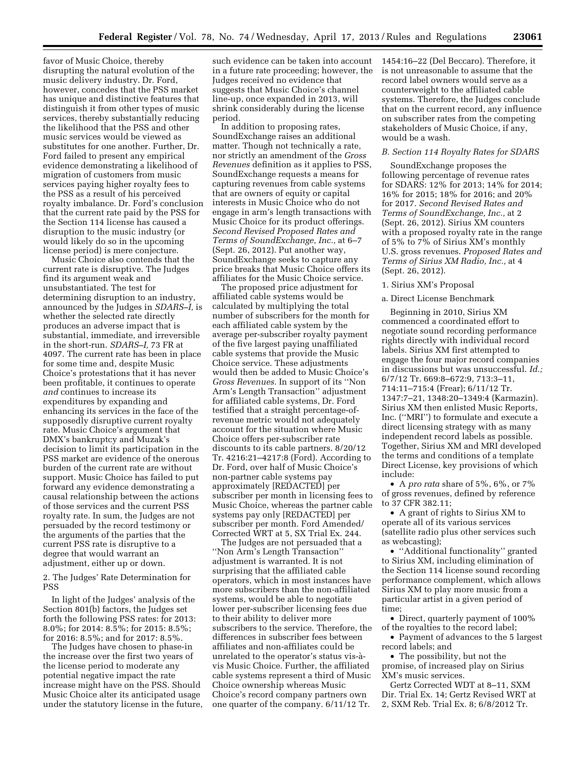favor of Music Choice, thereby disrupting the natural evolution of the music delivery industry. Dr. Ford, however, concedes that the PSS market has unique and distinctive features that distinguish it from other types of music services, thereby substantially reducing the likelihood that the PSS and other music services would be viewed as substitutes for one another. Further, Dr. Ford failed to present any empirical evidence demonstrating a likelihood of migration of customers from music services paying higher royalty fees to the PSS as a result of his perceived royalty imbalance. Dr. Ford's conclusion that the current rate paid by the PSS for the Section 114 license has caused a disruption to the music industry (or would likely do so in the upcoming license period) is mere conjecture.

Music Choice also contends that the current rate is disruptive. The Judges find its argument weak and unsubstantiated. The test for determining disruption to an industry, announced by the Judges in *SDARS–I,* is whether the selected rate directly produces an adverse impact that is substantial, immediate, and irreversible in the short-run. *SDARS–I,* 73 FR at 4097. The current rate has been in place for some time and, despite Music Choice's protestations that it has never been profitable, it continues to operate *and* continues to increase its expenditures by expanding and enhancing its services in the face of the supposedly disruptive current royalty rate. Music Choice's argument that DMX's bankruptcy and Muzak's decision to limit its participation in the PSS market are evidence of the onerous burden of the current rate are without support. Music Choice has failed to put forward any evidence demonstrating a causal relationship between the actions of those services and the current PSS royalty rate. In sum, the Judges are not persuaded by the record testimony or the arguments of the parties that the current PSS rate is disruptive to a degree that would warrant an adjustment, either up or down.

2. The Judges' Rate Determination for PSS

In light of the Judges' analysis of the Section 801(b) factors, the Judges set forth the following PSS rates: for 2013: 8.0%; for 2014: 8.5%; for 2015: 8.5%; for 2016: 8.5%; and for 2017: 8.5%.

The Judges have chosen to phase-in the increase over the first two years of the license period to moderate any potential negative impact the rate increase might have on the PSS. Should Music Choice alter its anticipated usage under the statutory license in the future, such evidence can be taken into account in a future rate proceeding; however, the Judges received no evidence that suggests that Music Choice's channel line-up, once expanded in 2013, will shrink considerably during the license period.

In addition to proposing rates, SoundExchange raises an additional matter. Though not technically a rate, nor strictly an amendment of the *Gross Revenues* definition as it applies to PSS, SoundExchange requests a means for capturing revenues from cable systems that are owners of equity or capital interests in Music Choice who do not engage in arm's length transactions with Music Choice for its product offerings. *Second Revised Proposed Rates and Terms of SoundExchange, Inc.,* at 6–7 (Sept. 26, 2012). Put another way, SoundExchange seeks to capture any price breaks that Music Choice offers its affiliates for the Music Choice service.

The proposed price adjustment for affiliated cable systems would be calculated by multiplying the total number of subscribers for the month for each affiliated cable system by the average per-subscriber royalty payment of the five largest paying unaffiliated cable systems that provide the Music Choice service. These adjustments would then be added to Music Choice's *Gross Revenues.* In support of its ''Non Arm's Length Transaction'' adjustment for affiliated cable systems, Dr. Ford testified that a straight percentage-of-revenue metric would not adequately account for the situation where Music Choice offers per-subscriber rate discounts to its cable partners. 8/20/12 Tr. 4216:21–4217:8 (Ford). According to Dr. Ford, over half of Music Choice's non-partner cable systems pay approximately [REDACTED] per subscriber per month in licensing fees to Music Choice, whereas the partner cable systems pay only [REDACTED] per subscriber per month. Ford Amended/Corrected WRT at 5, SX Trial Ex. 244.

The Judges are not persuaded that a ''Non Arm's Length Transaction'' adjustment is warranted. It is not surprising that the affiliated cable operators, which in most instances have more subscribers than the non-affiliated systems, would be able to negotiate lower per-subscriber licensing fees due to their ability to deliver more subscribers to the service. Therefore, the differences in subscriber fees between affiliates and non-affiliates could be unrelated to the operator's status vis-à-vis Music Choice. Further, the affiliated cable systems represent a third of Music Choice ownership whereas Music Choice's record company partners own one quarter of the company. 6/11/12 Tr. 1454:16–22 (Del Beccaro). Therefore, it is not unreasonable to assume that the record label owners would serve as a counterweight to the affiliated cable systems. Therefore, the Judges conclude that on the current record, any influence on subscriber rates from the competing stakeholders of Music Choice, if any, would be a wash.

*B. Section 114 Royalty Rates for SDARS*

SoundExchange proposes the following percentage of revenue rates for SDARS: 12% for 2013; 14% for 2014; 16% for 2015; 18% for 2016; and 20% for 2017. *Second Revised Rates and Terms of SoundExchange, Inc.,* at 2 (Sept. 26, 2012). Sirius XM counters with a proposed royalty rate in the range of 5% to 7% of Sirius XM's monthly U.S. gross revenues. *Proposed Rates and Terms of Sirius XM Radio, Inc.,* at 4 (Sept. 26, 2012).

1. Sirius XM's Proposal

a. Direct License Benchmark

Beginning in 2010, Sirius XM commenced a coordinated effort to negotiate sound recording performance rights directly with individual record labels. Sirius XM first attempted to engage the four major record companies in discussions but was unsuccessful. *Id.;* 6/7/12 Tr. 669:8–672:9, 713:3–11, 714:11–715:4 (Frear); 6/11/12 Tr. 1347:7–21, 1348:20–1349:4 (Karmazin). Sirius XM then enlisted Music Reports, Inc. (''MRI'') to formulate and execute a direct licensing strategy with as many independent record labels as possible. Together, Sirius XM and MRI developed the terms and conditions of a template Direct License, key provisions of which include:

- A *pro rata* share of 5%, 6%, or 7% of gross revenues, defined by reference to 37 CFR 382.11;
- A grant of rights to Sirius XM to operate all of its various services (satellite radio plus other services such as webcasting);
- ''Additional functionality'' granted to Sirius XM, including elimination of the Section 114 license sound recording performance complement, which allows Sirius XM to play more music from a particular artist in a given period of time;
- Direct, quarterly payment of 100% of the royalties to the record label;
- Payment of advances to the 5 largest record labels; and
- The possibility, but not the promise, of increased play on Sirius XM's music services.

Gertz Corrected WDT at 8–11, SXM Dir. Trial Ex. 14; Gertz Revised WRT at 2, SXM Reb. Trial Ex. 8; 6/8/2012 Tr.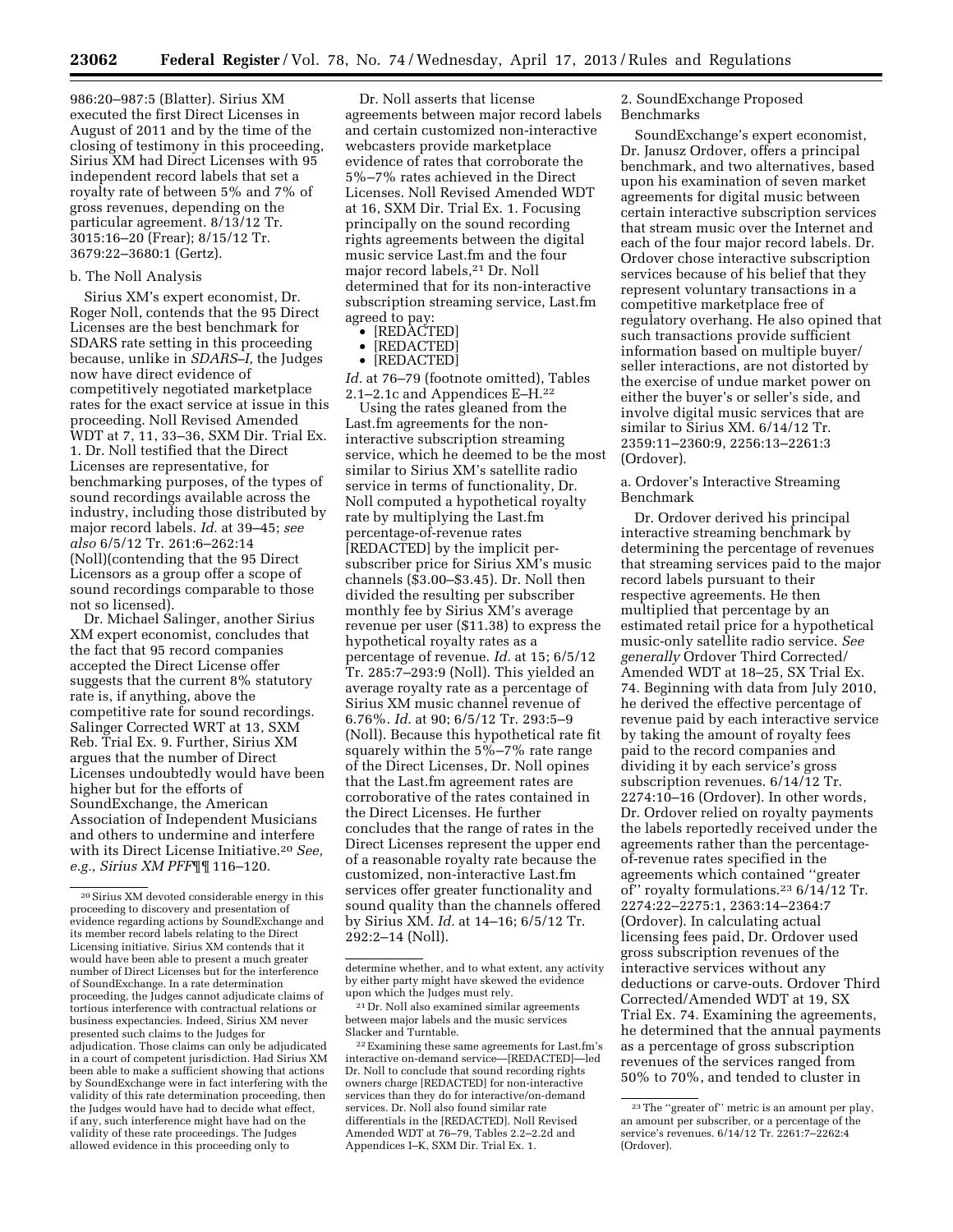986:20–987:5 (Blatter). Sirius XM executed the first Direct Licenses in August of 2011 and by the time of the closing of testimony in this proceeding, Sirius XM had Direct Licenses with 95 independent record labels that set a royalty rate of between 5% and 7% of gross revenues, depending on the particular agreement. 8/13/12 Tr. 3015:16–20 (Frear); 8/15/12 Tr. 3679:22–3680:1 (Gertz).

#### b. The Noll Analysis

Sirius XM's expert economist, Dr. Roger Noll, contends that the 95 Direct Licenses are the best benchmark for SDARS rate setting in this proceeding because, unlike in *SDARS–I,* the Judges now have direct evidence of competitively negotiated marketplace rates for the exact service at issue in this proceeding. Noll Revised Amended WDT at 7, 11, 33–36, SXM Dir. Trial Ex. 1. Dr. Noll testified that the Direct Licenses are representative, for benchmarking purposes, of the types of sound recordings available across the industry, including those distributed by major record labels. *Id.* at 39–45; *see also* 6/5/12 Tr. 261:6–262:14 (Noll)(contending that the 95 Direct Licensors as a group offer a scope of sound recordings comparable to those not so licensed).

Dr. Michael Salinger, another Sirius XM expert economist, concludes that the fact that 95 record companies accepted the Direct License offer suggests that the current 8% statutory rate is, if anything, above the competitive rate for sound recordings. Salinger Corrected WRT at 13, SXM Reb. Trial Ex. 9. Further, Sirius XM argues that the number of Direct Licenses undoubtedly would have been higher but for the efforts of SoundExchange, the American Association of Independent Musicians and others to undermine and interfere with its Direct License Initiative.[20] *See, e.g., Sirius XM PFF*¶¶ 116–120.

Dr. Noll asserts that license agreements between major record labels and certain customized non-interactive webcasters provide marketplace evidence of rates that corroborate the 5%–7% rates achieved in the Direct Licenses. Noll Revised Amended WDT at 16, SXM Dir. Trial Ex. 1. Focusing principally on the sound recording rights agreements between the digital music service Last.fm and the four major record labels,[21] Dr. Noll determined that for its non-interactive subscription streaming service, Last.fm agreed to pay:

- [REDACTED]
- [REDACTED]
- [REDACTED]

*Id.* at 76–79 (footnote omitted), Tables 2.1–2.1c and Appendices E–H.[22]

Using the rates gleaned from the Last.fm agreements for the non-interactive subscription streaming service, which he deemed to be the most similar to Sirius XM's satellite radio service in terms of functionality, Dr. Noll computed a hypothetical royalty rate by multiplying the Last.fm percentage-of-revenue rates [REDACTED] by the implicit per-subscriber price for Sirius XM's music channels ($3.00–$3.45). Dr. Noll then divided the resulting per subscriber monthly fee by Sirius XM's average revenue per user ($11.38) to express the hypothetical royalty rates as a percentage of revenue. *Id.* at 15; 6/5/12 Tr. 285:7–293:9 (Noll). This yielded an average royalty rate as a percentage of Sirius XM music channel revenue of 6.76%. *Id.* at 90; 6/5/12 Tr. 293:5–9 (Noll). Because this hypothetical rate fit squarely within the 5%–7% rate range of the Direct Licenses, Dr. Noll opines that the Last.fm agreement rates are corroborative of the rates contained in the Direct Licenses. He further concludes that the range of rates in the Direct Licenses represent the upper end of a reasonable royalty rate because the customized, non-interactive Last.fm services offer greater functionality and sound quality than the channels offered by Sirius XM. *Id.* at 14–16; 6/5/12 Tr. 292:2–14 (Noll).

### 2. SoundExchange Proposed Benchmarks

SoundExchange's expert economist, Dr. Janusz Ordover, offers a principal benchmark, and two alternatives, based upon his examination of seven market agreements for digital music between certain interactive subscription services that stream music over the Internet and each of the four major record labels. Dr. Ordover chose interactive subscription services because of his belief that they represent voluntary transactions in a competitive marketplace free of regulatory overhang. He also opined that such transactions provide sufficient information based on multiple buyer/seller interactions, are not distorted by the exercise of undue market power on either the buyer's or seller's side, and involve digital music services that are similar to Sirius XM. 6/14/12 Tr. 2359:11–2360:9, 2256:13–2261:3 (Ordover).

#### a. Ordover's Interactive Streaming Benchmark

Dr. Ordover derived his principal interactive streaming benchmark by determining the percentage of revenues that streaming services paid to the major record labels pursuant to their respective agreements. He then multiplied that percentage by an estimated retail price for a hypothetical music-only satellite radio service. *See generally* Ordover Third Corrected/Amended WDT at 18–25, SX Trial Ex. 74. Beginning with data from July 2010, he derived the effective percentage of revenue paid by each interactive service by taking the amount of royalty fees paid to the record companies and dividing it by each service's gross subscription revenues. 6/14/12 Tr. 2274:10–16 (Ordover). In other words, Dr. Ordover relied on royalty payments the labels reportedly received under the agreements rather than the percentage-of-revenue rates specified in the agreements which contained "greater of" royalty formulations.[23] 6/14/12 Tr. 2274:22–2275:1, 2363:14–2364:7 (Ordover). In calculating actual licensing fees paid, Dr. Ordover used gross subscription revenues of the interactive services without any deductions or carve-outs. Ordover Third Corrected/Amended WDT at 19, SX Trial Ex. 74. Examining the agreements, he determined that the annual payments as a percentage of gross subscription revenues of the services ranged from 50% to 70%, and tended to cluster in

---

[20] Sirius XM devoted considerable energy in this proceeding to discovery and presentation of evidence regarding actions by SoundExchange and its member record labels relating to the Direct Licensing initiative. Sirius XM contends that it would have been able to present a much greater number of Direct Licenses but for the interference of SoundExchange. In a rate determination proceeding, the Judges cannot adjudicate claims of tortious interference with contractual relations or business expectancies. Indeed, Sirius XM never presented such claims to the Judges for adjudication. Those claims can only be adjudicated in a court of competent jurisdiction. Had Sirius XM been able to make a sufficient showing that actions by SoundExchange were in fact interfering with the validity of this rate determination proceeding, then the Judges would have had to decide what effect, if any, such interference might have had on the validity of these rate proceedings. The Judges allowed evidence in this proceeding only to determine whether, and to what extent, any activity by either party might have skewed the evidence upon which the Judges must rely.

[21] Dr. Noll also examined similar agreements between major labels and the music services Slacker and Turntable.

[22] Examining these same agreements for Last.fm's interactive on-demand service—[REDACTED]—led Dr. Noll to conclude that sound recording rights owners charge [REDACTED] for non-interactive services than they do for interactive/on-demand services. Dr. Noll also found similar rate differentials in the [REDACTED]. Noll Revised Amended WDT at 76–79, Tables 2.2–2.2d and Appendices I–K, SXM Dir. Trial Ex. 1.

[23] The "greater of" metric is an amount per play, an amount per subscriber, or a percentage of the service's revenues. 6/14/12 Tr. 2261:7–2262:4 (Ordover).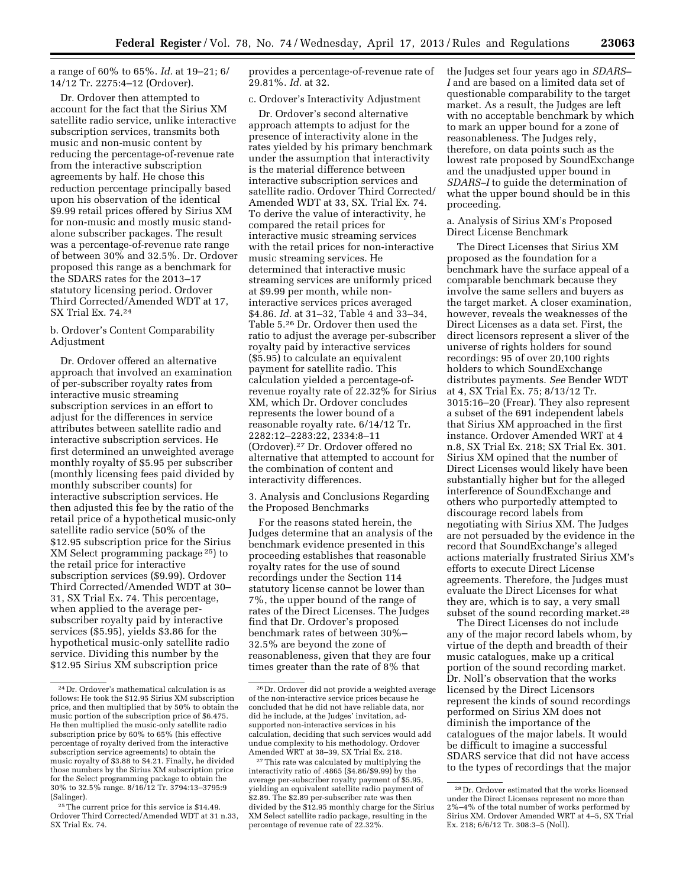a range of 60% to 65%. *Id.* at 19–21; 6/14/12 Tr. 2275:4–12 (Ordover).

Dr. Ordover then attempted to account for the fact that the Sirius XM satellite radio service, unlike interactive subscription services, transmits both music and non-music content by reducing the percentage-of-revenue rate from the interactive subscription agreements by half. He chose this reduction percentage principally based upon his observation of the identical $9.99 retail prices offered by Sirius XM for non-music and mostly music stand-alone subscriber packages. The result was a percentage-of-revenue rate range of between 30% and 32.5%. Dr. Ordover proposed this range as a benchmark for the SDARS rates for the 2013–17 statutory licensing period. Ordover Third Corrected/Amended WDT at 17, SX Trial Ex. 74.[24]

b. Ordover's Content Comparability Adjustment

Dr. Ordover offered an alternative approach that involved an examination of per-subscriber royalty rates from interactive music streaming subscription services in an effort to adjust for the differences in service attributes between satellite radio and interactive subscription services. He first determined an unweighted average monthly royalty of $5.95 per subscriber (monthly licensing fees paid divided by monthly subscriber counts) for interactive subscription services. He then adjusted this fee by the ratio of the retail price of a hypothetical music-only satellite radio service (50% of the $12.95 subscription price for the Sirius XM Select programming package[25]) to the retail price for interactive subscription services ($9.99). Ordover Third Corrected/Amended WDT at 30–31, SX Trial Ex. 74. This percentage, when applied to the average per-subscriber royalty paid by interactive services ($5.95), yields $3.86 for the hypothetical music-only satellite radio service. Dividing this number by the $12.95 Sirius XM subscription price provides a percentage-of-revenue rate of 29.81%. *Id.* at 32.

c. Ordover's Interactivity Adjustment

Dr. Ordover's second alternative approach attempts to adjust for the presence of interactivity alone in the rates yielded by his primary benchmark under the assumption that interactivity is the material difference between interactive subscription services and satellite radio. Ordover Third Corrected/Amended WDT at 33, SX. Trial Ex. 74. To derive the value of interactivity, he compared the retail prices for interactive music streaming services with the retail prices for non-interactive music streaming services. He determined that interactive music streaming services are uniformly priced at $9.99 per month, while non-interactive services prices averaged $4.86. *Id.* at 31–32, Table 4 and 33–34, Table 5.[26] Dr. Ordover then used the ratio to adjust the average per-subscriber royalty paid by interactive services ($5.95) to calculate an equivalent payment for satellite radio. This calculation yielded a percentage-of-revenue royalty rate of 22.32% for Sirius XM, which Dr. Ordover concludes represents the lower bound of a reasonable royalty rate. 6/14/12 Tr. 2282:12–2283:22, 2334:8–11 (Ordover).[27] Dr. Ordover offered no alternative that attempted to account for the combination of content and interactivity differences.

3. Analysis and Conclusions Regarding the Proposed Benchmarks

For the reasons stated herein, the Judges determine that an analysis of the benchmark evidence presented in this proceeding establishes that reasonable royalty rates for the use of sound recordings under the Section 114 statutory license cannot be lower than 7%, the upper bound of the range of rates of the Direct Licenses. The Judges find that Dr. Ordover's proposed benchmark rates of between 30%–32.5% are beyond the zone of reasonableness, given that they are four times greater than the rate of 8% that the Judges set four years ago in *SDARS–I* and are based on a limited data set of questionable comparability to the target market. As a result, the Judges are left with no acceptable benchmark by which to mark an upper bound for a zone of reasonableness. The Judges rely, therefore, on data points such as the lowest rate proposed by SoundExchange and the unadjusted upper bound in *SDARS–I* to guide the determination of what the upper bound should be in this proceeding.

a. Analysis of Sirius XM's Proposed Direct License Benchmark

The Direct Licenses that Sirius XM proposed as the foundation for a benchmark have the surface appeal of a comparable benchmark because they involve the same sellers and buyers as the target market. A closer examination, however, reveals the weaknesses of the Direct Licenses as a data set. First, the direct licensors represent a sliver of the universe of rights holders for sound recordings: 95 of over 20,100 rights holders to which SoundExchange distributes payments. *See* Bender WDT at 4, SX Trial Ex. 75; 8/13/12 Tr. 3015:16–20 (Frear). They also represent a subset of the 691 independent labels that Sirius XM approached in the first instance. Ordover Amended WRT at 4 n.8, SX Trial Ex. 218; SX Trial Ex. 301. Sirius XM opined that the number of Direct Licenses would likely have been substantially higher but for the alleged interference of SoundExchange and others who purportedly attempted to discourage record labels from negotiating with Sirius XM. The Judges are not persuaded by the evidence in the record that SoundExchange's alleged actions materially frustrated Sirius XM's efforts to execute Direct License agreements. Therefore, the Judges must evaluate the Direct Licenses for what they are, which is to say, a very small subset of the sound recording market.[28]

The Direct Licenses do not include any of the major record labels whom, by virtue of the depth and breadth of their music catalogues, make up a critical portion of the sound recording market. Dr. Noll's observation that the works licensed by the Direct Licensors represent the kinds of sound recordings performed on Sirius XM does not diminish the importance of the catalogues of the major labels. It would be difficult to imagine a successful SDARS service that did not have access to the types of recordings that the major

---

[24] Dr. Ordover's mathematical calculation is as follows: He took the $12.95 Sirius XM subscription price, and then multiplied that by 50% to obtain the music portion of the subscription price of $6.475. He then multiplied the music-only satellite radio subscription price by 60% to 65% (his effective percentage of royalty derived from the interactive subscription service agreements) to obtain the music royalty of $3.88 to $4.21. Finally, he divided those numbers by the Sirius XM subscription price for the Select programming package to obtain the 30% to 32.5% range. 8/16/12 Tr. 3794:13–3795:9 (Salinger).

[25] The current price for this service is $14.49. Ordover Third Corrected/Amended WDT at 31 n.33, SX Trial Ex. 74.

[26] Dr. Ordover did not provide a weighted average of the non-interactive service prices because he concluded that he did not have reliable data, nor did he include, at the Judges' invitation, ad-supported non-interactive services in his calculation, deciding that such services would add undue complexity to his methodology. Ordover Amended WRT at 38–39, SX Trial Ex. 218.

[27] This rate was calculated by multiplying the interactivity ratio of .4865 ($4.86/$9.99) by the average per-subscriber royalty payment of $5.95, yielding an equivalent satellite radio payment of $2.89. The $2.89 per-subscriber rate was then divided by the $12.95 monthly charge for the Sirius XM Select satellite radio package, resulting in the percentage of revenue rate of 22.32%.

[28] Dr. Ordover estimated that the works licensed under the Direct Licenses represent no more than 2%–4% of the total number of works performed by Sirius XM. Ordover Amended WRT at 4–5, SX Trial Ex. 218; 6/6/12 Tr. 308:3–5 (Noll).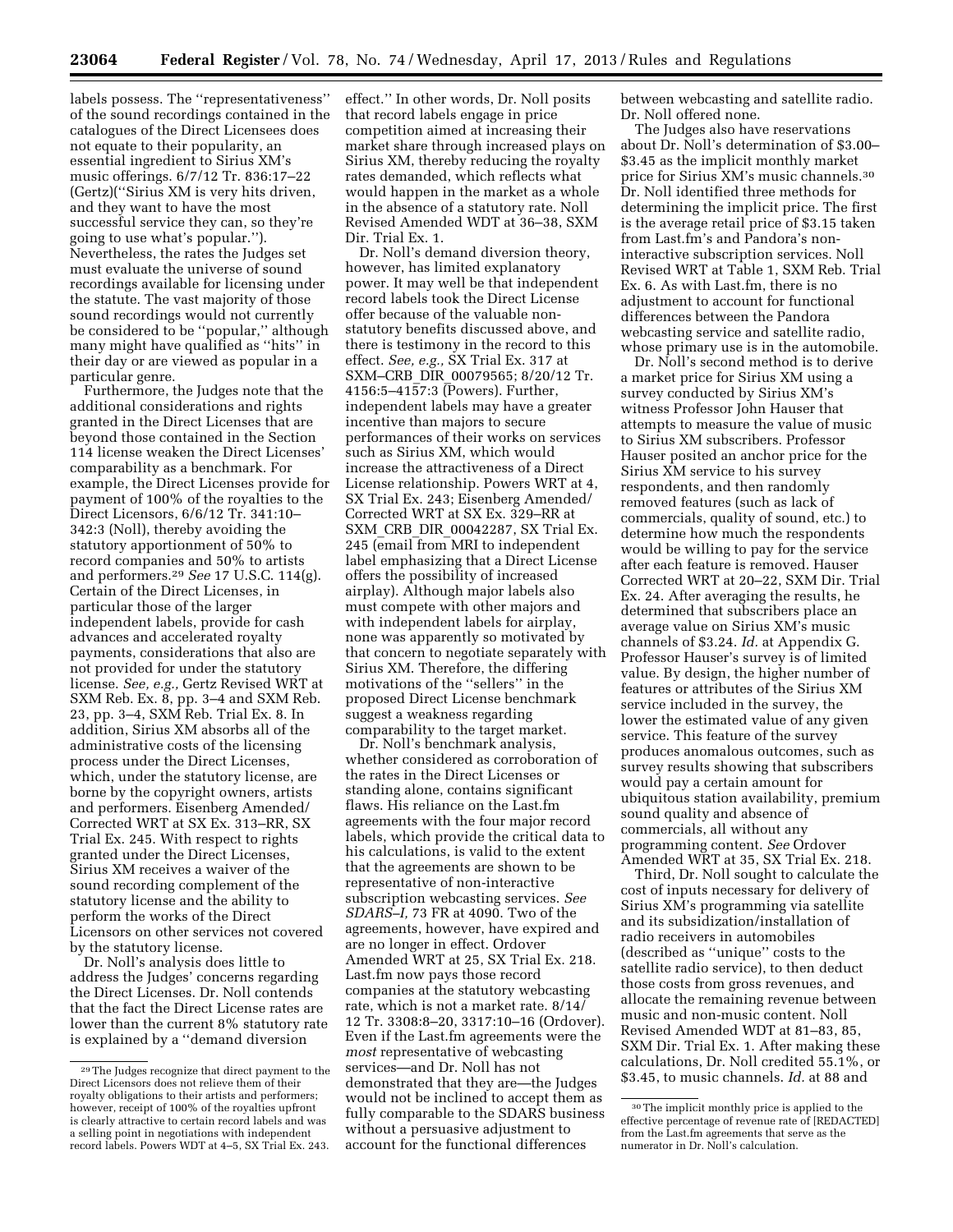labels possess. The ''representativeness'' of the sound recordings contained in the catalogues of the Direct Licensees does not equate to their popularity, an essential ingredient to Sirius XM's music offerings. 6/7/12 Tr. 836:17–22 (Gertz)(''Sirius XM is very hits driven, and they want to have the most successful service they can, so they're going to use what's popular.''). Nevertheless, the rates the Judges set must evaluate the universe of sound recordings available for licensing under the statute. The vast majority of those sound recordings would not currently be considered to be ''popular,'' although many might have qualified as ''hits'' in their day or are viewed as popular in a particular genre.

Furthermore, the Judges note that the additional considerations and rights granted in the Direct Licenses that are beyond those contained in the Section 114 license weaken the Direct Licenses' comparability as a benchmark. For example, the Direct Licenses provide for payment of 100% of the royalties to the Direct Licensors, 6/6/12 Tr. 341:10–342:3 (Noll), thereby avoiding the statutory apportionment of 50% to record companies and 50% to artists and performers.[29] *See* 17 U.S.C. 114(g). Certain of the Direct Licenses, in particular those of the larger independent labels, provide for cash advances and accelerated royalty payments, considerations that also are not provided for under the statutory license. *See, e.g.,* Gertz Revised WRT at SXM Reb. Ex. 8, pp. 3–4 and SXM Reb. 23, pp. 3–4, SXM Reb. Trial Ex. 8. In addition, Sirius XM absorbs all of the administrative costs of the licensing process under the Direct Licenses, which, under the statutory license, are borne by the copyright owners, artists and performers. Eisenberg Amended/Corrected WRT at SX Ex. 313–RR, SX Trial Ex. 245. With respect to rights granted under the Direct Licenses, Sirius XM receives a waiver of the sound recording complement of the statutory license and the ability to perform the works of the Direct Licensors on other services not covered by the statutory license.

Dr. Noll's analysis does little to address the Judges' concerns regarding the Direct Licenses. Dr. Noll contends that the fact the Direct License rates are lower than the current 8% statutory rate is explained by a ''demand diversion effect.'' In other words, Dr. Noll posits that record labels engage in price competition aimed at increasing their market share through increased plays on Sirius XM, thereby reducing the royalty rates demanded, which reflects what would happen in the market as a whole in the absence of a statutory rate. Noll Revised Amended WDT at 36–38, SXM Dir. Trial Ex. 1.

Dr. Noll's demand diversion theory, however, has limited explanatory power. It may well be that independent record labels took the Direct License offer because of the valuable non-statutory benefits discussed above, and there is testimony in the record to this effect. *See, e.g.,* SX Trial Ex. 317 at SXM–CRB_DIR_00079565; 8/20/12 Tr. 4156:5–4157:3 (Powers). Further, independent labels may have a greater incentive than majors to secure performances of their works on services such as Sirius XM, which would increase the attractiveness of a Direct License relationship. Powers WRT at 4, SX Trial Ex. 243; Eisenberg Amended/Corrected WRT at SX Ex. 329–RR at SXM_CRB_DIR_00042287, SX Trial Ex. 245 (email from MRI to independent label emphasizing that a Direct License offers the possibility of increased airplay). Although major labels also must compete with other majors and with independent labels for airplay, none was apparently so motivated by that concern to negotiate separately with Sirius XM. Therefore, the differing motivations of the ''sellers'' in the proposed Direct License benchmark suggest a weakness regarding comparability to the target market.

Dr. Noll's benchmark analysis, whether considered as corroboration of the rates in the Direct Licenses or standing alone, contains significant flaws. His reliance on the Last.fm agreements with the four major record labels, which provide the critical data to his calculations, is valid to the extent that the agreements are shown to be representative of non-interactive subscription webcasting services. *See SDARS–I,* 73 FR at 4090. Two of the agreements, however, have expired and are no longer in effect. Ordover Amended WRT at 25, SX Trial Ex. 218. Last.fm now pays those record companies at the statutory webcasting rate, which is not a market rate. 8/14/12 Tr. 3308:8–20, 3317:10–16 (Ordover). Even if the Last.fm agreements were the *most* representative of webcasting services—and Dr. Noll has not demonstrated that they are—the Judges would not be inclined to accept them as fully comparable to the SDARS business without a persuasive adjustment to account for the functional differences between webcasting and satellite radio. Dr. Noll offered none.

The Judges also have reservations about Dr. Noll's determination of $3.00–$3.45 as the implicit monthly market price for Sirius XM's music channels.[30] Dr. Noll identified three methods for determining the implicit price. The first is the average retail price of $3.15 taken from Last.fm's and Pandora's non-interactive subscription services. Noll Revised WRT at Table 1, SXM Reb. Trial Ex. 6. As with Last.fm, there is no adjustment to account for functional differences between the Pandora webcasting service and satellite radio, whose primary use is in the automobile.

Dr. Noll's second method is to derive a market price for Sirius XM using a survey conducted by Sirius XM's witness Professor John Hauser that attempts to measure the value of music to Sirius XM subscribers. Professor Hauser posited an anchor price for the Sirius XM service to his survey respondents, and then randomly removed features (such as lack of commercials, quality of sound, etc.) to determine how much the respondents would be willing to pay for the service after each feature is removed. Hauser Corrected WRT at 20–22, SXM Dir. Trial Ex. 24. After averaging the results, he determined that subscribers place an average value on Sirius XM's music channels of $3.24. *Id.* at Appendix G. Professor Hauser's survey is of limited value. By design, the higher number of features or attributes of the Sirius XM service included in the survey, the lower the estimated value of any given service. This feature of the survey produces anomalous outcomes, such as survey results showing that subscribers would pay a certain amount for ubiquitous station availability, premium sound quality and absence of commercials, all without any programming content. *See* Ordover Amended WRT at 35, SX Trial Ex. 218.

Third, Dr. Noll sought to calculate the cost of inputs necessary for delivery of Sirius XM's programming via satellite and its subsidization/installation of radio receivers in automobiles (described as ''unique'' costs to the satellite radio service), to then deduct those costs from gross revenues, and allocate the remaining revenue between music and non-music content. Noll Revised Amended WDT at 81–83, 85, SXM Dir. Trial Ex. 1. After making these calculations, Dr. Noll credited 55.1%, or $3.45, to music channels. *Id.* at 88 and

[29] The Judges recognize that direct payment to the Direct Licensors does not relieve them of their royalty obligations to their artists and performers; however, receipt of 100% of the royalties upfront is clearly attractive to certain record labels and was a selling point in negotiations with independent record labels. Powers WDT at 4–5, SX Trial Ex. 243.

[30] The implicit monthly price is applied to the effective percentage of revenue rate of [REDACTED] from the Last.fm agreements that serve as the numerator in Dr. Noll's calculation.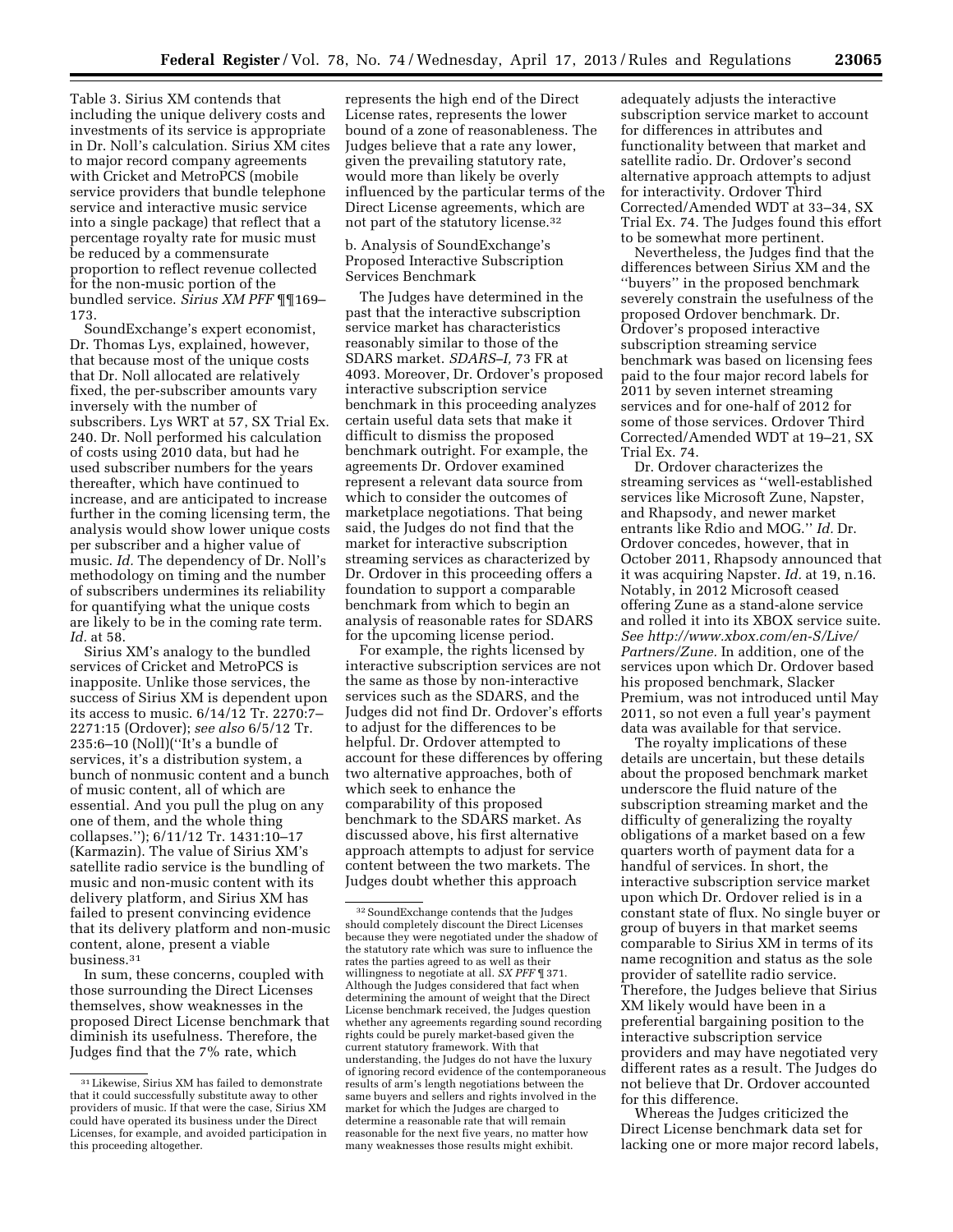Table 3. Sirius XM contends that including the unique delivery costs and investments of its service is appropriate in Dr. Noll's calculation. Sirius XM cites to major record company agreements with Cricket and MetroPCS (mobile service providers that bundle telephone service and interactive music service into a single package) that reflect that a percentage royalty rate for music must be reduced by a commensurate proportion to reflect revenue collected for the non-music portion of the bundled service. *Sirius XM PFF* ¶¶169–173.

SoundExchange's expert economist, Dr. Thomas Lys, explained, however, that because most of the unique costs that Dr. Noll allocated are relatively fixed, the per-subscriber amounts vary inversely with the number of subscribers. Lys WRT at 57, SX Trial Ex. 240. Dr. Noll performed his calculation of costs using 2010 data, but had he used subscriber numbers for the years thereafter, which have continued to increase, and are anticipated to increase further in the coming licensing term, the analysis would show lower unique costs per subscriber and a higher value of music. *Id.* The dependency of Dr. Noll's methodology on timing and the number of subscribers undermines its reliability for quantifying what the unique costs are likely to be in the coming rate term. *Id.* at 58.

Sirius XM's analogy to the bundled services of Cricket and MetroPCS is inapposite. Unlike those services, the success of Sirius XM is dependent upon its access to music. 6/14/12 Tr. 2270:7–2271:15 (Ordover); *see also* 6/5/12 Tr. 235:6–10 (Noll)(''It's a bundle of services, it's a distribution system, a bunch of nonmusic content and a bunch of music content, all of which are essential. And you pull the plug on any one of them, and the whole thing collapses.''); 6/11/12 Tr. 1431:10–17 (Karmazin). The value of Sirius XM's satellite radio service is the bundling of music and non-music content with its delivery platform, and Sirius XM has failed to present convincing evidence that its delivery platform and non-music content, alone, present a viable business.[31]

In sum, these concerns, coupled with those surrounding the Direct Licenses themselves, show weaknesses in the proposed Direct License benchmark that diminish its usefulness. Therefore, the Judges find that the 7% rate, which represents the high end of the Direct License rates, represents the lower bound of a zone of reasonableness. The Judges believe that a rate any lower, given the prevailing statutory rate, would more than likely be overly influenced by the particular terms of the Direct License agreements, which are not part of the statutory license.[32]

b. Analysis of SoundExchange's Proposed Interactive Subscription Services Benchmark

The Judges have determined in the past that the interactive subscription service market has characteristics reasonably similar to those of the SDARS market. *SDARS–I,* 73 FR at 4093. Moreover, Dr. Ordover's proposed interactive subscription service benchmark in this proceeding analyzes certain useful data sets that make it difficult to dismiss the proposed benchmark outright. For example, the agreements Dr. Ordover examined represent a relevant data source from which to consider the outcomes of marketplace negotiations. That being said, the Judges do not find that the market for interactive subscription streaming services as characterized by Dr. Ordover in this proceeding offers a foundation to support a comparable benchmark from which to begin an analysis of reasonable rates for SDARS for the upcoming license period.

For example, the rights licensed by interactive subscription services are not the same as those by non-interactive services such as the SDARS, and the Judges did not find Dr. Ordover's efforts to adjust for the differences to be helpful. Dr. Ordover attempted to account for these differences by offering two alternative approaches, both of which seek to enhance the comparability of this proposed benchmark to the SDARS market. As discussed above, his first alternative approach attempts to adjust for service content between the two markets. The Judges doubt whether this approach adequately adjusts the interactive subscription service market to account for differences in attributes and functionality between that market and satellite radio. Dr. Ordover's second alternative approach attempts to adjust for interactivity. Ordover Third Corrected/Amended WDT at 33–34, SX Trial Ex. 74. The Judges found this effort to be somewhat more pertinent.

Nevertheless, the Judges find that the differences between Sirius XM and the ''buyers'' in the proposed benchmark severely constrain the usefulness of the proposed Ordover benchmark. Dr. Ordover's proposed interactive subscription streaming service benchmark was based on licensing fees paid to the four major record labels for 2011 by seven internet streaming services and for one-half of 2012 for some of those services. Ordover Third Corrected/Amended WDT at 19–21, SX Trial Ex. 74.

Dr. Ordover characterizes the streaming services as ''well-established services like Microsoft Zune, Napster, and Rhapsody, and newer market entrants like Rdio and MOG.'' *Id.* Dr. Ordover concedes, however, that in October 2011, Rhapsody announced that it was acquiring Napster. *Id.* at 19, n.16. Notably, in 2012 Microsoft ceased offering Zune as a stand-alone service and rolled it into its XBOX service suite. *See http://www.xbox.com/en-S/Live/Partners/Zune.* In addition, one of the services upon which Dr. Ordover based his proposed benchmark, Slacker Premium, was not introduced until May 2011, so not even a full year's payment data was available for that service.

The royalty implications of these details are uncertain, but these details about the proposed benchmark market underscore the fluid nature of the subscription streaming market and the difficulty of generalizing the royalty obligations of a market based on a few quarters worth of payment data for a handful of services. In short, the interactive subscription service market upon which Dr. Ordover relied is in a constant state of flux. No single buyer or group of buyers in that market seems comparable to Sirius XM in terms of its name recognition and status as the sole provider of satellite radio service. Therefore, the Judges believe that Sirius XM likely would have been in a preferential bargaining position to the interactive subscription service providers and may have negotiated very different rates as a result. The Judges do not believe that Dr. Ordover accounted for this difference.

Whereas the Judges criticized the Direct License benchmark data set for lacking one or more major record labels,

---

[31] Likewise, Sirius XM has failed to demonstrate that it could successfully substitute away to other providers of music. If that were the case, Sirius XM could have operated its business under the Direct Licenses, for example, and avoided participation in this proceeding altogether.

[32] SoundExchange contends that the Judges should completely discount the Direct Licenses because they were negotiated under the shadow of the statutory rate which was sure to influence the rates the parties agreed to as well as their willingness to negotiate at all. *SX PFF* ¶ 371. Although the Judges considered that fact when determining the amount of weight that the Direct License benchmark received, the Judges question whether any agreements regarding sound recording rights could be purely market-based given the current statutory framework. With that understanding, the Judges do not have the luxury of ignoring record evidence of the contemporaneous results of arm's length negotiations between the same buyers and sellers and rights involved in the market for which the Judges are charged to determine a reasonable rate that will remain reasonable for the next five years, no matter how many weaknesses those results might exhibit.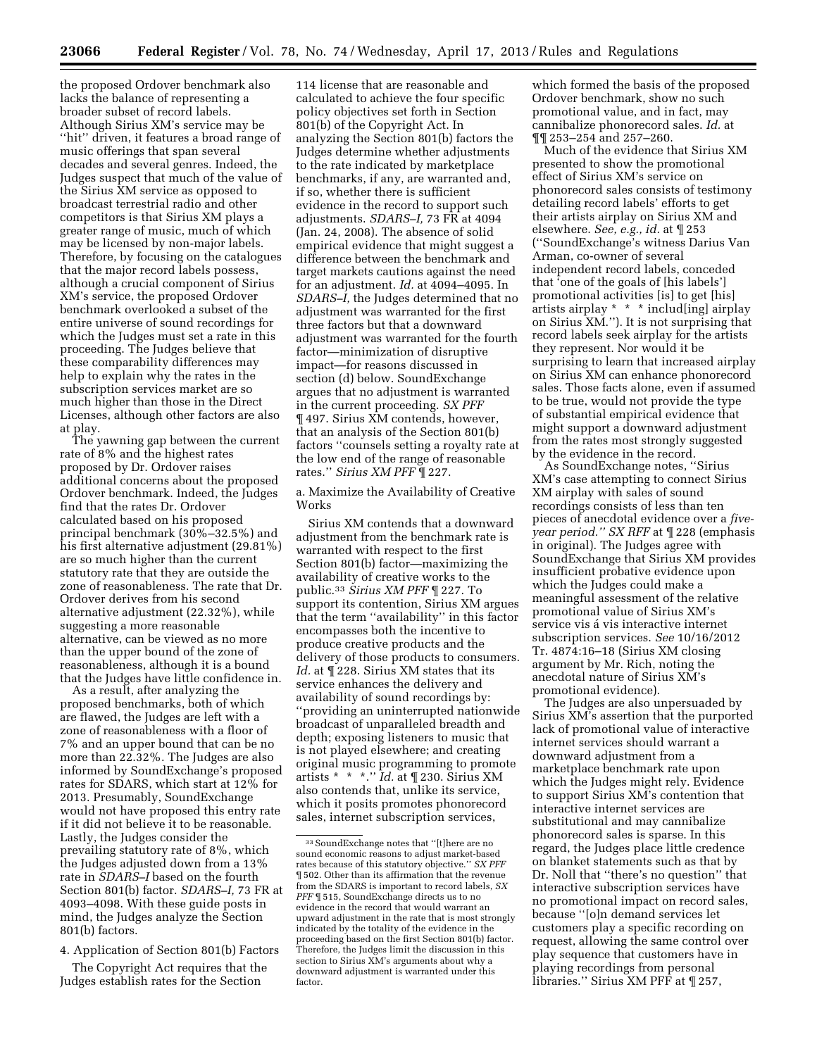the proposed Ordover benchmark also lacks the balance of representing a broader subset of record labels. Although Sirius XM's service may be ''hit'' driven, it features a broad range of music offerings that span several decades and several genres. Indeed, the Judges suspect that much of the value of the Sirius XM service as opposed to broadcast terrestrial radio and other competitors is that Sirius XM plays a greater range of music, much of which may be licensed by non-major labels. Therefore, by focusing on the catalogues that the major record labels possess, although a crucial component of Sirius XM's service, the proposed Ordover benchmark overlooked a subset of the entire universe of sound recordings for which the Judges must set a rate in this proceeding. The Judges believe that these comparability differences may help to explain why the rates in the subscription services market are so much higher than those in the Direct Licenses, although other factors are also at play.

The yawning gap between the current rate of 8% and the highest rates proposed by Dr. Ordover raises additional concerns about the proposed Ordover benchmark. Indeed, the Judges find that the rates Dr. Ordover calculated based on his proposed principal benchmark (30%–32.5%) and his first alternative adjustment (29.81%) are so much higher than the current statutory rate that they are outside the zone of reasonableness. The rate that Dr. Ordover derives from his second alternative adjustment (22.32%), while suggesting a more reasonable alternative, can be viewed as no more than the upper bound of the zone of reasonableness, although it is a bound that the Judges have little confidence in.

As a result, after analyzing the proposed benchmarks, both of which are flawed, the Judges are left with a zone of reasonableness with a floor of 7% and an upper bound that can be no more than 22.32%. The Judges are also informed by SoundExchange's proposed rates for SDARS, which start at 12% for 2013. Presumably, SoundExchange would not have proposed this entry rate if it did not believe it to be reasonable. Lastly, the Judges consider the prevailing statutory rate of 8%, which the Judges adjusted down from a 13% rate in *SDARS–I* based on the fourth Section 801(b) factor. *SDARS–I,* 73 FR at 4093–4098. With these guide posts in mind, the Judges analyze the Section 801(b) factors.

4. Application of Section 801(b) Factors

The Copyright Act requires that the Judges establish rates for the Section 114 license that are reasonable and calculated to achieve the four specific policy objectives set forth in Section 801(b) of the Copyright Act. In analyzing the Section 801(b) factors the Judges determine whether adjustments to the rate indicated by marketplace benchmarks, if any, are warranted and, if so, whether there is sufficient evidence in the record to support such adjustments. *SDARS–I,* 73 FR at 4094 (Jan. 24, 2008). The absence of solid empirical evidence that might suggest a difference between the benchmark and target markets cautions against the need for an adjustment. *Id.* at 4094–4095. In *SDARS–I,* the Judges determined that no adjustment was warranted for the first three factors but that a downward adjustment was warranted for the fourth factor—minimization of disruptive impact—for reasons discussed in section (d) below. SoundExchange argues that no adjustment is warranted in the current proceeding. *SX PFF* ¶ 497. Sirius XM contends, however, that an analysis of the Section 801(b) factors ''counsels setting a royalty rate at the low end of the range of reasonable rates.'' *Sirius XM PFF* ¶ 227.

a. Maximize the Availability of Creative Works

Sirius XM contends that a downward adjustment from the benchmark rate is warranted with respect to the first Section 801(b) factor—maximizing the availability of creative works to the public.[33] *Sirius XM PFF* ¶ 227. To support its contention, Sirius XM argues that the term ''availability'' in this factor encompasses both the incentive to produce creative products and the delivery of those products to consumers. *Id.* at ¶ 228. Sirius XM states that its service enhances the delivery and availability of sound recordings by: ''providing an uninterrupted nationwide broadcast of unparalleled breadth and depth; exposing listeners to music that is not played elsewhere; and creating original music programming to promote artists * * *.'' *Id.* at ¶ 230. Sirius XM also contends that, unlike its service, which it posits promotes phonorecord sales, internet subscription services, which formed the basis of the proposed Ordover benchmark, show no such promotional value, and in fact, may cannibalize phonorecord sales. *Id.* at ¶¶ 253–254 and 257–260.

Much of the evidence that Sirius XM presented to show the promotional effect of Sirius XM's service on phonorecord sales consists of testimony detailing record labels' efforts to get their artists airplay on Sirius XM and elsewhere. *See, e.g., id.* at ¶ 253 (''SoundExchange's witness Darius Van Arman, co-owner of several independent record labels, conceded that 'one of the goals of [his labels'] promotional activities [is] to get [his] artists airplay * * * includ[ing] airplay on Sirius XM.''). It is not surprising that record labels seek airplay for the artists they represent. Nor would it be surprising to learn that increased airplay on Sirius XM can enhance phonorecord sales. Those facts alone, even if assumed to be true, would not provide the type of substantial empirical evidence that might support a downward adjustment from the rates most strongly suggested by the evidence in the record.

As SoundExchange notes, ''Sirius XM's case attempting to connect Sirius XM airplay with sales of sound recordings consists of less than ten pieces of anecdotal evidence over a *five-year period.''* *SX RFF* at ¶ 228 (emphasis in original). The Judges agree with SoundExchange that Sirius XM provides insufficient probative evidence upon which the Judges could make a meaningful assessment of the relative promotional value of Sirius XM's service vis á vis interactive internet subscription services. *See* 10/16/2012 Tr. 4874:16–18 (Sirius XM closing argument by Mr. Rich, noting the anecdotal nature of Sirius XM's promotional evidence).

The Judges are also unpersuaded by Sirius XM's assertion that the purported lack of promotional value of interactive internet services should warrant a downward adjustment from a marketplace benchmark rate upon which the Judges might rely. Evidence to support Sirius XM's contention that interactive internet services are substitutional and may cannibalize phonorecord sales is sparse. In this regard, the Judges place little credence on blanket statements such as that by Dr. Noll that ''there's no question'' that interactive subscription services have no promotional impact on record sales, because ''[o]n demand services let customers play a specific recording on request, allowing the same control over play sequence that customers have in playing recordings from personal libraries.'' Sirius XM PFF at ¶ 257,

[33] SoundExchange notes that ''[t]here are no sound economic reasons to adjust market-based rates because of this statutory objective.'' *SX PFF* ¶ 502. Other than its affirmation that the revenue from the SDARS is important to record labels, *SX PFF* ¶ 515, SoundExchange directs us to no evidence in the record that would warrant an upward adjustment in the rate that is most strongly indicated by the totality of the evidence in the proceeding based on the first Section 801(b) factor. Therefore, the Judges limit the discussion in this section to Sirius XM's arguments about why a downward adjustment is warranted under this factor.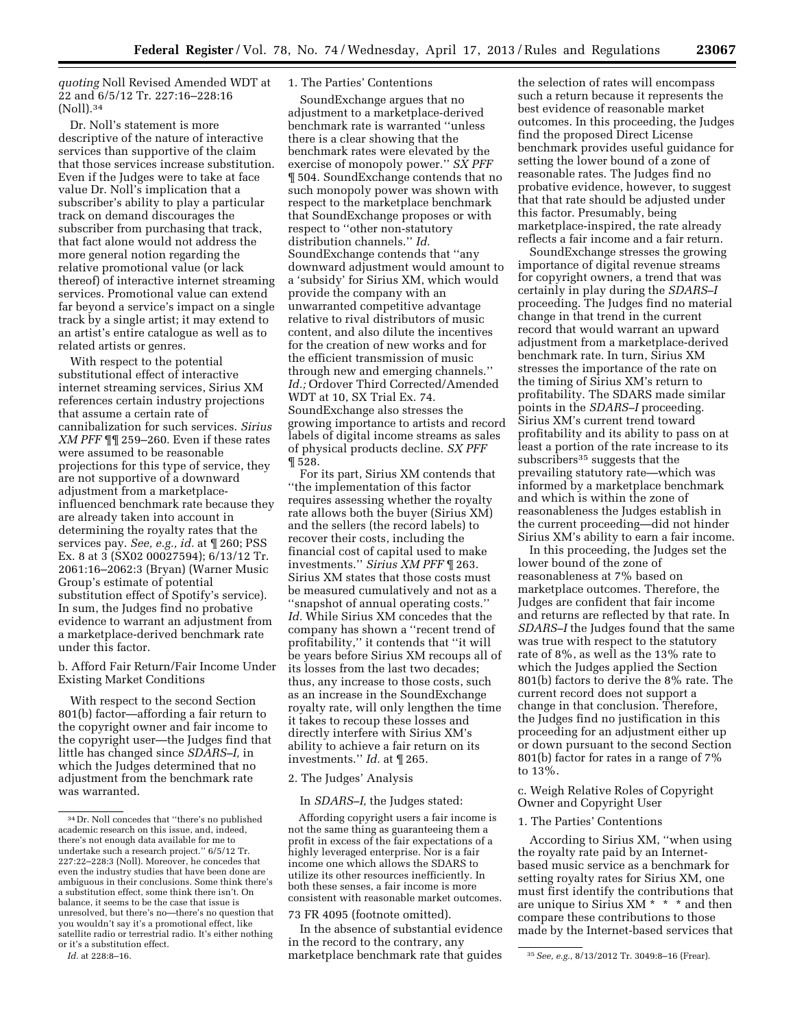*quoting* Noll Revised Amended WDT at 22 and 6/5/12 Tr. 227:16–228:16 (Noll).[34]

Dr. Noll's statement is more descriptive of the nature of interactive services than supportive of the claim that those services increase substitution. Even if the Judges were to take at face value Dr. Noll's implication that a subscriber's ability to play a particular track on demand discourages the subscriber from purchasing that track, that fact alone would not address the more general notion regarding the relative promotional value (or lack thereof) of interactive internet streaming services. Promotional value can extend far beyond a service's impact on a single track by a single artist; it may extend to an artist's entire catalogue as well as to related artists or genres.

With respect to the potential substitutional effect of interactive internet streaming services, Sirius XM references certain industry projections that assume a certain rate of cannibalization for such services. *Sirius XM PFF* ¶¶ 259–260. Even if these rates were assumed to be reasonable projections for this type of service, they are not supportive of a downward adjustment from a marketplace-influenced benchmark rate because they are already taken into account in determining the royalty rates that the services pay. *See, e.g., id.* at ¶ 260; PSS Ex. 8 at 3 (SX02 00027594); 6/13/12 Tr. 2061:16–2062:3 (Bryan) (Warner Music Group's estimate of potential substitution effect of Spotify's service). In sum, the Judges find no probative evidence to warrant an adjustment from a marketplace-derived benchmark rate under this factor.

b. Afford Fair Return/Fair Income Under Existing Market Conditions

With respect to the second Section 801(b) factor—affording a fair return to the copyright owner and fair income to the copyright user—the Judges find that little has changed since *SDARS–I*, in which the Judges determined that no adjustment from the benchmark rate was warranted.

1. The Parties' Contentions

SoundExchange argues that no adjustment to a marketplace-derived benchmark rate is warranted ''unless there is a clear showing that the benchmark rates were elevated by the exercise of monopoly power.'' *SX PFF* ¶ 504. SoundExchange contends that no such monopoly power was shown with respect to the marketplace benchmark that SoundExchange proposes or with respect to ''other non-statutory distribution channels.'' *Id.* SoundExchange contends that ''any downward adjustment would amount to a 'subsidy' for Sirius XM, which would provide the company with an unwarranted competitive advantage relative to rival distributors of music content, and also dilute the incentives for the creation of new works and for the efficient transmission of music through new and emerging channels.'' *Id.;* Ordover Third Corrected/Amended WDT at 10, SX Trial Ex. 74. SoundExchange also stresses the growing importance to artists and record labels of digital income streams as sales of physical products decline. *SX PFF* ¶ 528.

For its part, Sirius XM contends that ''the implementation of this factor requires assessing whether the royalty rate allows both the buyer (Sirius XM) and the sellers (the record labels) to recover their costs, including the financial cost of capital used to make investments.'' *Sirius XM PFF* ¶ 263. Sirius XM states that those costs must be measured cumulatively and not as a ''snapshot of annual operating costs.'' *Id.* While Sirius XM concedes that the company has shown a ''recent trend of profitability,'' it contends that ''it will be years before Sirius XM recoups all of its losses from the last two decades; thus, any increase to those costs, such as an increase in the SoundExchange royalty rate, will only lengthen the time it takes to recoup these losses and directly interfere with Sirius XM's ability to achieve a fair return on its investments.'' *Id.* at ¶ 265.

2. The Judges' Analysis

In *SDARS–I,* the Judges stated:

> Affording copyright users a fair income is not the same thing as guaranteeing them a profit in excess of the fair expectations of a highly leveraged enterprise. Nor is a fair income one which allows the SDARS to utilize its other resources inefficiently. In both these senses, a fair income is more consistent with reasonable market outcomes.

73 FR 4095 (footnote omitted).

In the absence of substantial evidence in the record to the contrary, any marketplace benchmark rate that guides the selection of rates will encompass such a return because it represents the best evidence of reasonable market outcomes. In this proceeding, the Judges find the proposed Direct License benchmark provides useful guidance for setting the lower bound of a zone of reasonable rates. The Judges find no probative evidence, however, to suggest that that rate should be adjusted under this factor. Presumably, being marketplace-inspired, the rate already reflects a fair income and a fair return.

SoundExchange stresses the growing importance of digital revenue streams for copyright owners, a trend that was certainly in play during the *SDARS–I* proceeding. The Judges find no material change in that trend in the current record that would warrant an upward adjustment from a marketplace-derived benchmark rate. In turn, Sirius XM stresses the importance of the rate on the timing of Sirius XM's return to profitability. The SDARS made similar points in the *SDARS–I* proceeding. Sirius XM's current trend toward profitability and its ability to pass on at least a portion of the rate increase to its subscribers[35] suggests that the prevailing statutory rate—which was informed by a marketplace benchmark and which is within the zone of reasonableness the Judges establish in the current proceeding—did not hinder Sirius XM's ability to earn a fair income.

In this proceeding, the Judges set the lower bound of the zone of reasonableness at 7% based on marketplace outcomes. Therefore, the Judges are confident that fair income and returns are reflected by that rate. In *SDARS–I* the Judges found that the same was true with respect to the statutory rate of 8%, as well as the 13% rate to which the Judges applied the Section 801(b) factors to derive the 8% rate. The current record does not support a change in that conclusion. Therefore, the Judges find no justification in this proceeding for an adjustment either up or down pursuant to the second Section 801(b) factor for rates in a range of 7% to 13%.

c. Weigh Relative Roles of Copyright Owner and Copyright User

1. The Parties' Contentions

According to Sirius XM, ''when using the royalty rate paid by an Internet-based music service as a benchmark for setting royalty rates for Sirius XM, one must first identify the contributions that are unique to Sirius XM * * * and then compare these contributions to those made by the Internet-based services that

---

[34] Dr. Noll concedes that ''there's no published academic research on this issue, and, indeed, there's not enough data available for me to undertake such a research project.'' 6/5/12 Tr. 227:22–228:3 (Noll). Moreover, he concedes that even the industry studies that have been done are ambiguous in their conclusions. Some think there's a substitution effect, some think there isn't. On balance, it seems to be the case that issue is unresolved, but there's no—there's no question that you wouldn't say it's a promotional effect, like satellite radio or terrestrial radio. It's either nothing or it's a substitution effect.

*Id.* at 228:8–16.

[35] *See, e.g.,* 8/13/2012 Tr. 3049:8–16 (Frear).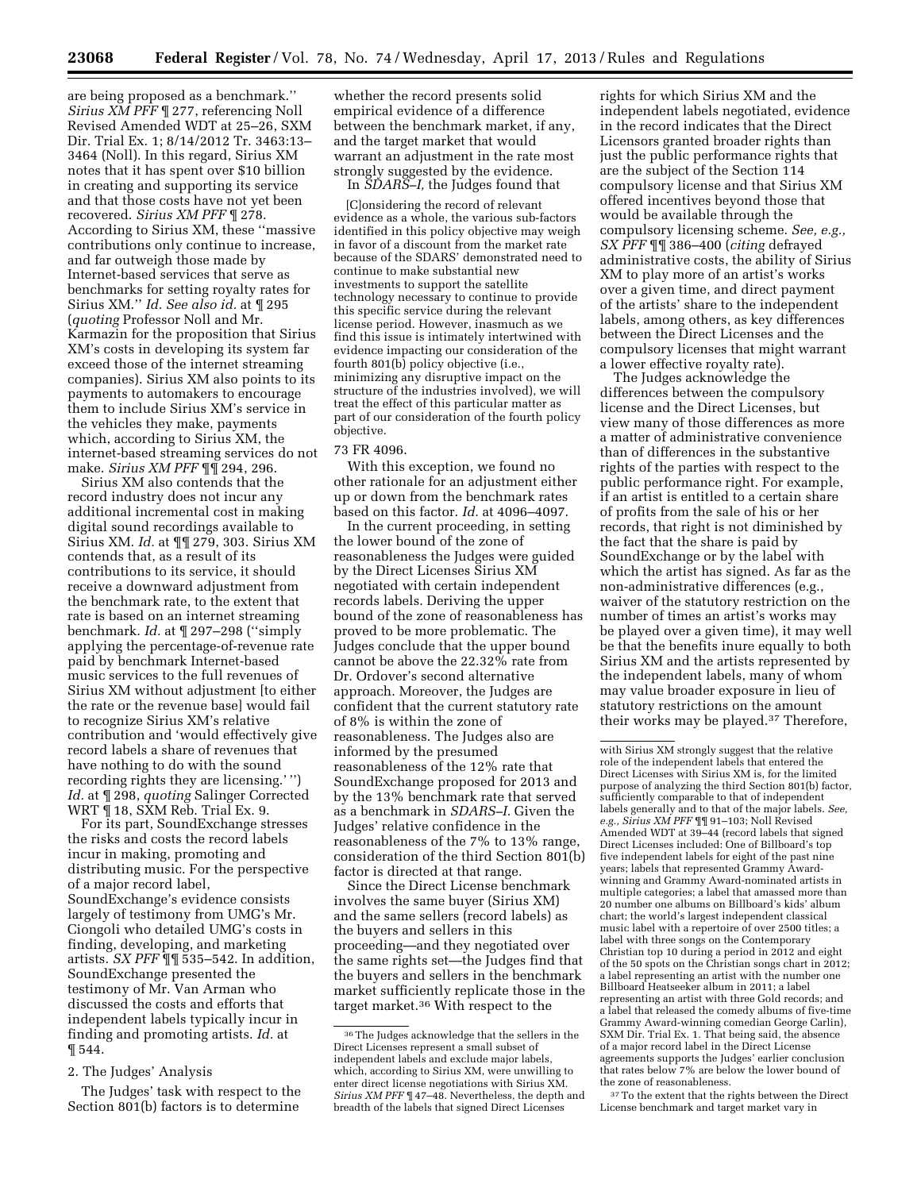are being proposed as a benchmark.'' *Sirius XM PFF* ¶ 277, referencing Noll Revised Amended WDT at 25–26, SXM Dir. Trial Ex. 1; 8/14/2012 Tr. 3463:13–3464 (Noll). In this regard, Sirius XM notes that it has spent over $10 billion in creating and supporting its service and that those costs have not yet been recovered. *Sirius XM PFF* ¶ 278. According to Sirius XM, these ''massive contributions only continue to increase, and far outweigh those made by Internet-based services that serve as benchmarks for setting royalty rates for Sirius XM.'' *Id. See also id.* at ¶ 295 (*quoting* Professor Noll and Mr. Karmazin for the proposition that Sirius XM's costs in developing its system far exceed those of the internet streaming companies). Sirius XM also points to its payments to automakers to encourage them to include Sirius XM's service in the vehicles they make, payments which, according to Sirius XM, the internet-based streaming services do not make. *Sirius XM PFF* ¶¶ 294, 296.

Sirius XM also contends that the record industry does not incur any additional incremental cost in making digital sound recordings available to Sirius XM. *Id.* at ¶¶ 279, 303. Sirius XM contends that, as a result of its contributions to its service, it should receive a downward adjustment from the benchmark rate, to the extent that rate is based on an internet streaming benchmark. *Id.* at ¶ 297–298 (''simply applying the percentage-of-revenue rate paid by benchmark Internet-based music services to the full revenues of Sirius XM without adjustment [to either the rate or the revenue base] would fail to recognize Sirius XM's relative contribution and 'would effectively give record labels a share of revenues that have nothing to do with the sound recording rights they are licensing.' '') *Id.* at ¶ 298, *quoting* Salinger Corrected WRT ¶ 18, SXM Reb. Trial Ex. 9.

For its part, SoundExchange stresses the risks and costs the record labels incur in making, promoting and distributing music. For the perspective of a major record label, SoundExchange's evidence consists largely of testimony from UMG's Mr. Ciongoli who detailed UMG's costs in finding, developing, and marketing artists. *SX PFF* ¶¶ 535–542. In addition, SoundExchange presented the testimony of Mr. Van Arman who discussed the costs and efforts that independent labels typically incur in finding and promoting artists. *Id.* at ¶ 544.

2. The Judges' Analysis

The Judges' task with respect to the Section 801(b) factors is to determine whether the record presents solid empirical evidence of a difference between the benchmark market, if any, and the target market that would warrant an adjustment in the rate most strongly suggested by the evidence.

In *SDARS–I,* the Judges found that

> [C]onsidering the record of relevant evidence as a whole, the various sub-factors identified in this policy objective may weigh in favor of a discount from the market rate because of the SDARS' demonstrated need to continue to make substantial new investments to support the satellite technology necessary to continue to provide this specific service during the relevant license period. However, inasmuch as we find this issue is intimately intertwined with evidence impacting our consideration of the fourth 801(b) policy objective (i.e., minimizing any disruptive impact on the structure of the industries involved), we will treat the effect of this particular matter as part of our consideration of the fourth policy objective.

73 FR 4096.

With this exception, we found no other rationale for an adjustment either up or down from the benchmark rates based on this factor. *Id.* at 4096–4097.

In the current proceeding, in setting the lower bound of the zone of reasonableness the Judges were guided by the Direct Licenses Sirius XM negotiated with certain independent records labels. Deriving the upper bound of the zone of reasonableness has proved to be more problematic. The Judges conclude that the upper bound cannot be above the 22.32% rate from Dr. Ordover's second alternative approach. Moreover, the Judges are confident that the current statutory rate of 8% is within the zone of reasonableness. The Judges also are informed by the presumed reasonableness of the 12% rate that SoundExchange proposed for 2013 and by the 13% benchmark rate that served as a benchmark in *SDARS–I.* Given the Judges' relative confidence in the reasonableness of the 7% to 13% range, consideration of the third Section 801(b) factor is directed at that range.

Since the Direct License benchmark involves the same buyer (Sirius XM) and the same sellers (record labels) as the buyers and sellers in this proceeding—and they negotiated over the same rights set—the Judges find that the buyers and sellers in the benchmark market sufficiently replicate those in the target market.[36] With respect to the rights for which Sirius XM and the independent labels negotiated, evidence in the record indicates that the Direct Licensors granted broader rights than just the public performance rights that are the subject of the Section 114 compulsory license and that Sirius XM offered incentives beyond those that would be available through the compulsory licensing scheme. *See, e.g., SX PFF* ¶¶ 386–400 (*citing* defrayed administrative costs, the ability of Sirius XM to play more of an artist's works over a given time, and direct payment of the artists' share to the independent labels, among others, as key differences between the Direct Licenses and the compulsory licenses that might warrant a lower effective royalty rate).

The Judges acknowledge the differences between the compulsory license and the Direct Licenses, but view many of those differences as more a matter of administrative convenience than of differences in the substantive rights of the parties with respect to the public performance right. For example, if an artist is entitled to a certain share of profits from the sale of his or her records, that right is not diminished by the fact that the share is paid by SoundExchange or by the label with which the artist has signed. As far as the non-administrative differences (e.g., waiver of the statutory restriction on the number of times an artist's works may be played over a given time), it may well be that the benefits inure equally to both Sirius XM and the artists represented by the independent labels, many of whom may value broader exposure in lieu of statutory restrictions on the amount their works may be played.[37] Therefore,

[36] The Judges acknowledge that the sellers in the Direct Licenses represent a small subset of independent labels and exclude major labels, which, according to Sirius XM, were unwilling to enter direct license negotiations with Sirius XM. *Sirius XM PFF* ¶ 47–48. Nevertheless, the depth and breadth of the labels that signed Direct Licenses with Sirius XM strongly suggest that the relative role of the independent labels that entered the Direct Licenses with Sirius XM is, for the limited purpose of analyzing the third Section 801(b) factor, sufficiently comparable to that of independent labels generally and to that of the major labels. *See, e.g., Sirius XM PFF* ¶¶ 91–103; Noll Revised Amended WDT at 39–44 (record labels that signed Direct Licenses included: One of Billboard's top five independent labels for eight of the past nine years; labels that represented Grammy Award-winning and Grammy Award-nominated artists in multiple categories; a label that amassed more than 20 number one albums on Billboard's kids' album chart; the world's largest independent classical music label with a repertoire of over 2500 titles; a label with three songs on the Contemporary Christian top 10 during a period in 2012 and eight of the 50 spots on the Christian songs chart in 2012; a label representing an artist with the number one Billboard Heatseeker album in 2011; a label representing an artist with three Gold records; and a label that released the comedy albums of five-time Grammy Award-winning comedian George Carlin), SXM Dir. Trial Ex. 1. That being said, the absence of a major record label in the Direct License agreements supports the Judges' earlier conclusion that rates below 7% are below the lower bound of the zone of reasonableness.

[37] To the extent that the rights between the Direct License benchmark and target market vary in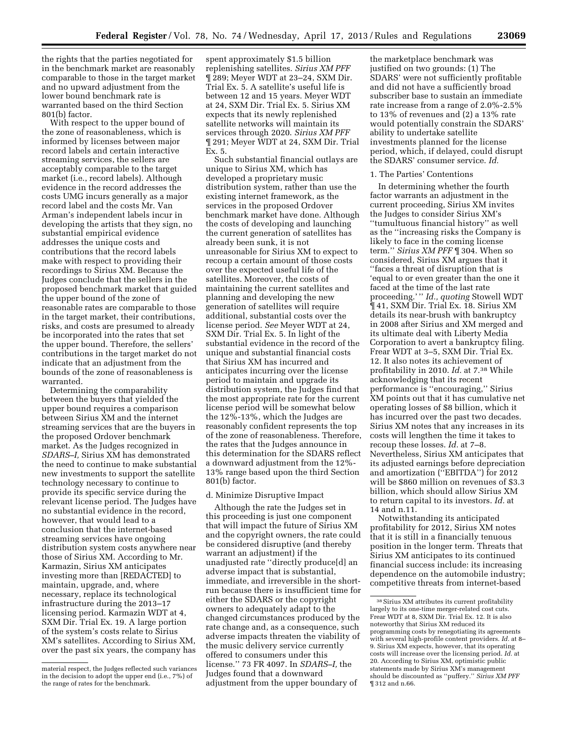the rights that the parties negotiated for in the benchmark market are reasonably comparable to those in the target market and no upward adjustment from the lower bound benchmark rate is warranted based on the third Section 801(b) factor.

With respect to the upper bound of the zone of reasonableness, which is informed by licenses between major record labels and certain interactive streaming services, the sellers are acceptably comparable to the target market (i.e., record labels). Although evidence in the record addresses the costs UMG incurs generally as a major record label and the costs Mr. Van Arman's independent labels incur in developing the artists that they sign, no substantial empirical evidence addresses the unique costs and contributions that the record labels make with respect to providing their recordings to Sirius XM. Because the Judges conclude that the sellers in the proposed benchmark market that guided the upper bound of the zone of reasonable rates are comparable to those in the target market, their contributions, risks, and costs are presumed to already be incorporated into the rates that set the upper bound. Therefore, the sellers' contributions in the target market do not indicate that an adjustment from the bounds of the zone of reasonableness is warranted.

Determining the comparability between the buyers that yielded the upper bound requires a comparison between Sirius XM and the internet streaming services that are the buyers in the proposed Ordover benchmark market. As the Judges recognized in *SDARS–I,* Sirius XM has demonstrated the need to continue to make substantial new investments to support the satellite technology necessary to continue to provide its specific service during the relevant license period. The Judges have no substantial evidence in the record, however, that would lead to a conclusion that the internet-based streaming services have ongoing distribution system costs anywhere near those of Sirius XM. According to Mr. Karmazin, Sirius XM anticipates investing more than [REDACTED] to maintain, upgrade, and, where necessary, replace its technological infrastructure during the 2013–17 licensing period. Karmazin WDT at 4, SXM Dir. Trial Ex. 19. A large portion of the system's costs relate to Sirius XM's satellites. According to Sirius XM, over the past six years, the company has spent approximately $1.5 billion replenishing satellites. *Sirius XM PFF* ¶ 289; Meyer WDT at 23–24, SXM Dir. Trial Ex. 5. A satellite's useful life is between 12 and 15 years. Meyer WDT at 24, SXM Dir. Trial Ex. 5. Sirius XM expects that its newly replenished satellite networks will maintain its services through 2020. *Sirius XM PFF* ¶ 291; Meyer WDT at 24, SXM Dir. Trial Ex. 5.

Such substantial financial outlays are unique to Sirius XM, which has developed a proprietary music distribution system, rather than use the existing internet framework, as the services in the proposed Ordover benchmark market have done. Although the costs of developing and launching the current generation of satellites has already been sunk, it is not unreasonable for Sirius XM to expect to recoup a certain amount of those costs over the expected useful life of the satellites. Moreover, the costs of maintaining the current satellites and planning and developing the new generation of satellites will require additional, substantial costs over the license period. *See* Meyer WDT at 24, SXM Dir. Trial Ex. 5. In light of the substantial evidence in the record of the unique and substantial financial costs that Sirius XM has incurred and anticipates incurring over the license period to maintain and upgrade its distribution system, the Judges find that the most appropriate rate for the current license period will be somewhat below the 12%-13%, which the Judges are reasonably confident represents the top of the zone of reasonableness. Therefore, the rates that the Judges announce in this determination for the SDARS reflect a downward adjustment from the 12%-13% range based upon the third Section 801(b) factor.

#### d. Minimize Disruptive Impact

Although the rate the Judges set in this proceeding is just one component that will impact the future of Sirius XM and the copyright owners, the rate could be considered disruptive (and thereby warrant an adjustment) if the unadjusted rate ''directly produce[d] an adverse impact that is substantial, immediate, and irreversible in the short-run because there is insufficient time for either the SDARS or the copyright owners to adequately adapt to the changed circumstances produced by the rate change and, as a consequence, such adverse impacts threaten the viability of the music delivery service currently offered to consumers under this license.'' 73 FR 4097. In *SDARS–I,* the Judges found that a downward adjustment from the upper boundary of the marketplace benchmark was justified on two grounds: (1) The SDARS' were not sufficiently profitable and did not have a sufficiently broad subscriber base to sustain an immediate rate increase from a range of 2.0%-2.5% to 13% of revenues and (2) a 13% rate would potentially constrain the SDARS' ability to undertake satellite investments planned for the license period, which, if delayed, could disrupt the SDARS' consumer service. *Id.*

##### 1. The Parties' Contentions

In determining whether the fourth factor warrants an adjustment in the current proceeding, Sirius XM invites the Judges to consider Sirius XM's ''tumultuous financial history'' as well as the ''increasing risks the Company is likely to face in the coming license term.'' *Sirius XM PFF* ¶ 304. When so considered, Sirius XM argues that it ''faces a threat of disruption that is 'equal to or even greater than the one it faced at the time of the last rate proceeding.' '' *Id., quoting* Stowell WDT ¶ 41, SXM Dir. Trial Ex. 18. Sirius XM details its near-brush with bankruptcy in 2008 after Sirius and XM merged and its ultimate deal with Liberty Media Corporation to avert a bankruptcy filing. Frear WDT at 3–5, SXM Dir. Trial Ex. 12. It also notes its achievement of profitability in 2010. *Id.* at 7.[38] While acknowledging that its recent performance is ''encouraging,'' Sirius XM points out that it has cumulative net operating losses of $8 billion, which it has incurred over the past two decades. Sirius XM notes that any increases in its costs will lengthen the time it takes to recoup these losses. *Id.* at 7–8. Nevertheless, Sirius XM anticipates that its adjusted earnings before depreciation and amortization (''EBITDA'') for 2012 will be $860 million on revenues of $3.3 billion, which should allow Sirius XM to return capital to its investors. *Id.* at 14 and n.11.

Notwithstanding its anticipated profitability for 2012, Sirius XM notes that it is still in a financially tenuous position in the longer term. Threats that Sirius XM anticipates to its continued financial success include: its increasing dependence on the automobile industry; competitive threats from internet-based

---

material respect, the Judges reflected such variances in the decision to adopt the upper end (i.e., 7%) of the range of rates for the benchmark.

[38] Sirius XM attributes its current profitability largely to its one-time merger-related cost cuts. Frear WDT at 8, SXM Dir. Trial Ex. 12. It is also noteworthy that Sirius XM reduced its programming costs by renegotiating its agreements with several high-profile content providers. *Id.* at 8–9. Sirius XM expects, however, that its operating costs will increase over the licensing period. *Id.* at 20. According to Sirius XM, optimistic public statements made by Sirius XM's management should be discounted as ''puffery.'' *Sirius XM PFF* ¶ 312 and n.66.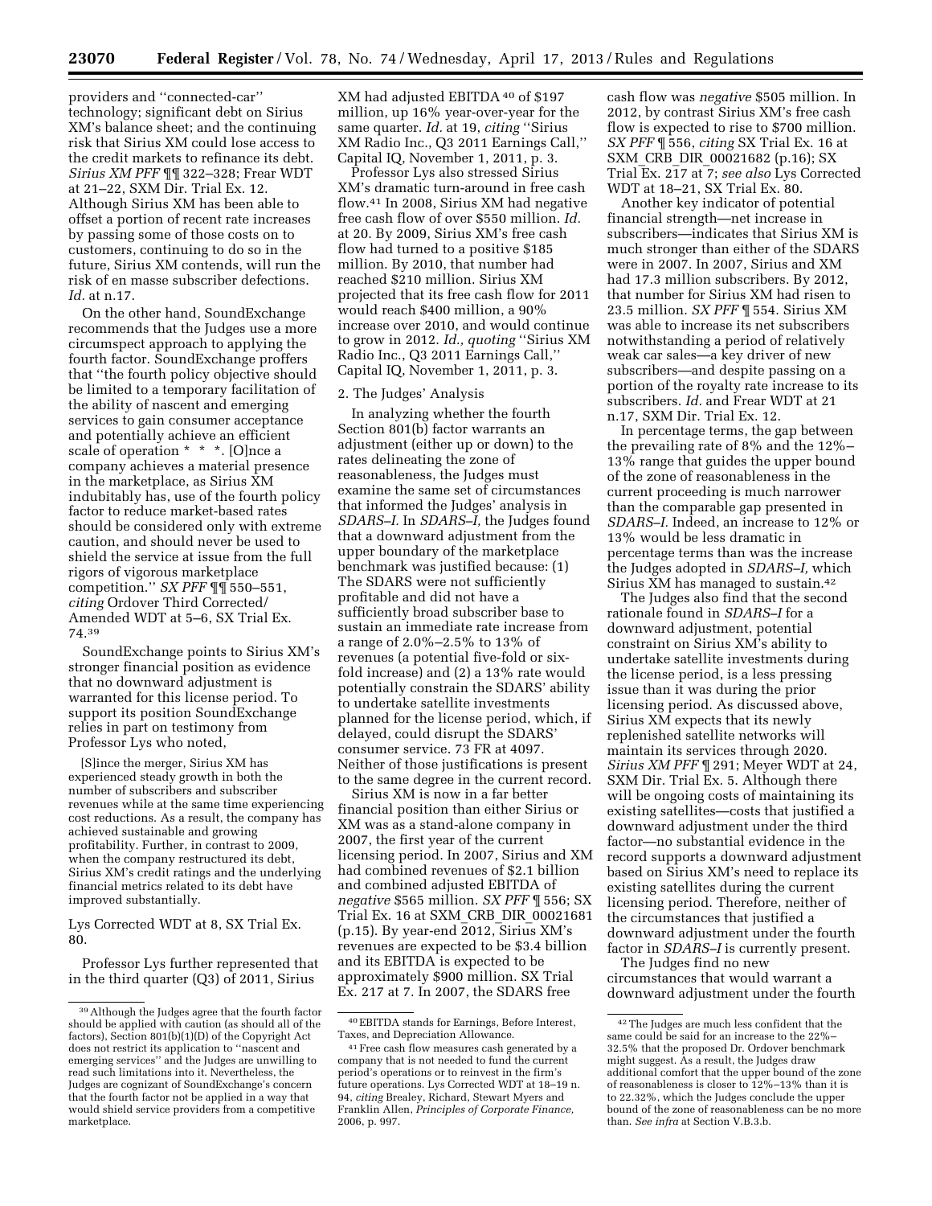providers and ''connected-car'' technology; significant debt on Sirius XM's balance sheet; and the continuing risk that Sirius XM could lose access to the credit markets to refinance its debt. *Sirius XM PFF* ¶¶ 322–328; Frear WDT at 21–22, SXM Dir. Trial Ex. 12. Although Sirius XM has been able to offset a portion of recent rate increases by passing some of those costs on to customers, continuing to do so in the future, Sirius XM contends, will run the risk of en masse subscriber defections. *Id.* at n.17.

On the other hand, SoundExchange recommends that the Judges use a more circumspect approach to applying the fourth factor. SoundExchange proffers that ''the fourth policy objective should be limited to a temporary facilitation of the ability of nascent and emerging services to gain consumer acceptance and potentially achieve an efficient scale of operation * * *. [O]nce a company achieves a material presence in the marketplace, as Sirius XM indubitably has, use of the fourth policy factor to reduce market-based rates should be considered only with extreme caution, and should never be used to shield the service at issue from the full rigors of vigorous marketplace competition.'' *SX PFF* ¶¶ 550–551, *citing* Ordover Third Corrected/ Amended WDT at 5–6, SX Trial Ex. 74.[39]

SoundExchange points to Sirius XM's stronger financial position as evidence that no downward adjustment is warranted for this license period. To support its position SoundExchange relies in part on testimony from Professor Lys who noted,

> [S]ince the merger, Sirius XM has experienced steady growth in both the number of subscribers and subscriber revenues while at the same time experiencing cost reductions. As a result, the company has achieved sustainable and growing profitability. Further, in contrast to 2009, when the company restructured its debt, Sirius XM's credit ratings and the underlying financial metrics related to its debt have improved substantially.

Lys Corrected WDT at 8, SX Trial Ex. 80.

Professor Lys further represented that in the third quarter (Q3) of 2011, Sirius XM had adjusted EBITDA[40] of $197 million, up 16% year-over-year for the same quarter. *Id.* at 19, *citing* ''Sirius XM Radio Inc., Q3 2011 Earnings Call,'' Capital IQ, November 1, 2011, p. 3.

Professor Lys also stressed Sirius XM's dramatic turn-around in free cash flow.[41] In 2008, Sirius XM had negative free cash flow of over $550 million. *Id.* at 20. By 2009, Sirius XM's free cash flow had turned to a positive $185 million. By 2010, that number had reached $210 million. Sirius XM projected that its free cash flow for 2011 would reach $400 million, a 90% increase over 2010, and would continue to grow in 2012. *Id., quoting* ''Sirius XM Radio Inc., Q3 2011 Earnings Call,'' Capital IQ, November 1, 2011, p. 3.

2. The Judges' Analysis

In analyzing whether the fourth Section 801(b) factor warrants an adjustment (either up or down) to the rates delineating the zone of reasonableness, the Judges must examine the same set of circumstances that informed the Judges' analysis in *SDARS–I.* In *SDARS–I,* the Judges found that a downward adjustment from the upper boundary of the marketplace benchmark was justified because: (1) The SDARS were not sufficiently profitable and did not have a sufficiently broad subscriber base to sustain an immediate rate increase from a range of 2.0%–2.5% to 13% of revenues (a potential five-fold or six-fold increase) and (2) a 13% rate would potentially constrain the SDARS' ability to undertake satellite investments planned for the license period, which, if delayed, could disrupt the SDARS' consumer service. 73 FR at 4097. Neither of those justifications is present to the same degree in the current record.

Sirius XM is now in a far better financial position than either Sirius or XM was as a stand-alone company in 2007, the first year of the current licensing period. In 2007, Sirius and XM had combined revenues of $2.1 billion and combined adjusted EBITDA of *negative* $565 million. *SX PFF* ¶ 556; SX Trial Ex. 16 at SXM_CRB_DIR_00021681 (p.15). By year-end 2012, Sirius XM's revenues are expected to be $3.4 billion and its EBITDA is expected to be approximately $900 million. SX Trial Ex. 217 at 7. In 2007, the SDARS free cash flow was *negative* $505 million. In 2012, by contrast Sirius XM's free cash flow is expected to rise to $700 million. *SX PFF* ¶ 556, *citing* SX Trial Ex. 16 at SXM_CRB_DIR_00021682 (p.16); SX Trial Ex. 217 at 7; *see also* Lys Corrected WDT at 18–21, SX Trial Ex. 80.

Another key indicator of potential financial strength—net increase in subscribers—indicates that Sirius XM is much stronger than either of the SDARS were in 2007. In 2007, Sirius and XM had 17.3 million subscribers. By 2012, that number for Sirius XM had risen to 23.5 million. *SX PFF* ¶ 554. Sirius XM was able to increase its net subscribers notwithstanding a period of relatively weak car sales—a key driver of new subscribers—and despite passing on a portion of the royalty rate increase to its subscribers. *Id.* and Frear WDT at 21 n.17, SXM Dir. Trial Ex. 12.

In percentage terms, the gap between the prevailing rate of 8% and the 12%–13% range that guides the upper bound of the zone of reasonableness in the current proceeding is much narrower than the comparable gap presented in *SDARS–I.* Indeed, an increase to 12% or 13% would be less dramatic in percentage terms than was the increase the Judges adopted in *SDARS–I,* which Sirius XM has managed to sustain.[42]

The Judges also find that the second rationale found in *SDARS–I* for a downward adjustment, potential constraint on Sirius XM's ability to undertake satellite investments during the license period, is a less pressing issue than it was during the prior licensing period. As discussed above, Sirius XM expects that its newly replenished satellite networks will maintain its services through 2020. *Sirius XM PFF* ¶ 291; Meyer WDT at 24, SXM Dir. Trial Ex. 5. Although there will be ongoing costs of maintaining its existing satellites—costs that justified a downward adjustment under the third factor—no substantial evidence in the record supports a downward adjustment based on Sirius XM's need to replace its existing satellites during the current licensing period. Therefore, neither of the circumstances that justified a downward adjustment under the fourth factor in *SDARS–I* is currently present.

The Judges find no new circumstances that would warrant a downward adjustment under the fourth

---

[39] Although the Judges agree that the fourth factor should be applied with caution (as should all of the factors), Section 801(b)(1)(D) of the Copyright Act does not restrict its application to ''nascent and emerging services'' and the Judges are unwilling to read such limitations into it. Nevertheless, the Judges are cognizant of SoundExchange's concern that the fourth factor not be applied in a way that would shield service providers from a competitive marketplace.

[40] EBITDA stands for Earnings, Before Interest, Taxes, and Depreciation Allowance.

[41] Free cash flow measures cash generated by a company that is not needed to fund the current period's operations or to reinvest in the firm's future operations. Lys Corrected WDT at 18–19 n. 94, *citing* Brealey, Richard, Stewart Myers and Franklin Allen, *Principles of Corporate Finance,* 2006, p. 997.

[42] The Judges are much less confident that the same could be said for an increase to the 22%–32.5% that the proposed Dr. Ordover benchmark might suggest. As a result, the Judges draw additional comfort that the upper bound of the zone of reasonableness is closer to 12%–13% than it is to 22.32%, which the Judges conclude the upper bound of the zone of reasonableness can be no more than. *See infra* at Section V.B.3.b.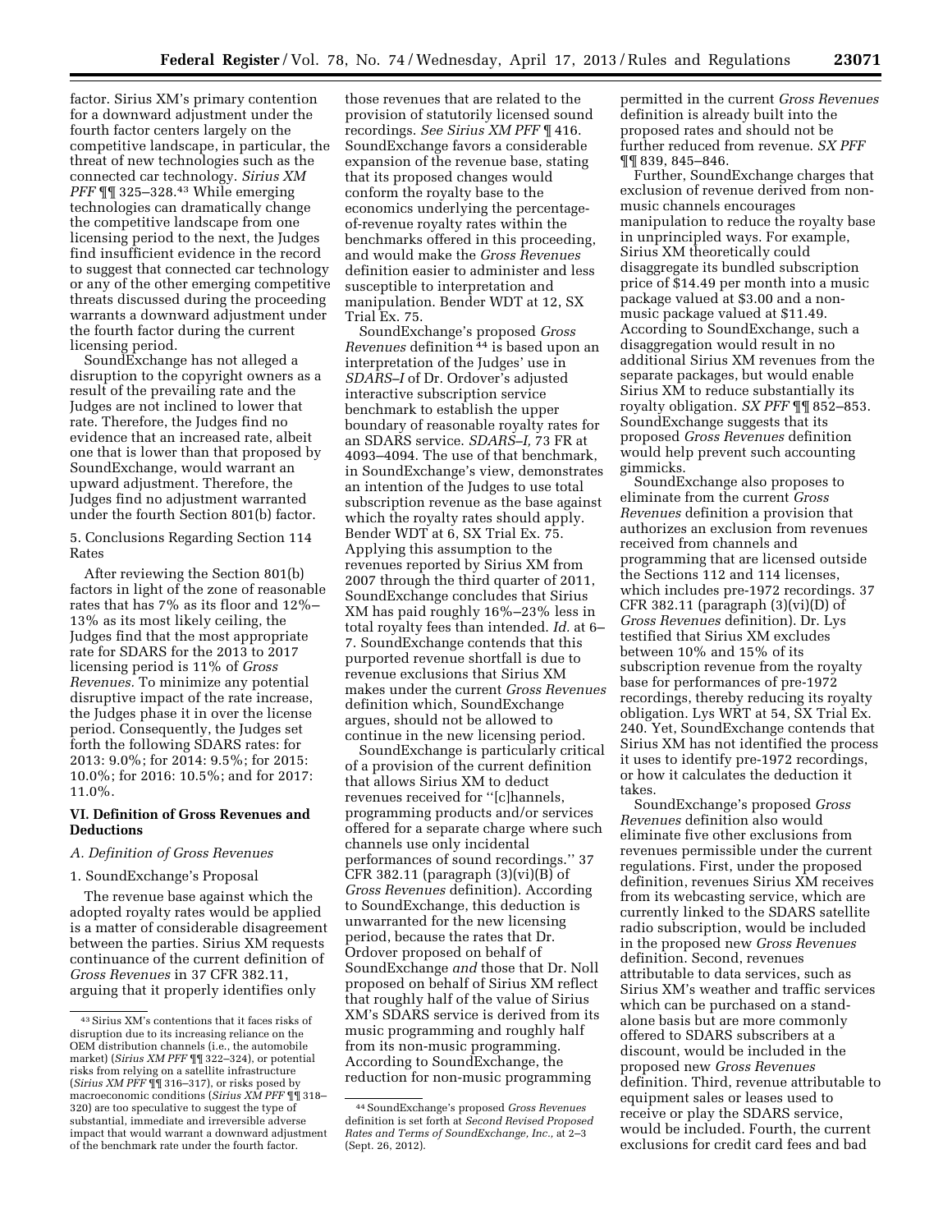factor. Sirius XM's primary contention for a downward adjustment under the fourth factor centers largely on the competitive landscape, in particular, the threat of new technologies such as the connected car technology. *Sirius XM PFF* ¶¶ 325–328.[43] While emerging technologies can dramatically change the competitive landscape from one licensing period to the next, the Judges find insufficient evidence in the record to suggest that connected car technology or any of the other emerging competitive threats discussed during the proceeding warrants a downward adjustment under the fourth factor during the current licensing period.

SoundExchange has not alleged a disruption to the copyright owners as a result of the prevailing rate and the Judges are not inclined to lower that rate. Therefore, the Judges find no evidence that an increased rate, albeit one that is lower than that proposed by SoundExchange, would warrant an upward adjustment. Therefore, the Judges find no adjustment warranted under the fourth Section 801(b) factor.

5. Conclusions Regarding Section 114 Rates

After reviewing the Section 801(b) factors in light of the zone of reasonable rates that has 7% as its floor and 12%–13% as its most likely ceiling, the Judges find that the most appropriate rate for SDARS for the 2013 to 2017 licensing period is 11% of *Gross Revenues.* To minimize any potential disruptive impact of the rate increase, the Judges phase it in over the license period. Consequently, the Judges set forth the following SDARS rates: for 2013: 9.0%; for 2014: 9.5%; for 2015: 10.0%; for 2016: 10.5%; and for 2017: 11.0%.

## VI. Definition of Gross Revenues and Deductions

### A. Definition of Gross Revenues

#### 1. SoundExchange's Proposal

The revenue base against which the adopted royalty rates would be applied is a matter of considerable disagreement between the parties. Sirius XM requests continuance of the current definition of *Gross Revenues* in 37 CFR 382.11, arguing that it properly identifies only those revenues that are related to the provision of statutorily licensed sound recordings. *See Sirius XM PFF* ¶ 416. SoundExchange favors a considerable expansion of the revenue base, stating that its proposed changes would conform the royalty base to the economics underlying the percentage-of-revenue royalty rates within the benchmarks offered in this proceeding, and would make the *Gross Revenues* definition easier to administer and less susceptible to interpretation and manipulation. Bender WDT at 12, SX Trial Ex. 75.

SoundExchange's proposed *Gross Revenues* definition[44] is based upon an interpretation of the Judges' use in *SDARS–I* of Dr. Ordover's adjusted interactive subscription service benchmark to establish the upper boundary of reasonable royalty rates for an SDARS service. *SDARS–I,* 73 FR at 4093–4094. The use of that benchmark, in SoundExchange's view, demonstrates an intention of the Judges to use total subscription revenue as the base against which the royalty rates should apply. Bender WDT at 6, SX Trial Ex. 75. Applying this assumption to the revenues reported by Sirius XM from 2007 through the third quarter of 2011, SoundExchange concludes that Sirius XM has paid roughly 16%–23% less in total royalty fees than intended. *Id.* at 6–7. SoundExchange contends that this purported revenue shortfall is due to revenue exclusions that Sirius XM makes under the current *Gross Revenues* definition which, SoundExchange argues, should not be allowed to continue in the new licensing period.

SoundExchange is particularly critical of a provision of the current definition that allows Sirius XM to deduct revenues received for ''[c]hannels, programming products and/or services offered for a separate charge where such channels use only incidental performances of sound recordings.'' 37 CFR 382.11 (paragraph (3)(vi)(B) of *Gross Revenues* definition). According to SoundExchange, this deduction is unwarranted for the new licensing period, because the rates that Dr. Ordover proposed on behalf of SoundExchange *and* those that Dr. Noll proposed on behalf of Sirius XM reflect that roughly half of the value of Sirius XM's SDARS service is derived from its music programming and roughly half from its non-music programming. According to SoundExchange, the reduction for non-music programming permitted in the current *Gross Revenues* definition is already built into the proposed rates and should not be further reduced from revenue. *SX PFF* ¶¶ 839, 845–846.

Further, SoundExchange charges that exclusion of revenue derived from non-music channels encourages manipulation to reduce the royalty base in unprincipled ways. For example, Sirius XM theoretically could disaggregate its bundled subscription price of $14.49 per month into a music package valued at $3.00 and a non-music package valued at $11.49. According to SoundExchange, such a disaggregation would result in no additional Sirius XM revenues from the separate packages, but would enable Sirius XM to reduce substantially its royalty obligation. *SX PFF* ¶¶ 852–853. SoundExchange suggests that its proposed *Gross Revenues* definition would help prevent such accounting gimmicks.

SoundExchange also proposes to eliminate from the current *Gross Revenues* definition a provision that authorizes an exclusion from revenues received from channels and programming that are licensed outside the Sections 112 and 114 licenses, which includes pre-1972 recordings. 37 CFR 382.11 (paragraph (3)(vi)(D) of *Gross Revenues* definition). Dr. Lys testified that Sirius XM excludes between 10% and 15% of its subscription revenue from the royalty base for performances of pre-1972 recordings, thereby reducing its royalty obligation. Lys WRT at 54, SX Trial Ex. 240. Yet, SoundExchange contends that Sirius XM has not identified the process it uses to identify pre-1972 recordings, or how it calculates the deduction it takes.

SoundExchange's proposed *Gross Revenues* definition also would eliminate five other exclusions from revenues permissible under the current regulations. First, under the proposed definition, revenues Sirius XM receives from its webcasting service, which are currently linked to the SDARS satellite radio subscription, would be included in the proposed new *Gross Revenues* definition. Second, revenues attributable to data services, such as Sirius XM's weather and traffic services which can be purchased on a stand-alone basis but are more commonly offered to SDARS subscribers at a discount, would be included in the proposed new *Gross Revenues* definition. Third, revenue attributable to equipment sales or leases used to receive or play the SDARS service, would be included. Fourth, the current exclusions for credit card fees and bad

---

[43] Sirius XM's contentions that it faces risks of disruption due to its increasing reliance on the OEM distribution channels (i.e., the automobile market) (*Sirius XM PFF* ¶¶ 322–324), or potential risks from relying on a satellite infrastructure (*Sirius XM PFF* ¶¶ 316–317), or risks posed by macroeconomic conditions (*Sirius XM PFF* ¶¶ 318–320) are too speculative to suggest the type of substantial, immediate and irreversible adverse impact that would warrant a downward adjustment of the benchmark rate under the fourth factor.

[44] SoundExchange's proposed *Gross Revenues* definition is set forth at *Second Revised Proposed Rates and Terms of SoundExchange, Inc.,* at 2–3 (Sept. 26, 2012).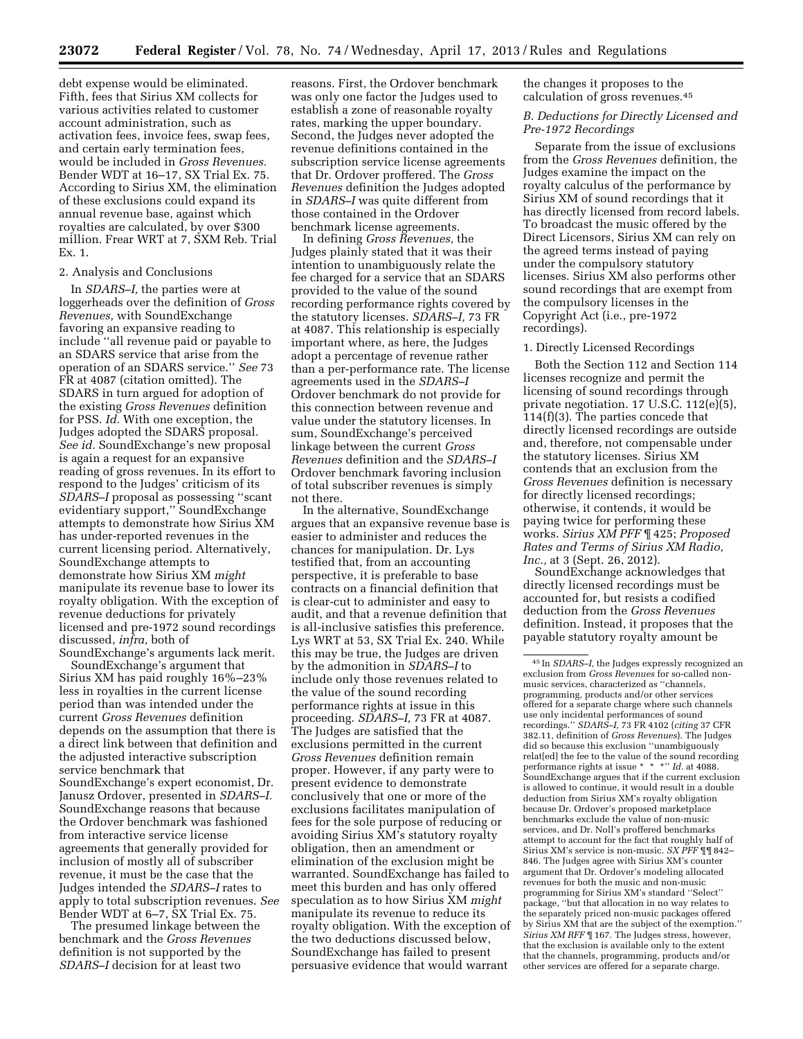debt expense would be eliminated. Fifth, fees that Sirius XM collects for various activities related to customer account administration, such as activation fees, invoice fees, swap fees, and certain early termination fees, would be included in *Gross Revenues.* Bender WDT at 16–17, SX Trial Ex. 75. According to Sirius XM, the elimination of these exclusions could expand its annual revenue base, against which royalties are calculated, by over $300 million. Frear WRT at 7, SXM Reb. Trial Ex. 1.

2. Analysis and Conclusions

In *SDARS–I,* the parties were at loggerheads over the definition of *Gross Revenues,* with SoundExchange favoring an expansive reading to include ''all revenue paid or payable to an SDARS service that arise from the operation of an SDARS service.'' *See* 73 FR at 4087 (citation omitted). The SDARS in turn argued for adoption of the existing *Gross Revenues* definition for PSS. *Id.* With one exception, the Judges adopted the SDARS proposal. *See id.* SoundExchange's new proposal is again a request for an expansive reading of gross revenues. In its effort to respond to the Judges' criticism of its *SDARS–I* proposal as possessing ''scant evidentiary support,'' SoundExchange attempts to demonstrate how Sirius XM has under-reported revenues in the current licensing period. Alternatively, SoundExchange attempts to demonstrate how Sirius XM *might* manipulate its revenue base to lower its royalty obligation. With the exception of revenue deductions for privately licensed and pre-1972 sound recordings discussed, *infra,* both of SoundExchange's arguments lack merit.

SoundExchange's argument that Sirius XM has paid roughly 16%–23% less in royalties in the current license period than was intended under the current *Gross Revenues* definition depends on the assumption that there is a direct link between that definition and the adjusted interactive subscription service benchmark that SoundExchange's expert economist, Dr. Janusz Ordover, presented in *SDARS–I.* SoundExchange reasons that because the Ordover benchmark was fashioned from interactive service license agreements that generally provided for inclusion of mostly all of subscriber revenue, it must be the case that the Judges intended the *SDARS–I* rates to apply to total subscription revenues. *See* Bender WDT at 6–7, SX Trial Ex. 75.

The presumed linkage between the benchmark and the *Gross Revenues* definition is not supported by the *SDARS–I* decision for at least two reasons. First, the Ordover benchmark was only one factor the Judges used to establish a zone of reasonable royalty rates, marking the upper boundary. Second, the Judges never adopted the revenue definitions contained in the subscription service license agreements that Dr. Ordover proffered. The *Gross Revenues* definition the Judges adopted in *SDARS–I* was quite different from those contained in the Ordover benchmark license agreements.

In defining *Gross Revenues,* the Judges plainly stated that it was their intention to unambiguously relate the fee charged for a service that an SDARS provided to the value of the sound recording performance rights covered by the statutory licenses. *SDARS–I,* 73 FR at 4087. This relationship is especially important where, as here, the Judges adopt a percentage of revenue rather than a per-performance rate. The license agreements used in the *SDARS–I* Ordover benchmark do not provide for this connection between revenue and value under the statutory licenses. In sum, SoundExchange's perceived linkage between the current *Gross Revenues* definition and the *SDARS–I* Ordover benchmark favoring inclusion of total subscriber revenues is simply not there.

In the alternative, SoundExchange argues that an expansive revenue base is easier to administer and reduces the chances for manipulation. Dr. Lys testified that, from an accounting perspective, it is preferable to base contracts on a financial definition that is clear-cut to administer and easy to audit, and that a revenue definition that is all-inclusive satisfies this preference. Lys WRT at 53, SX Trial Ex. 240. While this may be true, the Judges are driven by the admonition in *SDARS–I* to include only those revenues related to the value of the sound recording performance rights at issue in this proceeding. *SDARS–I,* 73 FR at 4087. The Judges are satisfied that the exclusions permitted in the current *Gross Revenues* definition remain proper. However, if any party were to present evidence to demonstrate conclusively that one or more of the exclusions facilitates manipulation of fees for the sole purpose of reducing or avoiding Sirius XM's statutory royalty obligation, then an amendment or elimination of the exclusion might be warranted. SoundExchange has failed to meet this burden and has only offered speculation as to how Sirius XM *might* manipulate its revenue to reduce its royalty obligation. With the exception of the two deductions discussed below, SoundExchange has failed to present persuasive evidence that would warrant the changes it proposes to the calculation of gross revenues.[45]

*B. Deductions for Directly Licensed and Pre-1972 Recordings*

Separate from the issue of exclusions from the *Gross Revenues* definition, the Judges examine the impact on the royalty calculus of the performance by Sirius XM of sound recordings that it has directly licensed from record labels. To broadcast the music offered by the Direct Licensors, Sirius XM can rely on the agreed terms instead of paying under the compulsory statutory licenses. Sirius XM also performs other sound recordings that are exempt from the compulsory licenses in the Copyright Act (i.e., pre-1972 recordings).

1. Directly Licensed Recordings

Both the Section 112 and Section 114 licenses recognize and permit the licensing of sound recordings through private negotiation. 17 U.S.C. 112(e)(5), 114(f)(3). The parties concede that directly licensed recordings are outside and, therefore, not compensable under the statutory licenses. Sirius XM contends that an exclusion from the *Gross Revenues* definition is necessary for directly licensed recordings; otherwise, it contends, it would be paying twice for performing these works. *Sirius XM PFF* ¶ 425; *Proposed Rates and Terms of Sirius XM Radio, Inc.,* at 3 (Sept. 26, 2012).

SoundExchange acknowledges that directly licensed recordings must be accounted for, but resists a codified deduction from the *Gross Revenues* definition. Instead, it proposes that the payable statutory royalty amount be

[45] In *SDARS–I,* the Judges expressly recognized an exclusion from *Gross Revenues* for so-called non-music services, characterized as ''channels, programming, products and/or other services offered for a separate charge where such channels use only incidental performances of sound recordings.'' *SDARS–I,* 73 FR 4102 (*citing* 37 CFR 382.11, definition of *Gross Revenues*). The Judges did so because this exclusion ''unambiguously relat[ed] the fee to the value of the sound recording performance rights at issue * * *'' *Id.* at 4088. SoundExchange argues that if the current exclusion is allowed to continue, it would result in a double deduction from Sirius XM's royalty obligation because Dr. Ordover's proposed marketplace benchmarks exclude the value of non-music services, and Dr. Noll's proffered benchmarks attempt to account for the fact that roughly half of Sirius XM's service is non-music. *SX PFF* ¶¶ 842–846. The Judges agree with Sirius XM's counter argument that Dr. Ordover's modeling allocated revenues for both the music and non-music programming for Sirius XM's standard ''Select'' package, ''but that allocation in no way relates to the separately priced non-music packages offered by Sirius XM that are the subject of the exemption.'' *Sirius XM RFF* ¶ 167. The Judges stress, however, that the exclusion is available only to the extent that the channels, programming, products and/or other services are offered for a separate charge.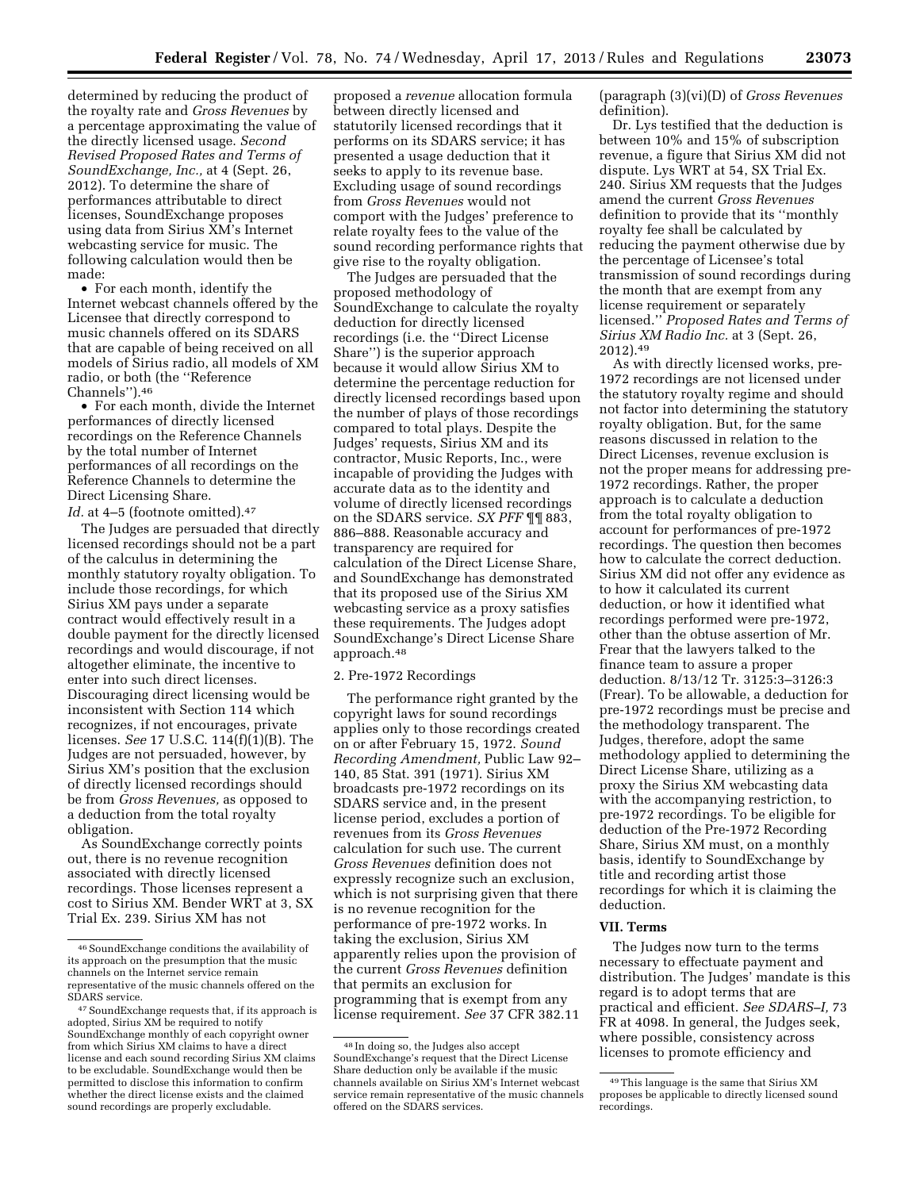determined by reducing the product of the royalty rate and *Gross Revenues* by a percentage approximating the value of the directly licensed usage. *Second Revised Proposed Rates and Terms of SoundExchange, Inc.,* at 4 (Sept. 26, 2012). To determine the share of performances attributable to direct licenses, SoundExchange proposes using data from Sirius XM's Internet webcasting service for music. The following calculation would then be made:

- For each month, identify the Internet webcast channels offered by the Licensee that directly correspond to music channels offered on its SDARS that are capable of being received on all models of Sirius radio, all models of XM radio, or both (the ''Reference Channels'').[46]
- For each month, divide the Internet performances of directly licensed recordings on the Reference Channels by the total number of Internet performances of all recordings on the Reference Channels to determine the Direct Licensing Share.

*Id.* at 4–5 (footnote omitted).[47]

The Judges are persuaded that directly licensed recordings should not be a part of the calculus in determining the monthly statutory royalty obligation. To include those recordings, for which Sirius XM pays under a separate contract would effectively result in a double payment for the directly licensed recordings and would discourage, if not altogether eliminate, the incentive to enter into such direct licenses. Discouraging direct licensing would be inconsistent with Section 114 which recognizes, if not encourages, private licenses. *See* 17 U.S.C. 114(f)(1)(B). The Judges are not persuaded, however, by Sirius XM's position that the exclusion of directly licensed recordings should be from *Gross Revenues,* as opposed to a deduction from the total royalty obligation.

As SoundExchange correctly points out, there is no revenue recognition associated with directly licensed recordings. Those licenses represent a cost to Sirius XM. Bender WRT at 3, SX Trial Ex. 239. Sirius XM has not proposed a *revenue* allocation formula between directly licensed and statutorily licensed recordings that it performs on its SDARS service; it has presented a usage deduction that it seeks to apply to its revenue base. Excluding usage of sound recordings from *Gross Revenues* would not comport with the Judges' preference to relate royalty fees to the value of the sound recording performance rights that give rise to the royalty obligation.

The Judges are persuaded that the proposed methodology of SoundExchange to calculate the royalty deduction for directly licensed recordings (i.e. the ''Direct License Share'') is the superior approach because it would allow Sirius XM to determine the percentage reduction for directly licensed recordings based upon the number of plays of those recordings compared to total plays. Despite the Judges' requests, Sirius XM and its contractor, Music Reports, Inc., were incapable of providing the Judges with accurate data as to the identity and volume of directly licensed recordings on the SDARS service. *SX PFF* ¶¶ 883, 886–888. Reasonable accuracy and transparency are required for calculation of the Direct License Share, and SoundExchange has demonstrated that its proposed use of the Sirius XM webcasting service as a proxy satisfies these requirements. The Judges adopt SoundExchange's Direct License Share approach.[48]

### 2. Pre-1972 Recordings

The performance right granted by the copyright laws for sound recordings applies only to those recordings created on or after February 15, 1972. *Sound Recording Amendment,* Public Law 92–140, 85 Stat. 391 (1971). Sirius XM broadcasts pre-1972 recordings on its SDARS service and, in the present license period, excludes a portion of revenues from its *Gross Revenues* calculation for such use. The current *Gross Revenues* definition does not expressly recognize such an exclusion, which is not surprising given that there is no revenue recognition for the performance of pre-1972 works. In taking the exclusion, Sirius XM apparently relies upon the provision of the current *Gross Revenues* definition that permits an exclusion for programming that is exempt from any license requirement. *See* 37 CFR 382.11 (paragraph (3)(vi)(D) of *Gross Revenues* definition).

Dr. Lys testified that the deduction is between 10% and 15% of subscription revenue, a figure that Sirius XM did not dispute. Lys WRT at 54, SX Trial Ex. 240. Sirius XM requests that the Judges amend the current *Gross Revenues* definition to provide that its ''monthly royalty fee shall be calculated by reducing the payment otherwise due by the percentage of Licensee's total transmission of sound recordings during the month that are exempt from any license requirement or separately licensed.'' *Proposed Rates and Terms of Sirius XM Radio Inc.* at 3 (Sept. 26, 2012).[49]

As with directly licensed works, pre-1972 recordings are not licensed under the statutory royalty regime and should not factor into determining the statutory royalty obligation. But, for the same reasons discussed in relation to the Direct Licenses, revenue exclusion is not the proper means for addressing pre-1972 recordings. Rather, the proper approach is to calculate a deduction from the total royalty obligation to account for performances of pre-1972 recordings. The question then becomes how to calculate the correct deduction. Sirius XM did not offer any evidence as to how it calculated its current deduction, or how it identified what recordings performed were pre-1972, other than the obtuse assertion of Mr. Frear that the lawyers talked to the finance team to assure a proper deduction. 8/13/12 Tr. 3125:3–3126:3 (Frear). To be allowable, a deduction for pre-1972 recordings must be precise and the methodology transparent. The Judges, therefore, adopt the same methodology applied to determining the Direct License Share, utilizing as a proxy the Sirius XM webcasting data with the accompanying restriction, to pre-1972 recordings. To be eligible for deduction of the Pre-1972 Recording Share, Sirius XM must, on a monthly basis, identify to SoundExchange by title and recording artist those recordings for which it is claiming the deduction.

## VII. Terms

The Judges now turn to the terms necessary to effectuate payment and distribution. The Judges' mandate is this regard is to adopt terms that are practical and efficient. *See SDARS–I,* 73 FR at 4098. In general, the Judges seek, where possible, consistency across licenses to promote efficiency and

---

[46] SoundExchange conditions the availability of its approach on the presumption that the music channels on the Internet service remain representative of the music channels offered on the SDARS service.

[47] SoundExchange requests that, if its approach is adopted, Sirius XM be required to notify SoundExchange monthly of each copyright owner from which Sirius XM claims to have a direct license and each sound recording Sirius XM claims to be excludable. SoundExchange would then be permitted to disclose this information to confirm whether the direct license exists and the claimed sound recordings are properly excludable.

[48] In doing so, the Judges also accept SoundExchange's request that the Direct License Share deduction only be available if the music channels available on Sirius XM's Internet webcast service remain representative of the music channels offered on the SDARS services.

[49] This language is the same that Sirius XM proposes be applicable to directly licensed sound recordings.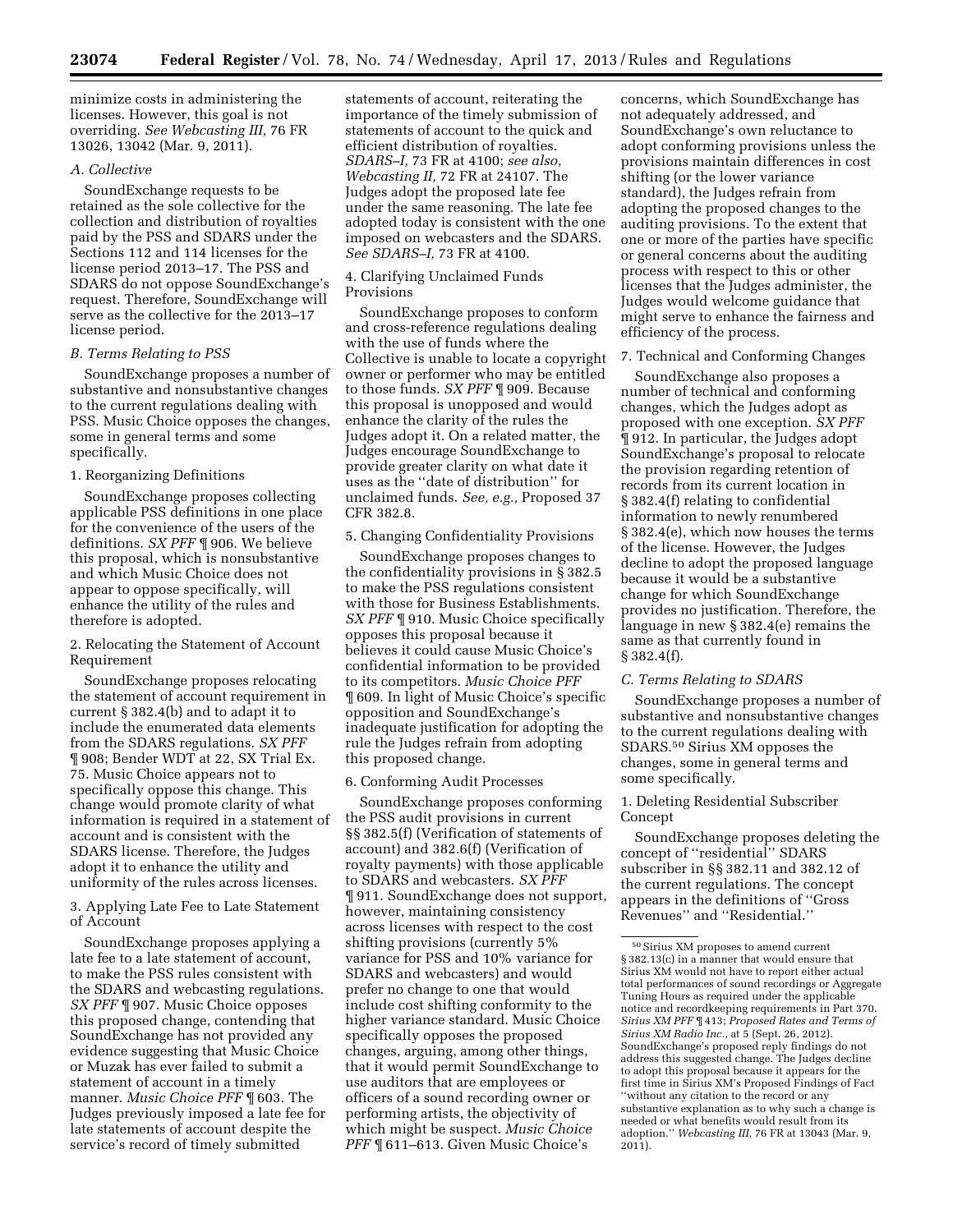minimize costs in administering the licenses. However, this goal is not overriding. *See Webcasting III,* 76 FR 13026, 13042 (Mar. 9, 2011).

### A. Collective

SoundExchange requests to be retained as the sole collective for the collection and distribution of royalties paid by the PSS and SDARS under the Sections 112 and 114 licenses for the license period 2013–17. The PSS and SDARS do not oppose SoundExchange's request. Therefore, SoundExchange will serve as the collective for the 2013–17 license period.

### B. Terms Relating to PSS

SoundExchange proposes a number of substantive and nonsubstantive changes to the current regulations dealing with PSS. Music Choice opposes the changes, some in general terms and some specifically.

#### 1. Reorganizing Definitions

SoundExchange proposes collecting applicable PSS definitions in one place for the convenience of the users of the definitions. *SX PFF* ¶ 906. We believe this proposal, which is nonsubstantive and which Music Choice does not appear to oppose specifically, will enhance the utility of the rules and therefore is adopted.

#### 2. Relocating the Statement of Account Requirement

SoundExchange proposes relocating the statement of account requirement in current § 382.4(b) and to adapt it to include the enumerated data elements from the SDARS regulations. *SX PFF* ¶ 908; Bender WDT at 22, SX Trial Ex. 75. Music Choice appears not to specifically oppose this change. This change would promote clarity of what information is required in a statement of account and is consistent with the SDARS license. Therefore, the Judges adopt it to enhance the utility and uniformity of the rules across licenses.

#### 3. Applying Late Fee to Late Statement of Account

SoundExchange proposes applying a late fee to a late statement of account, to make the PSS rules consistent with the SDARS and webcasting regulations. *SX PFF* ¶ 907. Music Choice opposes this proposed change, contending that SoundExchange has not provided any evidence suggesting that Music Choice or Muzak has ever failed to submit a statement of account in a timely manner. *Music Choice PFF* ¶ 603. The Judges previously imposed a late fee for late statements of account despite the service's record of timely submitted statements of account, reiterating the importance of the timely submission of statements of account to the quick and efficient distribution of royalties. *SDARS–I,* 73 FR at 4100; *see also, Webcasting II,* 72 FR at 24107. The Judges adopt the proposed late fee under the same reasoning. The late fee adopted today is consistent with the one imposed on webcasters and the SDARS. *See SDARS–I,* 73 FR at 4100.

#### 4. Clarifying Unclaimed Funds Provisions

SoundExchange proposes to conform and cross-reference regulations dealing with the use of funds where the Collective is unable to locate a copyright owner or performer who may be entitled to those funds. *SX PFF* ¶ 909. Because this proposal is unopposed and would enhance the clarity of the rules the Judges adopt it. On a related matter, the Judges encourage SoundExchange to provide greater clarity on what date it uses as the ''date of distribution'' for unclaimed funds. *See, e.g.,* Proposed 37 CFR 382.8.

#### 5. Changing Confidentiality Provisions

SoundExchange proposes changes to the confidentiality provisions in § 382.5 to make the PSS regulations consistent with those for Business Establishments. *SX PFF* ¶ 910. Music Choice specifically opposes this proposal because it believes it could cause Music Choice's confidential information to be provided to its competitors. *Music Choice PFF* ¶ 609. In light of Music Choice's specific opposition and SoundExchange's inadequate justification for adopting the rule the Judges refrain from adopting this proposed change.

#### 6. Conforming Audit Processes

SoundExchange proposes conforming the PSS audit provisions in current §§ 382.5(f) (Verification of statements of account) and 382.6(f) (Verification of royalty payments) with those applicable to SDARS and webcasters. *SX PFF* ¶ 911. SoundExchange does not support, however, maintaining consistency across licenses with respect to the cost shifting provisions (currently 5% variance for PSS and 10% variance for SDARS and webcasters) and would prefer no change to one that would include cost shifting conformity to the higher variance standard. Music Choice specifically opposes the proposed changes, arguing, among other things, that it would permit SoundExchange to use auditors that are employees or officers of a sound recording owner or performing artists, the objectivity of which might be suspect. *Music Choice PFF* ¶ 611–613. Given Music Choice's concerns, which SoundExchange has not adequately addressed, and SoundExchange's own reluctance to adopt conforming provisions unless the provisions maintain differences in cost shifting (or the lower variance standard), the Judges refrain from adopting the proposed changes to the auditing provisions. To the extent that one or more of the parties have specific or general concerns about the auditing process with respect to this or other licenses that the Judges administer, the Judges would welcome guidance that might serve to enhance the fairness and efficiency of the process.

#### 7. Technical and Conforming Changes

SoundExchange also proposes a number of technical and conforming changes, which the Judges adopt as proposed with one exception. *SX PFF* ¶ 912. In particular, the Judges adopt SoundExchange's proposal to relocate the provision regarding retention of records from its current location in § 382.4(f) relating to confidential information to newly renumbered § 382.4(e), which now houses the terms of the license. However, the Judges decline to adopt the proposed language because it would be a substantive change for which SoundExchange provides no justification. Therefore, the language in new § 382.4(e) remains the same as that currently found in § 382.4(f).

### C. Terms Relating to SDARS

SoundExchange proposes a number of substantive and nonsubstantive changes to the current regulations dealing with SDARS.[50] Sirius XM opposes the changes, some in general terms and some specifically.

#### 1. Deleting Residential Subscriber Concept

SoundExchange proposes deleting the concept of ''residential'' SDARS subscriber in §§ 382.11 and 382.12 of the current regulations. The concept appears in the definitions of ''Gross Revenues'' and ''Residential.''

---

[50] Sirius XM proposes to amend current § 382.13(c) in a manner that would ensure that Sirius XM would not have to report either actual total performances of sound recordings or Aggregate Tuning Hours as required under the applicable notice and recordkeeping requirements in Part 370. *Sirius XM PFF* ¶ 413; *Proposed Rates and Terms of Sirius XM Radio Inc.,* at 5 (Sept. 26, 2012). SoundExchange's proposed reply findings do not address this suggested change. The Judges decline to adopt this proposal because it appears for the first time in Sirius XM's Proposed Findings of Fact ''without any citation to the record or any substantive explanation as to why such a change is needed or what benefits would result from its adoption.'' *Webcasting III,* 76 FR at 13043 (Mar. 9, 2011).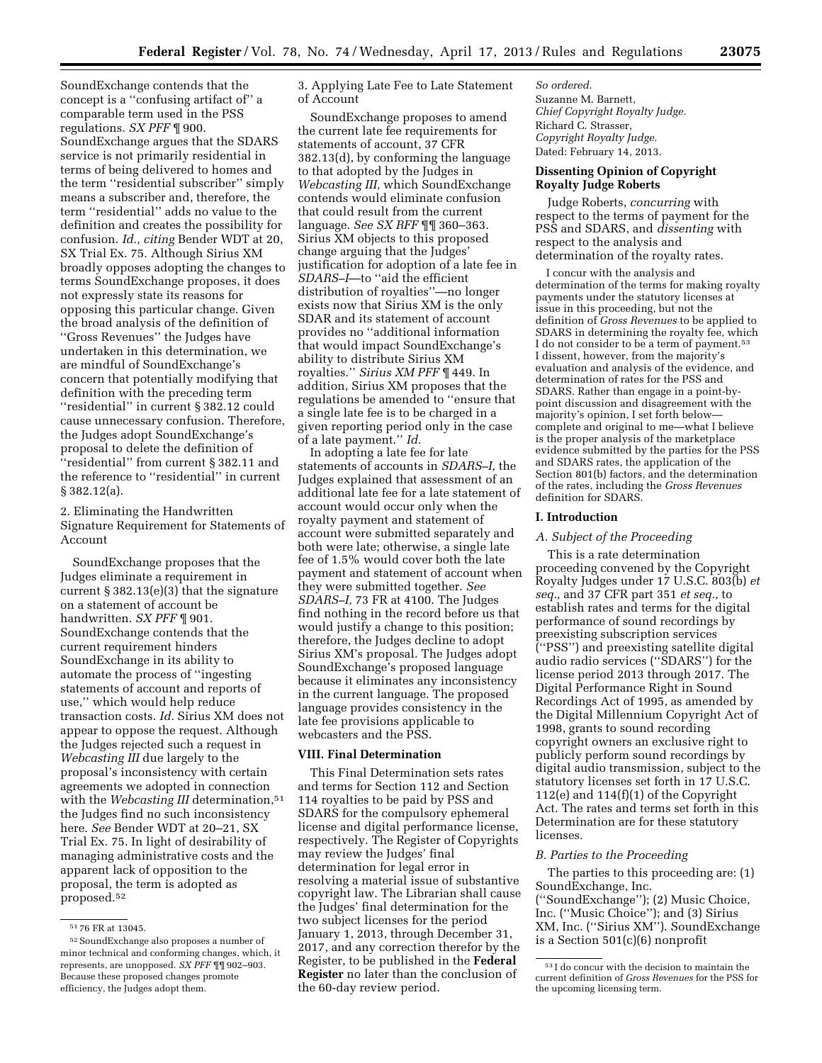SoundExchange contends that the concept is a ''confusing artifact of'' a comparable term used in the PSS regulations. *SX PFF* ¶ 900. SoundExchange argues that the SDARS service is not primarily residential in terms of being delivered to homes and the term ''residential subscriber'' simply means a subscriber and, therefore, the term ''residential'' adds no value to the definition and creates the possibility for confusion. *Id., citing* Bender WDT at 20, SX Trial Ex. 75. Although Sirius XM broadly opposes adopting the changes to terms SoundExchange proposes, it does not expressly state its reasons for opposing this particular change. Given the broad analysis of the definition of ''Gross Revenues'' the Judges have undertaken in this determination, we are mindful of SoundExchange's concern that potentially modifying that definition with the preceding term ''residential'' in current § 382.12 could cause unnecessary confusion. Therefore, the Judges adopt SoundExchange's proposal to delete the definition of ''residential'' from current § 382.11 and the reference to ''residential'' in current § 382.12(a).

2. Eliminating the Handwritten Signature Requirement for Statements of Account

SoundExchange proposes that the Judges eliminate a requirement in current § 382.13(e)(3) that the signature on a statement of account be handwritten. *SX PFF* ¶ 901. SoundExchange contends that the current requirement hinders SoundExchange in its ability to automate the process of ''ingesting statements of account and reports of use,'' which would help reduce transaction costs. *Id.* Sirius XM does not appear to oppose the request. Although the Judges rejected such a request in *Webcasting III* due largely to the proposal's inconsistency with certain agreements we adopted in connection with the *Webcasting III* determination,[51] the Judges find no such inconsistency here. *See* Bender WDT at 20–21, SX Trial Ex. 75. In light of desirability of managing administrative costs and the apparent lack of opposition to the proposal, the term is adopted as proposed.[52]

3. Applying Late Fee to Late Statement of Account

SoundExchange proposes to amend the current late fee requirements for statements of account, 37 CFR 382.13(d), by conforming the language to that adopted by the Judges in *Webcasting III,* which SoundExchange contends would eliminate confusion that could result from the current language. *See SX RFF* ¶¶ 360–363. Sirius XM objects to this proposed change arguing that the Judges' justification for adoption of a late fee in *SDARS–I*—to ''aid the efficient distribution of royalties''—no longer exists now that Sirius XM is the only SDAR and its statement of account provides no ''additional information that would impact SoundExchange's ability to distribute Sirius XM royalties.'' *Sirius XM PFF* ¶ 449. In addition, Sirius XM proposes that the regulations be amended to ''ensure that a single late fee is to be charged in a given reporting period only in the case of a late payment.'' *Id.*

In adopting a late fee for late statements of accounts in *SDARS–I,* the Judges explained that assessment of an additional late fee for a late statement of account would occur only when the royalty payment and statement of account were submitted separately and both were late; otherwise, a single late fee of 1.5% would cover both the late payment and statement of account when they were submitted together. *See SDARS–I,* 73 FR at 4100. The Judges find nothing in the record before us that would justify a change to this position; therefore, the Judges decline to adopt Sirius XM's proposal. The Judges adopt SoundExchange's proposed language because it eliminates any inconsistency in the current language. The proposed language provides consistency in the late fee provisions applicable to webcasters and the PSS.

## VIII. Final Determination

This Final Determination sets rates and terms for Section 112 and Section 114 royalties to be paid by PSS and SDARS for the compulsory ephemeral license and digital performance license, respectively. The Register of Copyrights may review the Judges' final determination for legal error in resolving a material issue of substantive copyright law. The Librarian shall cause the Judges' final determination for the two subject licenses for the period January 1, 2013, through December 31, 2017, and any correction therefor by the Register, to be published in the **Federal Register** no later than the conclusion of the 60-day review period.

*So ordered.*

Suzanne M. Barnett,
*Chief Copyright Royalty Judge.*

Richard C. Strasser,
*Copyright Royalty Judge.*

Dated: February 14, 2013.

## Dissenting Opinion of Copyright Royalty Judge Roberts

Judge Roberts, *concurring* with respect to the terms of payment for the PSS and SDARS, and *dissenting* with respect to the analysis and determination of the royalty rates.

I concur with the analysis and determination of the terms for making royalty payments under the statutory licenses at issue in this proceeding, but not the definition of *Gross Revenues* to be applied to SDARS in determining the royalty fee, which I do not consider to be a term of payment.[53] I dissent, however, from the majority's evaluation and analysis of the evidence, and determination of rates for the PSS and SDARS. Rather than engage in a point-by-point discussion and disagreement with the majority's opinion, I set forth below—complete and original to me—what I believe is the proper analysis of the marketplace evidence submitted by the parties for the PSS and SDARS rates, the application of the Section 801(b) factors, and the determination of the rates, including the *Gross Revenues* definition for SDARS.

### I. Introduction

*A. Subject of the Proceeding*

This is a rate determination proceeding convened by the Copyright Royalty Judges under 17 U.S.C. 803(b) *et seq.,* and 37 CFR part 351 *et seq.,* to establish rates and terms for the digital performance of sound recordings by preexisting subscription services (''PSS'') and preexisting satellite digital audio radio services (''SDARS'') for the license period 2013 through 2017. The Digital Performance Right in Sound Recordings Act of 1995, as amended by the Digital Millennium Copyright Act of 1998, grants to sound recording copyright owners an exclusive right to publicly perform sound recordings by digital audio transmission, subject to the statutory licenses set forth in 17 U.S.C. 112(e) and 114(f)(1) of the Copyright Act. The rates and terms set forth in this Determination are for these statutory licenses.

*B. Parties to the Proceeding*

The parties to this proceeding are: (1) SoundExchange, Inc. (''SoundExchange''); (2) Music Choice, Inc. (''Music Choice''); and (3) Sirius XM, Inc. (''Sirius XM''). SoundExchange is a Section 501(c)(6) nonprofit

---

[51] 76 FR at 13045.

[52] SoundExchange also proposes a number of minor technical and conforming changes, which, it represents, are unopposed. *SX PFF* ¶¶ 902–903. Because these proposed changes promote efficiency, the Judges adopt them.

[53] I do concur with the decision to maintain the current definition of *Gross Revenues* for the PSS for the upcoming licensing term.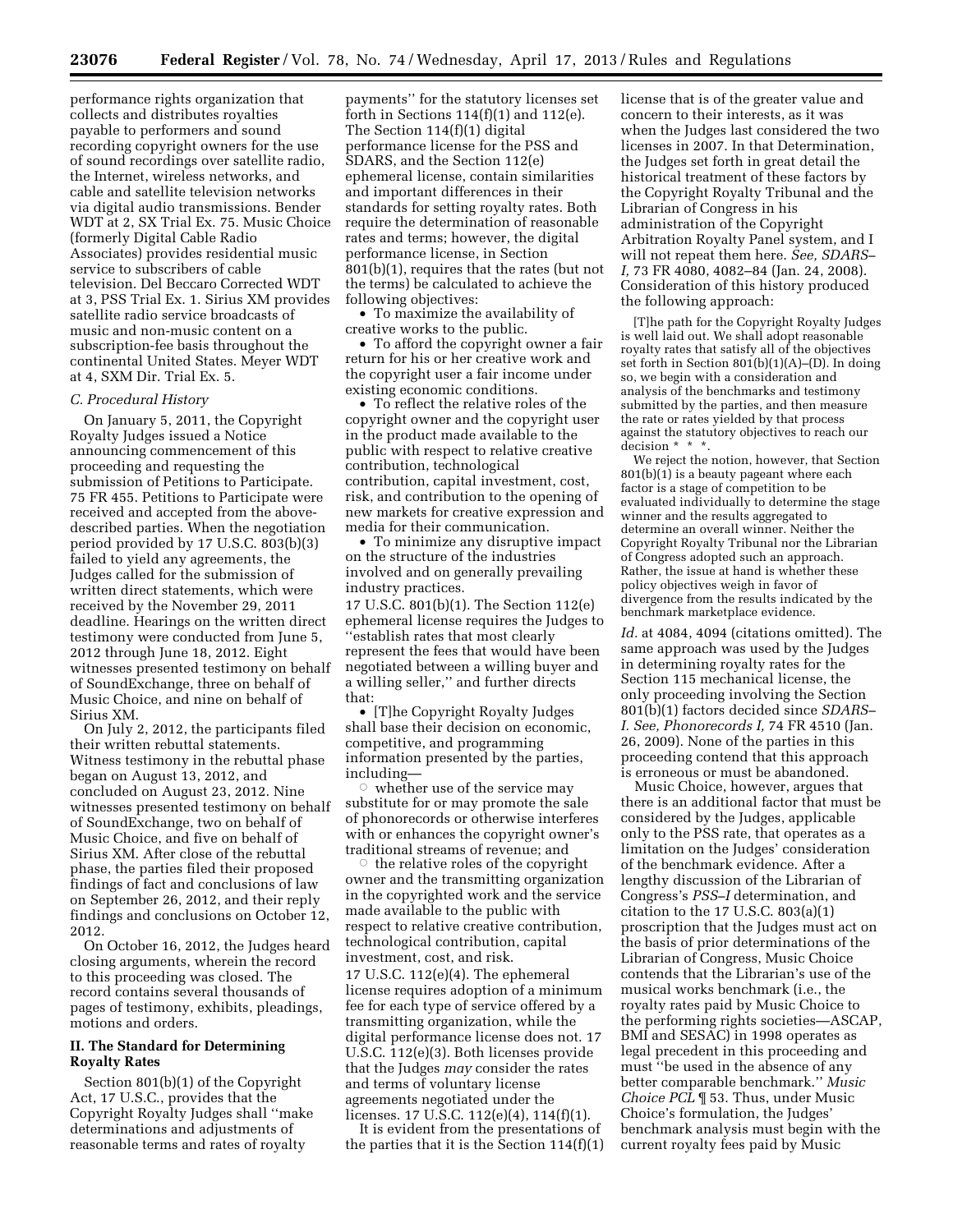performance rights organization that collects and distributes royalties payable to performers and sound recording copyright owners for the use of sound recordings over satellite radio, the Internet, wireless networks, and cable and satellite television networks via digital audio transmissions. Bender WDT at 2, SX Trial Ex. 75. Music Choice (formerly Digital Cable Radio Associates) provides residential music service to subscribers of cable television. Del Beccaro Corrected WDT at 3, PSS Trial Ex. 1. Sirius XM provides satellite radio service broadcasts of music and non-music content on a subscription-fee basis throughout the continental United States. Meyer WDT at 4, SXM Dir. Trial Ex. 5.

### *C. Procedural History*

On January 5, 2011, the Copyright Royalty Judges issued a Notice announcing commencement of this proceeding and requesting the submission of Petitions to Participate. 75 FR 455. Petitions to Participate were received and accepted from the above-described parties. When the negotiation period provided by 17 U.S.C. 803(b)(3) failed to yield any agreements, the Judges called for the submission of written direct statements, which were received by the November 29, 2011 deadline. Hearings on the written direct testimony were conducted from June 5, 2012 through June 18, 2012. Eight witnesses presented testimony on behalf of SoundExchange, three on behalf of Music Choice, and nine on behalf of Sirius XM.

On July 2, 2012, the participants filed their written rebuttal statements. Witness testimony in the rebuttal phase began on August 13, 2012, and concluded on August 23, 2012. Nine witnesses presented testimony on behalf of SoundExchange, two on behalf of Music Choice, and five on behalf of Sirius XM. After close of the rebuttal phase, the parties filed their proposed findings of fact and conclusions of law on September 26, 2012, and their reply findings and conclusions on October 12, 2012.

On October 16, 2012, the Judges heard closing arguments, wherein the record to this proceeding was closed. The record contains several thousands of pages of testimony, exhibits, pleadings, motions and orders.

## II. The Standard for Determining Royalty Rates

Section 801(b)(1) of the Copyright Act, 17 U.S.C., provides that the Copyright Royalty Judges shall ''make determinations and adjustments of reasonable terms and rates of royalty payments'' for the statutory licenses set forth in Sections 114(f)(1) and 112(e). The Section 114(f)(1) digital performance license for the PSS and SDARS, and the Section 112(e) ephemeral license, contain similarities and important differences in their standards for setting royalty rates. Both require the determination of reasonable rates and terms; however, the digital performance license, in Section 801(b)(1), requires that the rates (but not the terms) be calculated to achieve the following objectives:

- To maximize the availability of creative works to the public.
- To afford the copyright owner a fair return for his or her creative work and the copyright user a fair income under existing economic conditions.
- To reflect the relative roles of the copyright owner and the copyright user in the product made available to the public with respect to relative creative contribution, technological contribution, capital investment, cost, risk, and contribution to the opening of new markets for creative expression and media for their communication.
- To minimize any disruptive impact on the structure of the industries involved and on generally prevailing industry practices.

17 U.S.C. 801(b)(1). The Section 112(e) ephemeral license requires the Judges to ''establish rates that most clearly represent the fees that would have been negotiated between a willing buyer and a willing seller,'' and further directs that:

- [T]he Copyright Royalty Judges shall base their decision on economic, competitive, and programming information presented by the parties, including—
  - whether use of the service may substitute for or may promote the sale of phonorecords or otherwise interferes with or enhances the copyright owner's traditional streams of revenue; and
  - the relative roles of the copyright owner and the transmitting organization in the copyrighted work and the service made available to the public with respect to relative creative contribution, technological contribution, capital investment, cost, and risk.

17 U.S.C. 112(e)(4). The ephemeral license requires adoption of a minimum fee for each type of service offered by a transmitting organization, while the digital performance license does not. 17 U.S.C. 112(e)(3). Both licenses provide that the Judges *may* consider the rates and terms of voluntary license agreements negotiated under the licenses. 17 U.S.C. 112(e)(4), 114(f)(1).

It is evident from the presentations of the parties that it is the Section 114(f)(1) license that is of the greater value and concern to their interests, as it was when the Judges last considered the two licenses in 2007. In that Determination, the Judges set forth in great detail the historical treatment of these factors by the Copyright Royalty Tribunal and the Librarian of Congress in his administration of the Copyright Arbitration Royalty Panel system, and I will not repeat them here. *See, SDARS–I,* 73 FR 4080, 4082–84 (Jan. 24, 2008). Consideration of this history produced the following approach:

> [T]he path for the Copyright Royalty Judges is well laid out. We shall adopt reasonable royalty rates that satisfy all of the objectives set forth in Section 801(b)(1)(A)–(D). In doing so, we begin with a consideration and analysis of the benchmarks and testimony submitted by the parties, and then measure the rate or rates yielded by that process against the statutory objectives to reach our decision * * *.
>
> We reject the notion, however, that Section 801(b)(1) is a beauty pageant where each factor is a stage of competition to be evaluated individually to determine the stage winner and the results aggregated to determine an overall winner. Neither the Copyright Royalty Tribunal nor the Librarian of Congress adopted such an approach. Rather, the issue at hand is whether these policy objectives weigh in favor of divergence from the results indicated by the benchmark marketplace evidence.

*Id.* at 4084, 4094 (citations omitted). The same approach was used by the Judges in determining royalty rates for the Section 115 mechanical license, the only proceeding involving the Section 801(b)(1) factors decided since *SDARS–I. See, Phonorecords I,* 74 FR 4510 (Jan. 26, 2009). None of the parties in this proceeding contend that this approach is erroneous or must be abandoned.

Music Choice, however, argues that there is an additional factor that must be considered by the Judges, applicable only to the PSS rate, that operates as a limitation on the Judges' consideration of the benchmark evidence. After a lengthy discussion of the Librarian of Congress's *PSS–I* determination, and citation to the 17 U.S.C. 803(a)(1) proscription that the Judges must act on the basis of prior determinations of the Librarian of Congress, Music Choice contends that the Librarian's use of the musical works benchmark (i.e., the royalty rates paid by Music Choice to the performing rights societies—ASCAP, BMI and SESAC) in 1998 operates as legal precedent in this proceeding and must ''be used in the absence of any better comparable benchmark.'' *Music Choice PCL* ¶ 53. Thus, under Music Choice's formulation, the Judges' benchmark analysis must begin with the current royalty fees paid by Music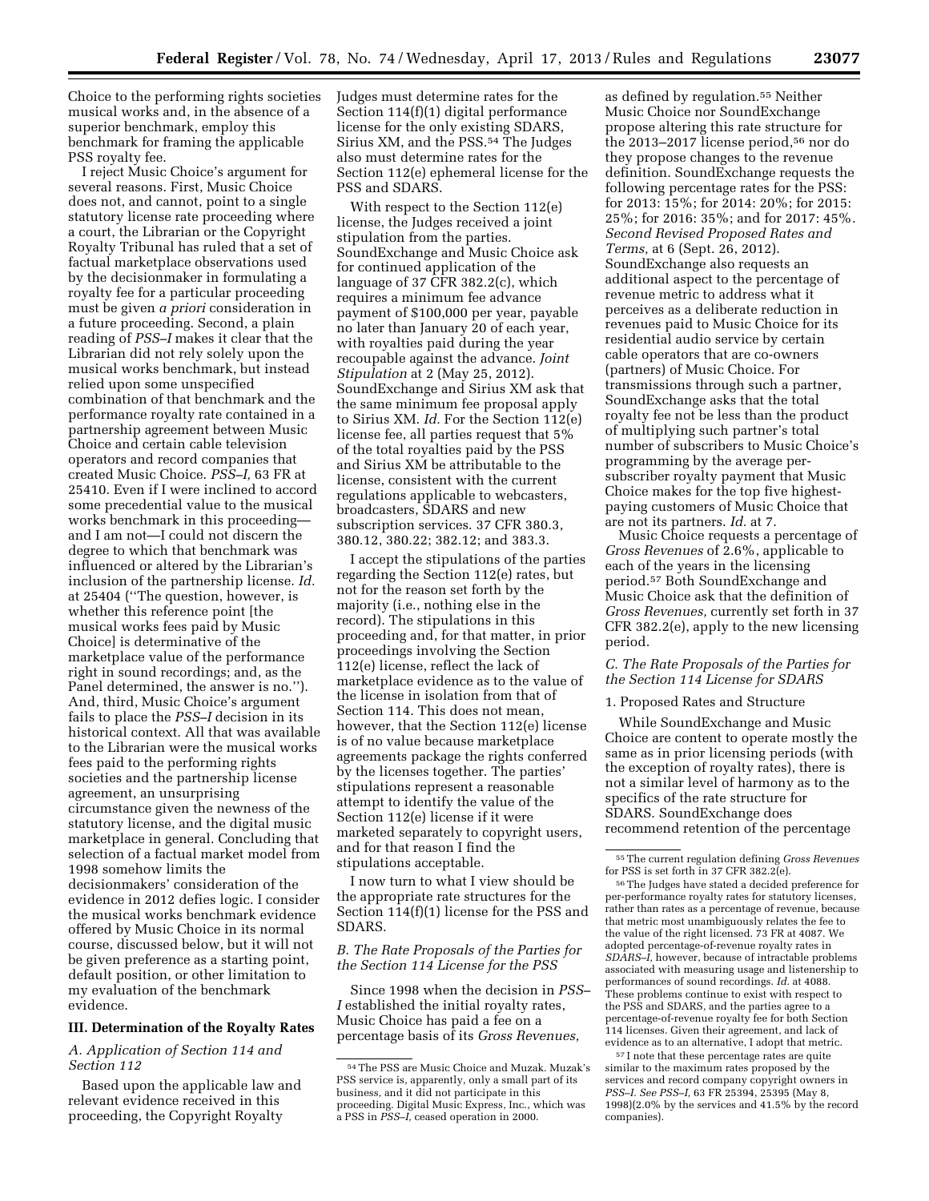Choice to the performing rights societies musical works and, in the absence of a superior benchmark, employ this benchmark for framing the applicable PSS royalty fee.

I reject Music Choice's argument for several reasons. First, Music Choice does not, and cannot, point to a single statutory license rate proceeding where a court, the Librarian or the Copyright Royalty Tribunal has ruled that a set of factual marketplace observations used by the decisionmaker in formulating a royalty fee for a particular proceeding must be given *a priori* consideration in a future proceeding. Second, a plain reading of *PSS–I* makes it clear that the Librarian did not rely solely upon the musical works benchmark, but instead relied upon some unspecified combination of that benchmark and the performance royalty rate contained in a partnership agreement between Music Choice and certain cable television operators and record companies that created Music Choice. *PSS–I,* 63 FR at 25410. Even if I were inclined to accord some precedential value to the musical works benchmark in this proceeding—and I am not—I could not discern the degree to which that benchmark was influenced or altered by the Librarian's inclusion of the partnership license. *Id.* at 25404 (''The question, however, is whether this reference point [the musical works fees paid by Music Choice] is determinative of the marketplace value of the performance right in sound recordings; and, as the Panel determined, the answer is no.''). And, third, Music Choice's argument fails to place the *PSS–I* decision in its historical context. All that was available to the Librarian were the musical works fees paid to the performing rights societies and the partnership license agreement, an unsurprising circumstance given the newness of the statutory license, and the digital music marketplace in general. Concluding that selection of a factual market model from 1998 somehow limits the decisionmakers' consideration of the evidence in 2012 defies logic. I consider the musical works benchmark evidence offered by Music Choice in its normal course, discussed below, but it will not be given preference as a starting point, default position, or other limitation to my evaluation of the benchmark evidence.

## III. Determination of the Royalty Rates

### *A. Application of Section 114 and Section 112*

Based upon the applicable law and relevant evidence received in this proceeding, the Copyright Royalty Judges must determine rates for the Section 114(f)(1) digital performance license for the only existing SDARS, Sirius XM, and the PSS.[54] The Judges also must determine rates for the Section 112(e) ephemeral license for the PSS and SDARS.

With respect to the Section 112(e) license, the Judges received a joint stipulation from the parties. SoundExchange and Music Choice ask for continued application of the language of 37 CFR 382.2(c), which requires a minimum fee advance payment of $100,000 per year, payable no later than January 20 of each year, with royalties paid during the year recoupable against the advance. *Joint Stipulation* at 2 (May 25, 2012). SoundExchange and Sirius XM ask that the same minimum fee proposal apply to Sirius XM. *Id.* For the Section 112(e) license fee, all parties request that 5% of the total royalties paid by the PSS and Sirius XM be attributable to the license, consistent with the current regulations applicable to webcasters, broadcasters, SDARS and new subscription services. 37 CFR 380.3, 380.12, 380.22; 382.12; and 383.3.

I accept the stipulations of the parties regarding the Section 112(e) rates, but not for the reason set forth by the majority (i.e., nothing else in the record). The stipulations in this proceeding and, for that matter, in prior proceedings involving the Section 112(e) license, reflect the lack of marketplace evidence as to the value of the license in isolation from that of Section 114. This does not mean, however, that the Section 112(e) license is of no value because marketplace agreements package the rights conferred by the licenses together. The parties' stipulations represent a reasonable attempt to identify the value of the Section 112(e) license if it were marketed separately to copyright users, and for that reason I find the stipulations acceptable.

I now turn to what I view should be the appropriate rate structures for the Section 114(f)(1) license for the PSS and SDARS.

### *B. The Rate Proposals of the Parties for the Section 114 License for the PSS*

Since 1998 when the decision in *PSS–I* established the initial royalty rates, Music Choice has paid a fee on a percentage basis of its *Gross Revenues,* as defined by regulation.[55] Neither Music Choice nor SoundExchange propose altering this rate structure for the 2013–2017 license period,[56] nor do they propose changes to the revenue definition. SoundExchange requests the following percentage rates for the PSS: for 2013: 15%; for 2014: 20%; for 2015: 25%; for 2016: 35%; and for 2017: 45%. *Second Revised Proposed Rates and Terms,* at 6 (Sept. 26, 2012). SoundExchange also requests an additional aspect to the percentage of revenue metric to address what it perceives as a deliberate reduction in revenues paid to Music Choice for its residential audio service by certain cable operators that are co-owners (partners) of Music Choice. For transmissions through such a partner, SoundExchange asks that the total royalty fee not be less than the product of multiplying such partner's total number of subscribers to Music Choice's programming by the average per-subscriber royalty payment that Music Choice makes for the top five highest-paying customers of Music Choice that are not its partners. *Id.* at 7.

Music Choice requests a percentage of *Gross Revenues* of 2.6%, applicable to each of the years in the licensing period.[57] Both SoundExchange and Music Choice ask that the definition of *Gross Revenues,* currently set forth in 37 CFR 382.2(e), apply to the new licensing period.

### *C. The Rate Proposals of the Parties for the Section 114 License for SDARS*

#### 1. Proposed Rates and Structure

While SoundExchange and Music Choice are content to operate mostly the same as in prior licensing periods (with the exception of royalty rates), there is not a similar level of harmony as to the specifics of the rate structure for SDARS. SoundExchange does recommend retention of the percentage

---

[54] The PSS are Music Choice and Muzak. Muzak's PSS service is, apparently, only a small part of its business, and it did not participate in this proceeding. Digital Music Express, Inc., which was a PSS in *PSS–I,* ceased operation in 2000.

[55] The current regulation defining *Gross Revenues* for PSS is set forth in 37 CFR 382.2(e).

[56] The Judges have stated a decided preference for per-performance royalty rates for statutory licenses, rather than rates as a percentage of revenue, because that metric most unambiguously relates the fee to the value of the right licensed. 73 FR at 4087. We adopted percentage-of-revenue royalty rates in *SDARS–I,* however, because of intractable problems associated with measuring usage and listenership to performances of sound recordings. *Id.* at 4088. These problems continue to exist with respect to the PSS and SDARS, and the parties agree to a percentage-of-revenue royalty fee for both Section 114 licenses. Given their agreement, and lack of evidence as to an alternative, I adopt that metric.

[57] I note that these percentage rates are quite similar to the maximum rates proposed by the services and record company copyright owners in *PSS–I. See PSS–I,* 63 FR 25394, 25395 (May 8, 1998)(2.0% by the services and 41.5% by the record companies).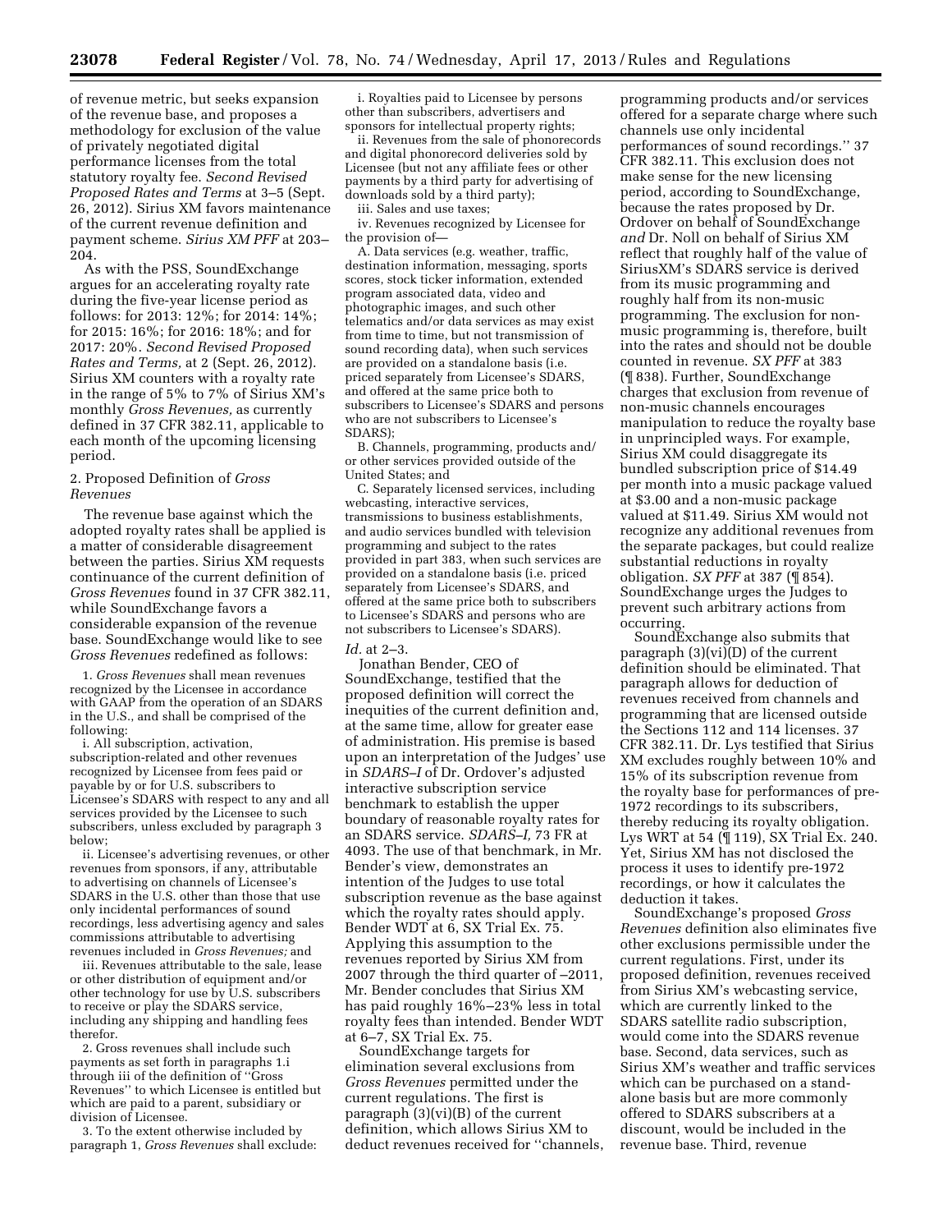of revenue metric, but seeks expansion of the revenue base, and proposes a methodology for exclusion of the value of privately negotiated digital performance licenses from the total statutory royalty fee. *Second Revised Proposed Rates and Terms* at 3–5 (Sept. 26, 2012). Sirius XM favors maintenance of the current revenue definition and payment scheme. *Sirius XM PFF* at 203–204.

As with the PSS, SoundExchange argues for an accelerating royalty rate during the five-year license period as follows: for 2013: 12%; for 2014: 14%; for 2015: 16%; for 2016: 18%; and for 2017: 20%. *Second Revised Proposed Rates and Terms,* at 2 (Sept. 26, 2012). Sirius XM counters with a royalty rate in the range of 5% to 7% of Sirius XM's monthly *Gross Revenues,* as currently defined in 37 CFR 382.11, applicable to each month of the upcoming licensing period.

2. Proposed Definition of *Gross Revenues*

The revenue base against which the adopted royalty rates shall be applied is a matter of considerable disagreement between the parties. Sirius XM requests continuance of the current definition of *Gross Revenues* found in 37 CFR 382.11, while SoundExchange favors a considerable expansion of the revenue base. SoundExchange would like to see *Gross Revenues* redefined as follows:

> 1. *Gross Revenues* shall mean revenues recognized by the Licensee in accordance with GAAP from the operation of an SDARS in the U.S., and shall be comprised of the following:
>
> i. All subscription, activation, subscription-related and other revenues recognized by Licensee from fees paid or payable by or for U.S. subscribers to Licensee's SDARS with respect to any and all services provided by the Licensee to such subscribers, unless excluded by paragraph 3 below;
>
> ii. Licensee's advertising revenues, or other revenues from sponsors, if any, attributable to advertising on channels of Licensee's SDARS in the U.S. other than those that use only incidental performances of sound recordings, less advertising agency and sales commissions attributable to advertising revenues included in *Gross Revenues;* and
>
> iii. Revenues attributable to the sale, lease or other distribution of equipment and/or other technology for use by U.S. subscribers to receive or play the SDARS service, including any shipping and handling fees therefor.
>
> 2. Gross revenues shall include such payments as set forth in paragraphs 1.i through iii of the definition of "Gross Revenues" to which Licensee is entitled but which are paid to a parent, subsidiary or division of Licensee.
>
> 3. To the extent otherwise included by paragraph 1, *Gross Revenues* shall exclude:
>
> i. Royalties paid to Licensee by persons other than subscribers, advertisers and sponsors for intellectual property rights;
>
> ii. Revenues from the sale of phonorecords and digital phonorecord deliveries sold by Licensee (but not any affiliate fees or other payments by a third party for advertising of downloads sold by a third party);
>
> iii. Sales and use taxes;
>
> iv. Revenues recognized by Licensee for the provision of—
>
> A. Data services (e.g. weather, traffic, destination information, messaging, sports scores, stock ticker information, extended program associated data, video and photographic images, and such other telematics and/or data services as may exist from time to time, but not transmission of sound recording data), when such services are provided on a standalone basis (i.e. priced separately from Licensee's SDARS, and offered at the same price both to subscribers to Licensee's SDARS and persons who are not subscribers to Licensee's SDARS);
>
> B. Channels, programming, products and/or other services provided outside of the United States; and
>
> C. Separately licensed services, including webcasting, interactive services, transmissions to business establishments, and audio services bundled with television programming and subject to the rates provided in part 383, when such services are provided on a standalone basis (i.e. priced separately from Licensee's SDARS, and offered at the same price both to subscribers to Licensee's SDARS and persons who are not subscribers to Licensee's SDARS).

*Id.* at 2–3.

Jonathan Bender, CEO of SoundExchange, testified that the proposed definition will correct the inequities of the current definition and, at the same time, allow for greater ease of administration. His premise is based upon an interpretation of the Judges' use in *SDARS–I* of Dr. Ordover's adjusted interactive subscription service benchmark to establish the upper boundary of reasonable royalty rates for an SDARS service. *SDARS–I,* 73 FR at 4093. The use of that benchmark, in Mr. Bender's view, demonstrates an intention of the Judges to use total subscription revenue as the base against which the royalty rates should apply. Bender WDT at 6, SX Trial Ex. 75. Applying this assumption to the revenues reported by Sirius XM from 2007 through the third quarter of –2011, Mr. Bender concludes that Sirius XM has paid roughly 16%–23% less in total royalty fees than intended. Bender WDT at 6–7, SX Trial Ex. 75.

SoundExchange targets for elimination several exclusions from *Gross Revenues* permitted under the current regulations. The first is paragraph (3)(vi)(B) of the current definition, which allows Sirius XM to deduct revenues received for "channels, programming products and/or services offered for a separate charge where such channels use only incidental performances of sound recordings." 37 CFR 382.11. This exclusion does not make sense for the new licensing period, according to SoundExchange, because the rates proposed by Dr. Ordover on behalf of SoundExchange *and* Dr. Noll on behalf of Sirius XM reflect that roughly half of the value of SiriusXM's SDARS service is derived from its music programming and roughly half from its non-music programming. The exclusion for non-music programming is, therefore, built into the rates and should not be double counted in revenue. *SX PFF* at 383 (¶ 838). Further, SoundExchange charges that exclusion from revenue of non-music channels encourages manipulation to reduce the royalty base in unprincipled ways. For example, Sirius XM could disaggregate its bundled subscription price of $14.49 per month into a music package valued at $3.00 and a non-music package valued at $11.49. Sirius XM would not recognize any additional revenues from the separate packages, but could realize substantial reductions in royalty obligation. *SX PFF* at 387 (¶ 854). SoundExchange urges the Judges to prevent such arbitrary actions from occurring.

SoundExchange also submits that paragraph (3)(vi)(D) of the current definition should be eliminated. That paragraph allows for deduction of revenues received from channels and programming that are licensed outside the Sections 112 and 114 licenses. 37 CFR 382.11. Dr. Lys testified that Sirius XM excludes roughly between 10% and 15% of its subscription revenue from the royalty base for performances of pre-1972 recordings to its subscribers, thereby reducing its royalty obligation. Lys WRT at 54 (¶ 119), SX Trial Ex. 240. Yet, Sirius XM has not disclosed the process it uses to identify pre-1972 recordings, or how it calculates the deduction it takes.

SoundExchange's proposed *Gross Revenues* definition also eliminates five other exclusions permissible under the current regulations. First, under its proposed definition, revenues received from Sirius XM's webcasting service, which are currently linked to the SDARS satellite radio subscription, would come into the SDARS revenue base. Second, data services, such as Sirius XM's weather and traffic services which can be purchased on a stand-alone basis but are more commonly offered to SDARS subscribers at a discount, would be included in the revenue base. Third, revenue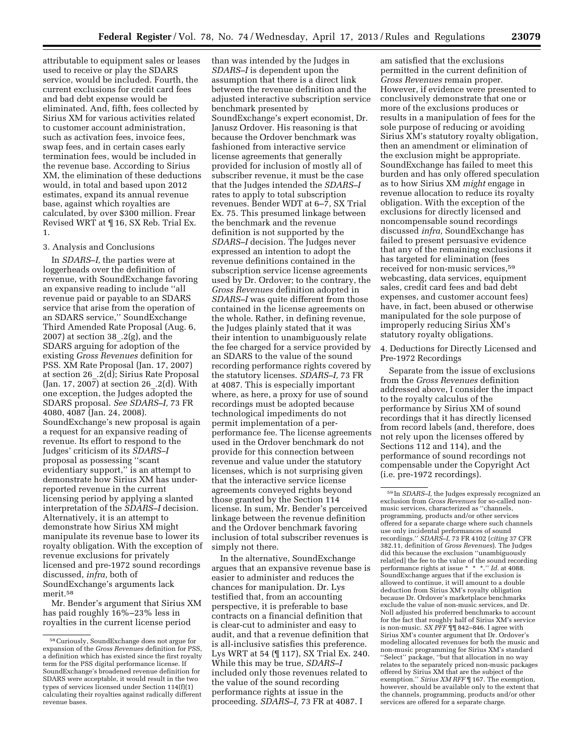attributable to equipment sales or leases used to receive or play the SDARS service, would be included. Fourth, the current exclusions for credit card fees and bad debt expense would be eliminated. And, fifth, fees collected by Sirius XM for various activities related to customer account administration, such as activation fees, invoice fees, swap fees, and in certain cases early termination fees, would be included in the revenue base. According to Sirius XM, the elimination of these deductions would, in total and based upon 2012 estimates, expand its annual revenue base, against which royalties are calculated, by over $300 million. Frear Revised WRT at ¶ 16, SX Reb. Trial Ex. 1.

3. Analysis and Conclusions

In *SDARS–I,* the parties were at loggerheads over the definition of revenue, with SoundExchange favoring an expansive reading to include ''all revenue paid or payable to an SDARS service that arise from the operation of an SDARS service,'' SoundExchange Third Amended Rate Proposal (Aug. 6, 2007) at section 38_.2(g), and the SDARS arguing for adoption of the existing *Gross Revenues* definition for PSS. XM Rate Proposal (Jan. 17, 2007) at section 26_.2(d); Sirius Rate Proposal (Jan. 17, 2007) at section 26_.2(d). With one exception, the Judges adopted the SDARS proposal. *See SDARS–I,* 73 FR 4080, 4087 (Jan. 24, 2008). SoundExchange's new proposal is again a request for an expansive reading of revenue. Its effort to respond to the Judges' criticism of its *SDARS–I* proposal as possessing ''scant evidentiary support,'' is an attempt to demonstrate how Sirius XM has under-reported revenue in the current licensing period by applying a slanted interpretation of the *SDARS–I* decision. Alternatively, it is an attempt to demonstrate how Sirius XM might manipulate its revenue base to lower its royalty obligation. With the exception of revenue exclusions for privately licensed and pre-1972 sound recordings discussed, *infra,* both of SoundExchange's arguments lack merit.[58]

Mr. Bender's argument that Sirius XM has paid roughly 16%–23% less in royalties in the current license period than was intended by the Judges in *SDARS–I* is dependent upon the assumption that there is a direct link between the revenue definition and the adjusted interactive subscription service benchmark presented by SoundExchange's expert economist, Dr. Janusz Ordover. His reasoning is that because the Ordover benchmark was fashioned from interactive service license agreements that generally provided for inclusion of mostly all of subscriber revenue, it must be the case that the Judges intended the *SDARS–I* rates to apply to total subscription revenues. Bender WDT at 6–7, SX Trial Ex. 75. This presumed linkage between the benchmark and the revenue definition is not supported by the *SDARS–I* decision. The Judges never expressed an intention to adopt the revenue definitions contained in the subscription service license agreements used by Dr. Ordover; to the contrary, the *Gross Revenues* definition adopted in *SDARS–I* was quite different from those contained in the license agreements on the whole. Rather, in defining revenue, the Judges plainly stated that it was their intention to unambiguously relate the fee charged for a service provided by an SDARS to the value of the sound recording performance rights covered by the statutory licenses. *SDARS–I,* 73 FR at 4087. This is especially important where, as here, a proxy for use of sound recordings must be adopted because technological impediments do not permit implementation of a per-performance fee. The license agreements used in the Ordover benchmark do not provide for this connection between revenue and value under the statutory licenses, which is not surprising given that the interactive service license agreements conveyed rights beyond those granted by the Section 114 license. In sum, Mr. Bender's perceived linkage between the revenue definition and the Ordover benchmark favoring inclusion of total subscriber revenues is simply not there.

In the alternative, SoundExchange argues that an expansive revenue base is easier to administer and reduces the chances for manipulation. Dr. Lys testified that, from an accounting perspective, it is preferable to base contracts on a financial definition that is clear-cut to administer and easy to audit, and that a revenue definition that is all-inclusive satisfies this preference. Lys WRT at 54 (¶ 117), SX Trial Ex. 240. While this may be true, *SDARS–I* included only those revenues related to the value of the sound recording performance rights at issue in the proceeding. *SDARS–I,* 73 FR at 4087. I am satisfied that the exclusions permitted in the current definition of *Gross Revenues* remain proper. However, if evidence were presented to conclusively demonstrate that one or more of the exclusions produces or results in a manipulation of fees for the sole purpose of reducing or avoiding Sirius XM's statutory royalty obligation, then an amendment or elimination of the exclusion might be appropriate. SoundExchange has failed to meet this burden and has only offered speculation as to how Sirius XM *might* engage in revenue allocation to reduce its royalty obligation. With the exception of the exclusions for directly licensed and noncompensable sound recordings discussed *infra,* SoundExchange has failed to present persuasive evidence that any of the remaining exclusions it has targeted for elimination (fees received for non-music services,[59] webcasting, data services, equipment sales, credit card fees and bad debt expenses, and customer account fees) have, in fact, been abused or otherwise manipulated for the sole purpose of improperly reducing Sirius XM's statutory royalty obligations.

4. Deductions for Directly Licensed and Pre-1972 Recordings

Separate from the issue of exclusions from the *Gross Revenues* definition addressed above, I consider the impact to the royalty calculus of the performance by Sirius XM of sound recordings that it has directly licensed from record labels (and, therefore, does not rely upon the licenses offered by Sections 112 and 114), and the performance of sound recordings not compensable under the Copyright Act (i.e. pre-1972 recordings).

[58] Curiously, SoundExchange does not argue for expansion of the *Gross Revenues* definition for PSS, a definition which has existed since the first royalty term for the PSS digital performance license. If SoundExchange's broadened revenue definition for SDARS were acceptable, it would result in the two types of services licensed under Section 114(f)(1) calculating their royalties against radically different revenue bases.

[59] In *SDARS–I,* the Judges expressly recognized an exclusion from *Gross Revenues* for so-called non-music services, characterized as ''channels, programming, products and/or other services offered for a separate charge where such channels use only incidental performances of sound recordings.'' *SDARS–I,* 73 FR 4102 (*citing* 37 CFR 382.11, definition of *Gross Revenues*). The Judges did this because the exclusion ''unambiguously relat[ed] the fee to the value of the sound recording performance rights at issue * * *.'' *Id.* at 4088. SoundExchange argues that if the exclusion is allowed to continue, it will amount to a double deduction from Sirius XM's royalty obligation because Dr. Ordover's marketplace benchmarks exclude the value of non-music services, and Dr. Noll adjusted his preferred benchmarks to account for the fact that roughly half of Sirius XM's service is non-music. *SX PFF* ¶¶ 842–846. I agree with Sirius XM's counter argument that Dr. Ordover's modeling allocated revenues for both the music and non-music programming for Sirius XM's standard ''Select'' package, ''but that allocation in no way relates to the separately priced non-music packages offered by Sirius XM that are the subject of the exemption.'' *Sirius XM RFF* ¶ 167. The exemption, however, should be available only to the extent that the channels, programming, products and/or other services are offered for a separate charge.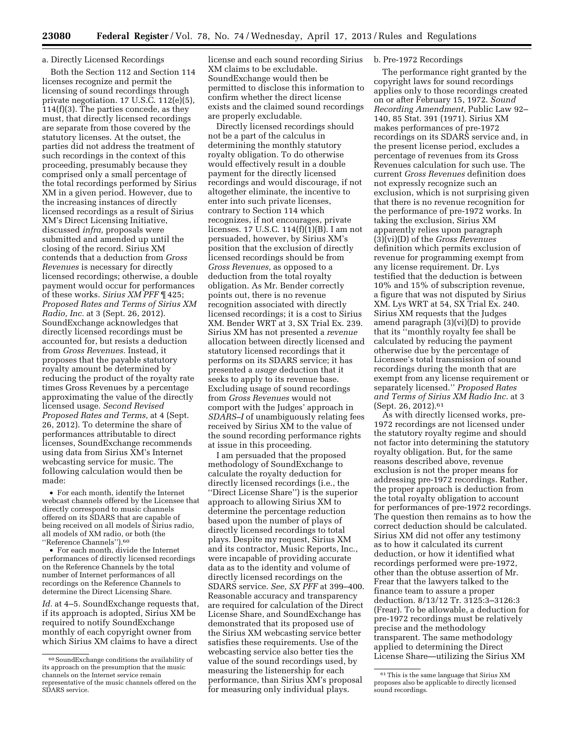a. Directly Licensed Recordings

Both the Section 112 and Section 114 licenses recognize and permit the licensing of sound recordings through private negotiation. 17 U.S.C. 112(e)(5), 114(f)(3). The parties concede, as they must, that directly licensed recordings are separate from those covered by the statutory licenses. At the outset, the parties did not address the treatment of such recordings in the context of this proceeding, presumably because they comprised only a small percentage of the total recordings performed by Sirius XM in a given period. However, due to the increasing instances of directly licensed recordings as a result of Sirius XM's Direct Licensing Initiative, discussed *infra,* proposals were submitted and amended up until the closing of the record. Sirius XM contends that a deduction from *Gross Revenues* is necessary for directly licensed recordings; otherwise, a double payment would occur for performances of these works. *Sirius XM PFF* ¶ 425; *Proposed Rates and Terms of Sirius XM Radio, Inc.* at 3 (Sept. 26, 2012). SoundExchange acknowledges that directly licensed recordings must be accounted for, but resists a deduction from *Gross Revenues.* Instead, it proposes that the payable statutory royalty amount be determined by reducing the product of the royalty rate times Gross Revenues by a percentage approximating the value of the directly licensed usage. *Second Revised Proposed Rates and Terms,* at 4 (Sept. 26, 2012). To determine the share of performances attributable to direct licenses, SoundExchange recommends using data from Sirius XM's Internet webcasting service for music. The following calculation would then be made:

- For each month, identify the Internet webcast channels offered by the Licensee that directly correspond to music channels offered on its SDARS that are capable of being received on all models of Sirius radio, all models of XM radio, or both (the ''Reference Channels'').[60]
- For each month, divide the Internet performances of directly licensed recordings on the Reference Channels by the total number of Internet performances of all recordings on the Reference Channels to determine the Direct Licensing Share.

*Id.* at 4–5. SoundExchange requests that, if its approach is adopted, Sirius XM be required to notify SoundExchange monthly of each copyright owner from which Sirius XM claims to have a direct license and each sound recording Sirius XM claims to be excludable. SoundExchange would then be permitted to disclose this information to confirm whether the direct license exists and the claimed sound recordings are properly excludable.

Directly licensed recordings should not be a part of the calculus in determining the monthly statutory royalty obligation. To do otherwise would effectively result in a double payment for the directly licensed recordings and would discourage, if not altogether eliminate, the incentive to enter into such private licenses, contrary to Section 114 which recognizes, if not encourages, private licenses. 17 U.S.C. 114(f)(1)(B). I am not persuaded, however, by Sirius XM's position that the exclusion of directly licensed recordings should be from *Gross Revenues,* as opposed to a deduction from the total royalty obligation. As Mr. Bender correctly points out, there is no revenue recognition associated with directly licensed recordings; it is a cost to Sirius XM. Bender WRT at 3, SX Trial Ex. 239. Sirius XM has not presented a *revenue* allocation between directly licensed and statutory licensed recordings that it performs on its SDARS service; it has presented a *usage* deduction that it seeks to apply to its revenue base. Excluding usage of sound recordings from *Gross Revenues* would not comport with the Judges' approach in *SDARS–I* of unambiguously relating fees received by Sirius XM to the value of the sound recording performance rights at issue in this proceeding.

I am persuaded that the proposed methodology of SoundExchange to calculate the royalty deduction for directly licensed recordings (i.e., the ''Direct License Share'') is the superior approach to allowing Sirius XM to determine the percentage reduction based upon the number of plays of directly licensed recordings to total plays. Despite my request, Sirius XM and its contractor, Music Reports, Inc., were incapable of providing accurate data as to the identity and volume of directly licensed recordings on the SDARS service. *See, SX PFF* at 399–400. Reasonable accuracy and transparency are required for calculation of the Direct License Share, and SoundExchange has demonstrated that its proposed use of the Sirius XM webcasting service better satisfies these requirements. Use of the webcasting service also better ties the value of the sound recordings used, by measuring the listenership for each performance, than Sirius XM's proposal for measuring only individual plays.

b. Pre-1972 Recordings

The performance right granted by the copyright laws for sound recordings applies only to those recordings created on or after February 15, 1972. *Sound Recording Amendment,* Public Law 92–140, 85 Stat. 391 (1971). Sirius XM makes performances of pre-1972 recordings on its SDARS service and, in the present license period, excludes a percentage of revenues from its Gross Revenues calculation for such use. The current *Gross Revenues* definition does not expressly recognize such an exclusion, which is not surprising given that there is no revenue recognition for the performance of pre-1972 works. In taking the exclusion, Sirius XM apparently relies upon paragraph (3)(vi)(D) of the *Gross Revenues* definition which permits exclusion of revenue for programming exempt from any license requirement. Dr. Lys testified that the deduction is between 10% and 15% of subscription revenue, a figure that was not disputed by Sirius XM. Lys WRT at 54, SX Trial Ex. 240. Sirius XM requests that the Judges amend paragraph (3)(vi)(D) to provide that its ''monthly royalty fee shall be calculated by reducing the payment otherwise due by the percentage of Licensee's total transmission of sound recordings during the month that are exempt from any license requirement or separately licensed.'' *Proposed Rates and Terms of Sirius XM Radio Inc.* at 3 (Sept. 26, 2012).[61]

As with directly licensed works, pre-1972 recordings are not licensed under the statutory royalty regime and should not factor into determining the statutory royalty obligation. But, for the same reasons described above, revenue exclusion is not the proper means for addressing pre-1972 recordings. Rather, the proper approach is deduction from the total royalty obligation to account for performances of pre-1972 recordings. The question then remains as to how the correct deduction should be calculated. Sirius XM did not offer any testimony as to how it calculated its current deduction, or how it identified what recordings performed were pre-1972, other than the obtuse assertion of Mr. Frear that the lawyers talked to the finance team to assure a proper deduction. 8/13/12 Tr. 3125:3–3126:3 (Frear). To be allowable, a deduction for pre-1972 recordings must be relatively precise and the methodology transparent. The same methodology applied to determining the Direct License Share—utilizing the Sirius XM

[60] SoundExchange conditions the availability of its approach on the presumption that the music channels on the Internet service remain representative of the music channels offered on the SDARS service.

[61] This is the same language that Sirius XM proposes also be applicable to directly licensed sound recordings.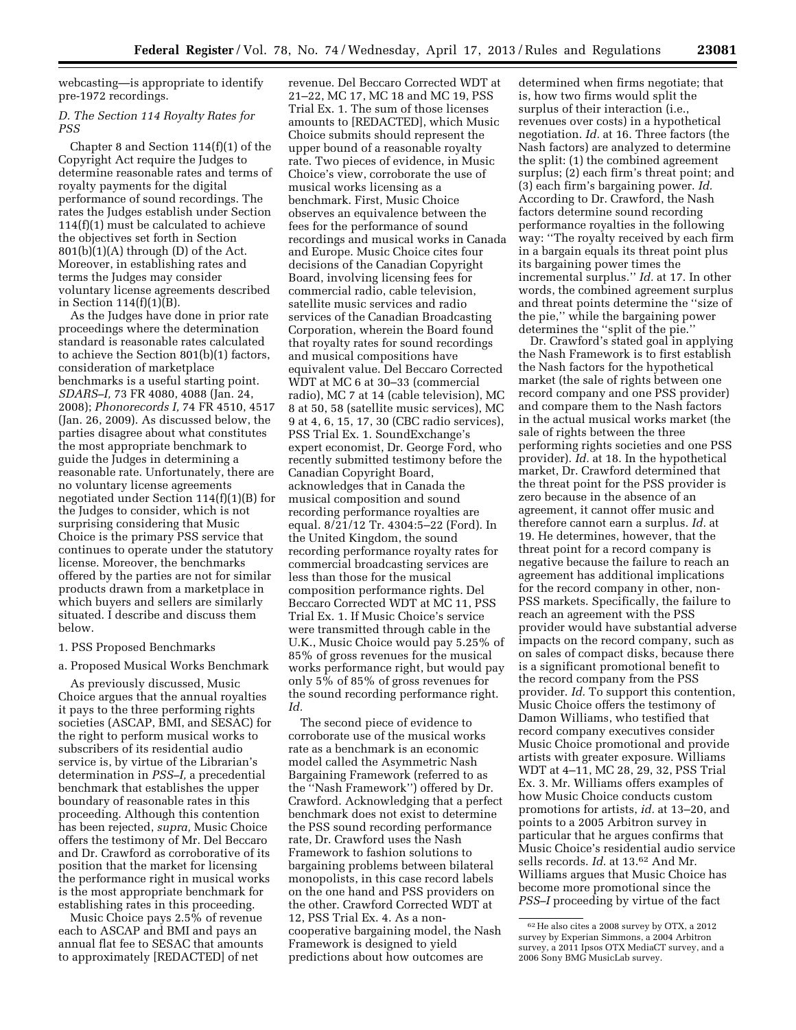webcasting—is appropriate to identify pre-1972 recordings.

### *D. The Section 114 Royalty Rates for PSS*

Chapter 8 and Section 114(f)(1) of the Copyright Act require the Judges to determine reasonable rates and terms of royalty payments for the digital performance of sound recordings. The rates the Judges establish under Section 114(f)(1) must be calculated to achieve the objectives set forth in Section 801(b)(1)(A) through (D) of the Act. Moreover, in establishing rates and terms the Judges may consider voluntary license agreements described in Section 114(f)(1)(B).

As the Judges have done in prior rate proceedings where the determination standard is reasonable rates calculated to achieve the Section 801(b)(1) factors, consideration of marketplace benchmarks is a useful starting point. *SDARS–I,* 73 FR 4080, 4088 (Jan. 24, 2008); *Phonorecords I,* 74 FR 4510, 4517 (Jan. 26, 2009). As discussed below, the parties disagree about what constitutes the most appropriate benchmark to guide the Judges in determining a reasonable rate. Unfortunately, there are no voluntary license agreements negotiated under Section 114(f)(1)(B) for the Judges to consider, which is not surprising considering that Music Choice is the primary PSS service that continues to operate under the statutory license. Moreover, the benchmarks offered by the parties are not for similar products drawn from a marketplace in which buyers and sellers are similarly situated. I describe and discuss them below.

#### 1. PSS Proposed Benchmarks

##### a. Proposed Musical Works Benchmark

As previously discussed, Music Choice argues that the annual royalties it pays to the three performing rights societies (ASCAP, BMI, and SESAC) for the right to perform musical works to subscribers of its residential audio service is, by virtue of the Librarian's determination in *PSS–I,* a precedential benchmark that establishes the upper boundary of reasonable rates in this proceeding. Although this contention has been rejected, *supra,* Music Choice offers the testimony of Mr. Del Beccaro and Dr. Crawford as corroborative of its position that the market for licensing the performance right in musical works is the most appropriate benchmark for establishing rates in this proceeding.

Music Choice pays 2.5% of revenue each to ASCAP and BMI and pays an annual flat fee to SESAC that amounts to approximately [REDACTED] of net revenue. Del Beccaro Corrected WDT at 21–22, MC 17, MC 18 and MC 19, PSS Trial Ex. 1. The sum of those licenses amounts to [REDACTED], which Music Choice submits should represent the upper bound of a reasonable royalty rate. Two pieces of evidence, in Music Choice's view, corroborate the use of musical works licensing as a benchmark. First, Music Choice observes an equivalence between the fees for the performance of sound recordings and musical works in Canada and Europe. Music Choice cites four decisions of the Canadian Copyright Board, involving licensing fees for commercial radio, cable television, satellite music services and radio services of the Canadian Broadcasting Corporation, wherein the Board found that royalty rates for sound recordings and musical compositions have equivalent value. Del Beccaro Corrected WDT at MC 6 at 30–33 (commercial radio), MC 7 at 14 (cable television), MC 8 at 50, 58 (satellite music services), MC 9 at 4, 6, 15, 17, 30 (CBC radio services), PSS Trial Ex. 1. SoundExchange's expert economist, Dr. George Ford, who recently submitted testimony before the Canadian Copyright Board, acknowledges that in Canada the musical composition and sound recording performance royalties are equal. 8/21/12 Tr. 4304:5–22 (Ford). In the United Kingdom, the sound recording performance royalty rates for commercial broadcasting services are less than those for the musical composition performance rights. Del Beccaro Corrected WDT at MC 11, PSS Trial Ex. 1. If Music Choice's service were transmitted through cable in the U.K., Music Choice would pay 5.25% of 85% of gross revenues for the musical works performance right, but would pay only 5% of 85% of gross revenues for the sound recording performance right. *Id.*

The second piece of evidence to corroborate use of the musical works rate as a benchmark is an economic model called the Asymmetric Nash Bargaining Framework (referred to as the "Nash Framework") offered by Dr. Crawford. Acknowledging that a perfect benchmark does not exist to determine the PSS sound recording performance rate, Dr. Crawford uses the Nash Framework to fashion solutions to bargaining problems between bilateral monopolists, in this case record labels on the one hand and PSS providers on the other. Crawford Corrected WDT at 12, PSS Trial Ex. 4. As a non-cooperative bargaining model, the Nash Framework is designed to yield predictions about how outcomes are determined when firms negotiate; that is, how two firms would split the surplus of their interaction (i.e., revenues over costs) in a hypothetical negotiation. *Id.* at 16. Three factors (the Nash factors) are analyzed to determine the split: (1) the combined agreement surplus; (2) each firm's threat point; and (3) each firm's bargaining power. *Id.* According to Dr. Crawford, the Nash factors determine sound recording performance royalties in the following way: "The royalty received by each firm in a bargain equals its threat point plus its bargaining power times the incremental surplus." *Id.* at 17. In other words, the combined agreement surplus and threat points determine the "size of the pie," while the bargaining power determines the "split of the pie."

Dr. Crawford's stated goal in applying the Nash Framework is to first establish the Nash factors for the hypothetical market (the sale of rights between one record company and one PSS provider) and compare them to the Nash factors in the actual musical works market (the sale of rights between the three performing rights societies and one PSS provider). *Id.* at 18. In the hypothetical market, Dr. Crawford determined that the threat point for the PSS provider is zero because in the absence of an agreement, it cannot offer music and therefore cannot earn a surplus. *Id.* at 19. He determines, however, that the threat point for a record company is negative because the failure to reach an agreement has additional implications for the record company in other, non-PSS markets. Specifically, the failure to reach an agreement with the PSS provider would have substantial adverse impacts on the record company, such as on sales of compact disks, because there is a significant promotional benefit to the record company from the PSS provider. *Id.* To support this contention, Music Choice offers the testimony of Damon Williams, who testified that record company executives consider Music Choice promotional and provide artists with greater exposure. Williams WDT at 4–11, MC 28, 29, 32, PSS Trial Ex. 3. Mr. Williams offers examples of how Music Choice conducts custom promotions for artists, *id.* at 13–20, and points to a 2005 Arbitron survey in particular that he argues confirms that Music Choice's residential audio service sells records. *Id.* at 13.[62] And Mr. Williams argues that Music Choice has become more promotional since the *PSS–I* proceeding by virtue of the fact

[62] He also cites a 2008 survey by OTX, a 2012 survey by Experian Simmons, a 2004 Arbitron survey, a 2011 Ipsos OTX MediaCT survey, and a 2006 Sony BMG MusicLab survey.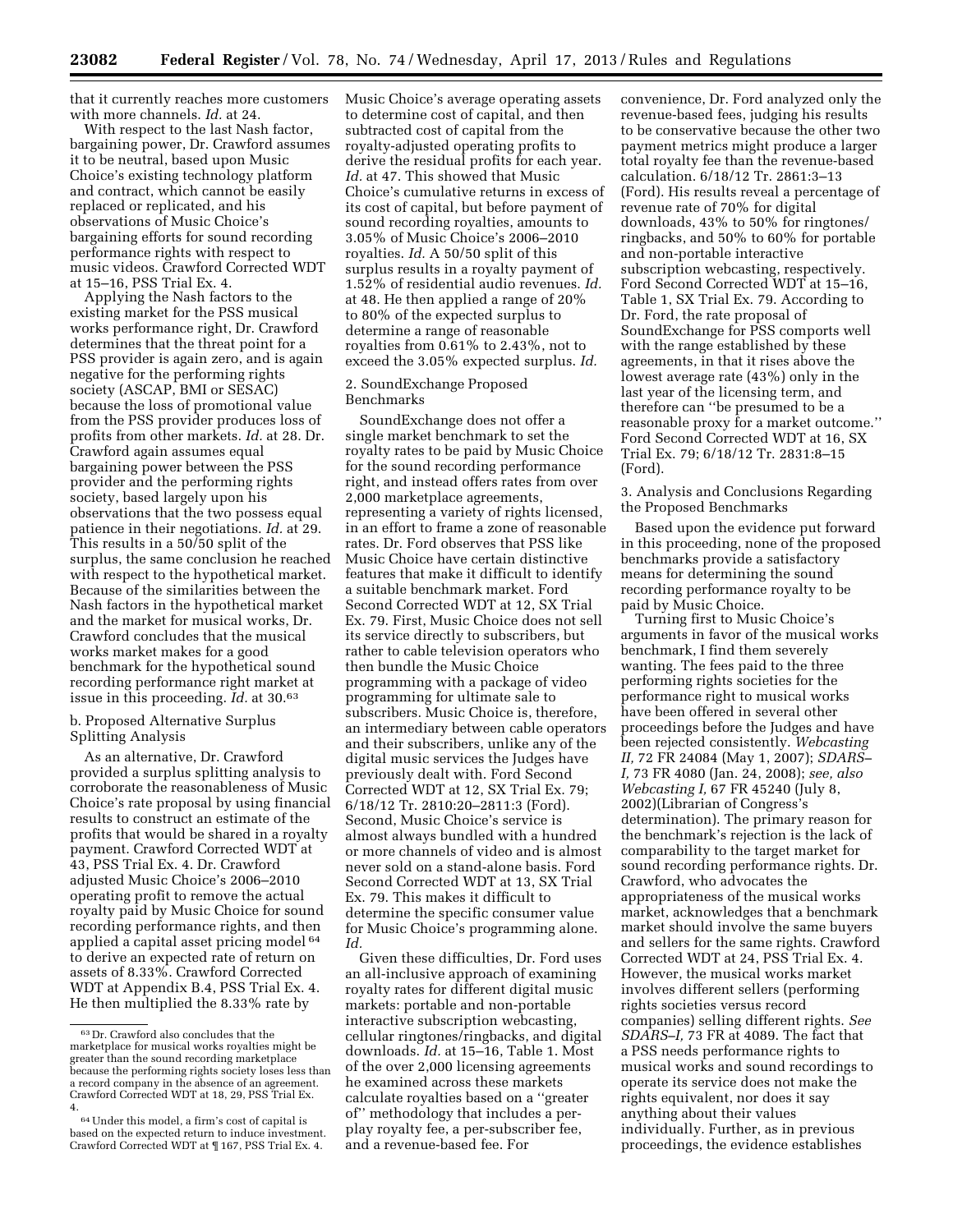that it currently reaches more customers with more channels. *Id.* at 24.

With respect to the last Nash factor, bargaining power, Dr. Crawford assumes it to be neutral, based upon Music Choice's existing technology platform and contract, which cannot be easily replaced or replicated, and his observations of Music Choice's bargaining efforts for sound recording performance rights with respect to music videos. Crawford Corrected WDT at 15–16, PSS Trial Ex. 4.

Applying the Nash factors to the existing market for the PSS musical works performance right, Dr. Crawford determines that the threat point for a PSS provider is again zero, and is again negative for the performing rights society (ASCAP, BMI or SESAC) because the loss of promotional value from the PSS provider produces loss of profits from other markets. *Id.* at 28. Dr. Crawford again assumes equal bargaining power between the PSS provider and the performing rights society, based largely upon his observations that the two possess equal patience in their negotiations. *Id.* at 29. This results in a 50/50 split of the surplus, the same conclusion he reached with respect to the hypothetical market. Because of the similarities between the Nash factors in the hypothetical market and the market for musical works, Dr. Crawford concludes that the musical works market makes for a good benchmark for the hypothetical sound recording performance right market at issue in this proceeding. *Id.* at 30.[63]

b. Proposed Alternative Surplus Splitting Analysis

As an alternative, Dr. Crawford provided a surplus splitting analysis to corroborate the reasonableness of Music Choice's rate proposal by using financial results to construct an estimate of the profits that would be shared in a royalty payment. Crawford Corrected WDT at 43, PSS Trial Ex. 4. Dr. Crawford adjusted Music Choice's 2006–2010 operating profit to remove the actual royalty paid by Music Choice for sound recording performance rights, and then applied a capital asset pricing model[64] to derive an expected rate of return on assets of 8.33%. Crawford Corrected WDT at Appendix B.4, PSS Trial Ex. 4. He then multiplied the 8.33% rate by Music Choice's average operating assets to determine cost of capital, and then subtracted cost of capital from the royalty-adjusted operating profits to derive the residual profits for each year. *Id.* at 47. This showed that Music Choice's cumulative returns in excess of its cost of capital, but before payment of sound recording royalties, amounts to 3.05% of Music Choice's 2006–2010 royalties. *Id.* A 50/50 split of this surplus results in a royalty payment of 1.52% of residential audio revenues. *Id.* at 48. He then applied a range of 20% to 80% of the expected surplus to determine a range of reasonable royalties from 0.61% to 2.43%, not to exceed the 3.05% expected surplus. *Id.*

2. SoundExchange Proposed Benchmarks

SoundExchange does not offer a single market benchmark to set the royalty rates to be paid by Music Choice for the sound recording performance right, and instead offers rates from over 2,000 marketplace agreements, representing a variety of rights licensed, in an effort to frame a zone of reasonable rates. Dr. Ford observes that PSS like Music Choice have certain distinctive features that make it difficult to identify a suitable benchmark market. Ford Second Corrected WDT at 12, SX Trial Ex. 79. First, Music Choice does not sell its service directly to subscribers, but rather to cable television operators who then bundle the Music Choice programming with a package of video programming for ultimate sale to subscribers. Music Choice is, therefore, an intermediary between cable operators and their subscribers, unlike any of the digital music services the Judges have previously dealt with. Ford Second Corrected WDT at 12, SX Trial Ex. 79; 6/18/12 Tr. 2810:20–2811:3 (Ford). Second, Music Choice's service is almost always bundled with a hundred or more channels of video and is almost never sold on a stand-alone basis. Ford Second Corrected WDT at 13, SX Trial Ex. 79. This makes it difficult to determine the specific consumer value for Music Choice's programming alone. *Id.*

Given these difficulties, Dr. Ford uses an all-inclusive approach of examining royalty rates for different digital music markets: portable and non-portable interactive subscription webcasting, cellular ringtones/ringbacks, and digital downloads. *Id.* at 15–16, Table 1. Most of the over 2,000 licensing agreements he examined across these markets calculate royalties based on a ''greater of'' methodology that includes a per-play royalty fee, a per-subscriber fee, and a revenue-based fee. For convenience, Dr. Ford analyzed only the revenue-based fees, judging his results to be conservative because the other two payment metrics might produce a larger total royalty fee than the revenue-based calculation. 6/18/12 Tr. 2861:3–13 (Ford). His results reveal a percentage of revenue rate of 70% for digital downloads, 43% to 50% for ringtones/ringbacks, and 50% to 60% for portable and non-portable interactive subscription webcasting, respectively. Ford Second Corrected WDT at 15–16, Table 1, SX Trial Ex. 79. According to Dr. Ford, the rate proposal of SoundExchange for PSS comports well with the range established by these agreements, in that it rises above the lowest average rate (43%) only in the last year of the licensing term, and therefore can ''be presumed to be a reasonable proxy for a market outcome.'' Ford Second Corrected WDT at 16, SX Trial Ex. 79; 6/18/12 Tr. 2831:8–15 (Ford).

3. Analysis and Conclusions Regarding the Proposed Benchmarks

Based upon the evidence put forward in this proceeding, none of the proposed benchmarks provide a satisfactory means for determining the sound recording performance royalty to be paid by Music Choice.

Turning first to Music Choice's arguments in favor of the musical works benchmark, I find them severely wanting. The fees paid to the three performing rights societies for the performance right to musical works have been offered in several other proceedings before the Judges and have been rejected consistently. *Webcasting II,* 72 FR 24084 (May 1, 2007); *SDARS–I,* 73 FR 4080 (Jan. 24, 2008); *see, also Webcasting I,* 67 FR 45240 (July 8, 2002)(Librarian of Congress's determination). The primary reason for the benchmark's rejection is the lack of comparability to the target market for sound recording performance rights. Dr. Crawford, who advocates the appropriateness of the musical works market, acknowledges that a benchmark market should involve the same buyers and sellers for the same rights. Crawford Corrected WDT at 24, PSS Trial Ex. 4. However, the musical works market involves different sellers (performing rights societies versus record companies) selling different rights. *See SDARS–I,* 73 FR at 4089. The fact that a PSS needs performance rights to musical works and sound recordings to operate its service does not make the rights equivalent, nor does it say anything about their values individually. Further, as in previous proceedings, the evidence establishes

---

[63] Dr. Crawford also concludes that the marketplace for musical works royalties might be greater than the sound recording marketplace because the performing rights society loses less than a record company in the absence of an agreement. Crawford Corrected WDT at 18, 29, PSS Trial Ex. 4.

[64] Under this model, a firm's cost of capital is based on the expected return to induce investment. Crawford Corrected WDT at ¶ 167, PSS Trial Ex. 4.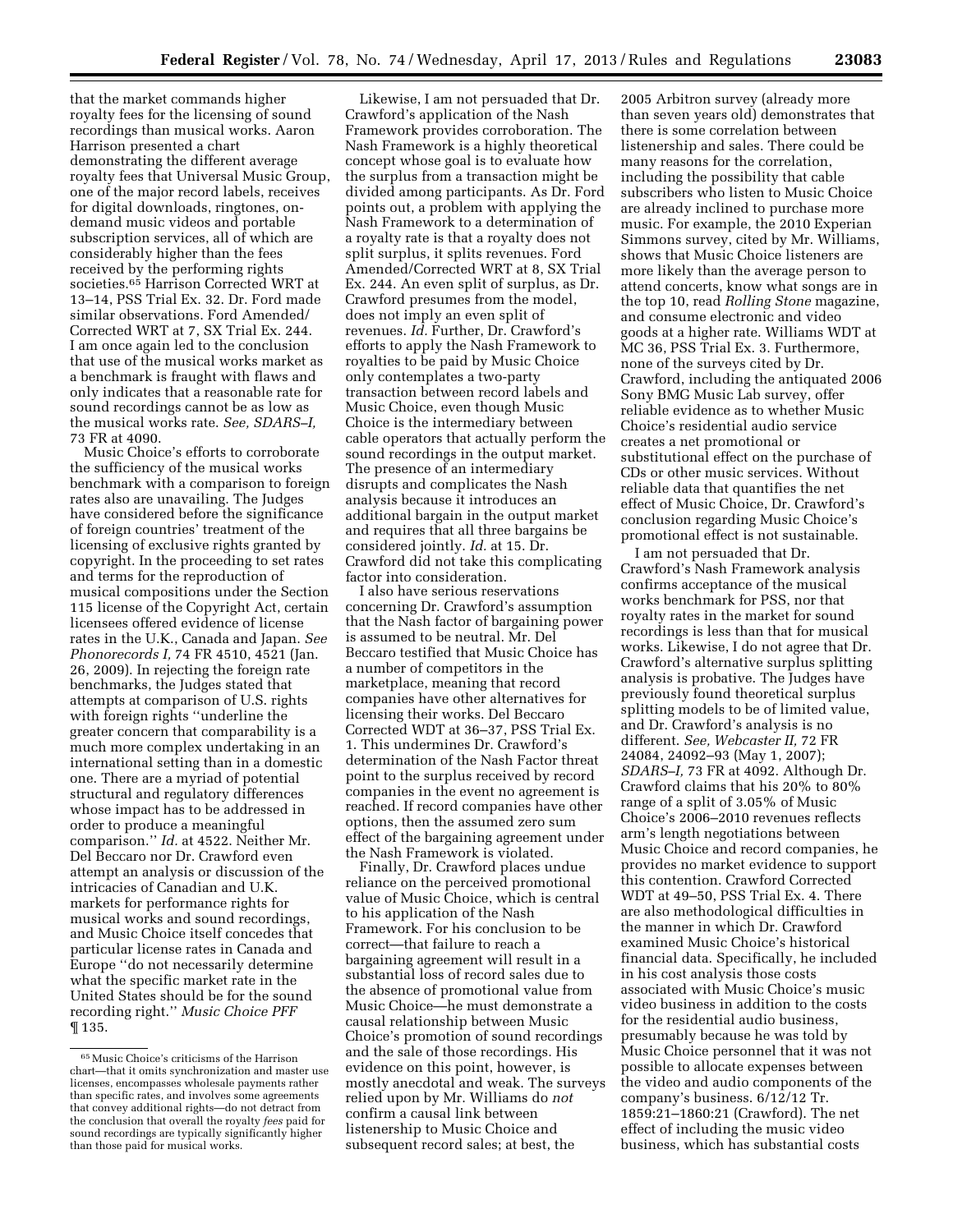that the market commands higher royalty fees for the licensing of sound recordings than musical works. Aaron Harrison presented a chart demonstrating the different average royalty fees that Universal Music Group, one of the major record labels, receives for digital downloads, ringtones, on-demand music videos and portable subscription services, all of which are considerably higher than the fees received by the performing rights societies.[65] Harrison Corrected WRT at 13–14, PSS Trial Ex. 32. Dr. Ford made similar observations. Ford Amended/Corrected WRT at 7, SX Trial Ex. 244. I am once again led to the conclusion that use of the musical works market as a benchmark is fraught with flaws and only indicates that a reasonable rate for sound recordings cannot be as low as the musical works rate. *See, SDARS–I,* 73 FR at 4090.

Music Choice's efforts to corroborate the sufficiency of the musical works benchmark with a comparison to foreign rates also are unavailing. The Judges have considered before the significance of foreign countries' treatment of the licensing of exclusive rights granted by copyright. In the proceeding to set rates and terms for the reproduction of musical compositions under the Section 115 license of the Copyright Act, certain licensees offered evidence of license rates in the U.K., Canada and Japan. *See Phonorecords I,* 74 FR 4510, 4521 (Jan. 26, 2009). In rejecting the foreign rate benchmarks, the Judges stated that attempts at comparison of U.S. rights with foreign rights ''underline the greater concern that comparability is a much more complex undertaking in an international setting than in a domestic one. There are a myriad of potential structural and regulatory differences whose impact has to be addressed in order to produce a meaningful comparison.'' *Id.* at 4522. Neither Mr. Del Beccaro nor Dr. Crawford even attempt an analysis or discussion of the intricacies of Canadian and U.K. markets for performance rights for musical works and sound recordings, and Music Choice itself concedes that particular license rates in Canada and Europe ''do not necessarily determine what the specific market rate in the United States should be for the sound recording right.'' *Music Choice PFF* ¶ 135.

Likewise, I am not persuaded that Dr. Crawford's application of the Nash Framework provides corroboration. The Nash Framework is a highly theoretical concept whose goal is to evaluate how the surplus from a transaction might be divided among participants. As Dr. Ford points out, a problem with applying the Nash Framework to a determination of a royalty rate is that a royalty does not split surplus, it splits revenues. Ford Amended/Corrected WRT at 8, SX Trial Ex. 244. An even split of surplus, as Dr. Crawford presumes from the model, does not imply an even split of revenues. *Id.* Further, Dr. Crawford's efforts to apply the Nash Framework to royalties to be paid by Music Choice only contemplates a two-party transaction between record labels and Music Choice, even though Music Choice is the intermediary between cable operators that actually perform the sound recordings in the output market. The presence of an intermediary disrupts and complicates the Nash analysis because it introduces an additional bargain in the output market and requires that all three bargains be considered jointly. *Id.* at 15. Dr. Crawford did not take this complicating factor into consideration.

I also have serious reservations concerning Dr. Crawford's assumption that the Nash factor of bargaining power is assumed to be neutral. Mr. Del Beccaro testified that Music Choice has a number of competitors in the marketplace, meaning that record companies have other alternatives for licensing their works. Del Beccaro Corrected WDT at 36–37, PSS Trial Ex. 1. This undermines Dr. Crawford's determination of the Nash Factor threat point to the surplus received by record companies in the event no agreement is reached. If record companies have other options, then the assumed zero sum effect of the bargaining agreement under the Nash Framework is violated.

Finally, Dr. Crawford places undue reliance on the perceived promotional value of Music Choice, which is central to his application of the Nash Framework. For his conclusion to be correct—that failure to reach a bargaining agreement will result in a substantial loss of record sales due to the absence of promotional value from Music Choice—he must demonstrate a causal relationship between Music Choice's promotion of sound recordings and the sale of those recordings. His evidence on this point, however, is mostly anecdotal and weak. The surveys relied upon by Mr. Williams do *not* confirm a causal link between listenership to Music Choice and subsequent record sales; at best, the 2005 Arbitron survey (already more than seven years old) demonstrates that there is some correlation between listenership and sales. There could be many reasons for the correlation, including the possibility that cable subscribers who listen to Music Choice are already inclined to purchase more music. For example, the 2010 Experian Simmons survey, cited by Mr. Williams, shows that Music Choice listeners are more likely than the average person to attend concerts, know what songs are in the top 10, read *Rolling Stone* magazine, and consume electronic and video goods at a higher rate. Williams WDT at MC 36, PSS Trial Ex. 3. Furthermore, none of the surveys cited by Dr. Crawford, including the antiquated 2006 Sony BMG Music Lab survey, offer reliable evidence as to whether Music Choice's residential audio service creates a net promotional or substitutional effect on the purchase of CDs or other music services. Without reliable data that quantifies the net effect of Music Choice, Dr. Crawford's conclusion regarding Music Choice's promotional effect is not sustainable.

I am not persuaded that Dr. Crawford's Nash Framework analysis confirms acceptance of the musical works benchmark for PSS, nor that royalty rates in the market for sound recordings is less than that for musical works. Likewise, I do not agree that Dr. Crawford's alternative surplus splitting analysis is probative. The Judges have previously found theoretical surplus splitting models to be of limited value, and Dr. Crawford's analysis is no different. *See, Webcaster II,* 72 FR 24084, 24092–93 (May 1, 2007); *SDARS–I,* 73 FR at 4092. Although Dr. Crawford claims that his 20% to 80% range of a split of 3.05% of Music Choice's 2006–2010 revenues reflects arm's length negotiations between Music Choice and record companies, he provides no market evidence to support this contention. Crawford Corrected WDT at 49–50, PSS Trial Ex. 4. There are also methodological difficulties in the manner in which Dr. Crawford examined Music Choice's historical financial data. Specifically, he included in his cost analysis those costs associated with Music Choice's music video business in addition to the costs for the residential audio business, presumably because he was told by Music Choice personnel that it was not possible to allocate expenses between the video and audio components of the company's business. 6/12/12 Tr. 1859:21–1860:21 (Crawford). The net effect of including the music video business, which has substantial costs

[65] Music Choice's criticisms of the Harrison chart—that it omits synchronization and master use licenses, encompasses wholesale payments rather than specific rates, and involves some agreements that convey additional rights—do not detract from the conclusion that overall the royalty *fees* paid for sound recordings are typically significantly higher than those paid for musical works.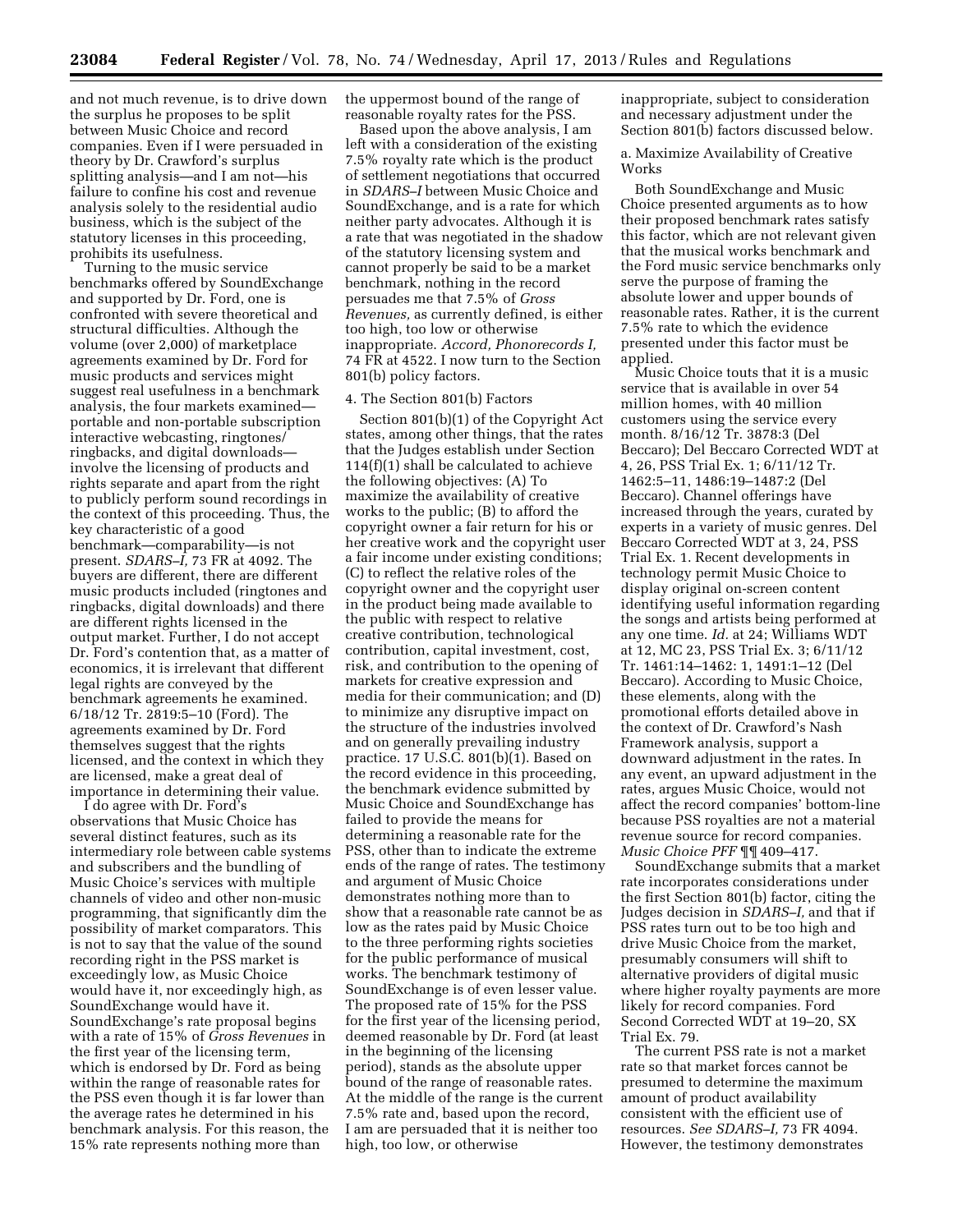and not much revenue, is to drive down the surplus he proposes to be split between Music Choice and record companies. Even if I were persuaded in theory by Dr. Crawford's surplus splitting analysis—and I am not—his failure to confine his cost and revenue analysis solely to the residential audio business, which is the subject of the statutory licenses in this proceeding, prohibits its usefulness.

Turning to the music service benchmarks offered by SoundExchange and supported by Dr. Ford, one is confronted with severe theoretical and structural difficulties. Although the volume (over 2,000) of marketplace agreements examined by Dr. Ford for music products and services might suggest real usefulness in a benchmark analysis, the four markets examined—portable and non-portable subscription interactive webcasting, ringtones/ringbacks, and digital downloads—involve the licensing of products and rights separate and apart from the right to publicly perform sound recordings in the context of this proceeding. Thus, the key characteristic of a good benchmark—comparability—is not present. *SDARS–I,* 73 FR at 4092. The buyers are different, there are different music products included (ringtones and ringbacks, digital downloads) and there are different rights licensed in the output market. Further, I do not accept Dr. Ford's contention that, as a matter of economics, it is irrelevant that different legal rights are conveyed by the benchmark agreements he examined. 6/18/12 Tr. 2819:5–10 (Ford). The agreements examined by Dr. Ford themselves suggest that the rights licensed, and the context in which they are licensed, make a great deal of importance in determining their value.

I do agree with Dr. Ford's observations that Music Choice has several distinct features, such as its intermediary role between cable systems and subscribers and the bundling of Music Choice's services with multiple channels of video and other non-music programming, that significantly dim the possibility of market comparators. This is not to say that the value of the sound recording right in the PSS market is exceedingly low, as Music Choice would have it, nor exceedingly high, as SoundExchange would have it. SoundExchange's rate proposal begins with a rate of 15% of *Gross Revenues* in the first year of the licensing term, which is endorsed by Dr. Ford as being within the range of reasonable rates for the PSS even though it is far lower than the average rates he determined in his benchmark analysis. For this reason, the 15% rate represents nothing more than the uppermost bound of the range of reasonable royalty rates for the PSS.

Based upon the above analysis, I am left with a consideration of the existing 7.5% royalty rate which is the product of settlement negotiations that occurred in *SDARS–I* between Music Choice and SoundExchange, and is a rate for which neither party advocates. Although it is a rate that was negotiated in the shadow of the statutory licensing system and cannot properly be said to be a market benchmark, nothing in the record persuades me that 7.5% of *Gross Revenues,* as currently defined, is either too high, too low or otherwise inappropriate. *Accord, Phonorecords I,* 74 FR at 4522. I now turn to the Section 801(b) policy factors.

#### 4. The Section 801(b) Factors

Section 801(b)(1) of the Copyright Act states, among other things, that the rates that the Judges establish under Section 114(f)(1) shall be calculated to achieve the following objectives: (A) To maximize the availability of creative works to the public; (B) to afford the copyright owner a fair return for his or her creative work and the copyright user a fair income under existing conditions; (C) to reflect the relative roles of the copyright owner and the copyright user in the product being made available to the public with respect to relative creative contribution, technological contribution, capital investment, cost, risk, and contribution to the opening of markets for creative expression and media for their communication; and (D) to minimize any disruptive impact on the structure of the industries involved and on generally prevailing industry practice. 17 U.S.C. 801(b)(1). Based on the record evidence in this proceeding, the benchmark evidence submitted by Music Choice and SoundExchange has failed to provide the means for determining a reasonable rate for the PSS, other than to indicate the extreme ends of the range of rates. The testimony and argument of Music Choice demonstrates nothing more than to show that a reasonable rate cannot be as low as the rates paid by Music Choice to the three performing rights societies for the public performance of musical works. The benchmark testimony of SoundExchange is of even lesser value. The proposed rate of 15% for the PSS for the first year of the licensing period, deemed reasonable by Dr. Ford (at least in the beginning of the licensing period), stands as the absolute upper bound of the range of reasonable rates. At the middle of the range is the current 7.5% rate and, based upon the record, I am persuaded that it is neither too high, too low, or otherwise inappropriate, subject to consideration and necessary adjustment under the Section 801(b) factors discussed below.

##### a. Maximize Availability of Creative Works

Both SoundExchange and Music Choice presented arguments as to how their proposed benchmark rates satisfy this factor, which are not relevant given that the musical works benchmark and the Ford music service benchmarks only serve the purpose of framing the absolute lower and upper bounds of reasonable rates. Rather, it is the current 7.5% rate to which the evidence presented under this factor must be applied.

Music Choice touts that it is a music service that is available in over 54 million homes, with 40 million customers using the service every month. 8/16/12 Tr. 3878:3 (Del Beccaro); Del Beccaro Corrected WDT at 4, 26, PSS Trial Ex. 1; 6/11/12 Tr. 1462:5–11, 1486:19–1487:2 (Del Beccaro). Channel offerings have increased through the years, curated by experts in a variety of music genres. Del Beccaro Corrected WDT at 3, 24, PSS Trial Ex. 1. Recent developments in technology permit Music Choice to display original on-screen content identifying useful information regarding the songs and artists being performed at any one time. *Id.* at 24; Williams WDT at 12, MC 23, PSS Trial Ex. 3; 6/11/12 Tr. 1461:14–1462: 1, 1491:1–12 (Del Beccaro). According to Music Choice, these elements, along with the promotional efforts detailed above in the context of Dr. Crawford's Nash Framework analysis, support a downward adjustment in the rates. In any event, an upward adjustment in the rates, argues Music Choice, would not affect the record companies' bottom-line because PSS royalties are not a material revenue source for record companies. *Music Choice PFF* ¶¶ 409–417.

SoundExchange submits that a market rate incorporates considerations under the first Section 801(b) factor, citing the Judges decision in *SDARS–I,* and that if PSS rates turn out to be too high and drive Music Choice from the market, presumably consumers will shift to alternative providers of digital music where higher royalty payments are more likely for record companies. Ford Second Corrected WDT at 19–20, SX Trial Ex. 79.

The current PSS rate is not a market rate so that market forces cannot be presumed to determine the maximum amount of product availability consistent with the efficient use of resources. *See SDARS–I,* 73 FR 4094. However, the testimony demonstrates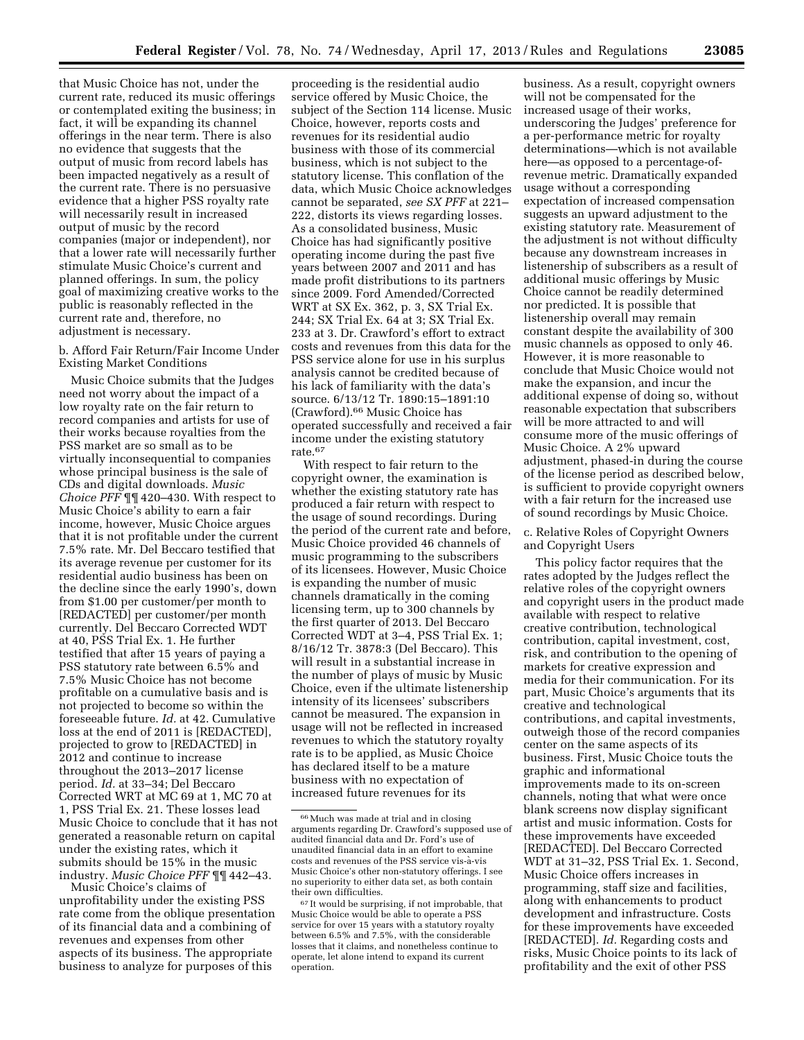that Music Choice has not, under the current rate, reduced its music offerings or contemplated exiting the business; in fact, it will be expanding its channel offerings in the near term. There is also no evidence that suggests that the output of music from record labels has been impacted negatively as a result of the current rate. There is no persuasive evidence that a higher PSS royalty rate will necessarily result in increased output of music by the record companies (major or independent), nor that a lower rate will necessarily further stimulate Music Choice's current and planned offerings. In sum, the policy goal of maximizing creative works to the public is reasonably reflected in the current rate and, therefore, no adjustment is necessary.

b. Afford Fair Return/Fair Income Under Existing Market Conditions

Music Choice submits that the Judges need not worry about the impact of a low royalty rate on the fair return to record companies and artists for use of their works because royalties from the PSS market are so small as to be virtually inconsequential to companies whose principal business is the sale of CDs and digital downloads. *Music Choice PFF* ¶¶ 420–430. With respect to Music Choice's ability to earn a fair income, however, Music Choice argues that it is not profitable under the current 7.5% rate. Mr. Del Beccaro testified that its average revenue per customer for its residential audio business has been on the decline since the early 1990's, down from $1.00 per customer/per month to [REDACTED] per customer/per month currently. Del Beccaro Corrected WDT at 40, PSS Trial Ex. 1. He further testified that after 15 years of paying a PSS statutory rate between 6.5% and 7.5% Music Choice has not become profitable on a cumulative basis and is not projected to become so within the foreseeable future. *Id.* at 42. Cumulative loss at the end of 2011 is [REDACTED], projected to grow to [REDACTED] in 2012 and continue to increase throughout the 2013–2017 license period. *Id.* at 33–34; Del Beccaro Corrected WRT at MC 69 at 1, MC 70 at 1, PSS Trial Ex. 21. These losses lead Music Choice to conclude that it has not generated a reasonable return on capital under the existing rates, which it submits should be 15% in the music industry. *Music Choice PFF* ¶¶ 442–43.

Music Choice's claims of unprofitability under the existing PSS rate come from the oblique presentation of its financial data and a combining of revenues and expenses from other aspects of its business. The appropriate business to analyze for purposes of this proceeding is the residential audio service offered by Music Choice, the subject of the Section 114 license. Music Choice, however, reports costs and revenues for its residential audio business with those of its commercial business, which is not subject to the statutory license. This conflation of the data, which Music Choice acknowledges cannot be separated, *see SX PFF* at 221–222, distorts its views regarding losses. As a consolidated business, Music Choice has had significantly positive operating income during the past five years between 2007 and 2011 and has made profit distributions to its partners since 2009. Ford Amended/Corrected WRT at SX Ex. 362, p. 3, SX Trial Ex. 244; SX Trial Ex. 64 at 3; SX Trial Ex. 233 at 3. Dr. Crawford's effort to extract costs and revenues from this data for the PSS service alone for use in his surplus analysis cannot be credited because of his lack of familiarity with the data's source. 6/13/12 Tr. 1890:15–1891:10 (Crawford).[66] Music Choice has operated successfully and received a fair income under the existing statutory rate.[67]

With respect to fair return to the copyright owner, the examination is whether the existing statutory rate has produced a fair return with respect to the usage of sound recordings. During the period of the current rate and before, Music Choice provided 46 channels of music programming to the subscribers of its licensees. However, Music Choice is expanding the number of music channels dramatically in the coming licensing term, up to 300 channels by the first quarter of 2013. Del Beccaro Corrected WDT at 3–4, PSS Trial Ex. 1; 8/16/12 Tr. 3878:3 (Del Beccaro). This will result in a substantial increase in the number of plays of music by Music Choice, even if the ultimate listenership intensity of its licensees' subscribers cannot be measured. The expansion in usage will not be reflected in increased revenues to which the statutory royalty rate is to be applied, as Music Choice has declared itself to be a mature business with no expectation of increased future revenues for its business. As a result, copyright owners will not be compensated for the increased usage of their works, underscoring the Judges' preference for a per-performance metric for royalty determinations—which is not available here—as opposed to a percentage-of-revenue metric. Dramatically expanded usage without a corresponding expectation of increased compensation suggests an upward adjustment to the existing statutory rate. Measurement of the adjustment is not without difficulty because any downstream increases in listenership of subscribers as a result of additional music offerings by Music Choice cannot be readily determined nor predicted. It is possible that listenership overall may remain constant despite the availability of 300 music channels as opposed to only 46. However, it is more reasonable to conclude that Music Choice would not make the expansion, and incur the additional expense of doing so, without reasonable expectation that subscribers will be more attracted to and will consume more of the music offerings of Music Choice. A 2% upward adjustment, phased-in during the course of the license period as described below, is sufficient to provide copyright owners with a fair return for the increased use of sound recordings by Music Choice.

c. Relative Roles of Copyright Owners and Copyright Users

This policy factor requires that the rates adopted by the Judges reflect the relative roles of the copyright owners and copyright users in the product made available with respect to relative creative contribution, technological contribution, capital investment, cost, risk, and contribution to the opening of markets for creative expression and media for their communication. For its part, Music Choice's arguments that its creative and technological contributions, and capital investments, outweigh those of the record companies center on the same aspects of its business. First, Music Choice touts the graphic and informational improvements made to its on-screen channels, noting that what were once blank screens now display significant artist and music information. Costs for these improvements have exceeded [REDACTED]. Del Beccaro Corrected WDT at 31–32, PSS Trial Ex. 1. Second, Music Choice offers increases in programming, staff size and facilities, along with enhancements to product development and infrastructure. Costs for these improvements have exceeded [REDACTED]. *Id.* Regarding costs and risks, Music Choice points to its lack of profitability and the exit of other PSS

[66] Much was made at trial and in closing arguments regarding Dr. Crawford's supposed use of audited financial data and Dr. Ford's use of unaudited financial data in an effort to examine costs and revenues of the PSS service vis-à-vis Music Choice's other non-statutory offerings. I see no superiority to either data set, as both contain their own difficulties.

[67] It would be surprising, if not improbable, that Music Choice would be able to operate a PSS service for over 15 years with a statutory royalty between 6.5% and 7.5%, with the considerable losses that it claims, and nonetheless continue to operate, let alone intend to expand its current operation.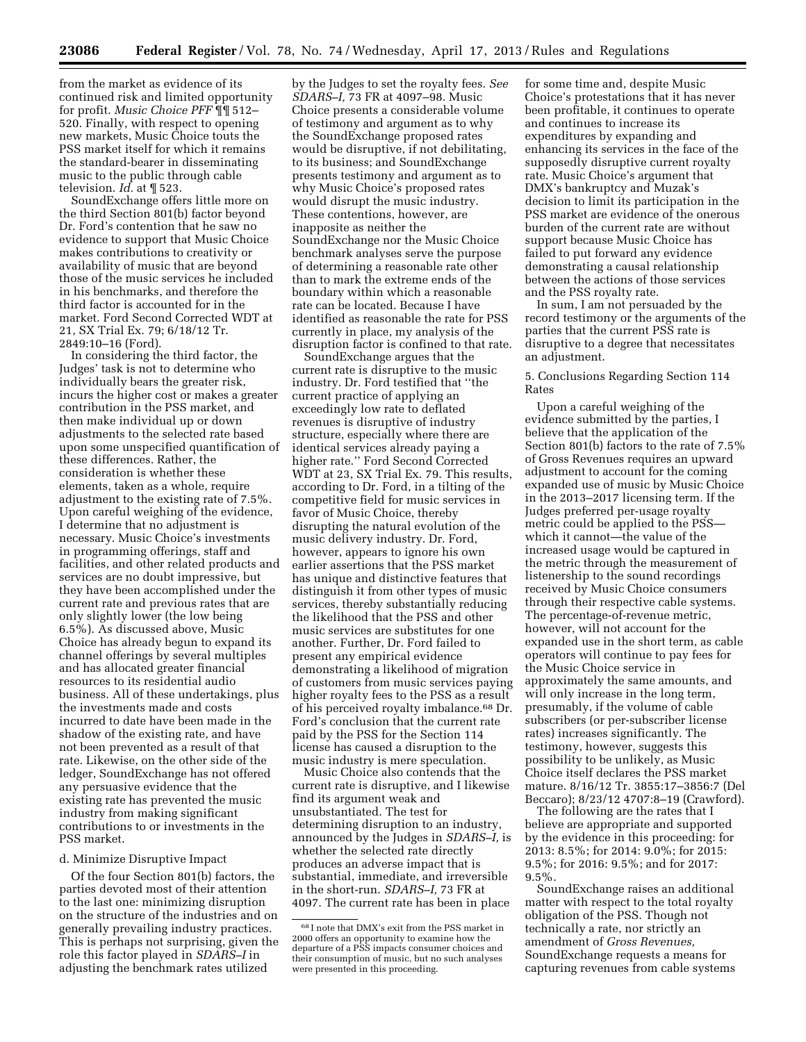from the market as evidence of its continued risk and limited opportunity for profit. *Music Choice PFF* ¶¶ 512–520. Finally, with respect to opening new markets, Music Choice touts the PSS market itself for which it remains the standard-bearer in disseminating music to the public through cable television. *Id.* at ¶ 523.

SoundExchange offers little more on the third Section 801(b) factor beyond Dr. Ford's contention that he saw no evidence to support that Music Choice makes contributions to creativity or availability of music that are beyond those of the music services he included in his benchmarks, and therefore the third factor is accounted for in the market. Ford Second Corrected WDT at 21, SX Trial Ex. 79; 6/18/12 Tr. 2849:10–16 (Ford).

In considering the third factor, the Judges' task is not to determine who individually bears the greater risk, incurs the higher cost or makes a greater contribution in the PSS market, and then make individual up or down adjustments to the selected rate based upon some unspecified quantification of these differences. Rather, the consideration is whether these elements, taken as a whole, require adjustment to the existing rate of 7.5%. Upon careful weighing of the evidence, I determine that no adjustment is necessary. Music Choice's investments in programming offerings, staff and facilities, and other related products and services are no doubt impressive, but they have been accomplished under the current rate and previous rates that are only slightly lower (the low being 6.5%). As discussed above, Music Choice has already begun to expand its channel offerings by several multiples and has allocated greater financial resources to its residential audio business. All of these undertakings, plus the investments made and costs incurred to date have been made in the shadow of the existing rate, and have not been prevented as a result of that rate. Likewise, on the other side of the ledger, SoundExchange has not offered any persuasive evidence that the existing rate has prevented the music industry from making significant contributions to or investments in the PSS market.

d. Minimize Disruptive Impact

Of the four Section 801(b) factors, the parties devoted most of their attention to the last one: minimizing disruption on the structure of the industries and on generally prevailing industry practices. This is perhaps not surprising, given the role this factor played in *SDARS–I* in adjusting the benchmark rates utilized by the Judges to set the royalty fees. *See SDARS–I,* 73 FR at 4097–98. Music Choice presents a considerable volume of testimony and argument as to why the SoundExchange proposed rates would be disruptive, if not debilitating, to its business; and SoundExchange presents testimony and argument as to why Music Choice's proposed rates would disrupt the music industry. These contentions, however, are inapposite as neither the SoundExchange nor the Music Choice benchmark analyses serve the purpose of determining a reasonable rate other than to mark the extreme ends of the boundary within which a reasonable rate can be located. Because I have identified as reasonable the rate for PSS currently in place, my analysis of the disruption factor is confined to that rate.

SoundExchange argues that the current rate is disruptive to the music industry. Dr. Ford testified that "the current practice of applying an exceedingly low rate to deflated revenues is disruptive of industry structure, especially where there are identical services already paying a higher rate." Ford Second Corrected WDT at 23, SX Trial Ex. 79. This results, according to Dr. Ford, in a tilting of the competitive field for music services in favor of Music Choice, thereby disrupting the natural evolution of the music delivery industry. Dr. Ford, however, appears to ignore his own earlier assertions that the PSS market has unique and distinctive features that distinguish it from other types of music services, thereby substantially reducing the likelihood that the PSS and other music services are substitutes for one another. Further, Dr. Ford failed to present any empirical evidence demonstrating a likelihood of migration of customers from music services paying higher royalty fees to the PSS as a result of his perceived royalty imbalance.[68] Dr. Ford's conclusion that the current rate paid by the PSS for the Section 114 license has caused a disruption to the music industry is mere speculation.

Music Choice also contends that the current rate is disruptive, and I likewise find its argument weak and unsubstantiated. The test for determining disruption to an industry, announced by the Judges in *SDARS–I,* is whether the selected rate directly produces an adverse impact that is substantial, immediate, and irreversible in the short-run. *SDARS–I,* 73 FR at 4097. The current rate has been in place for some time and, despite Music Choice's protestations that it has never been profitable, it continues to operate and continues to increase its expenditures by expanding and enhancing its services in the face of the supposedly disruptive current royalty rate. Music Choice's argument that DMX's bankruptcy and Muzak's decision to limit its participation in the PSS market are evidence of the onerous burden of the current rate are without support because Music Choice has failed to put forward any evidence demonstrating a causal relationship between the actions of those services and the PSS royalty rate.

In sum, I am not persuaded by the record testimony or the arguments of the parties that the current PSS rate is disruptive to a degree that necessitates an adjustment.

5. Conclusions Regarding Section 114 Rates

Upon a careful weighing of the evidence submitted by the parties, I believe that the application of the Section 801(b) factors to the rate of 7.5% of Gross Revenues requires an upward adjustment to account for the coming expanded use of music by Music Choice in the 2013–2017 licensing term. If the Judges preferred per-usage royalty metric could be applied to the PSS—which it cannot—the value of the increased usage would be captured in the metric through the measurement of listenership to the sound recordings received by Music Choice consumers through their respective cable systems. The percentage-of-revenue metric, however, will not account for the expanded use in the short term, as cable operators will continue to pay fees for the Music Choice service in approximately the same amounts, and will only increase in the long term, presumably, if the volume of cable subscribers (or per-subscriber license rates) increases significantly. The testimony, however, suggests this possibility to be unlikely, as Music Choice itself declares the PSS market mature. 8/16/12 Tr. 3855:17–3856:7 (Del Beccaro); 8/23/12 4707:8–19 (Crawford).

The following are the rates that I believe are appropriate and supported by the evidence in this proceeding: for 2013: 8.5%; for 2014: 9.0%; for 2015: 9.5%; for 2016: 9.5%; and for 2017: 9.5%.

SoundExchange raises an additional matter with respect to the total royalty obligation of the PSS. Though not technically a rate, nor strictly an amendment of *Gross Revenues,* SoundExchange requests a means for capturing revenues from cable systems

[68] I note that DMX's exit from the PSS market in 2000 offers an opportunity to examine how the departure of a PSS impacts consumer choices and their consumption of music, but no such analyses were presented in this proceeding.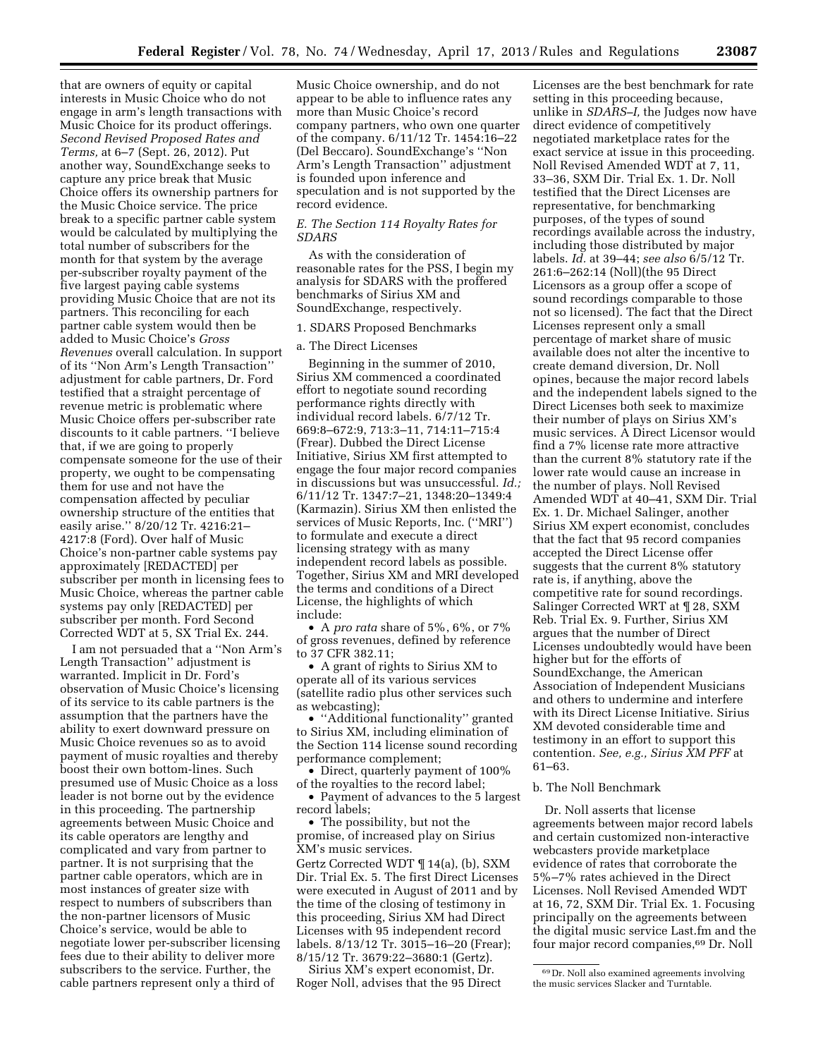that are owners of equity or capital interests in Music Choice who do not engage in arm's length transactions with Music Choice for its product offerings. *Second Revised Proposed Rates and Terms,* at 6–7 (Sept. 26, 2012). Put another way, SoundExchange seeks to capture any price break that Music Choice offers its ownership partners for the Music Choice service. The price break to a specific partner cable system would be calculated by multiplying the total number of subscribers for the month for that system by the average per-subscriber royalty payment of the five largest paying cable systems providing Music Choice that are not its partners. This reconciling for each partner cable system would then be added to Music Choice's *Gross Revenues* overall calculation. In support of its ''Non Arm's Length Transaction'' adjustment for cable partners, Dr. Ford testified that a straight percentage of revenue metric is problematic where Music Choice offers per-subscriber rate discounts to it cable partners. ''I believe that, if we are going to properly compensate someone for the use of their property, we ought to be compensating them for use and not have the compensation affected by peculiar ownership structure of the entities that easily arise.'' 8/20/12 Tr. 4216:21–4217:8 (Ford). Over half of Music Choice's non-partner cable systems pay approximately [REDACTED] per subscriber per month in licensing fees to Music Choice, whereas the partner cable systems pay only [REDACTED] per subscriber per month. Ford Second Corrected WDT at 5, SX Trial Ex. 244.

I am not persuaded that a ''Non Arm's Length Transaction'' adjustment is warranted. Implicit in Dr. Ford's observation of Music Choice's licensing of its service to its cable partners is the assumption that the partners have the ability to exert downward pressure on Music Choice revenues so as to avoid payment of music royalties and thereby boost their own bottom-lines. Such presumed use of Music Choice as a loss leader is not borne out by the evidence in this proceeding. The partnership agreements between Music Choice and its cable operators are lengthy and complicated and vary from partner to partner. It is not surprising that the partner cable operators, which are in most instances of greater size with respect to numbers of subscribers than the non-partner licensors of Music Choice's service, would be able to negotiate lower per-subscriber licensing fees due to their ability to deliver more subscribers to the service. Further, the cable partners represent only a third of Music Choice ownership, and do not appear to be able to influence rates any more than Music Choice's record company partners, who own one quarter of the company. 6/11/12 Tr. 1454:16–22 (Del Beccaro). SoundExchange's ''Non Arm's Length Transaction'' adjustment is founded upon inference and speculation and is not supported by the record evidence.

*E. The Section 114 Royalty Rates for SDARS*

As with the consideration of reasonable rates for the PSS, I begin my analysis for SDARS with the proffered benchmarks of Sirius XM and SoundExchange, respectively.

1. SDARS Proposed Benchmarks

a. The Direct Licenses

Beginning in the summer of 2010, Sirius XM commenced a coordinated effort to negotiate sound recording performance rights directly with individual record labels. 6/7/12 Tr. 669:8–672:9, 713:3–11, 714:11–715:4 (Frear). Dubbed the Direct License Initiative, Sirius XM first attempted to engage the four major record companies in discussions but was unsuccessful. *Id.;* 6/11/12 Tr. 1347:7–21, 1348:20–1349:4 (Karmazin). Sirius XM then enlisted the services of Music Reports, Inc. (''MRI'') to formulate and execute a direct licensing strategy with as many independent record labels as possible. Together, Sirius XM and MRI developed the terms and conditions of a Direct License, the highlights of which include:

- A *pro rata* share of 5%, 6%, or 7% of gross revenues, defined by reference to 37 CFR 382.11;
- A grant of rights to Sirius XM to operate all of its various services (satellite radio plus other services such as webcasting);
- ''Additional functionality'' granted to Sirius XM, including elimination of the Section 114 license sound recording performance complement;
- Direct, quarterly payment of 100% of the royalties to the record label;
- Payment of advances to the 5 largest record labels;
- The possibility, but not the promise, of increased play on Sirius XM's music services.

Gertz Corrected WDT ¶ 14(a), (b), SXM Dir. Trial Ex. 5. The first Direct Licenses were executed in August of 2011 and by the time of the closing of testimony in this proceeding, Sirius XM had Direct Licenses with 95 independent record labels. 8/13/12 Tr. 3015–16–20 (Frear); 8/15/12 Tr. 3679:22–3680:1 (Gertz).

Sirius XM's expert economist, Dr. Roger Noll, advises that the 95 Direct Licenses are the best benchmark for rate setting in this proceeding because, unlike in *SDARS–I,* the Judges now have direct evidence of competitively negotiated marketplace rates for the exact service at issue in this proceeding. Noll Revised Amended WDT at 7, 11, 33–36, SXM Dir. Trial Ex. 1. Dr. Noll testified that the Direct Licenses are representative, for benchmarking purposes, of the types of sound recordings available across the industry, including those distributed by major labels. *Id.* at 39–44; *see also* 6/5/12 Tr. 261:6–262:14 (Noll)(the 95 Direct Licensors as a group offer a scope of sound recordings comparable to those not so licensed). The fact that the Direct Licenses represent only a small percentage of market share of music available does not alter the incentive to create demand diversion, Dr. Noll opines, because the major record labels and the independent labels signed to the Direct Licenses both seek to maximize their number of plays on Sirius XM's music services. A Direct Licensor would find a 7% license rate more attractive than the current 8% statutory rate if the lower rate would cause an increase in the number of plays. Noll Revised Amended WDT at 40–41, SXM Dir. Trial Ex. 1. Dr. Michael Salinger, another Sirius XM expert economist, concludes that the fact that 95 record companies accepted the Direct License offer suggests that the current 8% statutory rate is, if anything, above the competitive rate for sound recordings. Salinger Corrected WRT at ¶ 28, SXM Reb. Trial Ex. 9. Further, Sirius XM argues that the number of Direct Licenses undoubtedly would have been higher but for the efforts of SoundExchange, the American Association of Independent Musicians and others to undermine and interfere with its Direct License Initiative. Sirius XM devoted considerable time and testimony in an effort to support this contention. *See, e.g., Sirius XM PFF* at 61–63.

b. The Noll Benchmark

Dr. Noll asserts that license agreements between major record labels and certain customized non-interactive webcasters provide marketplace evidence of rates that corroborate the 5%–7% rates achieved in the Direct Licenses. Noll Revised Amended WDT at 16, 72, SXM Dir. Trial Ex. 1. Focusing principally on the agreements between the digital music service Last.fm and the four major record companies,[69] Dr. Noll

[69] Dr. Noll also examined agreements involving the music services Slacker and Turntable.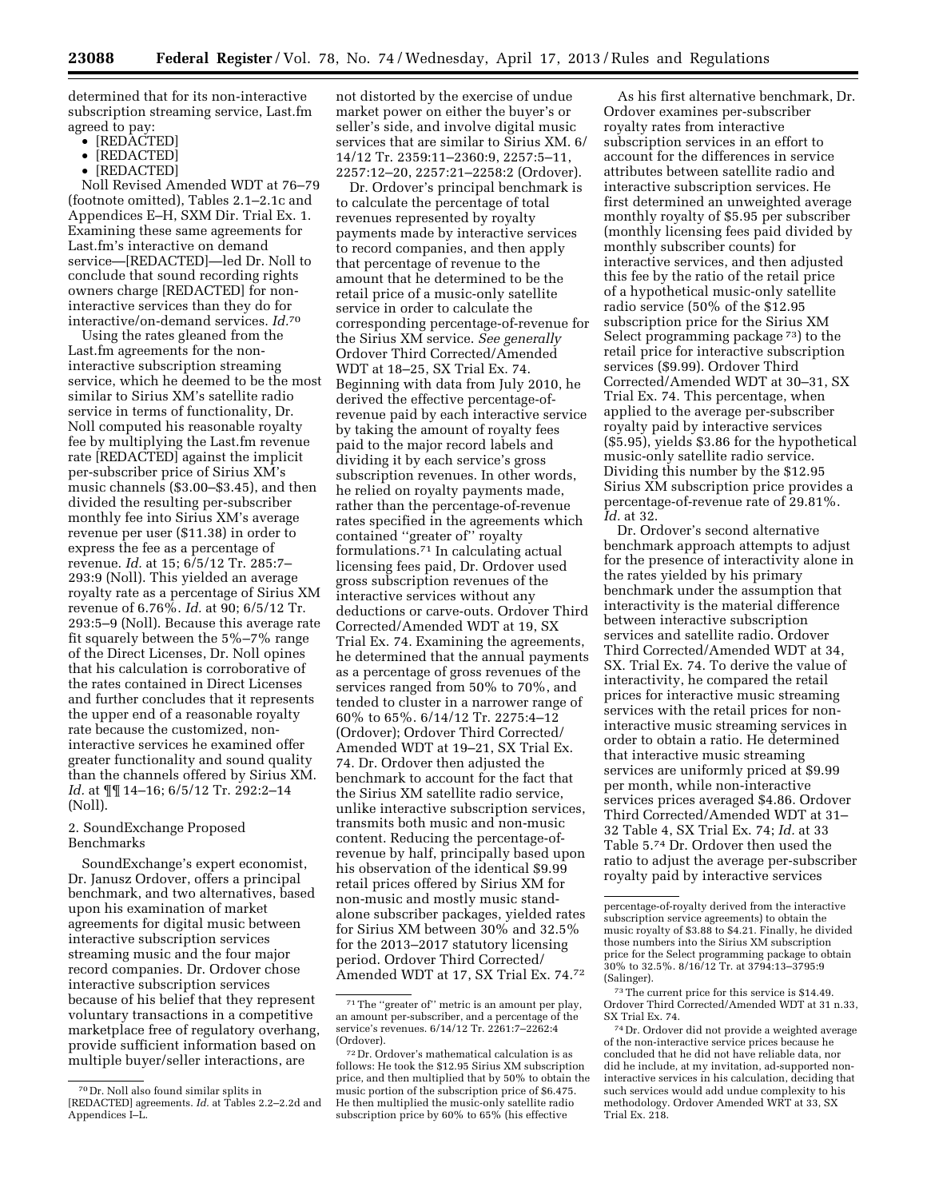determined that for its non-interactive subscription streaming service, Last.fm agreed to pay:

- [REDACTED]
- [REDACTED]
- [REDACTED]

Noll Revised Amended WDT at 76–79 (footnote omitted), Tables 2.1–2.1c and Appendices E–H, SXM Dir. Trial Ex. 1. Examining these same agreements for Last.fm's interactive on demand service—[REDACTED]—led Dr. Noll to conclude that sound recording rights owners charge [REDACTED] for non-interactive services than they do for interactive/on-demand services. *Id.*[70]

Using the rates gleaned from the Last.fm agreements for the non-interactive subscription streaming service, which he deemed to be the most similar to Sirius XM's satellite radio service in terms of functionality, Dr. Noll computed his reasonable royalty fee by multiplying the Last.fm revenue rate [REDACTED] against the implicit per-subscriber price of Sirius XM's music channels ($3.00–$3.45), and then divided the resulting per-subscriber monthly fee into Sirius XM's average revenue per user ($11.38) in order to express the fee as a percentage of revenue. *Id.* at 15; 6/5/12 Tr. 285:7–293:9 (Noll). This yielded an average royalty rate as a percentage of Sirius XM revenue of 6.76%. *Id.* at 90; 6/5/12 Tr. 293:5–9 (Noll). Because this average rate fit squarely between the 5%–7% range of the Direct Licenses, Dr. Noll opines that his calculation is corroborative of the rates contained in Direct Licenses and further concludes that it represents the upper end of a reasonable royalty rate because the customized, non-interactive services he examined offer greater functionality and sound quality than the channels offered by Sirius XM. *Id.* at ¶¶ 14–16; 6/5/12 Tr. 292:2–14 (Noll).

## 2. SoundExchange Proposed Benchmarks

SoundExchange's expert economist, Dr. Janusz Ordover, offers a principal benchmark, and two alternatives, based upon his examination of market agreements for digital music between interactive subscription services streaming music and the four major record companies. Dr. Ordover chose interactive subscription services because of his belief that they represent voluntary transactions in a competitive marketplace free of regulatory overhang, provide sufficient information based on multiple buyer/seller interactions, are not distorted by the exercise of undue market power on either the buyer's or seller's side, and involve digital music services that are similar to Sirius XM. 6/14/12 Tr. 2359:11–2360:9, 2257:5–11, 2257:12–20, 2257:21–2258:2 (Ordover).

Dr. Ordover's principal benchmark is to calculate the percentage of total revenues represented by royalty payments made by interactive services to record companies, and then apply that percentage of revenue to the amount that he determined to be the retail price of a music-only satellite service in order to calculate the corresponding percentage-of-revenue for the Sirius XM service. *See generally* Ordover Third Corrected/Amended WDT at 18–25, SX Trial Ex. 74. Beginning with data from July 2010, he derived the effective percentage-of-revenue paid by each interactive service by taking the amount of royalty fees paid to the major record labels and dividing it by each service's gross subscription revenues. In other words, he relied on royalty payments made, rather than the percentage-of-revenue rates specified in the agreements which contained ''greater of'' royalty formulations.[71] In calculating actual licensing fees paid, Dr. Ordover used gross subscription revenues of the interactive services without any deductions or carve-outs. Ordover Third Corrected/Amended WDT at 19, SX Trial Ex. 74. Examining the agreements, he determined that the annual payments as a percentage of gross revenues of the services ranged from 50% to 70%, and tended to cluster in a narrower range of 60% to 65%. 6/14/12 Tr. 2275:4–12 (Ordover); Ordover Third Corrected/Amended WDT at 19–21, SX Trial Ex. 74. Dr. Ordover then adjusted the benchmark to account for the fact that the Sirius XM satellite radio service, unlike interactive subscription services, transmits both music and non-music content. Reducing the percentage-of-revenue by half, principally based upon his observation of the identical $9.99 retail prices offered by Sirius XM for non-music and mostly music stand-alone subscriber packages, yielded rates for Sirius XM between 30% and 32.5% for the 2013–2017 statutory licensing period. Ordover Third Corrected/Amended WDT at 17, SX Trial Ex. 74.[72]

As his first alternative benchmark, Dr. Ordover examines per-subscriber royalty rates from interactive subscription services in an effort to account for the differences in service attributes between satellite radio and interactive subscription services. He first determined an unweighted average monthly royalty of $5.95 per subscriber (monthly licensing fees paid divided by monthly subscriber counts) for interactive services, and then adjusted this fee by the ratio of the retail price of a hypothetical music-only satellite radio service (50% of the $12.95 subscription price for the Sirius XM Select programming package[73]) to the retail price for interactive subscription services ($9.99). Ordover Third Corrected/Amended WDT at 30–31, SX Trial Ex. 74. This percentage, when applied to the average per-subscriber royalty paid by interactive services ($5.95), yields $3.86 for the hypothetical music-only satellite radio service. Dividing this number by the $12.95 Sirius XM subscription price provides a percentage-of-revenue rate of 29.81%. *Id.* at 32.

Dr. Ordover's second alternative benchmark approach attempts to adjust for the presence of interactivity alone in the rates yielded by his primary benchmark under the assumption that interactivity is the material difference between interactive subscription services and satellite radio. Ordover Third Corrected/Amended WDT at 34, SX. Trial Ex. 74. To derive the value of interactivity, he compared the retail prices for interactive music streaming services with the retail prices for non-interactive music streaming services in order to obtain a ratio. He determined that interactive music streaming services are uniformly priced at $9.99 per month, while non-interactive services prices averaged $4.86. Ordover Third Corrected/Amended WDT at 31–32 Table 4, SX Trial Ex. 74; *Id.* at 33 Table 5.[74] Dr. Ordover then used the ratio to adjust the average per-subscriber royalty paid by interactive services

---

[70] Dr. Noll also found similar splits in [REDACTED] agreements. *Id.* at Tables 2.2–2.2d and Appendices I–L.

[71] The ''greater of'' metric is an amount per play, an amount per-subscriber, and a percentage of the service's revenues. 6/14/12 Tr. 2261:7–2262:4 (Ordover).

[72] Dr. Ordover's mathematical calculation is as follows: He took the $12.95 Sirius XM subscription price, and then multiplied that by 50% to obtain the music portion of the subscription price of $6.475. He then multiplied the music-only satellite radio subscription price by 60% to 65% (his effective percentage-of-royalty derived from the interactive subscription service agreements) to obtain the music royalty of $3.88 to $4.21. Finally, he divided those numbers into the Sirius XM subscription price for the Select programming package to obtain 30% to 32.5%. 8/16/12 Tr. at 3794:13–3795:9 (Salinger).

[73] The current price for this service is $14.49. Ordover Third Corrected/Amended WDT at 31 n.33, SX Trial Ex. 74.

[74] Dr. Ordover did not provide a weighted average of the non-interactive service prices because he concluded that he did not have reliable data, nor did he include, at my invitation, ad-supported non-interactive services in his calculation, deciding that such services would add undue complexity to his methodology. Ordover Amended WRT at 33, SX Trial Ex. 218.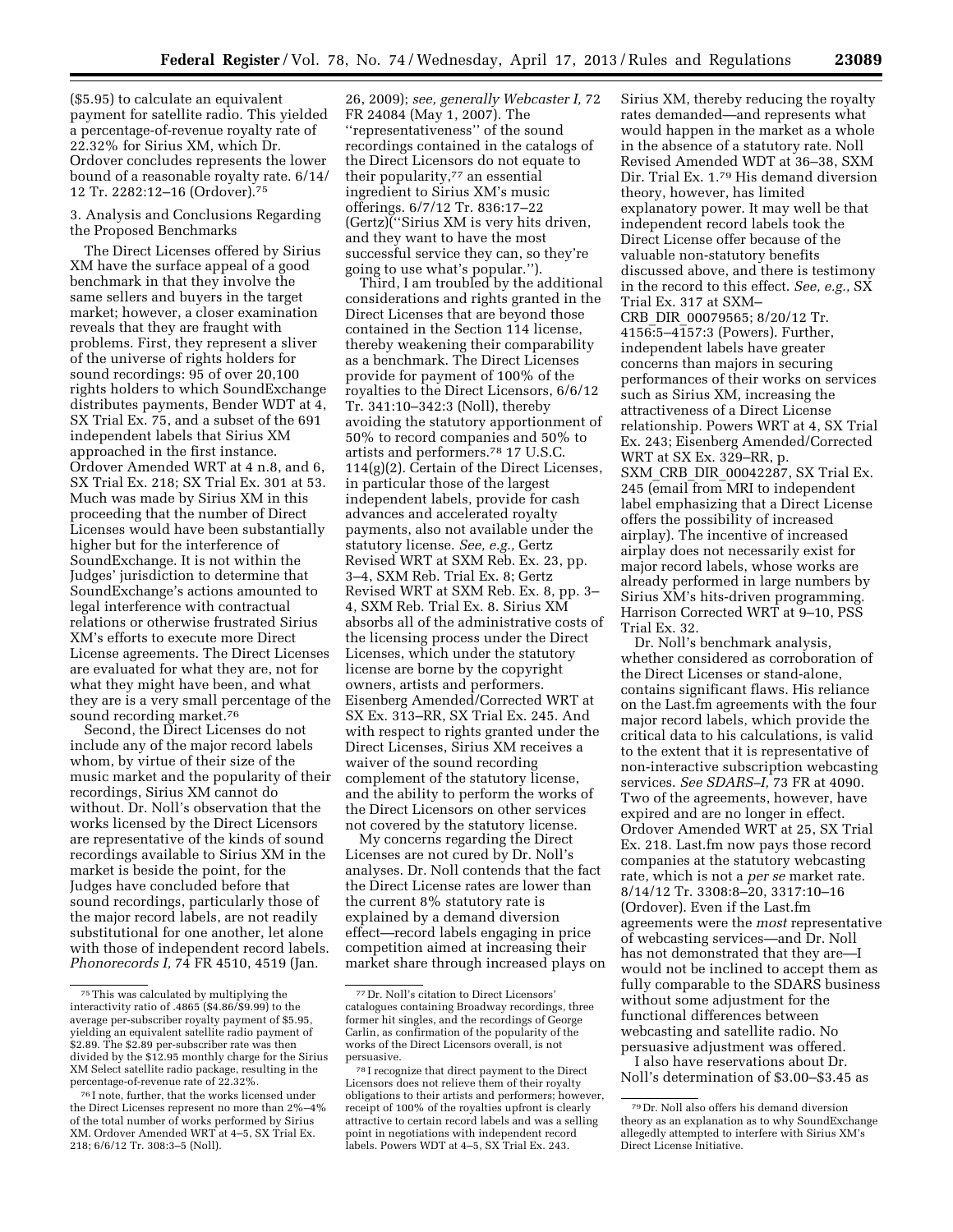($5.95) to calculate an equivalent payment for satellite radio. This yielded a percentage-of-revenue royalty rate of 22.32% for Sirius XM, which Dr. Ordover concludes represents the lower bound of a reasonable royalty rate. 6/14/12 Tr. 2282:12–16 (Ordover).[75]

3. Analysis and Conclusions Regarding the Proposed Benchmarks

The Direct Licenses offered by Sirius XM have the surface appeal of a good benchmark in that they involve the same sellers and buyers in the target market; however, a closer examination reveals that they are fraught with problems. First, they represent a sliver of the universe of rights holders for sound recordings: 95 of over 20,100 rights holders to which SoundExchange distributes payments, Bender WDT at 4, SX Trial Ex. 75, and a subset of the 691 independent labels that Sirius XM approached in the first instance. Ordover Amended WRT at 4 n.8, and 6, SX Trial Ex. 218; SX Trial Ex. 301 at 53. Much was made by Sirius XM in this proceeding that the number of Direct Licenses would have been substantially higher but for the interference of SoundExchange. It is not within the Judges' jurisdiction to determine that SoundExchange's actions amounted to legal interference with contractual relations or otherwise frustrated Sirius XM's efforts to execute more Direct License agreements. The Direct Licenses are evaluated for what they are, not for what they might have been, and what they are is a very small percentage of the sound recording market.[76]

Second, the Direct Licenses do not include any of the major record labels whom, by virtue of their size of the music market and the popularity of their recordings, Sirius XM cannot do without. Dr. Noll's observation that the works licensed by the Direct Licensors are representative of the kinds of sound recordings available to Sirius XM in the market is beside the point, for the Judges have concluded before that sound recordings, particularly those of the major record labels, are not readily substitutional for one another, let alone with those of independent record labels. *Phonorecords I,* 74 FR 4510, 4519 (Jan. 26, 2009); *see, generally Webcaster I,* 72 FR 24084 (May 1, 2007). The "representativeness" of the sound recordings contained in the catalogs of the Direct Licensors do not equate to their popularity,[77] an essential ingredient to Sirius XM's music offerings. 6/7/12 Tr. 836:17–22 (Gertz)("Sirius XM is very hits driven, and they want to have the most successful service they can, so they're going to use what's popular.").

Third, I am troubled by the additional considerations and rights granted in the Direct Licenses that are beyond those contained in the Section 114 license, thereby weakening their comparability as a benchmark. The Direct Licenses provide for payment of 100% of the royalties to the Direct Licensors, 6/6/12 Tr. 341:10–342:3 (Noll), thereby avoiding the statutory apportionment of 50% to record companies and 50% to artists and performers.[78] 17 U.S.C. 114(g)(2). Certain of the Direct Licenses, in particular those of the largest independent labels, provide for cash advances and accelerated royalty payments, also not available under the statutory license. *See, e.g.,* Gertz Revised WRT at SXM Reb. Ex. 23, pp. 3–4, SXM Reb. Trial Ex. 8; Gertz Revised WRT at SXM Reb. Ex. 8, pp. 3–4, SXM Reb. Trial Ex. 8. Sirius XM absorbs all of the administrative costs of the licensing process under the Direct Licenses, which under the statutory license are borne by the copyright owners, artists and performers. Eisenberg Amended/Corrected WRT at SX Ex. 313–RR, SX Trial Ex. 245. And with respect to rights granted under the Direct Licenses, Sirius XM receives a waiver of the sound recording complement of the statutory license, and the ability to perform the works of the Direct Licensors on other services not covered by the statutory license.

My concerns regarding the Direct Licenses are not cured by Dr. Noll's analyses. Dr. Noll contends that the fact the Direct License rates are lower than the current 8% statutory rate is explained by a demand diversion effect—record labels engaging in price competition aimed at increasing their market share through increased plays on Sirius XM, thereby reducing the royalty rates demanded—and represents what would happen in the market as a whole in the absence of a statutory rate. Noll Revised Amended WDT at 36–38, SXM Dir. Trial Ex. 1.[79] His demand diversion theory, however, has limited explanatory power. It may well be that independent record labels took the Direct License offer because of the valuable non-statutory benefits discussed above, and there is testimony in the record to this effect. *See, e.g.,* SX Trial Ex. 317 at SXM–CRB_DIR_00079565; 8/20/12 Tr. 4156:5–4157:3 (Powers). Further, independent labels have greater concerns than majors in securing performances of their works on services such as Sirius XM, increasing the attractiveness of a Direct License relationship. Powers WRT at 4, SX Trial Ex. 243; Eisenberg Amended/Corrected WRT at SX Ex. 329–RR, p. SXM_CRB_DIR_00042287, SX Trial Ex. 245 (email from MRI to independent label emphasizing that a Direct License offers the possibility of increased airplay). The incentive of increased airplay does not necessarily exist for major record labels, whose works are already performed in large numbers by Sirius XM's hits-driven programming. Harrison Corrected WRT at 9–10, PSS Trial Ex. 32.

Dr. Noll's benchmark analysis, whether considered as corroboration of the Direct Licenses or stand-alone, contains significant flaws. His reliance on the Last.fm agreements with the four major record labels, which provide the critical data to his calculations, is valid to the extent that it is representative of non-interactive subscription webcasting services. *See SDARS–I,* 73 FR at 4090. Two of the agreements, however, have expired and are no longer in effect. Ordover Amended WRT at 25, SX Trial Ex. 218. Last.fm now pays those record companies at the statutory webcasting rate, which is not a *per se* market rate. 8/14/12 Tr. 3308:8–20, 3317:10–16 (Ordover). Even if the Last.fm agreements were the *most* representative of webcasting services—and Dr. Noll has not demonstrated that they are—I would not be inclined to accept them as fully comparable to the SDARS business without some adjustment for the functional differences between webcasting and satellite radio. No persuasive adjustment was offered.

I also have reservations about Dr. Noll's determination of $3.00–$3.45 as

---

[75] This was calculated by multiplying the interactivity ratio of .4865 ($4.86/$9.99) to the average per-subscriber royalty payment of $5.95, yielding an equivalent satellite radio payment of $2.89. The $2.89 per-subscriber rate was then divided by the $12.95 monthly charge for the Sirius XM Select satellite radio package, resulting in the percentage-of-revenue rate of 22.32%.

[76] I note, further, that the works licensed under the Direct Licenses represent no more than 2%–4% of the total number of works performed by Sirius XM. Ordover Amended WRT at 4–5, SX Trial Ex. 218; 6/6/12 Tr. 308:3–5 (Noll).

[77] Dr. Noll's citation to Direct Licensors' catalogues containing Broadway recordings, three former hit singles, and the recordings of George Carlin, as confirmation of the popularity of the works of the Direct Licensors overall, is not persuasive.

[78] I recognize that direct payment to the Direct Licensors does not relieve them of their royalty obligations to their artists and performers; however, receipt of 100% of the royalties upfront is clearly attractive to certain record labels and was a selling point in negotiations with independent record labels. Powers WDT at 4–5, SX Trial Ex. 243.

[79] Dr. Noll also offers his demand diversion theory as an explanation as to why SoundExchange allegedly attempted to interfere with Sirius XM's Direct License Initiative.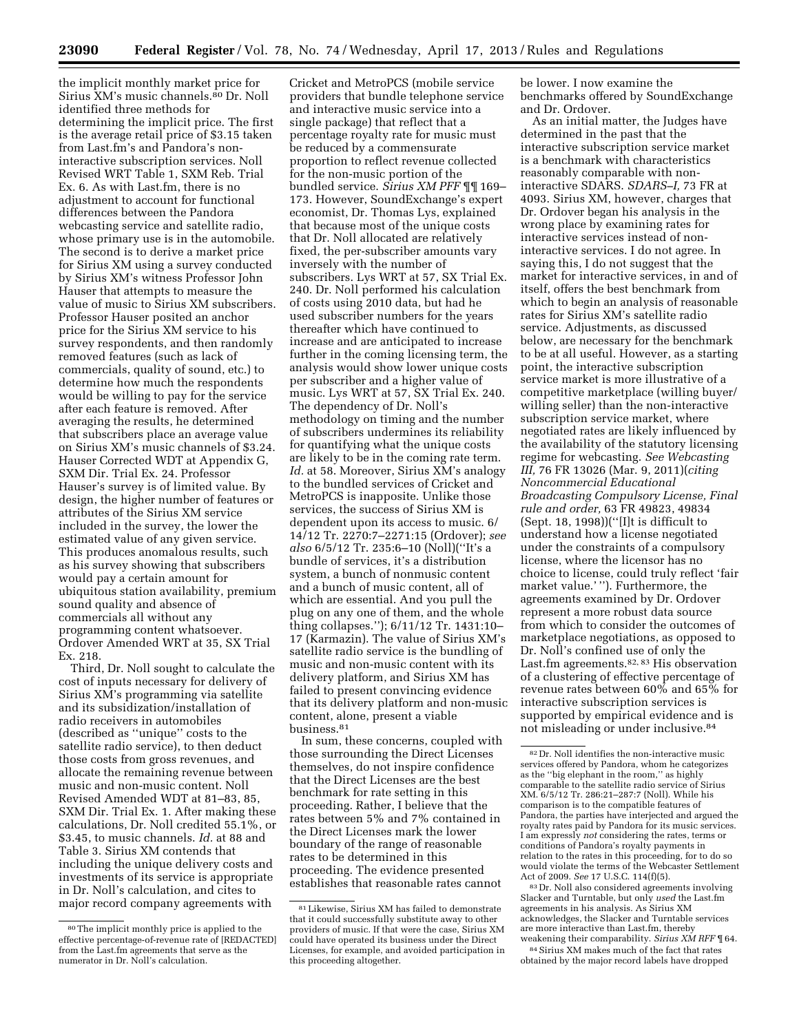the implicit monthly market price for Sirius XM's music channels.[80] Dr. Noll identified three methods for determining the implicit price. The first is the average retail price of $3.15 taken from Last.fm's and Pandora's non-interactive subscription services. Noll Revised WRT Table 1, SXM Reb. Trial Ex. 6. As with Last.fm, there is no adjustment to account for functional differences between the Pandora webcasting service and satellite radio, whose primary use is in the automobile. The second is to derive a market price for Sirius XM using a survey conducted by Sirius XM's witness Professor John Hauser that attempts to measure the value of music to Sirius XM subscribers. Professor Hauser posited an anchor price for the Sirius XM service to his survey respondents, and then randomly removed features (such as lack of commercials, quality of sound, etc.) to determine how much the respondents would be willing to pay for the service after each feature is removed. After averaging the results, he determined that subscribers place an average value on Sirius XM's music channels of $3.24. Hauser Corrected WDT at Appendix G, SXM Dir. Trial Ex. 24. Professor Hauser's survey is of limited value. By design, the higher number of features or attributes of the Sirius XM service included in the survey, the lower the estimated value of any given service. This produces anomalous results, such as his survey showing that subscribers would pay a certain amount for ubiquitous station availability, premium sound quality and absence of commercials all without any programming content whatsoever. Ordover Amended WRT at 35, SX Trial Ex. 218.

Third, Dr. Noll sought to calculate the cost of inputs necessary for delivery of Sirius XM's programming via satellite and its subsidization/installation of radio receivers in automobiles (described as "unique" costs to the satellite radio service), to then deduct those costs from gross revenues, and allocate the remaining revenue between music and non-music content. Noll Revised Amended WDT at 81–83, 85, SXM Dir. Trial Ex. 1. After making these calculations, Dr. Noll credited 55.1%, or $3.45, to music channels. *Id.* at 88 and Table 3. Sirius XM contends that including the unique delivery costs and investments of its service is appropriate in Dr. Noll's calculation, and cites to major record company agreements with Cricket and MetroPCS (mobile service providers that bundle telephone service and interactive music service into a single package) that reflect that a percentage royalty rate for music must be reduced by a commensurate proportion to reflect revenue collected for the non-music portion of the bundled service. *Sirius XM PFF* ¶¶ 169–173. However, SoundExchange's expert economist, Dr. Thomas Lys, explained that because most of the unique costs that Dr. Noll allocated are relatively fixed, the per-subscriber amounts vary inversely with the number of subscribers. Lys WRT at 57, SX Trial Ex. 240. Dr. Noll performed his calculation of costs using 2010 data, but had he used subscriber numbers for the years thereafter which have continued to increase and are anticipated to increase further in the coming licensing term, the analysis would show lower unique costs per subscriber and a higher value of music. Lys WRT at 57, SX Trial Ex. 240. The dependency of Dr. Noll's methodology on timing and the number of subscribers undermines its reliability for quantifying what the unique costs are likely to be in the coming rate term. *Id.* at 58. Moreover, Sirius XM's analogy to the bundled services of Cricket and MetroPCS is inapposite. Unlike those services, the success of Sirius XM is dependent upon its access to music. 6/14/12 Tr. 2270:7–2271:15 (Ordover); *see also* 6/5/12 Tr. 235:6–10 (Noll)("It's a bundle of services, it's a distribution system, a bunch of nonmusic content and a bunch of music content, all of which are essential. And you pull the plug on any one of them, and the whole thing collapses."); 6/11/12 Tr. 1431:10–17 (Karmazin). The value of Sirius XM's satellite radio service is the bundling of music and non-music content with its delivery platform, and Sirius XM has failed to present convincing evidence that its delivery platform and non-music content, alone, present a viable business.[81]

In sum, these concerns, coupled with those surrounding the Direct Licenses themselves, do not inspire confidence that the Direct Licenses are the best benchmark for rate setting in this proceeding. Rather, I believe that the rates between 5% and 7% contained in the Direct Licenses mark the lower boundary of the range of reasonable rates to be determined in this proceeding. The evidence presented establishes that reasonable rates cannot be lower. I now examine the benchmarks offered by SoundExchange and Dr. Ordover.

As an initial matter, the Judges have determined in the past that the interactive subscription service market is a benchmark with characteristics reasonably comparable with non-interactive SDARS. *SDARS–I,* 73 FR at 4093. Sirius XM, however, charges that Dr. Ordover began his analysis in the wrong place by examining rates for interactive services instead of non-interactive services. I do not agree. In saying this, I do not suggest that the market for interactive services, in and of itself, offers the best benchmark from which to begin an analysis of reasonable rates for Sirius XM's satellite radio service. Adjustments, as discussed below, are necessary for the benchmark to be at all useful. However, as a starting point, the interactive subscription service market is more illustrative of a competitive marketplace (willing buyer/willing seller) than the non-interactive subscription service market, where negotiated rates are likely influenced by the availability of the statutory licensing regime for webcasting. *See Webcasting III,* 76 FR 13026 (Mar. 9, 2011)(*citing Noncommercial Educational Broadcasting Compulsory License, Final rule and order,* 63 FR 49823, 49834 (Sept. 18, 1998))("[I]t is difficult to understand how a license negotiated under the constraints of a compulsory license, where the licensor has no choice to license, could truly reflect 'fair market value.' "). Furthermore, the agreements examined by Dr. Ordover represent a more robust data source from which to consider the outcomes of marketplace negotiations, as opposed to Dr. Noll's confined use of only the Last.fm agreements.[82, 83] His observation of a clustering of effective percentage of revenue rates between 60% and 65% for interactive subscription services is supported by empirical evidence and is not misleading or under inclusive.[84]

---

[80] The implicit monthly price is applied to the effective percentage-of-revenue rate of [REDACTED] from the Last.fm agreements that serve as the numerator in Dr. Noll's calculation.

[81] Likewise, Sirius XM has failed to demonstrate that it could successfully substitute away to other providers of music. If that were the case, Sirius XM could have operated its business under the Direct Licenses, for example, and avoided participation in this proceeding altogether.

[82] Dr. Noll identifies the non-interactive music services offered by Pandora, whom he categorizes as the "big elephant in the room," as highly comparable to the satellite radio service of Sirius XM. 6/5/12 Tr. 286:21–287:7 (Noll). While his comparison is to the compatible features of Pandora, the parties have interjected and argued the royalty rates paid by Pandora for its music services. I am expressly *not* considering the rates, terms or conditions of Pandora's royalty payments in relation to the rates in this proceeding, for to do so would violate the terms of the Webcaster Settlement Act of 2009. *See* 17 U.S.C. 114(f)(5).

[83] Dr. Noll also considered agreements involving Slacker and Turntable, but only *used* the Last.fm agreements in his analysis. As Sirius XM acknowledges, the Slacker and Turntable services are more interactive than Last.fm, thereby weakening their comparability. *Sirius XM RFF* ¶ 64.

[84] Sirius XM makes much of the fact that rates obtained by the major record labels have dropped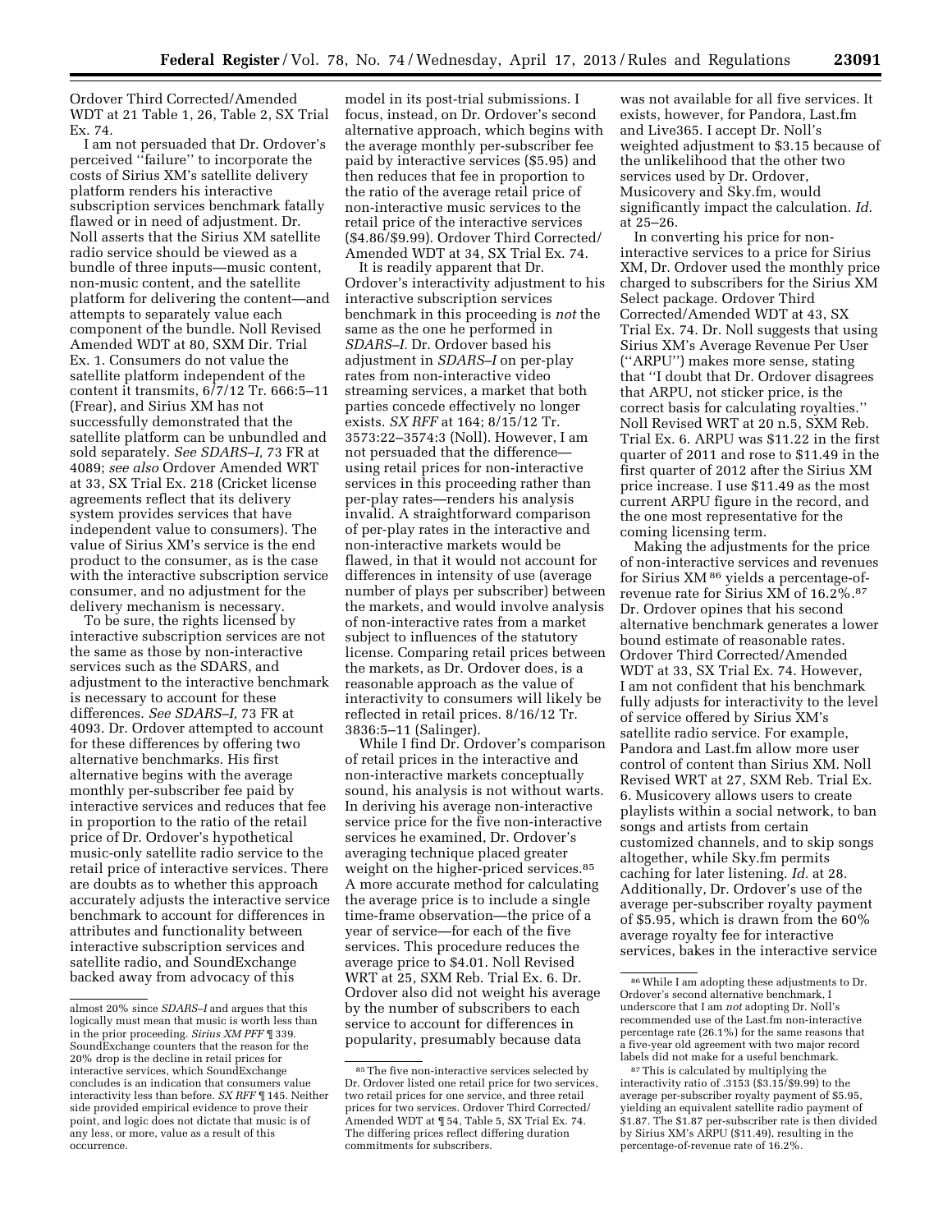Ordover Third Corrected/Amended WDT at 21 Table 1, 26, Table 2, SX Trial Ex. 74.

I am not persuaded that Dr. Ordover's perceived "failure" to incorporate the costs of Sirius XM's satellite delivery platform renders his interactive subscription services benchmark fatally flawed or in need of adjustment. Dr. Noll asserts that the Sirius XM satellite radio service should be viewed as a bundle of three inputs—music content, non-music content, and the satellite platform for delivering the content—and attempts to separately value each component of the bundle. Noll Revised Amended WDT at 80, SXM Dir. Trial Ex. 1. Consumers do not value the satellite platform independent of the content it transmits, 6/7/12 Tr. 666:5–11 (Frear), and Sirius XM has not successfully demonstrated that the satellite platform can be unbundled and sold separately. *See SDARS–I,* 73 FR at 4089; *see also* Ordover Amended WRT at 33, SX Trial Ex. 218 (Cricket license agreements reflect that its delivery system provides services that have independent value to consumers). The value of Sirius XM's service is the end product to the consumer, as is the case with the interactive subscription service consumer, and no adjustment for the delivery mechanism is necessary.

To be sure, the rights licensed by interactive subscription services are not the same as those by non-interactive services such as the SDARS, and adjustment to the interactive benchmark is necessary to account for these differences. *See SDARS–I,* 73 FR at 4093. Dr. Ordover attempted to account for these differences by offering two alternative benchmarks. His first alternative begins with the average monthly per-subscriber fee paid by interactive services and reduces that fee in proportion to the ratio of the retail price of Dr. Ordover's hypothetical music-only satellite radio service to the retail price of interactive services. There are doubts as to whether this approach accurately adjusts the interactive service benchmark to account for differences in attributes and functionality between interactive subscription services and satellite radio, and SoundExchange backed away from advocacy of this model in its post-trial submissions. I focus, instead, on Dr. Ordover's second alternative approach, which begins with the average monthly per-subscriber fee paid by interactive services ($5.95) and then reduces that fee in proportion to the ratio of the average retail price of non-interactive music services to the retail price of the interactive services ($4.86/$9.99). Ordover Third Corrected/Amended WDT at 34, SX Trial Ex. 74.

It is readily apparent that Dr. Ordover's interactivity adjustment to his interactive subscription services benchmark in this proceeding is *not* the same as the one he performed in *SDARS–I.* Dr. Ordover based his adjustment in *SDARS–I* on per-play rates from non-interactive video streaming services, a market that both parties concede effectively no longer exists. *SX RFF* at 164; 8/15/12 Tr. 3573:22–3574:3 (Noll). However, I am not persuaded that the difference—using retail prices for non-interactive services in this proceeding rather than per-play rates—renders his analysis invalid. A straightforward comparison of per-play rates in the interactive and non-interactive markets would be flawed, in that it would not account for differences in intensity of use (average number of plays per subscriber) between the markets, and would involve analysis of non-interactive rates from a market subject to influences of the statutory license. Comparing retail prices between the markets, as Dr. Ordover does, is a reasonable approach as the value of interactivity to consumers will likely be reflected in retail prices. 8/16/12 Tr. 3836:5–11 (Salinger).

While I find Dr. Ordover's comparison of retail prices in the interactive and non-interactive markets conceptually sound, his analysis is not without warts. In deriving his average non-interactive service price for the five non-interactive services he examined, Dr. Ordover's averaging technique placed greater weight on the higher-priced services.[85] A more accurate method for calculating the average price is to include a single time-frame observation—the price of a year of service—for each of the five services. This procedure reduces the average price to $4.01. Noll Revised WRT at 25, SXM Reb. Trial Ex. 6. Dr. Ordover also did not weight his average by the number of subscribers to each service to account for differences in popularity, presumably because data was not available for all five services. It exists, however, for Pandora, Last.fm and Live365. I accept Dr. Noll's weighted adjustment to $3.15 because of the unlikelihood that the other two services used by Dr. Ordover, Musicovery and Sky.fm, would significantly impact the calculation. *Id.* at 25–26.

In converting his price for non-interactive services to a price for Sirius XM, Dr. Ordover used the monthly price charged to subscribers for the Sirius XM Select package. Ordover Third Corrected/Amended WDT at 43, SX Trial Ex. 74. Dr. Noll suggests that using Sirius XM's Average Revenue Per User ("ARPU") makes more sense, stating that "I doubt that Dr. Ordover disagrees that ARPU, not sticker price, is the correct basis for calculating royalties." Noll Revised WRT at 20 n.5, SXM Reb. Trial Ex. 6. ARPU was $11.22 in the first quarter of 2011 and rose to $11.49 in the first quarter of 2012 after the Sirius XM price increase. I use $11.49 as the most current ARPU figure in the record, and the one most representative for the coming licensing term.

Making the adjustments for the price of non-interactive services and revenues for Sirius XM[86] yields a percentage-of-revenue rate for Sirius XM of 16.2%.[87] Dr. Ordover opines that his second alternative benchmark generates a lower bound estimate of reasonable rates. Ordover Third Corrected/Amended WDT at 33, SX Trial Ex. 74. However, I am not confident that his benchmark fully adjusts for interactivity to the level of service offered by Sirius XM's satellite radio service. For example, Pandora and Last.fm allow more user control of content than Sirius XM. Noll Revised WRT at 27, SXM Reb. Trial Ex. 6. Musicovery allows users to create playlists within a social network, to ban songs and artists from certain customized channels, and to skip songs altogether, while Sky.fm permits caching for later listening. *Id.* at 28. Additionally, Dr. Ordover's use of the average per-subscriber royalty payment of $5.95, which is drawn from the 60% average royalty fee for interactive services, bakes in the interactive service

---

almost 20% since *SDARS–I* and argues that this logically must mean that music is worth less than in the prior proceeding. *Sirius XM PFF* ¶ 339. SoundExchange counters that the reason for the 20% drop is the decline in retail prices for interactive services, which SoundExchange concludes is an indication that consumers value interactivity less than before. *SX RFF* ¶ 145. Neither side provided empirical evidence to prove their point, and logic does not dictate that music is of any less, or more, value as a result of this occurrence.

[85] The five non-interactive services selected by Dr. Ordover listed one retail price for two services, two retail prices for one service, and three retail prices for two services. Ordover Third Corrected/Amended WDT at ¶ 54, Table 5, SX Trial Ex. 74. The differing prices reflect differing duration commitments for subscribers.

[86] While I am adopting these adjustments to Dr. Ordover's second alternative benchmark, I underscore that I am *not* adopting Dr. Noll's recommended use of the Last.fm non-interactive percentage rate (26.1%) for the same reasons that a five-year old agreement with two major record labels did not make for a useful benchmark.

[87] This is calculated by multiplying the interactivity ratio of .3153 ($3.15/$9.99) to the average per-subscriber royalty payment of $5.95, yielding an equivalent satellite radio payment of $1.87. The $1.87 per-subscriber rate is then divided by Sirius XM's ARPU ($11.49), resulting in the percentage-of-revenue rate of 16.2%.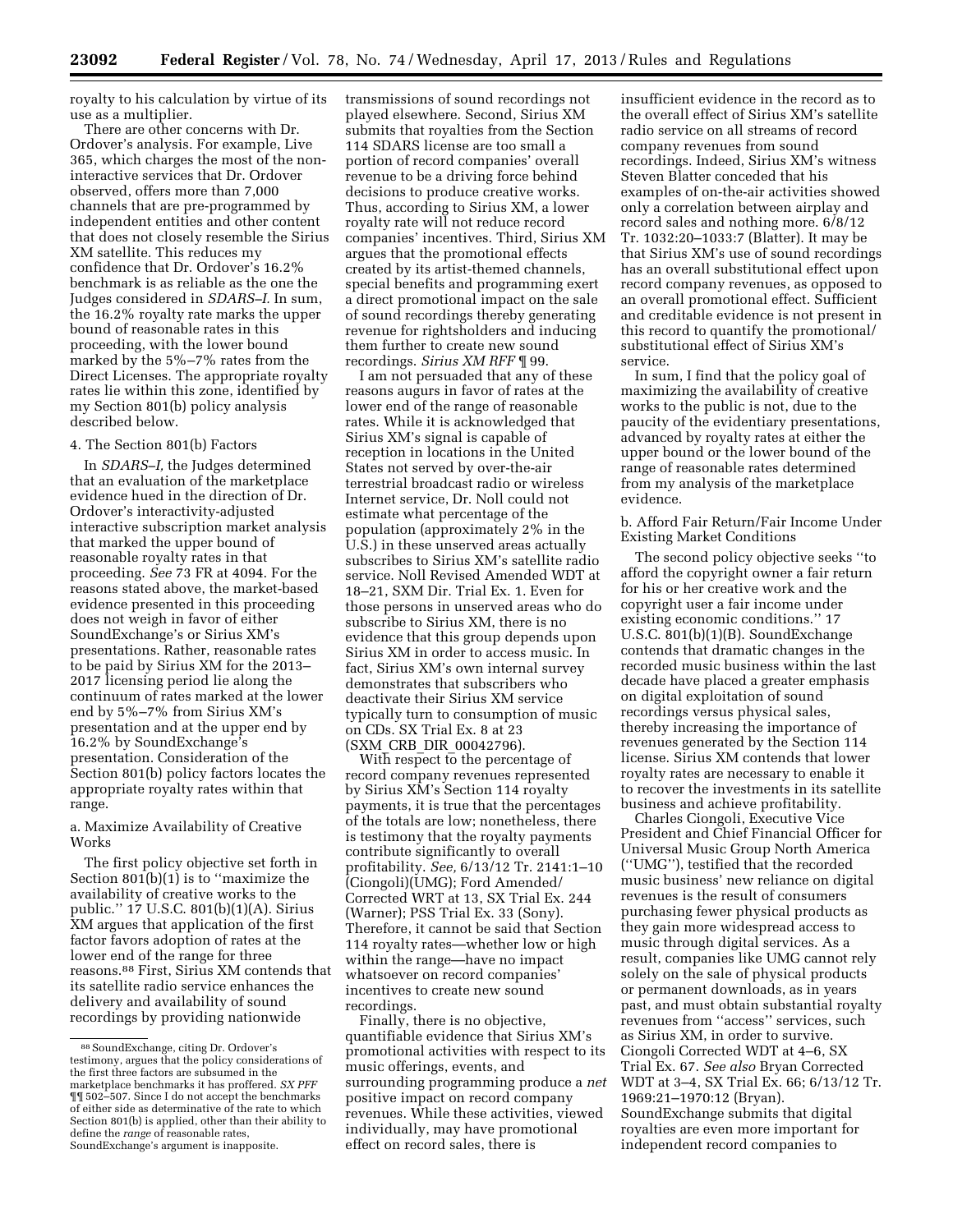royalty to his calculation by virtue of its use as a multiplier.

There are other concerns with Dr. Ordover's analysis. For example, Live 365, which charges the most of the non-interactive services that Dr. Ordover observed, offers more than 7,000 channels that are pre-programmed by independent entities and other content that does not closely resemble the Sirius XM satellite. This reduces my confidence that Dr. Ordover's 16.2% benchmark is as reliable as the one the Judges considered in *SDARS–I.* In sum, the 16.2% royalty rate marks the upper bound of reasonable rates in this proceeding, with the lower bound marked by the 5%–7% rates from the Direct Licenses. The appropriate royalty rates lie within this zone, identified by my Section 801(b) policy analysis described below.

4. The Section 801(b) Factors

In *SDARS–I,* the Judges determined that an evaluation of the marketplace evidence hued in the direction of Dr. Ordover's interactivity-adjusted interactive subscription market analysis that marked the upper bound of reasonable royalty rates in that proceeding. *See* 73 FR at 4094. For the reasons stated above, the market-based evidence presented in this proceeding does not weigh in favor of either SoundExchange's or Sirius XM's presentations. Rather, reasonable rates to be paid by Sirius XM for the 2013–2017 licensing period lie along the continuum of rates marked at the lower end by 5%–7% from Sirius XM's presentation and at the upper end by 16.2% by SoundExchange's presentation. Consideration of the Section 801(b) policy factors locates the appropriate royalty rates within that range.

a. Maximize Availability of Creative Works

The first policy objective set forth in Section 801(b)(1) is to ''maximize the availability of creative works to the public.'' 17 U.S.C. 801(b)(1)(A). Sirius XM argues that application of the first factor favors adoption of rates at the lower end of the range for three reasons.[88] First, Sirius XM contends that its satellite radio service enhances the delivery and availability of sound recordings by providing nationwide transmissions of sound recordings not played elsewhere. Second, Sirius XM submits that royalties from the Section 114 SDARS license are too small a portion of record companies' overall revenue to be a driving force behind decisions to produce creative works. Thus, according to Sirius XM, a lower royalty rate will not reduce record companies' incentives. Third, Sirius XM argues that the promotional effects created by its artist-themed channels, special benefits and programming exert a direct promotional impact on the sale of sound recordings thereby generating revenue for rightsholders and inducing them further to create new sound recordings. *Sirius XM RFF* ¶ 99.

I am not persuaded that any of these reasons augurs in favor of rates at the lower end of the range of reasonable rates. While it is acknowledged that Sirius XM's signal is capable of reception in locations in the United States not served by over-the-air terrestrial broadcast radio or wireless Internet service, Dr. Noll could not estimate what percentage of the population (approximately 2% in the U.S.) in these unserved areas actually subscribes to Sirius XM's satellite radio service. Noll Revised Amended WDT at 18–21, SXM Dir. Trial Ex. 1. Even for those persons in unserved areas who do subscribe to Sirius XM, there is no evidence that this group depends upon Sirius XM in order to access music. In fact, Sirius XM's own internal survey demonstrates that subscribers who deactivate their Sirius XM service typically turn to consumption of music on CDs. SX Trial Ex. 8 at 23 (SXM_CRB_DIR_00042796).

With respect to the percentage of record company revenues represented by Sirius XM's Section 114 royalty payments, it is true that the percentages of the totals are low; nonetheless, there is testimony that the royalty payments contribute significantly to overall profitability. *See,* 6/13/12 Tr. 2141:1–10 (Ciongoli)(UMG); Ford Amended/Corrected WRT at 13, SX Trial Ex. 244 (Warner); PSS Trial Ex. 33 (Sony). Therefore, it cannot be said that Section 114 royalty rates—whether low or high within the range—have no impact whatsoever on record companies' incentives to create new sound recordings.

Finally, there is no objective, quantifiable evidence that Sirius XM's promotional activities with respect to its music offerings, events, and surrounding programming produce a *net* positive impact on record company revenues. While these activities, viewed individually, may have promotional effect on record sales, there is insufficient evidence in the record as to the overall effect of Sirius XM's satellite radio service on all streams of record company revenues from sound recordings. Indeed, Sirius XM's witness Steven Blatter conceded that his examples of on-the-air activities showed only a correlation between airplay and record sales and nothing more. 6/8/12 Tr. 1032:20–1033:7 (Blatter). It may be that Sirius XM's use of sound recordings has an overall substitutional effect upon record company revenues, as opposed to an overall promotional effect. Sufficient and creditable evidence is not present in this record to quantify the promotional/substitutional effect of Sirius XM's service.

In sum, I find that the policy goal of maximizing the availability of creative works to the public is not, due to the paucity of the evidentiary presentations, advanced by royalty rates at either the upper bound or the lower bound of the range of reasonable rates determined from my analysis of the marketplace evidence.

b. Afford Fair Return/Fair Income Under Existing Market Conditions

The second policy objective seeks ''to afford the copyright owner a fair return for his or her creative work and the copyright user a fair income under existing economic conditions.'' 17 U.S.C. 801(b)(1)(B). SoundExchange contends that dramatic changes in the recorded music business within the last decade have placed a greater emphasis on digital exploitation of sound recordings versus physical sales, thereby increasing the importance of revenues generated by the Section 114 license. Sirius XM contends that lower royalty rates are necessary to enable it to recover the investments in its satellite business and achieve profitability.

Charles Ciongoli, Executive Vice President and Chief Financial Officer for Universal Music Group North America (''UMG''), testified that the recorded music business' new reliance on digital revenues is the result of consumers purchasing fewer physical products as they gain more widespread access to music through digital services. As a result, companies like UMG cannot rely solely on the sale of physical products or permanent downloads, as in years past, and must obtain substantial royalty revenues from ''access'' services, such as Sirius XM, in order to survive. Ciongoli Corrected WDT at 4–6, SX Trial Ex. 67. *See also* Bryan Corrected WDT at 3–4, SX Trial Ex. 66; 6/13/12 Tr. 1969:21–1970:12 (Bryan). SoundExchange submits that digital royalties are even more important for independent record companies to

[88] SoundExchange, citing Dr. Ordover's testimony, argues that the policy considerations of the first three factors are subsumed in the marketplace benchmarks it has proffered. *SX PFF* ¶¶ 502–507. Since I do not accept the benchmarks of either side as determinative of the rate to which Section 801(b) is applied, other than their ability to define the *range* of reasonable rates, SoundExchange's argument is inapposite.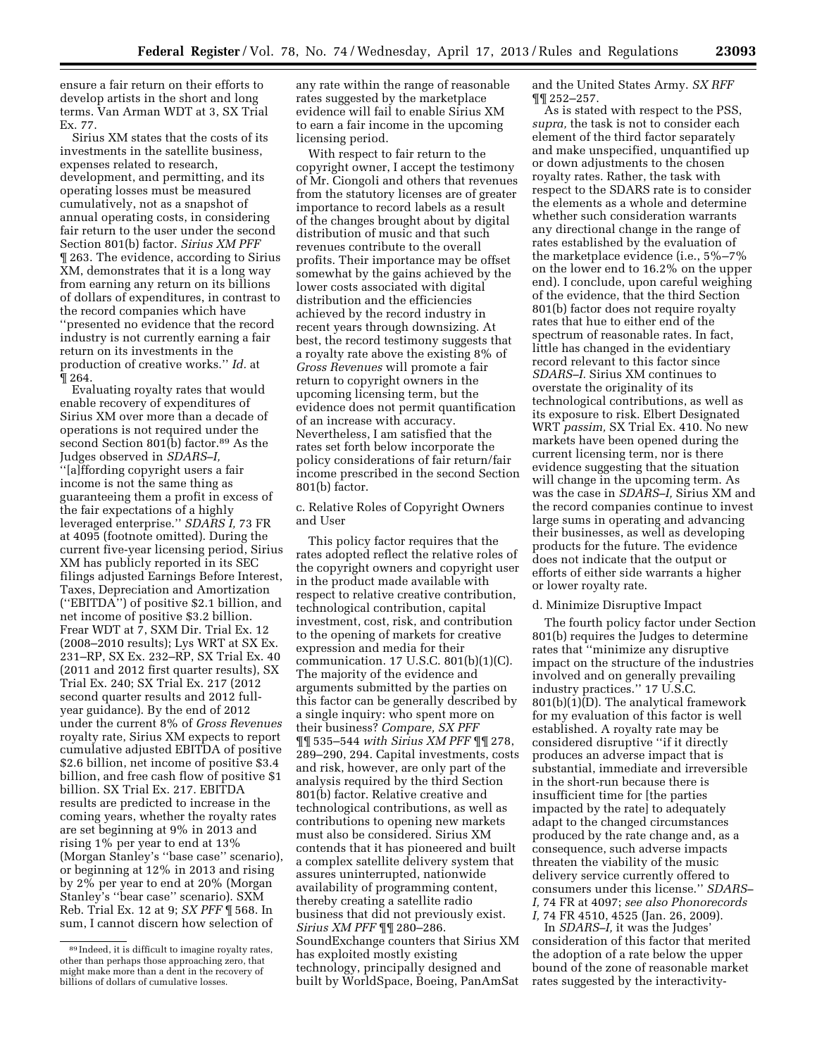ensure a fair return on their efforts to develop artists in the short and long terms. Van Arman WDT at 3, SX Trial Ex. 77.

Sirius XM states that the costs of its investments in the satellite business, expenses related to research, development, and permitting, and its operating losses must be measured cumulatively, not as a snapshot of annual operating costs, in considering fair return to the user under the second Section 801(b) factor. *Sirius XM PFF* ¶ 263. The evidence, according to Sirius XM, demonstrates that it is a long way from earning any return on its billions of dollars of expenditures, in contrast to the record companies which have ''presented no evidence that the record industry is not currently earning a fair return on its investments in the production of creative works.'' *Id.* at ¶ 264.

Evaluating royalty rates that would enable recovery of expenditures of Sirius XM over more than a decade of operations is not required under the second Section 801(b) factor.[89] As the Judges observed in *SDARS–I,* ''[a]fording copyright users a fair income is not the same thing as guaranteeing them a profit in excess of the fair expectations of a highly leveraged enterprise.'' *SDARS I,* 73 FR at 4095 (footnote omitted). During the current five-year licensing period, Sirius XM has publicly reported in its SEC filings adjusted Earnings Before Interest, Taxes, Depreciation and Amortization (''EBITDA'') of positive $2.1 billion, and net income of positive $3.2 billion. Frear WDT at 7, SXM Dir. Trial Ex. 12 (2008–2010 results); Lys WRT at SX Ex. 231–RP, SX Ex. 232–RP, SX Trial Ex. 40 (2011 and 2012 first quarter results), SX Trial Ex. 240; SX Trial Ex. 217 (2012 second quarter results and 2012 full-year guidance). By the end of 2012 under the current 8% of *Gross Revenues* royalty rate, Sirius XM expects to report cumulative adjusted EBITDA of positive $2.6 billion, net income of positive $3.4 billion, and free cash flow of positive $1 billion. SX Trial Ex. 217. EBITDA results are predicted to increase in the coming years, whether the royalty rates are set beginning at 9% in 2013 and rising 1% per year to end at 13% (Morgan Stanley's ''base case'' scenario), or beginning at 12% in 2013 and rising by 2% per year to end at 20% (Morgan Stanley's ''bear case'' scenario). SXM Reb. Trial Ex. 12 at 9; *SX PFF* ¶ 568. In sum, I cannot discern how selection of any rate within the range of reasonable rates suggested by the marketplace evidence will fail to enable Sirius XM to earn a fair income in the upcoming licensing period.

With respect to fair return to the copyright owner, I accept the testimony of Mr. Ciongoli and others that revenues from the statutory licenses are of greater importance to record labels as a result of the changes brought about by digital distribution of music and that such revenues contribute to the overall profits. Their importance may be offset somewhat by the gains achieved by the lower costs associated with digital distribution and the efficiencies achieved by the record industry in recent years through downsizing. At best, the record testimony suggests that a royalty rate above the existing 8% of *Gross Revenues* will promote a fair return to copyright owners in the upcoming licensing term, but the evidence does not permit quantification of an increase with accuracy. Nevertheless, I am satisfied that the rates set forth below incorporate the policy considerations of fair return/fair income prescribed in the second Section 801(b) factor.

c. Relative Roles of Copyright Owners and User

This policy factor requires that the rates adopted reflect the relative roles of the copyright owners and copyright user in the product made available with respect to relative creative contribution, technological contribution, capital investment, cost, risk, and contribution to the opening of markets for creative expression and media for their communication. 17 U.S.C. 801(b)(1)(C). The majority of the evidence and arguments submitted by the parties on this factor can be generally described by a single inquiry: who spent more on their business? *Compare, SX PFF* ¶¶ 535–544 *with Sirius XM PFF* ¶¶ 278, 289–290, 294. Capital investments, costs and risk, however, are only part of the analysis required by the third Section 801(b) factor. Relative creative and technological contributions, as well as contributions to opening new markets must also be considered. Sirius XM contends that it has pioneered and built a complex satellite delivery system that assures uninterrupted, nationwide availability of programming content, thereby creating a satellite radio business that did not previously exist. *Sirius XM PFF* ¶¶ 280–286. SoundExchange counters that Sirius XM has exploited mostly existing technology, principally designed and built by WorldSpace, Boeing, PanAmSat and the United States Army. *SX RFF* ¶¶ 252–257.

As is stated with respect to the PSS, *supra,* the task is not to consider each element of the third factor separately and make unspecified, unquantified up or down adjustments to the chosen royalty rates. Rather, the task with respect to the SDARS rate is to consider the elements as a whole and determine whether such consideration warrants any directional change in the range of rates established by the evaluation of the marketplace evidence (i.e., 5%–7% on the lower end to 16.2% on the upper end). I conclude, upon careful weighing of the evidence, that the third Section 801(b) factor does not require royalty rates that hue to either end of the spectrum of reasonable rates. In fact, little has changed in the evidentiary record relevant to this factor since *SDARS–I.* Sirius XM continues to overstate the originality of its technological contributions, as well as its exposure to risk. Elbert Designated WRT *passim,* SX Trial Ex. 410. No new markets have been opened during the current licensing term, nor is there evidence suggesting that the situation will change in the upcoming term. As was the case in *SDARS–I,* Sirius XM and the record companies continue to invest large sums in operating and advancing their businesses, as well as developing products for the future. The evidence does not indicate that the output or efforts of either side warrants a higher or lower royalty rate.

d. Minimize Disruptive Impact

The fourth policy factor under Section 801(b) requires the Judges to determine rates that ''minimize any disruptive impact on the structure of the industries involved and on generally prevailing industry practices.'' 17 U.S.C. 801(b)(1)(D). The analytical framework for my evaluation of this factor is well established. A royalty rate may be considered disruptive ''if it directly produces an adverse impact that is substantial, immediate and irreversible in the short-run because there is insufficient time for [the parties impacted by the rate] to adequately adapt to the changed circumstances produced by the rate change and, as a consequence, such adverse impacts threaten the viability of the music delivery service currently offered to consumers under this license.'' *SDARS–I,* 74 FR at 4097; *see also Phonorecords I,* 74 FR 4510, 4525 (Jan. 26, 2009).

In *SDARS–I,* it was the Judges' consideration of this factor that merited the adoption of a rate below the upper bound of the zone of reasonable market rates suggested by the interactivity-

[89] Indeed, it is difficult to imagine royalty rates, other than perhaps those approaching zero, that might make more than a dent in the recovery of billions of dollars of cumulative losses.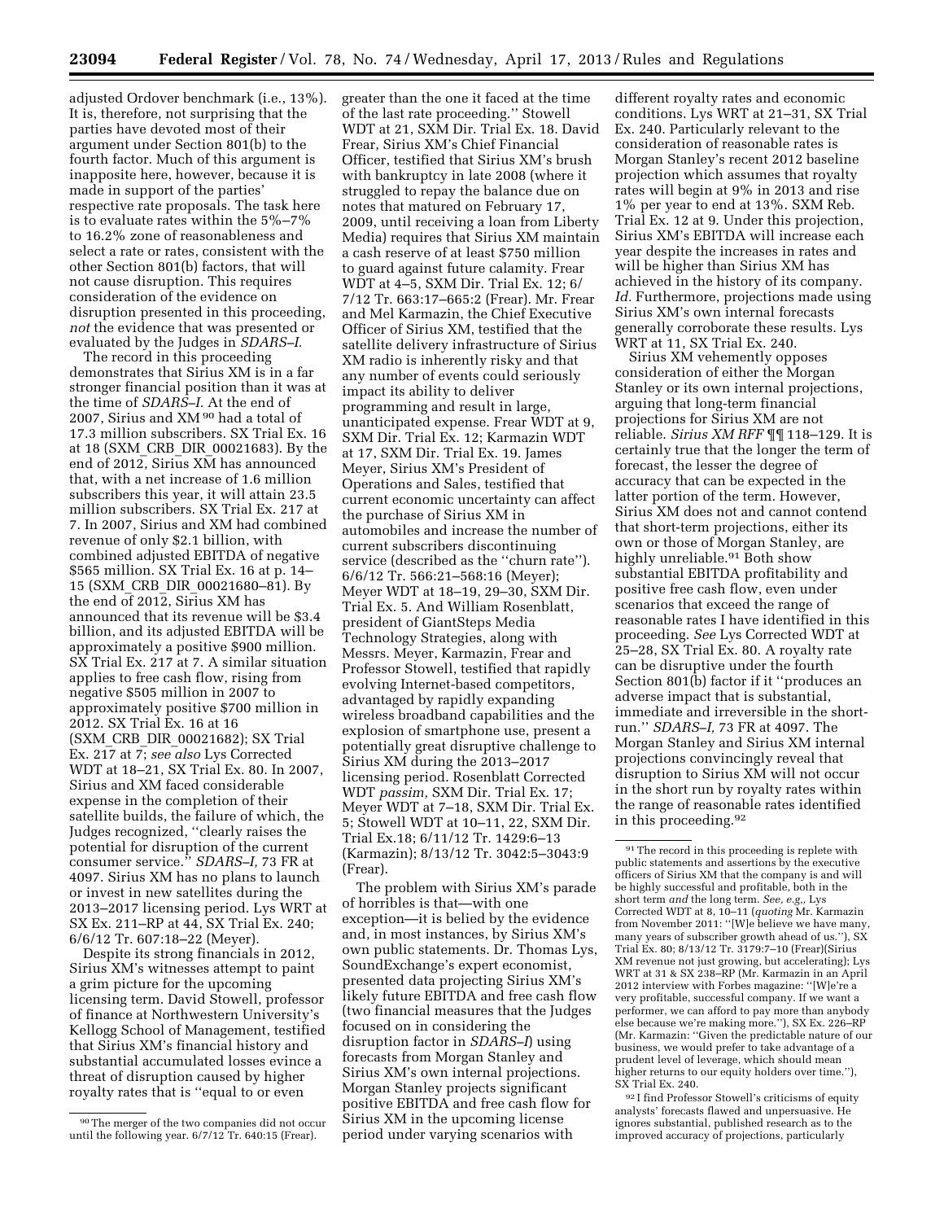adjusted Ordover benchmark (i.e., 13%). It is, therefore, not surprising that the parties have devoted most of their argument under Section 801(b) to the fourth factor. Much of this argument is inapposite here, however, because it is made in support of the parties' respective rate proposals. The task here is to evaluate rates within the 5%–7% to 16.2% zone of reasonableness and select a rate or rates, consistent with the other Section 801(b) factors, that will not cause disruption. This requires consideration of the evidence on disruption presented in this proceeding, *not* the evidence that was presented or evaluated by the Judges in *SDARS–I.*

The record in this proceeding demonstrates that Sirius XM is in a far stronger financial position than it was at the time of *SDARS–I.* At the end of 2007, Sirius and XM[90] had a total of 17.3 million subscribers. SX Trial Ex. 16 at 18 (SXM_CRB_DIR_00021683). By the end of 2012, Sirius XM has announced that, with a net increase of 1.6 million subscribers this year, it will attain 23.5 million subscribers. SX Trial Ex. 217 at 7. In 2007, Sirius and XM had combined revenue of only $2.1 billion, with combined adjusted EBITDA of negative $565 million. SX Trial Ex. 16 at p. 14–15 (SXM_CRB_DIR_00021680–81). By the end of 2012, Sirius XM has announced that its revenue will be $3.4 billion, and its adjusted EBITDA will be approximately a positive $900 million. SX Trial Ex. 217 at 7. A similar situation applies to free cash flow, rising from negative $505 million in 2007 to approximately positive $700 million in 2012. SX Trial Ex. 16 at 16 (SXM_CRB_DIR_00021682); SX Trial Ex. 217 at 7; *see also* Lys Corrected WDT at 18–21, SX Trial Ex. 80. In 2007, Sirius and XM faced considerable expense in the completion of their satellite builds, the failure of which, the Judges recognized, ''clearly raises the potential for disruption of the current consumer service.'' *SDARS–I,* 73 FR at 4097. Sirius XM has no plans to launch or invest in new satellites during the 2013–2017 licensing period. Lys WRT at SX Ex. 211–RP at 44, SX Trial Ex. 240; 6/6/12 Tr. 607:18–22 (Meyer).

Despite its strong financials in 2012, Sirius XM's witnesses attempt to paint a grim picture for the upcoming licensing term. David Stowell, professor of finance at Northwestern University's Kellogg School of Management, testified that Sirius XM's financial history and substantial accumulated losses evince a threat of disruption caused by higher royalty rates that is ''equal to or even greater than the one it faced at the time of the last rate proceeding.'' Stowell WDT at 21, SXM Dir. Trial Ex. 18. David Frear, Sirius XM's Chief Financial Officer, testified that Sirius XM's brush with bankruptcy in late 2008 (where it struggled to repay the balance due on notes that matured on February 17, 2009, until receiving a loan from Liberty Media) requires that Sirius XM maintain a cash reserve of at least $750 million to guard against future calamity. Frear WDT at 4–5, SXM Dir. Trial Ex. 12; 6/7/12 Tr. 663:17–665:2 (Frear). Mr. Frear and Mel Karmazin, the Chief Executive Officer of Sirius XM, testified that the satellite delivery infrastructure of Sirius XM radio is inherently risky and that any number of events could seriously impact its ability to deliver programming and result in large, unanticipated expense. Frear WDT at 9, SXM Dir. Trial Ex. 12; Karmazin WDT at 17, SXM Dir. Trial Ex. 19. James Meyer, Sirius XM's President of Operations and Sales, testified that current economic uncertainty can affect the purchase of Sirius XM in automobiles and increase the number of current subscribers discontinuing service (described as the ''churn rate''). 6/6/12 Tr. 566:21–568:16 (Meyer); Meyer WDT at 18–19, 29–30, SXM Dir. Trial Ex. 5. And William Rosenblatt, president of GiantSteps Media Technology Strategies, along with Messrs. Meyer, Karmazin, Frear and Professor Stowell, testified that rapidly evolving Internet-based competitors, advantaged by rapidly expanding wireless broadband capabilities and the explosion of smartphone use, present a potentially great disruptive challenge to Sirius XM during the 2013–2017 licensing period. Rosenblatt Corrected WDT *passim,* SXM Dir. Trial Ex. 17; Meyer WDT at 7–18, SXM Dir. Trial Ex. 5; Stowell WDT at 10–11, 22, SXM Dir. Trial Ex.18; 6/11/12 Tr. 1429:6–13 (Karmazin); 8/13/12 Tr. 3042:5–3043:9 (Frear).

The problem with Sirius XM's parade of horribles is that—with one exception—it is belied by the evidence and, in most instances, by Sirius XM's own public statements. Dr. Thomas Lys, SoundExchange's expert economist, presented data projecting Sirius XM's likely future EBITDA and free cash flow (two financial measures that the Judges focused on in considering the disruption factor in *SDARS–I*) using forecasts from Morgan Stanley and Sirius XM's own internal projections. Morgan Stanley projects significant positive EBITDA and free cash flow for Sirius XM in the upcoming license period under varying scenarios with different royalty rates and economic conditions. Lys WRT at 21–31, SX Trial Ex. 240. Particularly relevant to the consideration of reasonable rates is Morgan Stanley's recent 2012 baseline projection which assumes that royalty rates will begin at 9% in 2013 and rise 1% per year to end at 13%. SXM Reb. Trial Ex. 12 at 9. Under this projection, Sirius XM's EBITDA will increase each year despite the increases in rates and will be higher than Sirius XM has achieved in the history of its company. *Id.* Furthermore, projections made using Sirius XM's own internal forecasts generally corroborate these results. Lys WRT at 11, SX Trial Ex. 240.

Sirius XM vehemently opposes consideration of either the Morgan Stanley or its own internal projections, arguing that long-term financial projections for Sirius XM are not reliable. *Sirius XM RFF* ¶¶ 118–129. It is certainly true that the longer the term of forecast, the lesser the degree of accuracy that can be expected in the latter portion of the term. However, Sirius XM does not and cannot contend that short-term projections, either its own or those of Morgan Stanley, are highly unreliable.[91] Both show substantial EBITDA profitability and positive free cash flow, even under scenarios that exceed the range of reasonable rates I have identified in this proceeding. *See* Lys Corrected WDT at 25–28, SX Trial Ex. 80. A royalty rate can be disruptive under the fourth Section 801(b) factor if it ''produces an adverse impact that is substantial, immediate and irreversible in the short-run.'' *SDARS–I,* 73 FR at 4097. The Morgan Stanley and Sirius XM internal projections convincingly reveal that disruption to Sirius XM will not occur in the short run by royalty rates within the range of reasonable rates identified in this proceeding.[92]

---

[90] The merger of the two companies did not occur until the following year. 6/7/12 Tr. 640:15 (Frear).

[91] The record in this proceeding is replete with public statements and assertions by the executive officers of Sirius XM that the company is and will be highly successful and profitable, both in the short term *and* the long term. *See, e.g.,* Lys Corrected WDT at 8, 10–11 (*quoting* Mr. Karmazin from November 2011: ''[W]e believe we have many, many years of subscriber growth ahead of us.''), SX Trial Ex. 80; 8/13/12 Tr. 3179:7–10 (Frear)(Sirius XM revenue not just growing, but accelerating); Lys WRT at 31 & SX 238–RP (Mr. Karmazin in an April 2012 interview with Forbes magazine: ''[W]e're a very profitable, successful company. If we want a performer, we can afford to pay more than anybody else because we're making more.''), SX Ex. 226–RP (Mr. Karmazin: ''Given the predictable nature of our business, we would prefer to take advantage of a prudent level of leverage, which should mean higher returns to our equity holders over time.''), SX Trial Ex. 240.

[92] I find Professor Stowell's criticisms of equity analysts' forecasts flawed and unpersuasive. He ignores substantial, published research as to the improved accuracy of projections, particularly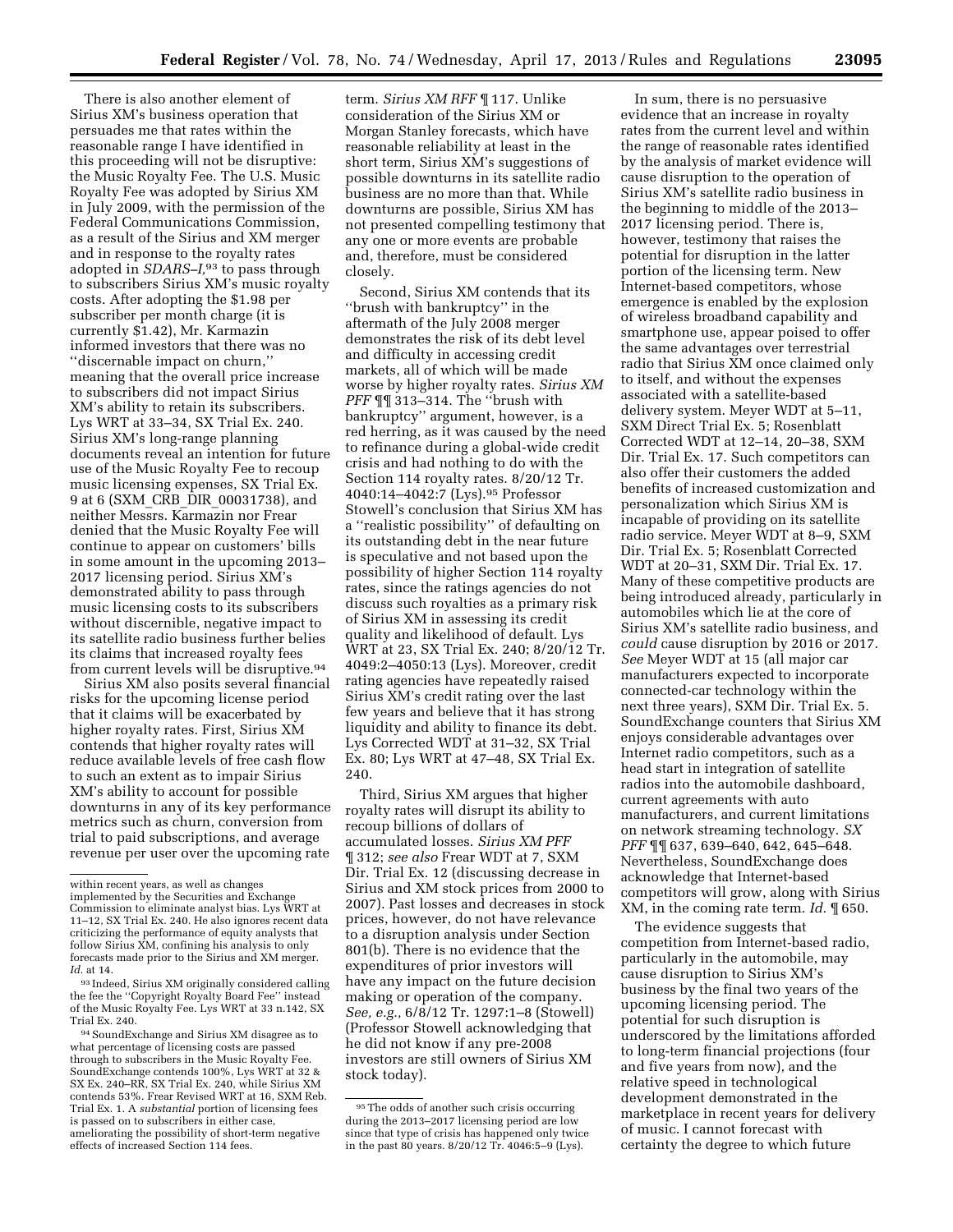There is also another element of Sirius XM's business operation that persuades me that rates within the reasonable range I have identified in this proceeding will not be disruptive: the Music Royalty Fee. The U.S. Music Royalty Fee was adopted by Sirius XM in July 2009, with the permission of the Federal Communications Commission, as a result of the Sirius and XM merger and in response to the royalty rates adopted in *SDARS–I*,[93] to pass through to subscribers Sirius XM's music royalty costs. After adopting the $1.98 per subscriber per month charge (it is currently $1.42), Mr. Karmazin informed investors that there was no ''discernable impact on churn,'' meaning that the overall price increase to subscribers did not impact Sirius XM's ability to retain its subscribers. Lys WRT at 33–34, SX Trial Ex. 240. Sirius XM's long-range planning documents reveal an intention for future use of the Music Royalty Fee to recoup music licensing expenses, SX Trial Ex. 9 at 6 (SXM_CRB_DIR_00031738), and neither Messrs. Karmazin nor Frear denied that the Music Royalty Fee will continue to appear on customers' bills in some amount in the upcoming 2013–2017 licensing period. Sirius XM's demonstrated ability to pass through music licensing costs to its subscribers without discernible, negative impact to its satellite radio business further belies its claims that increased royalty fees from current levels will be disruptive.[94]

Sirius XM also posits several financial risks for the upcoming license period that it claims will be exacerbated by higher royalty rates. First, Sirius XM contends that higher royalty rates will reduce available levels of free cash flow to such an extent as to impair Sirius XM's ability to account for possible downturns in any of its key performance metrics such as churn, conversion from trial to paid subscriptions, and average revenue per user over the upcoming rate term. *Sirius XM RFF* ¶ 117. Unlike consideration of the Sirius XM or Morgan Stanley forecasts, which have reasonable reliability at least in the short term, Sirius XM's suggestions of possible downturns in its satellite radio business are no more than that. While downturns are possible, Sirius XM has not presented compelling testimony that any one or more events are probable and, therefore, must be considered closely.

Second, Sirius XM contends that its ''brush with bankruptcy'' in the aftermath of the July 2008 merger demonstrates the risk of its debt level and difficulty in accessing credit markets, all of which will be made worse by higher royalty rates. *Sirius XM PFF* ¶¶ 313–314. The ''brush with bankruptcy'' argument, however, is a red herring, as it was caused by the need to refinance during a global-wide credit crisis and had nothing to do with the Section 114 royalty rates. 8/20/12 Tr. 4040:14–4042:7 (Lys).[95] Professor Stowell's conclusion that Sirius XM has a ''realistic possibility'' of defaulting on its outstanding debt in the near future is speculative and not based upon the possibility of higher Section 114 royalty rates, since the ratings agencies do not discuss such royalties as a primary risk of Sirius XM in assessing its credit quality and likelihood of default. Lys WRT at 23, SX Trial Ex. 240; 8/20/12 Tr. 4049:2–4050:13 (Lys). Moreover, credit rating agencies have repeatedly raised Sirius XM's credit rating over the last few years and believe that it has strong liquidity and ability to finance its debt. Lys Corrected WDT at 31–32, SX Trial Ex. 80; Lys WRT at 47–48, SX Trial Ex. 240.

Third, Sirius XM argues that higher royalty rates will disrupt its ability to recoup billions of dollars of accumulated losses. *Sirius XM PFF* ¶ 312; *see also* Frear WDT at 7, SXM Dir. Trial Ex. 12 (discussing decrease in Sirius and XM stock prices from 2000 to 2007). Past losses and decreases in stock prices, however, do not have relevance to a disruption analysis under Section 801(b). There is no evidence that the expenditures of prior investors will have any impact on the future decision making or operation of the company. *See, e.g.,* 6/8/12 Tr. 1297:1–8 (Stowell) (Professor Stowell acknowledging that he did not know if any pre-2008 investors are still owners of Sirius XM stock today).

In sum, there is no persuasive evidence that an increase in royalty rates from the current level and within the range of reasonable rates identified by the analysis of market evidence will cause disruption to the operation of Sirius XM's satellite radio business in the beginning to middle of the 2013–2017 licensing period. There is, however, testimony that raises the potential for disruption in the latter portion of the licensing term. New Internet-based competitors, whose emergence is enabled by the explosion of wireless broadband capability and smartphone use, appear poised to offer the same advantages over terrestrial radio that Sirius XM once claimed only to itself, and without the expenses associated with a satellite-based delivery system. Meyer WDT at 5–11, SXM Direct Trial Ex. 5; Rosenblatt Corrected WDT at 12–14, 20–38, SXM Dir. Trial Ex. 17. Such competitors can also offer their customers the added benefits of increased customization and personalization which Sirius XM is incapable of providing on its satellite radio service. Meyer WDT at 8–9, SXM Dir. Trial Ex. 5; Rosenblatt Corrected WDT at 20–31, SXM Dir. Trial Ex. 17. Many of these competitive products are being introduced already, particularly in automobiles which lie at the core of Sirius XM's satellite radio business, and *could* cause disruption by 2016 or 2017. *See* Meyer WDT at 15 (all major car manufacturers expected to incorporate connected-car technology within the next three years), SXM Dir. Trial Ex. 5. SoundExchange counters that Sirius XM enjoys considerable advantages over Internet radio competitors, such as a head start in integration of satellite radios into the automobile dashboard, current agreements with auto manufacturers, and current limitations on network streaming technology. *SX PFF* ¶¶ 637, 639–640, 642, 645–648. Nevertheless, SoundExchange does acknowledge that Internet-based competitors will grow, along with Sirius XM, in the coming rate term. *Id.* ¶ 650.

The evidence suggests that competition from Internet-based radio, particularly in the automobile, may cause disruption to Sirius XM's business by the final two years of the upcoming licensing period. The potential for such disruption is underscored by the limitations afforded to long-term financial projections (four and five years from now), and the relative speed in technological development demonstrated in the marketplace in recent years for delivery of music. I cannot forecast with certainty the degree to which future

---

within recent years, as well as changes implemented by the Securities and Exchange Commission to eliminate analyst bias. Lys WRT at 11–12, SX Trial Ex. 240. He also ignores recent data criticizing the performance of equity analysts that follow Sirius XM, confining his analysis to only forecasts made prior to the Sirius and XM merger. *Id.* at 14.

[93] Indeed, Sirius XM originally considered calling the fee the ''Copyright Royalty Board Fee'' instead of the Music Royalty Fee. Lys WRT at 33 n.142, SX Trial Ex. 240.

[94] SoundExchange and Sirius XM disagree as to what percentage of licensing costs are passed through to subscribers in the Music Royalty Fee. SoundExchange contends 100%, Lys WRT at 32 & SX Ex. 240–RR, SX Trial Ex. 240, while Sirius XM contends 53%. Frear Revised WRT at 16, SXM Reb. Trial Ex. 1. A *substantial* portion of licensing fees is passed on to subscribers in either case, ameliorating the possibility of short-term negative effects of increased Section 114 fees.

[95] The odds of another such crisis occurring during the 2013–2017 licensing period are low since that type of crisis has happened only twice in the past 80 years. 8/20/12 Tr. 4046:5–9 (Lys).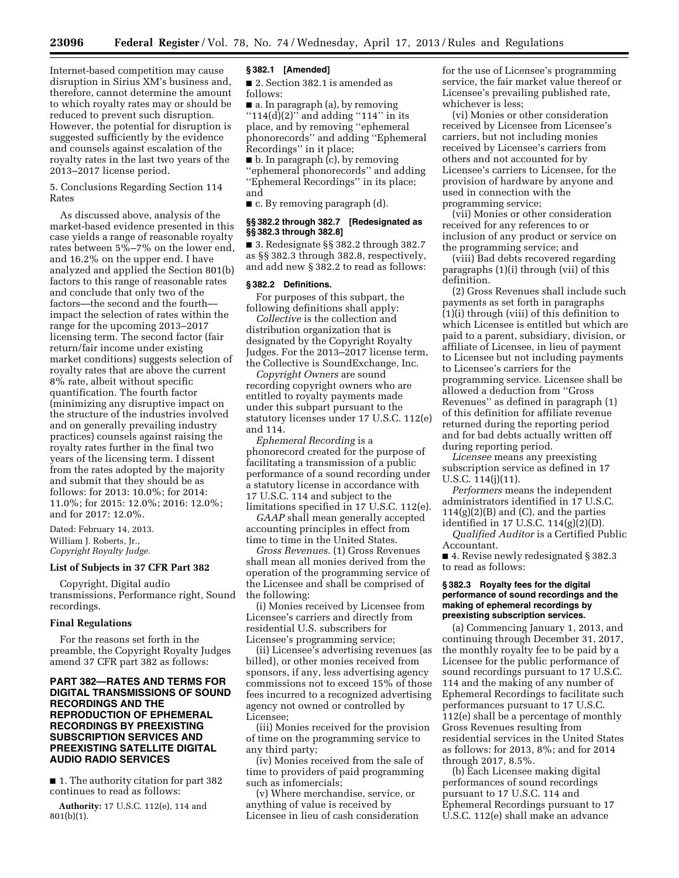Internet-based competition may cause disruption in Sirius XM's business and, therefore, cannot determine the amount to which royalty rates may or should be reduced to prevent such disruption. However, the potential for disruption is suggested sufficiently by the evidence and counsels against escalation of the royalty rates in the last two years of the 2013–2017 license period.

5. Conclusions Regarding Section 114 Rates

As discussed above, analysis of the market-based evidence presented in this case yields a range of reasonable royalty rates between 5%–7% on the lower end, and 16.2% on the upper end. I have analyzed and applied the Section 801(b) factors to this range of reasonable rates and conclude that only two of the factors—the second and the fourth—impact the selection of rates within the range for the upcoming 2013–2017 licensing term. The second factor (fair return/fair income under existing market conditions) suggests selection of royalty rates that are above the current 8% rate, albeit without specific quantification. The fourth factor (minimizing any disruptive impact on the structure of the industries involved and on generally prevailing industry practices) counsels against raising the royalty rates further in the final two years of the licensing term. I dissent from the rates adopted by the majority and submit that they should be as follows: for 2013: 10.0%; for 2014: 11.0%; for 2015: 12.0%; 2016: 12.0%; and for 2017: 12.0%.

Dated: February 14, 2013.

William J. Roberts, Jr.,

*Copyright Royalty Judge.*

### List of Subjects in 37 CFR Part 382

Copyright, Digital audio transmissions, Performance right, Sound recordings.

### Final Regulations

For the reasons set forth in the preamble, the Copyright Royalty Judges amend 37 CFR part 382 as follows:

## PART 382—RATES AND TERMS FOR DIGITAL TRANSMISSIONS OF SOUND RECORDINGS AND THE REPRODUCTION OF EPHEMERAL RECORDINGS BY PREEXISTING SUBSCRIPTION SERVICES AND PREEXISTING SATELLITE DIGITAL AUDIO RADIO SERVICES

■ 1. The authority citation for part 382 continues to read as follows:

**Authority:** 17 U.S.C. 112(e), 114 and 801(b)(1).

#### § 382.1 [Amended]

■ 2. Section 382.1 is amended as follows:

■ a. In paragraph (a), by removing ''114(d)(2)'' and adding ''114'' in its place, and by removing ''ephemeral phonorecords'' and adding ''Ephemeral Recordings'' in it place;

■ b. In paragraph (c), by removing ''ephemeral phonorecords'' and adding ''Ephemeral Recordings'' in its place; and

■ c. By removing paragraph (d).

#### §§ 382.2 through 382.7 [Redesignated as §§ 382.3 through 382.8]

■ 3. Redesignate §§ 382.2 through 382.7 as §§ 382.3 through 382.8, respectively, and add new § 382.2 to read as follows:

#### § 382.2 Definitions.

For purposes of this subpart, the following definitions shall apply:

*Collective* is the collection and distribution organization that is designated by the Copyright Royalty Judges. For the 2013–2017 license term, the Collective is SoundExchange, Inc.

*Copyright Owners* are sound recording copyright owners who are entitled to royalty payments made under this subpart pursuant to the statutory licenses under 17 U.S.C. 112(e) and 114.

*Ephemeral Recording* is a phonorecord created for the purpose of facilitating a transmission of a public performance of a sound recording under a statutory license in accordance with 17 U.S.C. 114 and subject to the limitations specified in 17 U.S.C. 112(e).

*GAAP* shall mean generally accepted accounting principles in effect from time to time in the United States.

*Gross Revenues.* (1) Gross Revenues shall mean all monies derived from the operation of the programming service of the Licensee and shall be comprised of the following:

(i) Monies received by Licensee from Licensee's carriers and directly from residential U.S. subscribers for Licensee's programming service;

(ii) Licensee's advertising revenues (as billed), or other monies received from sponsors, if any, less advertising agency commissions not to exceed 15% of those fees incurred to a recognized advertising agency not owned or controlled by Licensee;

(iii) Monies received for the provision of time on the programming service to any third party;

(iv) Monies received from the sale of time to providers of paid programming such as infomercials;

(v) Where merchandise, service, or anything of value is received by Licensee in lieu of cash consideration for the use of Licensee's programming service, the fair market value thereof or Licensee's prevailing published rate, whichever is less;

(vi) Monies or other consideration received by Licensee from Licensee's carriers, but not including monies received by Licensee's carriers from others and not accounted for by Licensee's carriers to Licensee, for the provision of hardware by anyone and used in connection with the programming service;

(vii) Monies or other consideration received for any references to or inclusion of any product or service on the programming service; and

(viii) Bad debts recovered regarding paragraphs (1)(i) through (vii) of this definition.

(2) Gross Revenues shall include such payments as set forth in paragraphs (1)(i) through (viii) of this definition to which Licensee is entitled but which are paid to a parent, subsidiary, division, or affiliate of Licensee, in lieu of payment to Licensee but not including payments to Licensee's carriers for the programming service. Licensee shall be allowed a deduction from ''Gross Revenues'' as defined in paragraph (1) of this definition for affiliate revenue returned during the reporting period and for bad debts actually written off during reporting period.

*Licensee* means any preexisting subscription service as defined in 17 U.S.C. 114(j)(11).

*Performers* means the independent administrators identified in 17 U.S.C. 114(g)(2)(B) and (C), and the parties identified in 17 U.S.C. 114(g)(2)(D).

*Qualified Auditor* is a Certified Public Accountant.

■ 4. Revise newly redesignated § 382.3 to read as follows:

#### § 382.3 Royalty fees for the digital performance of sound recordings and the making of ephemeral recordings by preexisting subscription services.

(a) Commencing January 1, 2013, and continuing through December 31, 2017, the monthly royalty fee to be paid by a Licensee for the public performance of sound recordings pursuant to 17 U.S.C. 114 and the making of any number of Ephemeral Recordings to facilitate such performances pursuant to 17 U.S.C. 112(e) shall be a percentage of monthly Gross Revenues resulting from residential services in the United States as follows: for 2013, 8%; and for 2014 through 2017, 8.5%.

(b) Each Licensee making digital performances of sound recordings pursuant to 17 U.S.C. 114 and Ephemeral Recordings pursuant to 17 U.S.C. 112(e) shall make an advance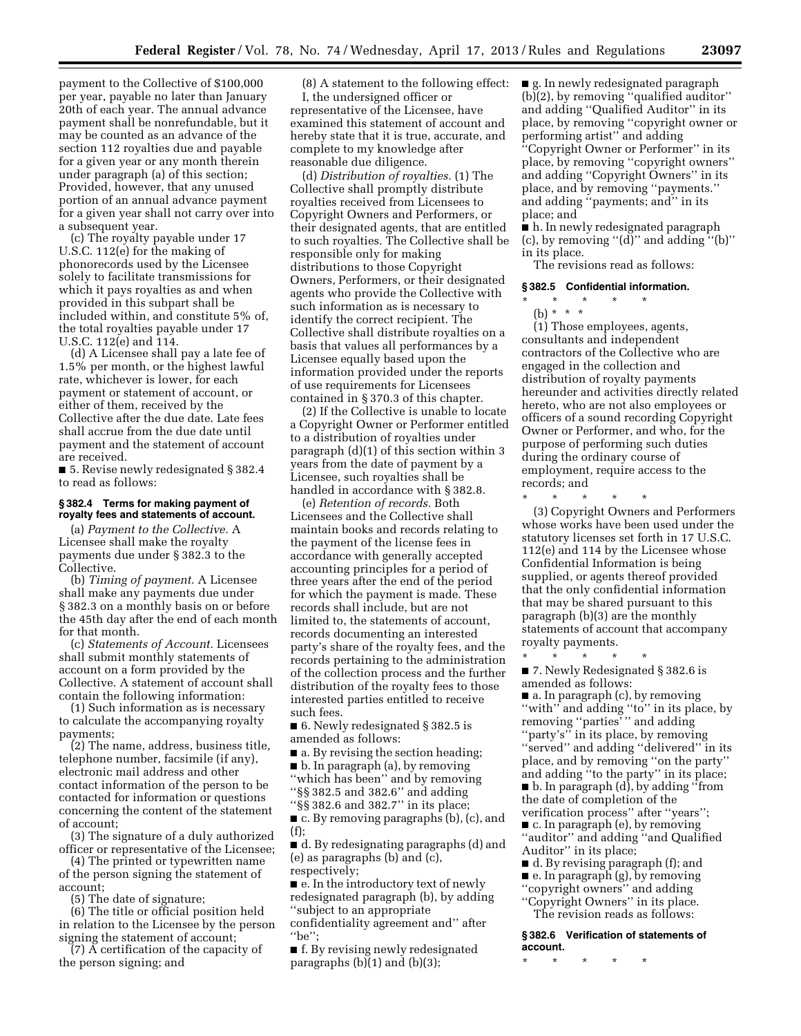payment to the Collective of $100,000 per year, payable no later than January 20th of each year. The annual advance payment shall be nonrefundable, but it may be counted as an advance of the section 112 royalties due and payable for a given year or any month therein under paragraph (a) of this section; Provided, however, that any unused portion of an annual advance payment for a given year shall not carry over into a subsequent year.

(c) The royalty payable under 17 U.S.C. 112(e) for the making of phonorecords used by the Licensee solely to facilitate transmissions for which it pays royalties as and when provided in this subpart shall be included within, and constitute 5% of, the total royalties payable under 17 U.S.C. 112(e) and 114.

(d) A Licensee shall pay a late fee of 1.5% per month, or the highest lawful rate, whichever is lower, for each payment or statement of account, or either of them, received by the Collective after the due date. Late fees shall accrue from the due date until payment and the statement of account are received.

■ 5. Revise newly redesignated § 382.4 to read as follows:

**§ 382.4 Terms for making payment of royalty fees and statements of account.**

(a) *Payment to the Collective.* A Licensee shall make the royalty payments due under § 382.3 to the Collective.

(b) *Timing of payment.* A Licensee shall make any payments due under § 382.3 on a monthly basis on or before the 45th day after the end of each month for that month.

(c) *Statements of Account.* Licensees shall submit monthly statements of account on a form provided by the Collective. A statement of account shall contain the following information:

(1) Such information as is necessary to calculate the accompanying royalty payments;

(2) The name, address, business title, telephone number, facsimile (if any), electronic mail address and other contact information of the person to be contacted for information or questions concerning the content of the statement of account;

(3) The signature of a duly authorized officer or representative of the Licensee;

(4) The printed or typewritten name of the person signing the statement of account;

(5) The date of signature;

(6) The title or official position held in relation to the Licensee by the person signing the statement of account;

(7) A certification of the capacity of the person signing; and

(8) A statement to the following effect: I, the undersigned officer or representative of the Licensee, have examined this statement of account and hereby state that it is true, accurate, and complete to my knowledge after reasonable due diligence.

(d) *Distribution of royalties.* (1) The Collective shall promptly distribute royalties received from Licensees to Copyright Owners and Performers, or their designated agents, that are entitled to such royalties. The Collective shall be responsible only for making distributions to those Copyright Owners, Performers, or their designated agents who provide the Collective with such information as is necessary to identify the correct recipient. The Collective shall distribute royalties on a basis that values all performances by a Licensee equally based upon the information provided under the reports of use requirements for Licensees contained in § 370.3 of this chapter.

(2) If the Collective is unable to locate a Copyright Owner or Performer entitled to a distribution of royalties under paragraph (d)(1) of this section within 3 years from the date of payment by a Licensee, such royalties shall be handled in accordance with § 382.8.

(e) *Retention of records.* Both Licensees and the Collective shall maintain books and records relating to the payment of the license fees in accordance with generally accepted accounting principles for a period of three years after the end of the period for which the payment is made. These records shall include, but are not limited to, the statements of account, records documenting an interested party's share of the royalty fees, and the records pertaining to the administration of the collection process and the further distribution of the royalty fees to those interested parties entitled to receive such fees.

■ 6. Newly redesignated § 382.5 is amended as follows:

■ a. By revising the section heading;

■ b. In paragraph (a), by removing ''which has been'' and by removing ''§§ 382.5 and 382.6'' and adding ''§§ 382.6 and 382.7'' in its place;

■ c. By removing paragraphs (b), (c), and (f);

■ d. By redesignating paragraphs (d) and (e) as paragraphs (b) and (c), respectively;

■ e. In the introductory text of newly redesignated paragraph (b), by adding ''subject to an appropriate confidentiality agreement and'' after ''be'';

■ f. By revising newly redesignated paragraphs (b)(1) and (b)(3);

■ g. In newly redesignated paragraph (b)(2), by removing ''qualified auditor'' and adding ''Qualified Auditor'' in its place, by removing ''copyright owner or performing artist'' and adding ''Copyright Owner or Performer'' in its place, by removing ''copyright owners'' and adding ''Copyright Owners'' in its place, and by removing ''payments.'' and adding ''payments; and'' in its place; and

■ h. In newly redesignated paragraph (c), by removing ''(d)'' and adding ''(b)'' in its place.

The revisions read as follows:

**§ 382.5 Confidential information.**

\* \* \* \* \*

(b) \* \* \*

(1) Those employees, agents, consultants and independent contractors of the Collective who are engaged in the collection and distribution of royalty payments hereunder and activities directly related hereto, who are not also employees or officers of a sound recording Copyright Owner or Performer, and who, for the purpose of performing such duties during the ordinary course of employment, require access to the records; and

\* \* \* \* \*

(3) Copyright Owners and Performers whose works have been used under the statutory licenses set forth in 17 U.S.C. 112(e) and 114 by the Licensee whose Confidential Information is being supplied, or agents thereof provided that the only confidential information that may be shared pursuant to this paragraph (b)(3) are the monthly statements of account that accompany royalty payments.

\* \* \* \* \*

■ 7. Newly Redesignated § 382.6 is amended as follows:

■ a. In paragraph (c), by removing ''with'' and adding ''to'' in its place, by removing ''parties' '' and adding ''party's'' in its place, by removing ''served'' and adding ''delivered'' in its place, and by removing ''on the party'' and adding ''to the party'' in its place;

■ b. In paragraph (d), by adding ''from the date of completion of the verification process'' after ''years'';

■ c. In paragraph (e), by removing ''auditor'' and adding ''and Qualified Auditor'' in its place;

■ d. By revising paragraph (f); and

■ e. In paragraph (g), by removing ''copyright owners'' and adding ''Copyright Owners'' in its place.

The revision reads as follows:

**§ 382.6 Verification of statements of account.**

\* \* \* \* \*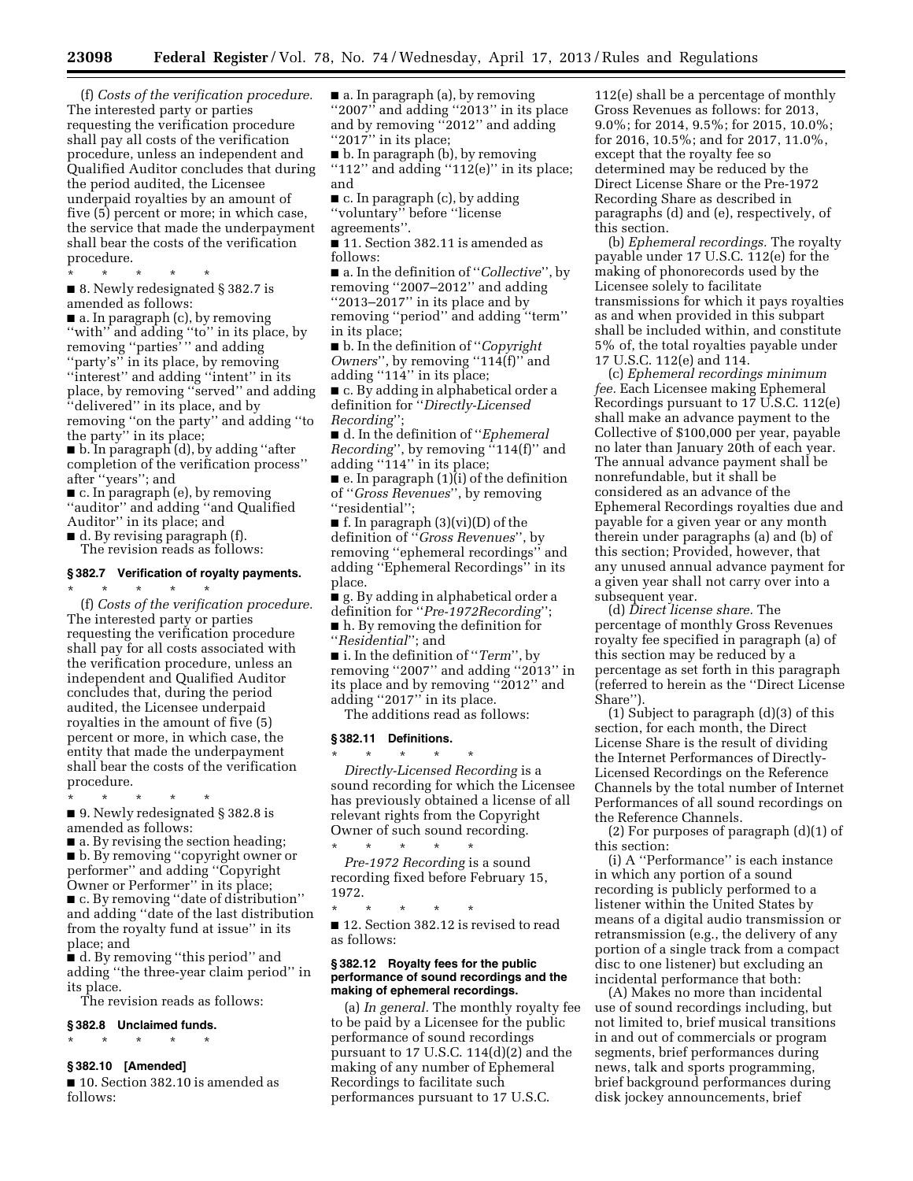(f) *Costs of the verification procedure.* The interested party or parties requesting the verification procedure shall pay all costs of the verification procedure, unless an independent and Qualified Auditor concludes that during the period audited, the Licensee underpaid royalties by an amount of five (5) percent or more; in which case, the service that made the underpayment shall bear the costs of the verification procedure.

\* \* \* \* \*

■ 8. Newly redesignated § 382.7 is amended as follows:

■ a. In paragraph (c), by removing "with" and adding "to" in its place, by removing "parties'" and adding "party's" in its place, by removing "interest" and adding "intent" in its place, by removing "served" and adding "delivered" in its place, and by removing "on the party" and adding "to the party" in its place;

■ b. In paragraph (d), by adding "after completion of the verification process" after "years"; and

■ c. In paragraph (e), by removing "auditor" and adding "and Qualified Auditor" in its place; and

■ d. By revising paragraph (f).

The revision reads as follows:

### § 382.7 Verification of royalty payments.

\* \* \* \* \*

(f) *Costs of the verification procedure.* The interested party or parties requesting the verification procedure shall pay for all costs associated with the verification procedure, unless an independent and Qualified Auditor concludes that, during the period audited, the Licensee underpaid royalties in the amount of five (5) percent or more, in which case, the entity that made the underpayment shall bear the costs of the verification procedure.

\* \* \* \* \*

■ 9. Newly redesignated § 382.8 is amended as follows:

■ a. By revising the section heading;

■ b. By removing "copyright owner or performer" and adding "Copyright Owner or Performer" in its place;

■ c. By removing "date of distribution" and adding "date of the last distribution from the royalty fund at issue" in its place; and

■ d. By removing "this period" and adding "the three-year claim period" in its place.

The revision reads as follows:

### § 382.8 Unclaimed funds.

\* \* \* \* \*

### § 382.10 [Amended]

■ 10. Section 382.10 is amended as follows:

■ a. In paragraph (a), by removing "2007" and adding "2013" in its place and by removing "2012" and adding "2017" in its place;

■ b. In paragraph (b), by removing "112" and adding "112(e)" in its place; and

■ c. In paragraph (c), by adding "voluntary" before "license agreements".

■ 11. Section 382.11 is amended as follows:

■ a. In the definition of "*Collective*", by removing "2007–2012" and adding "2013–2017" in its place and by removing "period" and adding "term" in its place;

■ b. In the definition of "*Copyright Owners*", by removing "114(f)" and adding "114" in its place;

■ c. By adding in alphabetical order a definition for "*Directly-Licensed Recording*";

■ d. In the definition of "*Ephemeral Recording*", by removing "114(f)" and adding "114" in its place;

■ e. In paragraph (1)(i) of the definition of "*Gross Revenues*", by removing "residential";

■ f. In paragraph (3)(vi)(D) of the definition of "*Gross Revenues*", by removing "ephemeral recordings" and adding "Ephemeral Recordings" in its place.

■ g. By adding in alphabetical order a definition for "*Pre-1972Recording*";

■ h. By removing the definition for "*Residential*"; and

■ i. In the definition of "*Term*", by removing "2007" and adding "2013" in its place and by removing "2012" and adding "2017" in its place.

The additions read as follows:

### § 382.11 Definitions.

\* \* \* \* \*

*Directly-Licensed Recording* is a sound recording for which the Licensee has previously obtained a license of all relevant rights from the Copyright Owner of such sound recording.

\* \* \* \* \*

*Pre-1972 Recording* is a sound recording fixed before February 15, 1972.

\* \* \* \* \*

■ 12. Section 382.12 is revised to read as follows:

### § 382.12 Royalty fees for the public performance of sound recordings and the making of ephemeral recordings.

(a) *In general.* The monthly royalty fee to be paid by a Licensee for the public performance of sound recordings pursuant to 17 U.S.C. 114(d)(2) and the making of any number of Ephemeral Recordings to facilitate such performances pursuant to 17 U.S.C. 112(e) shall be a percentage of monthly Gross Revenues as follows: for 2013, 9.0%; for 2014, 9.5%; for 2015, 10.0%; for 2016, 10.5%; and for 2017, 11.0%, except that the royalty fee so determined may be reduced by the Direct License Share or the Pre-1972 Recording Share as described in paragraphs (d) and (e), respectively, of this section.

(b) *Ephemeral recordings.* The royalty payable under 17 U.S.C. 112(e) for the making of phonorecords used by the Licensee solely to facilitate transmissions for which it pays royalties as and when provided in this subpart shall be included within, and constitute 5% of, the total royalties payable under 17 U.S.C. 112(e) and 114.

(c) *Ephemeral recordings minimum fee.* Each Licensee making Ephemeral Recordings pursuant to 17 U.S.C. 112(e) shall make an advance payment to the Collective of $100,000 per year, payable no later than January 20th of each year. The annual advance payment shall be nonrefundable, but it shall be considered as an advance of the Ephemeral Recordings royalties due and payable for a given year or any month therein under paragraphs (a) and (b) of this section; Provided, however, that any unused annual advance payment for a given year shall not carry over into a subsequent year.

(d) *Direct license share.* The percentage of monthly Gross Revenues royalty fee specified in paragraph (a) of this section may be reduced by a percentage as set forth in this paragraph (referred to herein as the "Direct License Share").

(1) Subject to paragraph (d)(3) of this section, for each month, the Direct License Share is the result of dividing the Internet Performances of Directly-Licensed Recordings on the Reference Channels by the total number of Internet Performances of all sound recordings on the Reference Channels.

(2) For purposes of paragraph (d)(1) of this section:

(i) A "Performance" is each instance in which any portion of a sound recording is publicly performed to a listener within the United States by means of a digital audio transmission or retransmission (e.g., the delivery of any portion of a single track from a compact disc to one listener) but excluding an incidental performance that both:

(A) Makes no more than incidental use of sound recordings including, but not limited to, brief musical transitions in and out of commercials or program segments, brief performances during news, talk and sports programming, brief background performances during disk jockey announcements, brief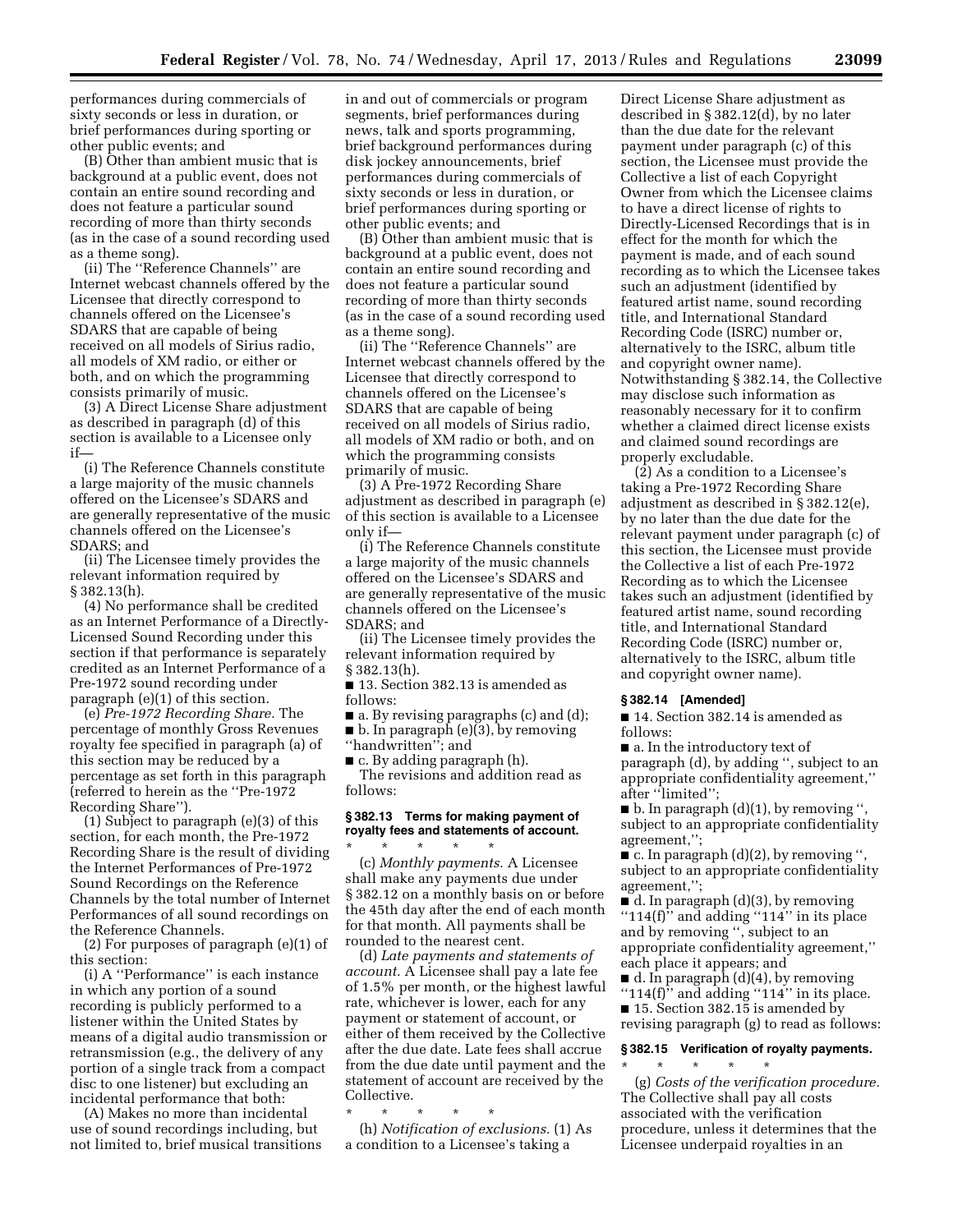performances during commercials of sixty seconds or less in duration, or brief performances during sporting or other public events; and

(B) Other than ambient music that is background at a public event, does not contain an entire sound recording and does not feature a particular sound recording of more than thirty seconds (as in the case of a sound recording used as a theme song).

(ii) The ''Reference Channels'' are Internet webcast channels offered by the Licensee that directly correspond to channels offered on the Licensee's SDARS that are capable of being received on all models of Sirius radio, all models of XM radio, or either or both, and on which the programming consists primarily of music.

(3) A Direct License Share adjustment as described in paragraph (d) of this section is available to a Licensee only if—

(i) The Reference Channels constitute a large majority of the music channels offered on the Licensee's SDARS and are generally representative of the music channels offered on the Licensee's SDARS; and

(ii) The Licensee timely provides the relevant information required by § 382.13(h).

(4) No performance shall be credited as an Internet Performance of a Directly-Licensed Sound Recording under this section if that performance is separately credited as an Internet Performance of a Pre-1972 sound recording under paragraph (e)(1) of this section.

(e) *Pre-1972 Recording Share.* The percentage of monthly Gross Revenues royalty fee specified in paragraph (a) of this section may be reduced by a percentage as set forth in this paragraph (referred to herein as the ''Pre-1972 Recording Share'').

(1) Subject to paragraph (e)(3) of this section, for each month, the Pre-1972 Recording Share is the result of dividing the Internet Performances of Pre-1972 Sound Recordings on the Reference Channels by the total number of Internet Performances of all sound recordings on the Reference Channels.

(2) For purposes of paragraph (e)(1) of this section:

(i) A ''Performance'' is each instance in which any portion of a sound recording is publicly performed to a listener within the United States by means of a digital audio transmission or retransmission (e.g., the delivery of any portion of a single track from a compact disc to one listener) but excluding an incidental performance that both:

(A) Makes no more than incidental use of sound recordings including, but not limited to, brief musical transitions in and out of commercials or program segments, brief performances during news, talk and sports programming, brief background performances during disk jockey announcements, brief performances during commercials of sixty seconds or less in duration, or brief performances during sporting or other public events; and

(B) Other than ambient music that is background at a public event, does not contain an entire sound recording and does not feature a particular sound recording of more than thirty seconds (as in the case of a sound recording used as a theme song).

(ii) The ''Reference Channels'' are Internet webcast channels offered by the Licensee that directly correspond to channels offered on the Licensee's SDARS that are capable of being received on all models of Sirius radio, all models of XM radio or both, and on which the programming consists primarily of music.

(3) A Pre-1972 Recording Share adjustment as described in paragraph (e) of this section is available to a Licensee only if—

(i) The Reference Channels constitute a large majority of the music channels offered on the Licensee's SDARS and are generally representative of the music channels offered on the Licensee's SDARS; and

(ii) The Licensee timely provides the relevant information required by § 382.13(h).

■ 13. Section 382.13 is amended as follows:

■ a. By revising paragraphs (c) and (d);

■ b. In paragraph (e)(3), by removing ''handwritten''; and

■ c. By adding paragraph (h).

The revisions and addition read as follows:

### § 382.13 Terms for making payment of royalty fees and statements of account.

\* \* \* \* \*

(c) *Monthly payments.* A Licensee shall make any payments due under § 382.12 on a monthly basis on or before the 45th day after the end of each month for that month. All payments shall be rounded to the nearest cent.

(d) *Late payments and statements of account.* A Licensee shall pay a late fee of 1.5% per month, or the highest lawful rate, whichever is lower, each for any payment or statement of account, or either of them received by the Collective after the due date. Late fees shall accrue from the due date until payment and the statement of account are received by the Collective.

\* \* \* \* \*

(h) *Notification of exclusions.* (1) As a condition to a Licensee's taking a Direct License Share adjustment as described in § 382.12(d), by no later than the due date for the relevant payment under paragraph (c) of this section, the Licensee must provide the Collective a list of each Copyright Owner from which the Licensee claims to have a direct license of rights to Directly-Licensed Recordings that is in effect for the month for which the payment is made, and of each sound recording as to which the Licensee takes such an adjustment (identified by featured artist name, sound recording title, and International Standard Recording Code (ISRC) number or, alternatively to the ISRC, album title and copyright owner name). Notwithstanding § 382.14, the Collective may disclose such information as reasonably necessary for it to confirm whether a claimed direct license exists and claimed sound recordings are properly excludable.

(2) As a condition to a Licensee's taking a Pre-1972 Recording Share adjustment as described in § 382.12(e), by no later than the due date for the relevant payment under paragraph (c) of this section, the Licensee must provide the Collective a list of each Pre-1972 Recording as to which the Licensee takes such an adjustment (identified by featured artist name, sound recording title, and International Standard Recording Code (ISRC) number or, alternatively to the ISRC, album title and copyright owner name).

### § 382.14 [Amended]

■ 14. Section 382.14 is amended as follows:

■ a. In the introductory text of paragraph (d), by adding '', subject to an appropriate confidentiality agreement,'' after ''limited'';

■ b. In paragraph (d)(1), by removing '', subject to an appropriate confidentiality agreement,'';

■ c. In paragraph (d)(2), by removing '', subject to an appropriate confidentiality agreement,'';

■ d. In paragraph (d)(3), by removing ''114(f)'' and adding ''114'' in its place and by removing '', subject to an appropriate confidentiality agreement,'' each place it appears; and

■ d. In paragraph (d)(4), by removing ''114(f)'' and adding ''114'' in its place.

■ 15. Section 382.15 is amended by revising paragraph (g) to read as follows:

### § 382.15 Verification of royalty payments.

\* \* \* \* \*

(g) *Costs of the verification procedure.* The Collective shall pay all costs associated with the verification procedure, unless it determines that the Licensee underpaid royalties in an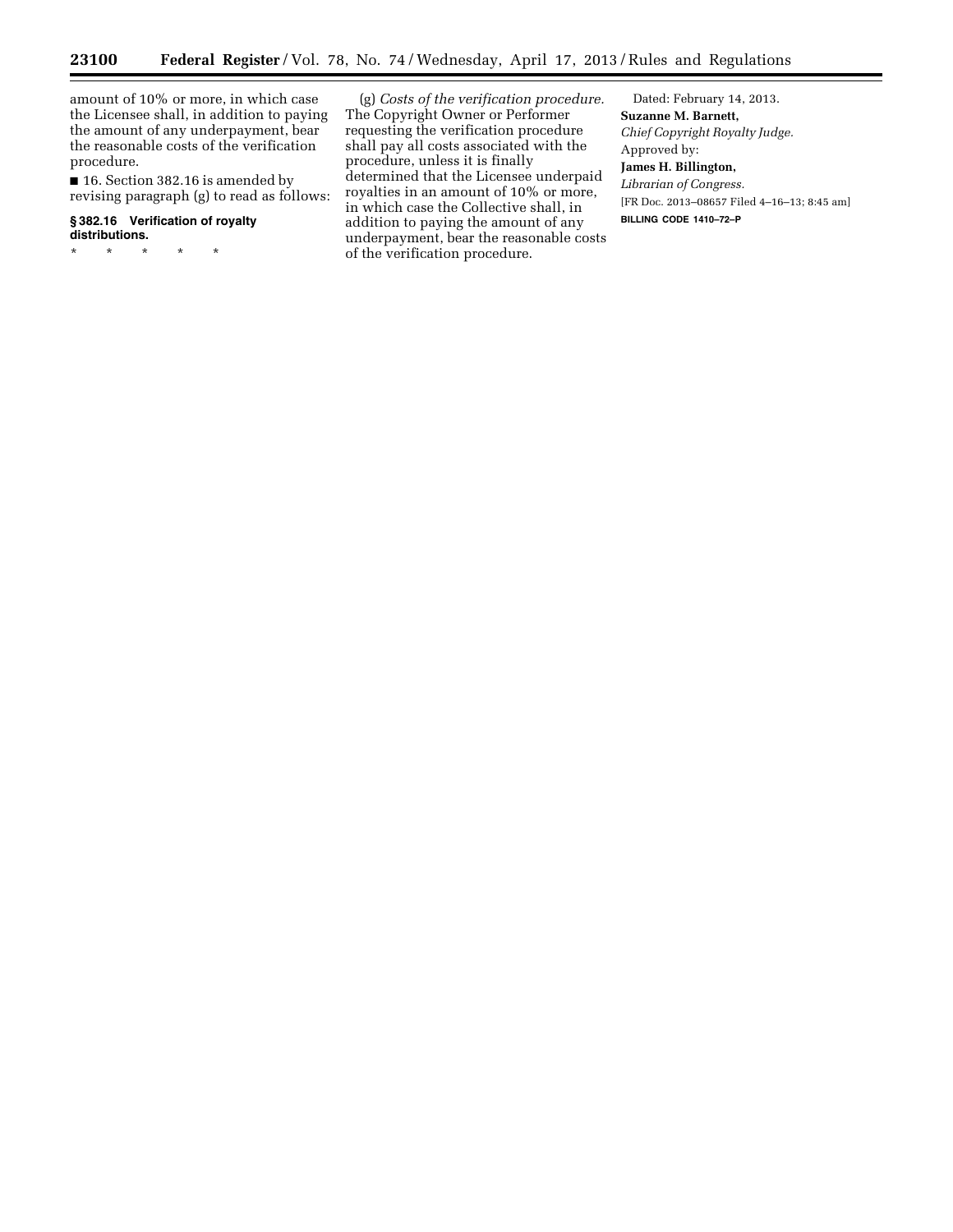amount of 10% or more, in which case the Licensee shall, in addition to paying the amount of any underpayment, bear the reasonable costs of the verification procedure.

■ 16. Section 382.16 is amended by revising paragraph (g) to read as follows:

**§ 382.16 Verification of royalty distributions.**

\* \* \* \* \*

(g) *Costs of the verification procedure.* The Copyright Owner or Performer requesting the verification procedure shall pay all costs associated with the procedure, unless it is finally determined that the Licensee underpaid royalties in an amount of 10% or more, in which case the Collective shall, in addition to paying the amount of any underpayment, bear the reasonable costs of the verification procedure.

Dated: February 14, 2013.

**Suzanne M. Barnett,**

*Chief Copyright Royalty Judge.*

Approved by:

**James H. Billington,**

*Librarian of Congress.*

[FR Doc. 2013–08657 Filed 4–16–13; 8:45 am]

**BILLING CODE 1410–72–P**